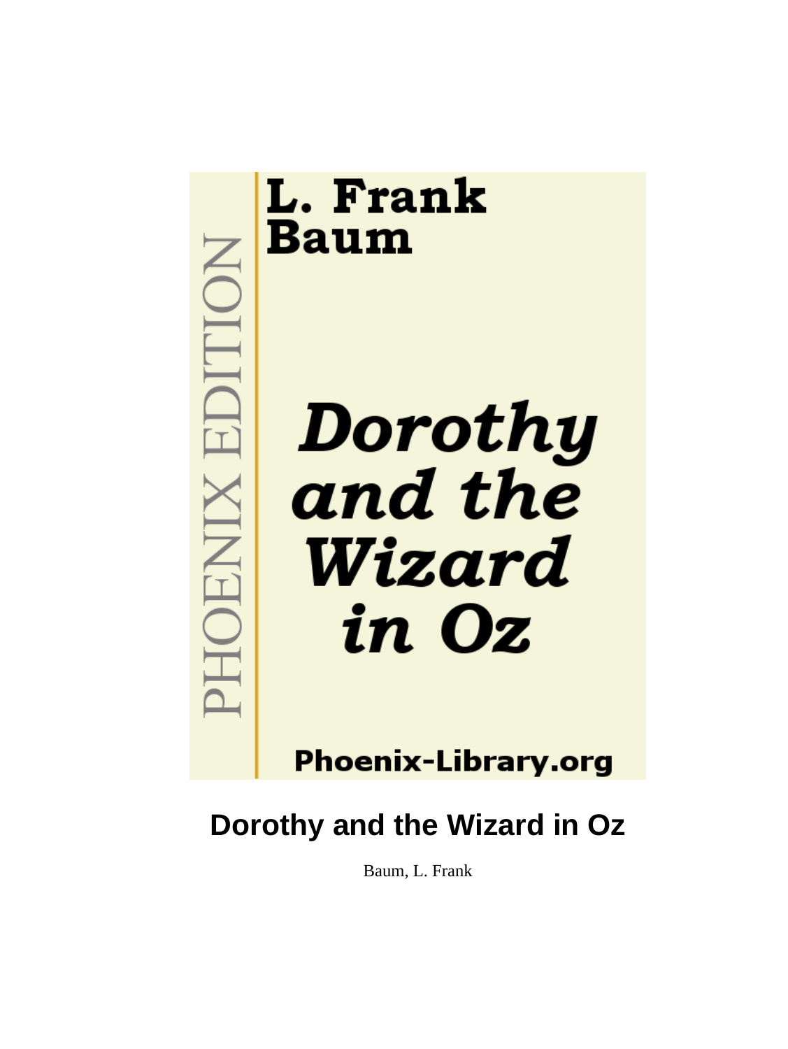PHOENIX EDITION

L. Frank Baum

*Dorothy and the Wizard in Oz*

Phoenix-Library.org

# Dorothy and the Wizard in Oz

Baum, L. Frank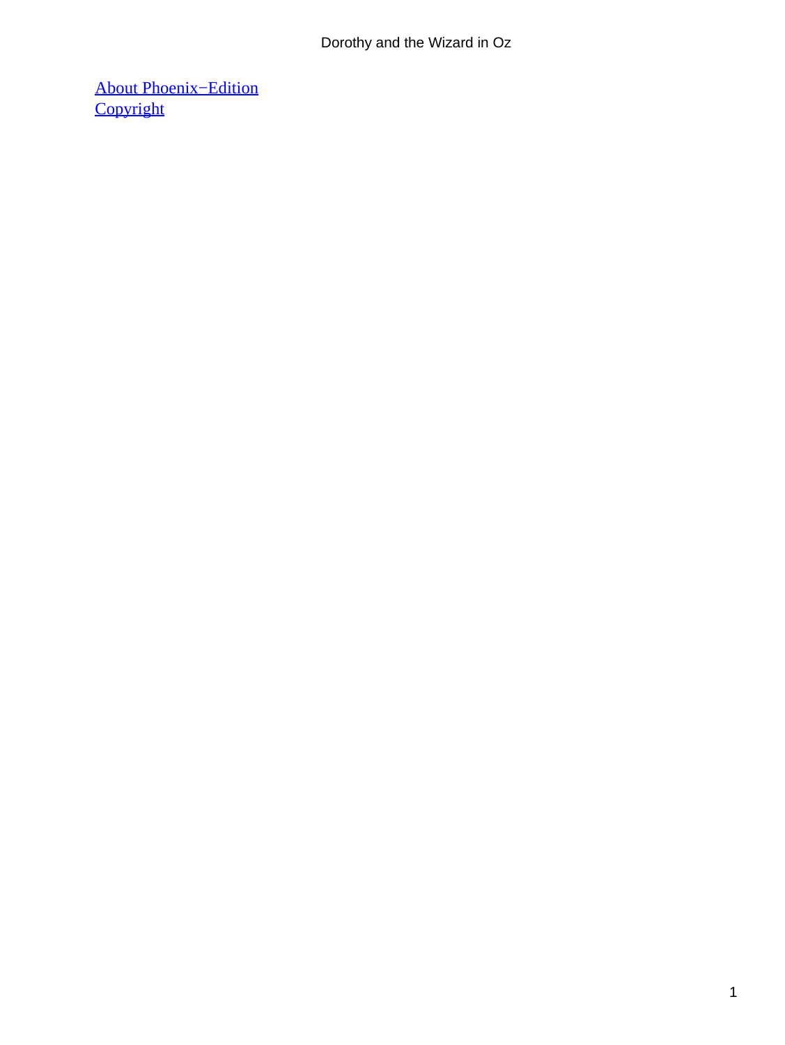[About Phoenix−Edition]
[Copyright]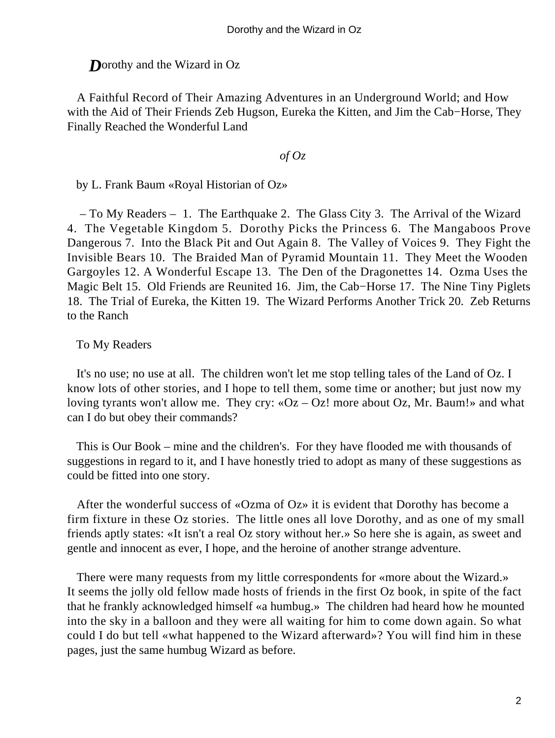# Dorothy and the Wizard in Oz

A Faithful Record of Their Amazing Adventures in an Underground World; and How with the Aid of Their Friends Zeb Hugson, Eureka the Kitten, and Jim the Cab−Horse, They Finally Reached the Wonderful Land

*of Oz*

by L. Frank Baum «Royal Historian of Oz»

– To My Readers – 1. The Earthquake 2. The Glass City 3. The Arrival of the Wizard 4. The Vegetable Kingdom 5. Dorothy Picks the Princess 6. The Mangaboos Prove Dangerous 7. Into the Black Pit and Out Again 8. The Valley of Voices 9. They Fight the Invisible Bears 10. The Braided Man of Pyramid Mountain 11. They Meet the Wooden Gargoyles 12. A Wonderful Escape 13. The Den of the Dragonettes 14. Ozma Uses the Magic Belt 15. Old Friends are Reunited 16. Jim, the Cab−Horse 17. The Nine Tiny Piglets 18. The Trial of Eureka, the Kitten 19. The Wizard Performs Another Trick 20. Zeb Returns to the Ranch

## To My Readers

It's no use; no use at all. The children won't let me stop telling tales of the Land of Oz. I know lots of other stories, and I hope to tell them, some time or another; but just now my loving tyrants won't allow me. They cry: «Oz – Oz! more about Oz, Mr. Baum!» and what can I do but obey their commands?

This is Our Book – mine and the children's. For they have flooded me with thousands of suggestions in regard to it, and I have honestly tried to adopt as many of these suggestions as could be fitted into one story.

After the wonderful success of «Ozma of Oz» it is evident that Dorothy has become a firm fixture in these Oz stories. The little ones all love Dorothy, and as one of my small friends aptly states: «It isn't a real Oz story without her.» So here she is again, as sweet and gentle and innocent as ever, I hope, and the heroine of another strange adventure.

There were many requests from my little correspondents for «more about the Wizard.» It seems the jolly old fellow made hosts of friends in the first Oz book, in spite of the fact that he frankly acknowledged himself «a humbug.» The children had heard how he mounted into the sky in a balloon and they were all waiting for him to come down again. So what could I do but tell «what happened to the Wizard afterward»? You will find him in these pages, just the same humbug Wizard as before.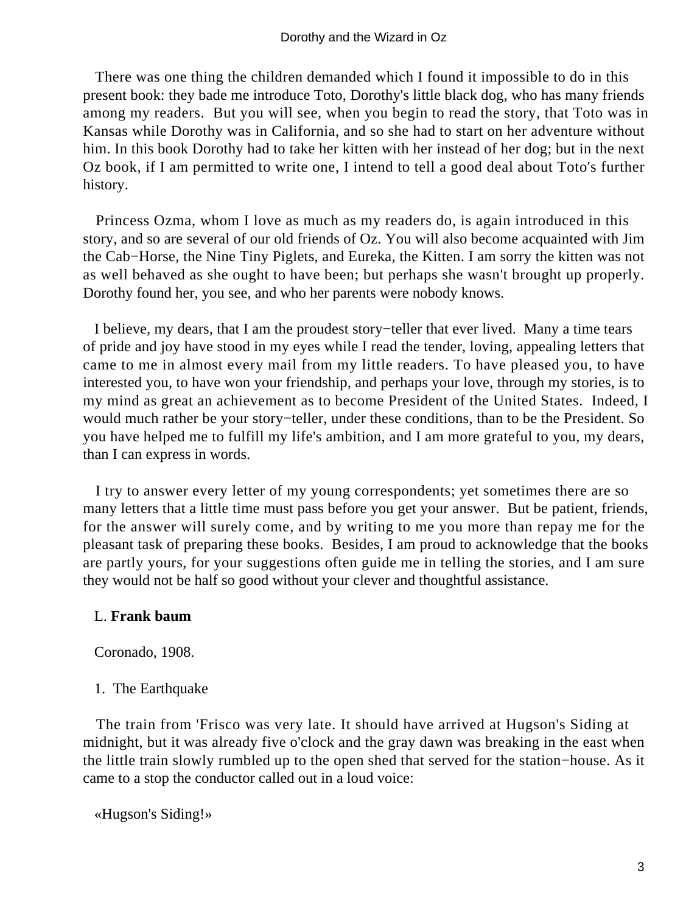There was one thing the children demanded which I found it impossible to do in this present book: they bade me introduce Toto, Dorothy's little black dog, who has many friends among my readers. But you will see, when you begin to read the story, that Toto was in Kansas while Dorothy was in California, and so she had to start on her adventure without him. In this book Dorothy had to take her kitten with her instead of her dog; but in the next Oz book, if I am permitted to write one, I intend to tell a good deal about Toto's further history.

Princess Ozma, whom I love as much as my readers do, is again introduced in this story, and so are several of our old friends of Oz. You will also become acquainted with Jim the Cab−Horse, the Nine Tiny Piglets, and Eureka, the Kitten. I am sorry the kitten was not as well behaved as she ought to have been; but perhaps she wasn't brought up properly. Dorothy found her, you see, and who her parents were nobody knows.

I believe, my dears, that I am the proudest story−teller that ever lived. Many a time tears of pride and joy have stood in my eyes while I read the tender, loving, appealing letters that came to me in almost every mail from my little readers. To have pleased you, to have interested you, to have won your friendship, and perhaps your love, through my stories, is to my mind as great an achievement as to become President of the United States. Indeed, I would much rather be your story−teller, under these conditions, than to be the President. So you have helped me to fulfill my life's ambition, and I am more grateful to you, my dears, than I can express in words.

I try to answer every letter of my young correspondents; yet sometimes there are so many letters that a little time must pass before you get your answer. But be patient, friends, for the answer will surely come, and by writing to me you more than repay me for the pleasant task of preparing these books. Besides, I am proud to acknowledge that the books are partly yours, for your suggestions often guide me in telling the stories, and I am sure they would not be half so good without your clever and thoughtful assistance.

L. **Frank baum**

Coronado, 1908.

## 1. The Earthquake

The train from 'Frisco was very late. It should have arrived at Hugson's Siding at midnight, but it was already five o'clock and the gray dawn was breaking in the east when the little train slowly rumbled up to the open shed that served for the station−house. As it came to a stop the conductor called out in a loud voice:

«Hugson's Siding!»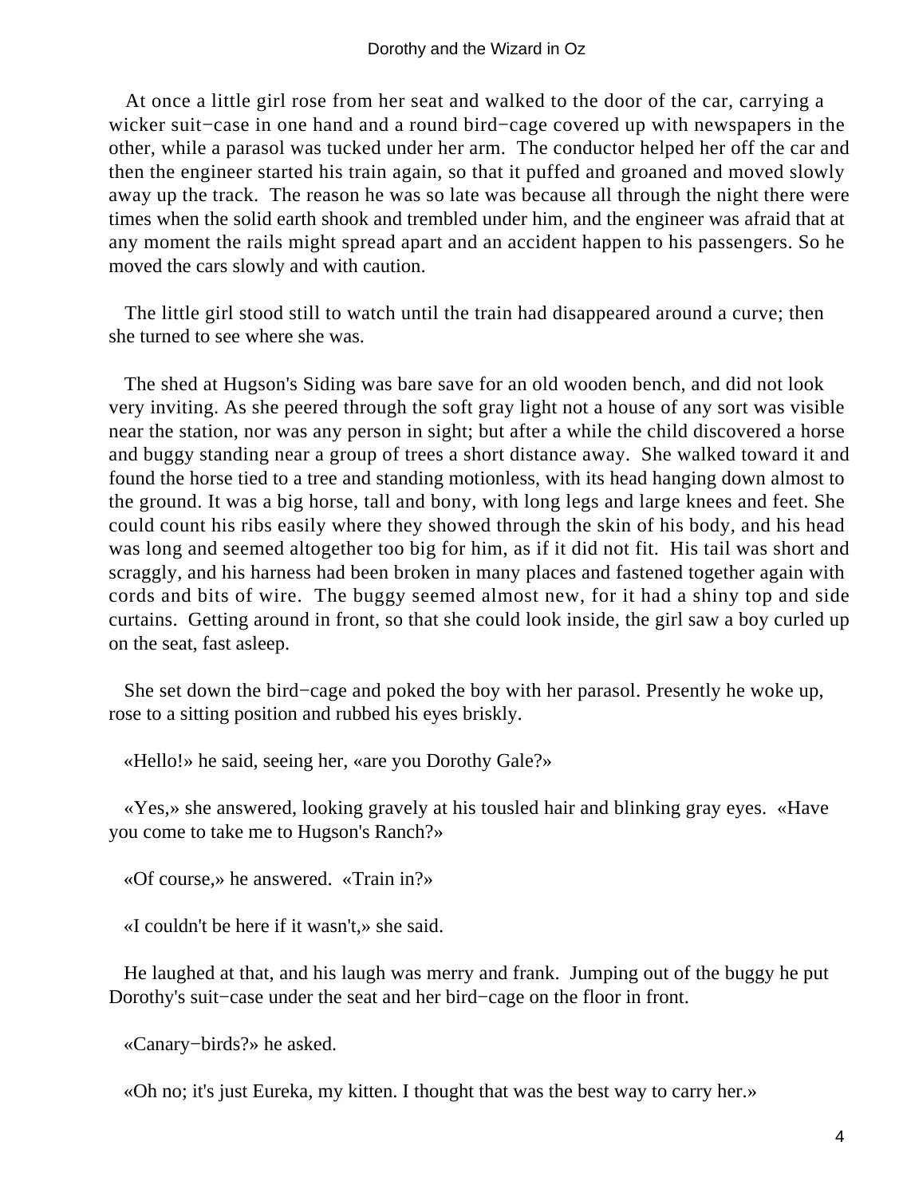At once a little girl rose from her seat and walked to the door of the car, carrying a wicker suit−case in one hand and a round bird−cage covered up with newspapers in the other, while a parasol was tucked under her arm. The conductor helped her off the car and then the engineer started his train again, so that it puffed and groaned and moved slowly away up the track. The reason he was so late was because all through the night there were times when the solid earth shook and trembled under him, and the engineer was afraid that at any moment the rails might spread apart and an accident happen to his passengers. So he moved the cars slowly and with caution.

The little girl stood still to watch until the train had disappeared around a curve; then she turned to see where she was.

The shed at Hugson's Siding was bare save for an old wooden bench, and did not look very inviting. As she peered through the soft gray light not a house of any sort was visible near the station, nor was any person in sight; but after a while the child discovered a horse and buggy standing near a group of trees a short distance away. She walked toward it and found the horse tied to a tree and standing motionless, with its head hanging down almost to the ground. It was a big horse, tall and bony, with long legs and large knees and feet. She could count his ribs easily where they showed through the skin of his body, and his head was long and seemed altogether too big for him, as if it did not fit. His tail was short and scraggly, and his harness had been broken in many places and fastened together again with cords and bits of wire. The buggy seemed almost new, for it had a shiny top and side curtains. Getting around in front, so that she could look inside, the girl saw a boy curled up on the seat, fast asleep.

She set down the bird−cage and poked the boy with her parasol. Presently he woke up, rose to a sitting position and rubbed his eyes briskly.

«Hello!» he said, seeing her, «are you Dorothy Gale?»

«Yes,» she answered, looking gravely at his tousled hair and blinking gray eyes. «Have you come to take me to Hugson's Ranch?»

«Of course,» he answered. «Train in?»

«I couldn't be here if it wasn't,» she said.

He laughed at that, and his laugh was merry and frank. Jumping out of the buggy he put Dorothy's suit−case under the seat and her bird−cage on the floor in front.

«Canary−birds?» he asked.

«Oh no; it's just Eureka, my kitten. I thought that was the best way to carry her.»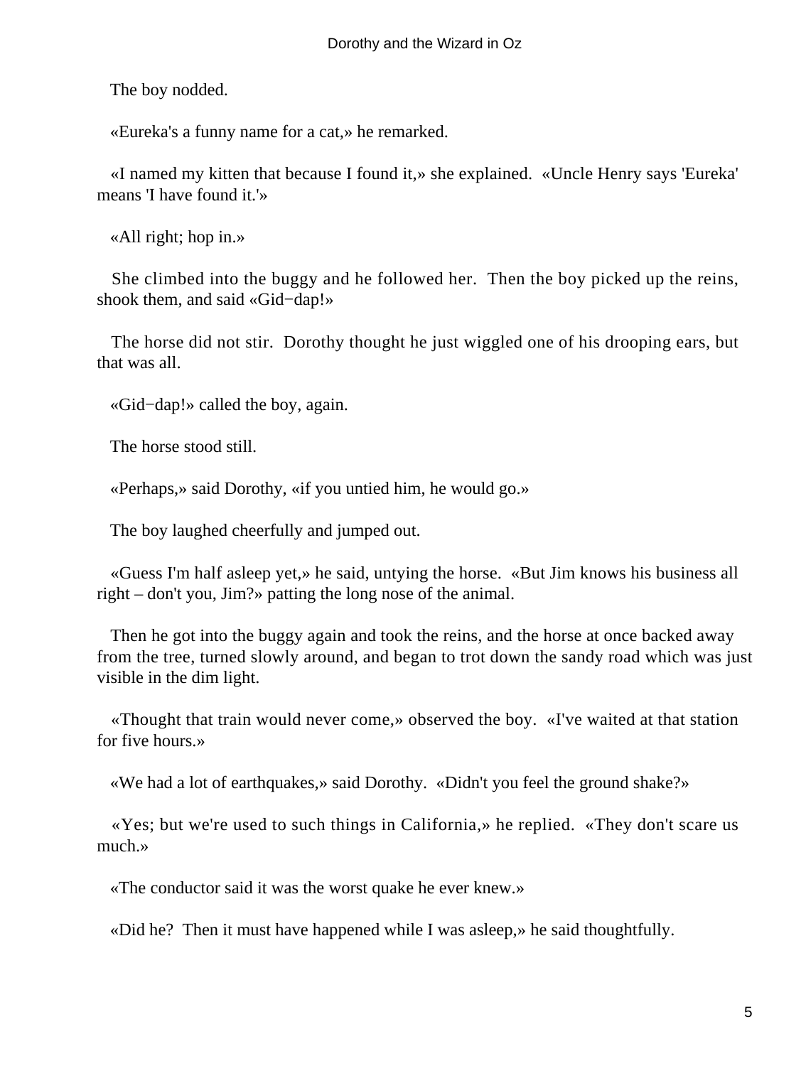The boy nodded.

«Eureka's a funny name for a cat,» he remarked.

«I named my kitten that because I found it,» she explained. «Uncle Henry says 'Eureka' means 'I have found it.'»

«All right; hop in.»

She climbed into the buggy and he followed her. Then the boy picked up the reins, shook them, and said «Gid−dap!»

The horse did not stir. Dorothy thought he just wiggled one of his drooping ears, but that was all.

«Gid−dap!» called the boy, again.

The horse stood still.

«Perhaps,» said Dorothy, «if you untied him, he would go.»

The boy laughed cheerfully and jumped out.

«Guess I'm half asleep yet,» he said, untying the horse. «But Jim knows his business all right – don't you, Jim?» patting the long nose of the animal.

Then he got into the buggy again and took the reins, and the horse at once backed away from the tree, turned slowly around, and began to trot down the sandy road which was just visible in the dim light.

«Thought that train would never come,» observed the boy. «I've waited at that station for five hours.»

«We had a lot of earthquakes,» said Dorothy. «Didn't you feel the ground shake?»

«Yes; but we're used to such things in California,» he replied. «They don't scare us much.»

«The conductor said it was the worst quake he ever knew.»

«Did he? Then it must have happened while I was asleep,» he said thoughtfully.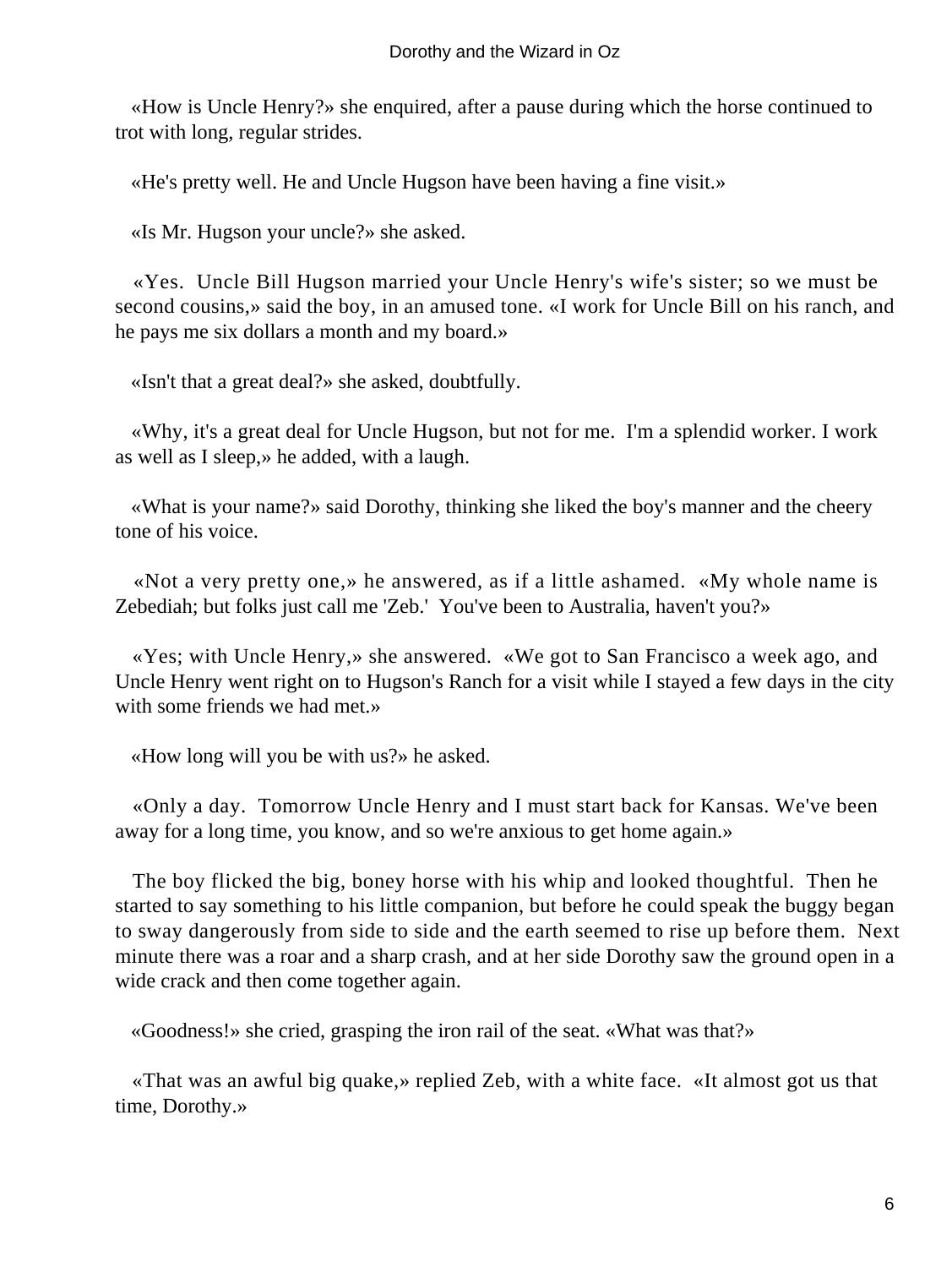«How is Uncle Henry?» she enquired, after a pause during which the horse continued to trot with long, regular strides.

«He's pretty well. He and Uncle Hugson have been having a fine visit.»

«Is Mr. Hugson your uncle?» she asked.

«Yes. Uncle Bill Hugson married your Uncle Henry's wife's sister; so we must be second cousins,» said the boy, in an amused tone. «I work for Uncle Bill on his ranch, and he pays me six dollars a month and my board.»

«Isn't that a great deal?» she asked, doubtfully.

«Why, it's a great deal for Uncle Hugson, but not for me. I'm a splendid worker. I work as well as I sleep,» he added, with a laugh.

«What is your name?» said Dorothy, thinking she liked the boy's manner and the cheery tone of his voice.

«Not a very pretty one,» he answered, as if a little ashamed. «My whole name is Zebediah; but folks just call me 'Zeb.' You've been to Australia, haven't you?»

«Yes; with Uncle Henry,» she answered. «We got to San Francisco a week ago, and Uncle Henry went right on to Hugson's Ranch for a visit while I stayed a few days in the city with some friends we had met.»

«How long will you be with us?» he asked.

«Only a day. Tomorrow Uncle Henry and I must start back for Kansas. We've been away for a long time, you know, and so we're anxious to get home again.»

The boy flicked the big, boney horse with his whip and looked thoughtful. Then he started to say something to his little companion, but before he could speak the buggy began to sway dangerously from side to side and the earth seemed to rise up before them. Next minute there was a roar and a sharp crash, and at her side Dorothy saw the ground open in a wide crack and then come together again.

«Goodness!» she cried, grasping the iron rail of the seat. «What was that?»

«That was an awful big quake,» replied Zeb, with a white face. «It almost got us that time, Dorothy.»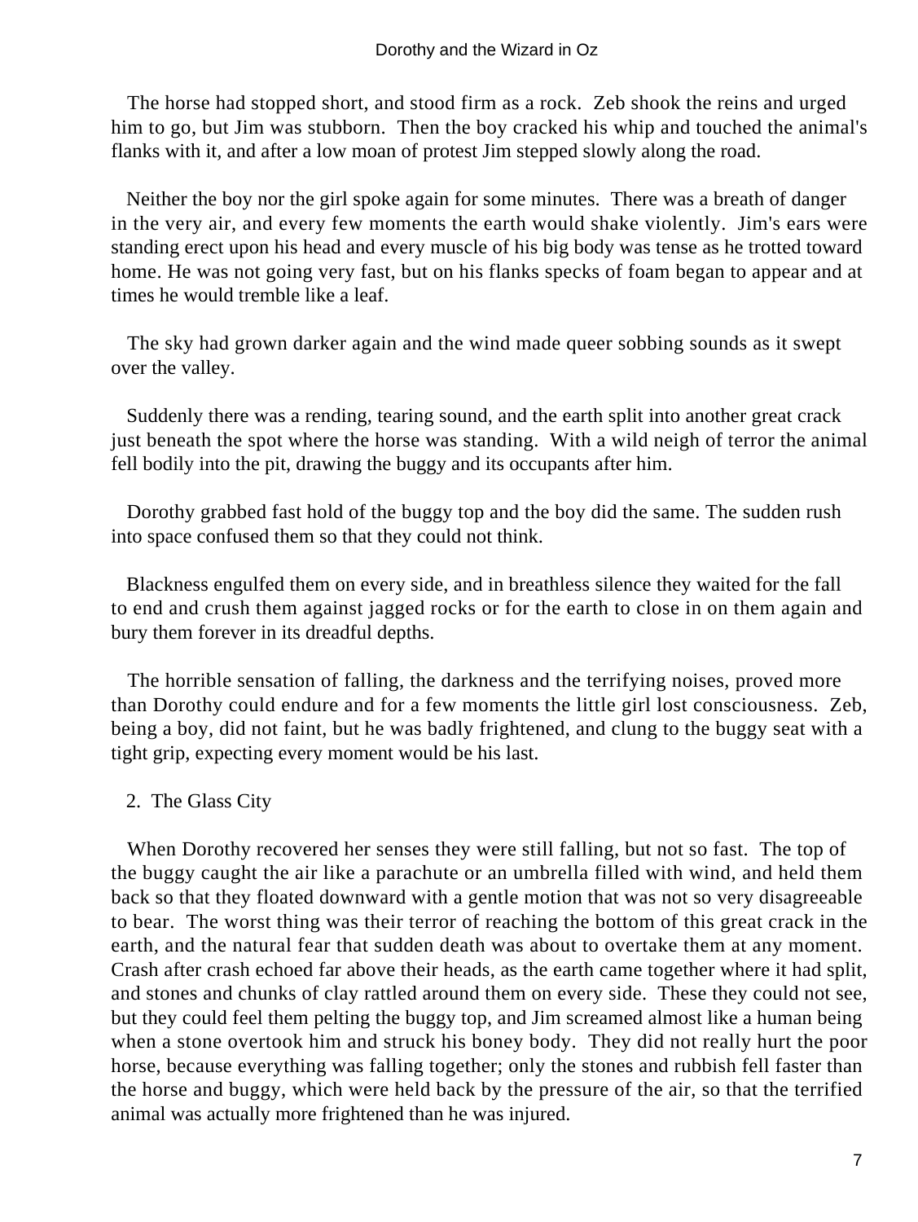The horse had stopped short, and stood firm as a rock. Zeb shook the reins and urged him to go, but Jim was stubborn. Then the boy cracked his whip and touched the animal's flanks with it, and after a low moan of protest Jim stepped slowly along the road.

Neither the boy nor the girl spoke again for some minutes. There was a breath of danger in the very air, and every few moments the earth would shake violently. Jim's ears were standing erect upon his head and every muscle of his big body was tense as he trotted toward home. He was not going very fast, but on his flanks specks of foam began to appear and at times he would tremble like a leaf.

The sky had grown darker again and the wind made queer sobbing sounds as it swept over the valley.

Suddenly there was a rending, tearing sound, and the earth split into another great crack just beneath the spot where the horse was standing. With a wild neigh of terror the animal fell bodily into the pit, drawing the buggy and its occupants after him.

Dorothy grabbed fast hold of the buggy top and the boy did the same. The sudden rush into space confused them so that they could not think.

Blackness engulfed them on every side, and in breathless silence they waited for the fall to end and crush them against jagged rocks or for the earth to close in on them again and bury them forever in its dreadful depths.

The horrible sensation of falling, the darkness and the terrifying noises, proved more than Dorothy could endure and for a few moments the little girl lost consciousness. Zeb, being a boy, did not faint, but he was badly frightened, and clung to the buggy seat with a tight grip, expecting every moment would be his last.

## 2. The Glass City

When Dorothy recovered her senses they were still falling, but not so fast. The top of the buggy caught the air like a parachute or an umbrella filled with wind, and held them back so that they floated downward with a gentle motion that was not so very disagreeable to bear. The worst thing was their terror of reaching the bottom of this great crack in the earth, and the natural fear that sudden death was about to overtake them at any moment. Crash after crash echoed far above their heads, as the earth came together where it had split, and stones and chunks of clay rattled around them on every side. These they could not see, but they could feel them pelting the buggy top, and Jim screamed almost like a human being when a stone overtook him and struck his boney body. They did not really hurt the poor horse, because everything was falling together; only the stones and rubbish fell faster than the horse and buggy, which were held back by the pressure of the air, so that the terrified animal was actually more frightened than he was injured.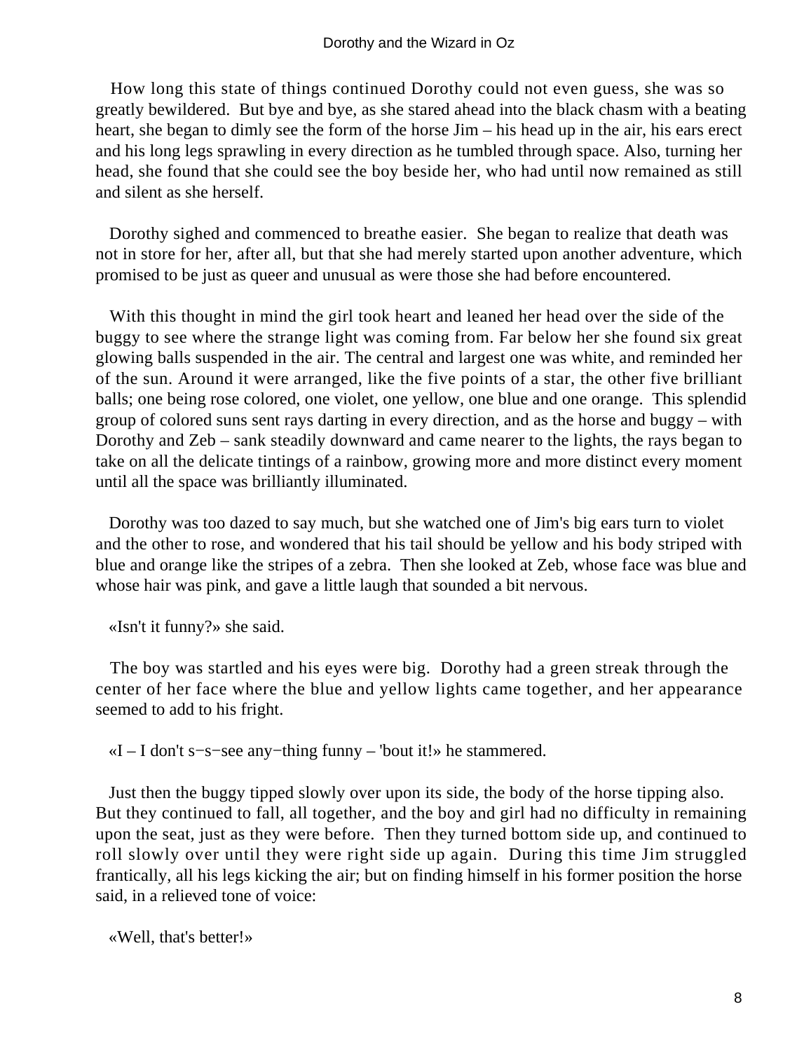How long this state of things continued Dorothy could not even guess, she was so greatly bewildered. But bye and bye, as she stared ahead into the black chasm with a beating heart, she began to dimly see the form of the horse Jim – his head up in the air, his ears erect and his long legs sprawling in every direction as he tumbled through space. Also, turning her head, she found that she could see the boy beside her, who had until now remained as still and silent as she herself.

Dorothy sighed and commenced to breathe easier. She began to realize that death was not in store for her, after all, but that she had merely started upon another adventure, which promised to be just as queer and unusual as were those she had before encountered.

With this thought in mind the girl took heart and leaned her head over the side of the buggy to see where the strange light was coming from. Far below her she found six great glowing balls suspended in the air. The central and largest one was white, and reminded her of the sun. Around it were arranged, like the five points of a star, the other five brilliant balls; one being rose colored, one violet, one yellow, one blue and one orange. This splendid group of colored suns sent rays darting in every direction, and as the horse and buggy – with Dorothy and Zeb – sank steadily downward and came nearer to the lights, the rays began to take on all the delicate tintings of a rainbow, growing more and more distinct every moment until all the space was brilliantly illuminated.

Dorothy was too dazed to say much, but she watched one of Jim's big ears turn to violet and the other to rose, and wondered that his tail should be yellow and his body striped with blue and orange like the stripes of a zebra. Then she looked at Zeb, whose face was blue and whose hair was pink, and gave a little laugh that sounded a bit nervous.

«Isn't it funny?» she said.

The boy was startled and his eyes were big. Dorothy had a green streak through the center of her face where the blue and yellow lights came together, and her appearance seemed to add to his fright.

«I – I don't s−s−see any−thing funny – 'bout it!» he stammered.

Just then the buggy tipped slowly over upon its side, the body of the horse tipping also. But they continued to fall, all together, and the boy and girl had no difficulty in remaining upon the seat, just as they were before. Then they turned bottom side up, and continued to roll slowly over until they were right side up again. During this time Jim struggled frantically, all his legs kicking the air; but on finding himself in his former position the horse said, in a relieved tone of voice:

«Well, that's better!»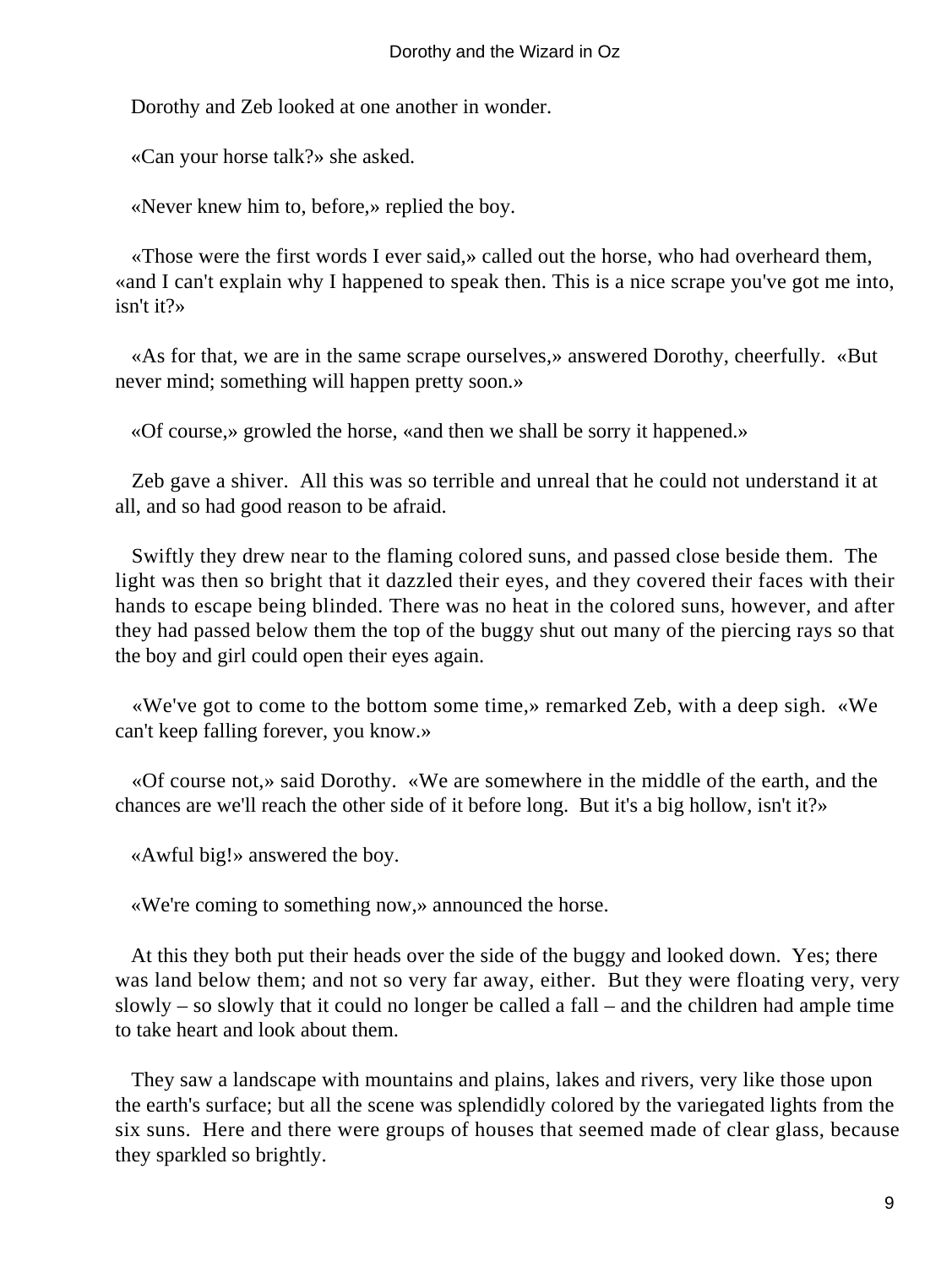Dorothy and Zeb looked at one another in wonder.

«Can your horse talk?» she asked.

«Never knew him to, before,» replied the boy.

«Those were the first words I ever said,» called out the horse, who had overheard them, «and I can't explain why I happened to speak then. This is a nice scrape you've got me into, isn't it?»

«As for that, we are in the same scrape ourselves,» answered Dorothy, cheerfully. «But never mind; something will happen pretty soon.»

«Of course,» growled the horse, «and then we shall be sorry it happened.»

Zeb gave a shiver. All this was so terrible and unreal that he could not understand it at all, and so had good reason to be afraid.

Swiftly they drew near to the flaming colored suns, and passed close beside them. The light was then so bright that it dazzled their eyes, and they covered their faces with their hands to escape being blinded. There was no heat in the colored suns, however, and after they had passed below them the top of the buggy shut out many of the piercing rays so that the boy and girl could open their eyes again.

«We've got to come to the bottom some time,» remarked Zeb, with a deep sigh. «We can't keep falling forever, you know.»

«Of course not,» said Dorothy. «We are somewhere in the middle of the earth, and the chances are we'll reach the other side of it before long. But it's a big hollow, isn't it?»

«Awful big!» answered the boy.

«We're coming to something now,» announced the horse.

At this they both put their heads over the side of the buggy and looked down. Yes; there was land below them; and not so very far away, either. But they were floating very, very slowly – so slowly that it could no longer be called a fall – and the children had ample time to take heart and look about them.

They saw a landscape with mountains and plains, lakes and rivers, very like those upon the earth's surface; but all the scene was splendidly colored by the variegated lights from the six suns. Here and there were groups of houses that seemed made of clear glass, because they sparkled so brightly.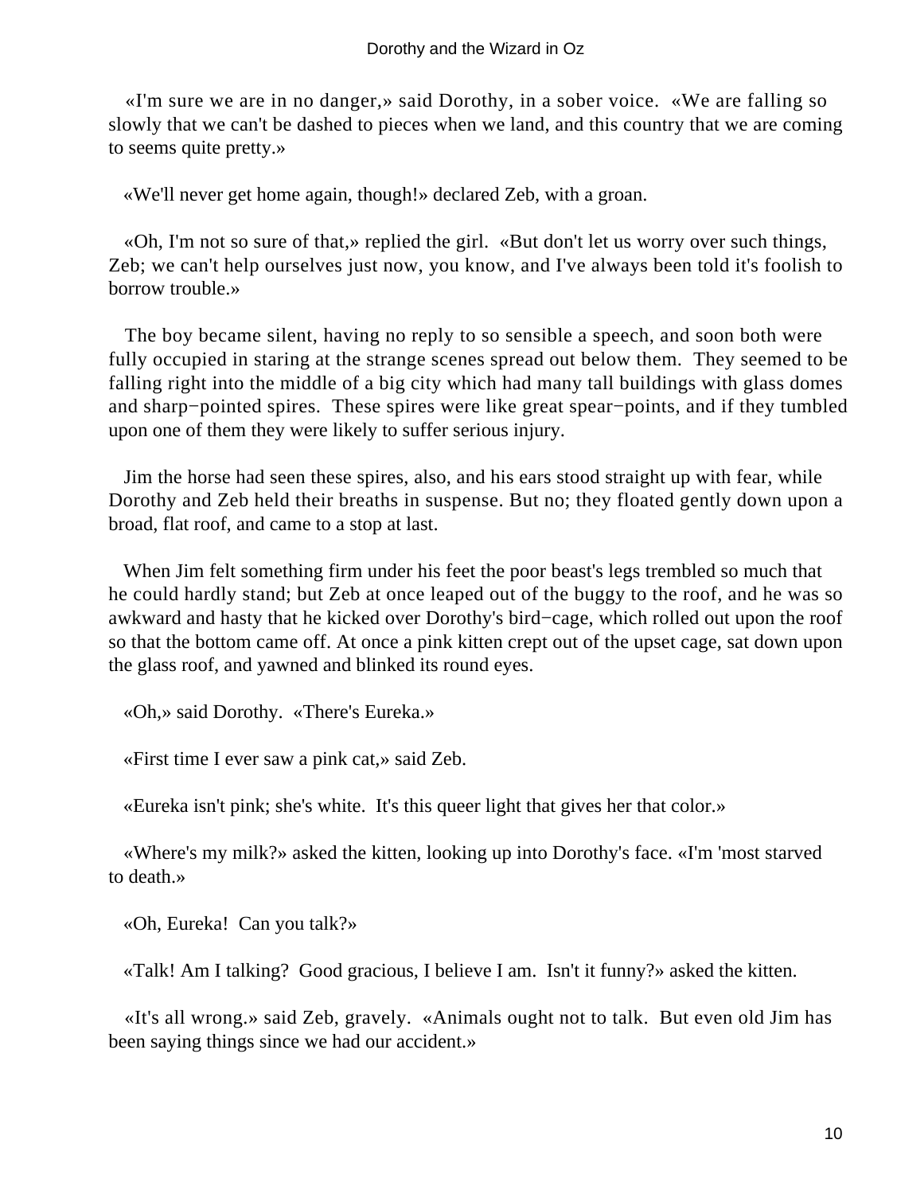«I'm sure we are in no danger,» said Dorothy, in a sober voice. «We are falling so slowly that we can't be dashed to pieces when we land, and this country that we are coming to seems quite pretty.»

«We'll never get home again, though!» declared Zeb, with a groan.

«Oh, I'm not so sure of that,» replied the girl. «But don't let us worry over such things, Zeb; we can't help ourselves just now, you know, and I've always been told it's foolish to borrow trouble.»

The boy became silent, having no reply to so sensible a speech, and soon both were fully occupied in staring at the strange scenes spread out below them. They seemed to be falling right into the middle of a big city which had many tall buildings with glass domes and sharp−pointed spires. These spires were like great spear−points, and if they tumbled upon one of them they were likely to suffer serious injury.

Jim the horse had seen these spires, also, and his ears stood straight up with fear, while Dorothy and Zeb held their breaths in suspense. But no; they floated gently down upon a broad, flat roof, and came to a stop at last.

When Jim felt something firm under his feet the poor beast's legs trembled so much that he could hardly stand; but Zeb at once leaped out of the buggy to the roof, and he was so awkward and hasty that he kicked over Dorothy's bird−cage, which rolled out upon the roof so that the bottom came off. At once a pink kitten crept out of the upset cage, sat down upon the glass roof, and yawned and blinked its round eyes.

«Oh,» said Dorothy. «There's Eureka.»

«First time I ever saw a pink cat,» said Zeb.

«Eureka isn't pink; she's white. It's this queer light that gives her that color.»

«Where's my milk?» asked the kitten, looking up into Dorothy's face. «I'm 'most starved to death.»

«Oh, Eureka! Can you talk?»

«Talk! Am I talking? Good gracious, I believe I am. Isn't it funny?» asked the kitten.

«It's all wrong.» said Zeb, gravely. «Animals ought not to talk. But even old Jim has been saying things since we had our accident.»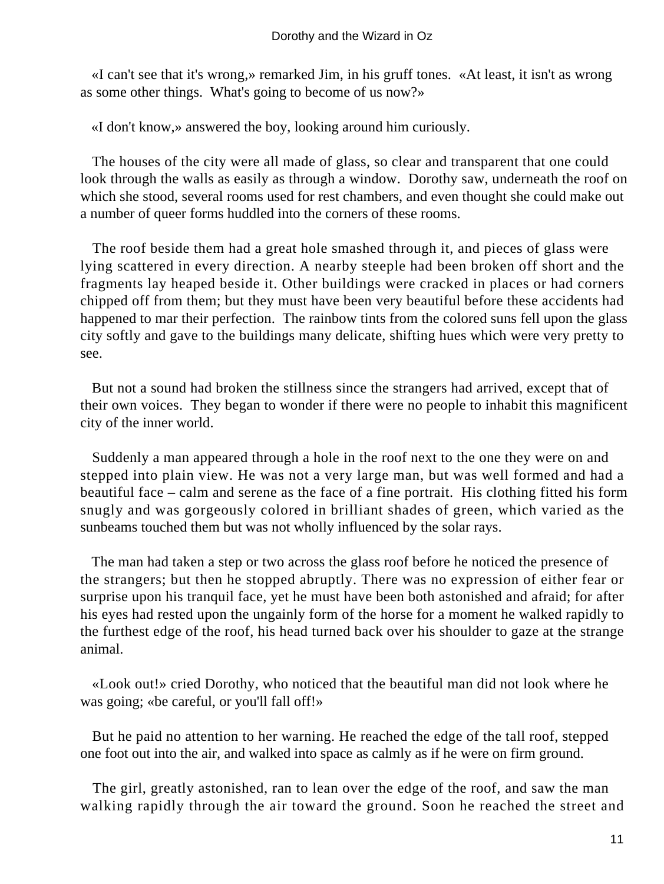«I can't see that it's wrong,» remarked Jim, in his gruff tones. «At least, it isn't as wrong as some other things. What's going to become of us now?»

«I don't know,» answered the boy, looking around him curiously.

The houses of the city were all made of glass, so clear and transparent that one could look through the walls as easily as through a window. Dorothy saw, underneath the roof on which she stood, several rooms used for rest chambers, and even thought she could make out a number of queer forms huddled into the corners of these rooms.

The roof beside them had a great hole smashed through it, and pieces of glass were lying scattered in every direction. A nearby steeple had been broken off short and the fragments lay heaped beside it. Other buildings were cracked in places or had corners chipped off from them; but they must have been very beautiful before these accidents had happened to mar their perfection. The rainbow tints from the colored suns fell upon the glass city softly and gave to the buildings many delicate, shifting hues which were very pretty to see.

But not a sound had broken the stillness since the strangers had arrived, except that of their own voices. They began to wonder if there were no people to inhabit this magnificent city of the inner world.

Suddenly a man appeared through a hole in the roof next to the one they were on and stepped into plain view. He was not a very large man, but was well formed and had a beautiful face – calm and serene as the face of a fine portrait. His clothing fitted his form snugly and was gorgeously colored in brilliant shades of green, which varied as the sunbeams touched them but was not wholly influenced by the solar rays.

The man had taken a step or two across the glass roof before he noticed the presence of the strangers; but then he stopped abruptly. There was no expression of either fear or surprise upon his tranquil face, yet he must have been both astonished and afraid; for after his eyes had rested upon the ungainly form of the horse for a moment he walked rapidly to the furthest edge of the roof, his head turned back over his shoulder to gaze at the strange animal.

«Look out!» cried Dorothy, who noticed that the beautiful man did not look where he was going; «be careful, or you'll fall off!»

But he paid no attention to her warning. He reached the edge of the tall roof, stepped one foot out into the air, and walked into space as calmly as if he were on firm ground.

The girl, greatly astonished, ran to lean over the edge of the roof, and saw the man walking rapidly through the air toward the ground. Soon he reached the street and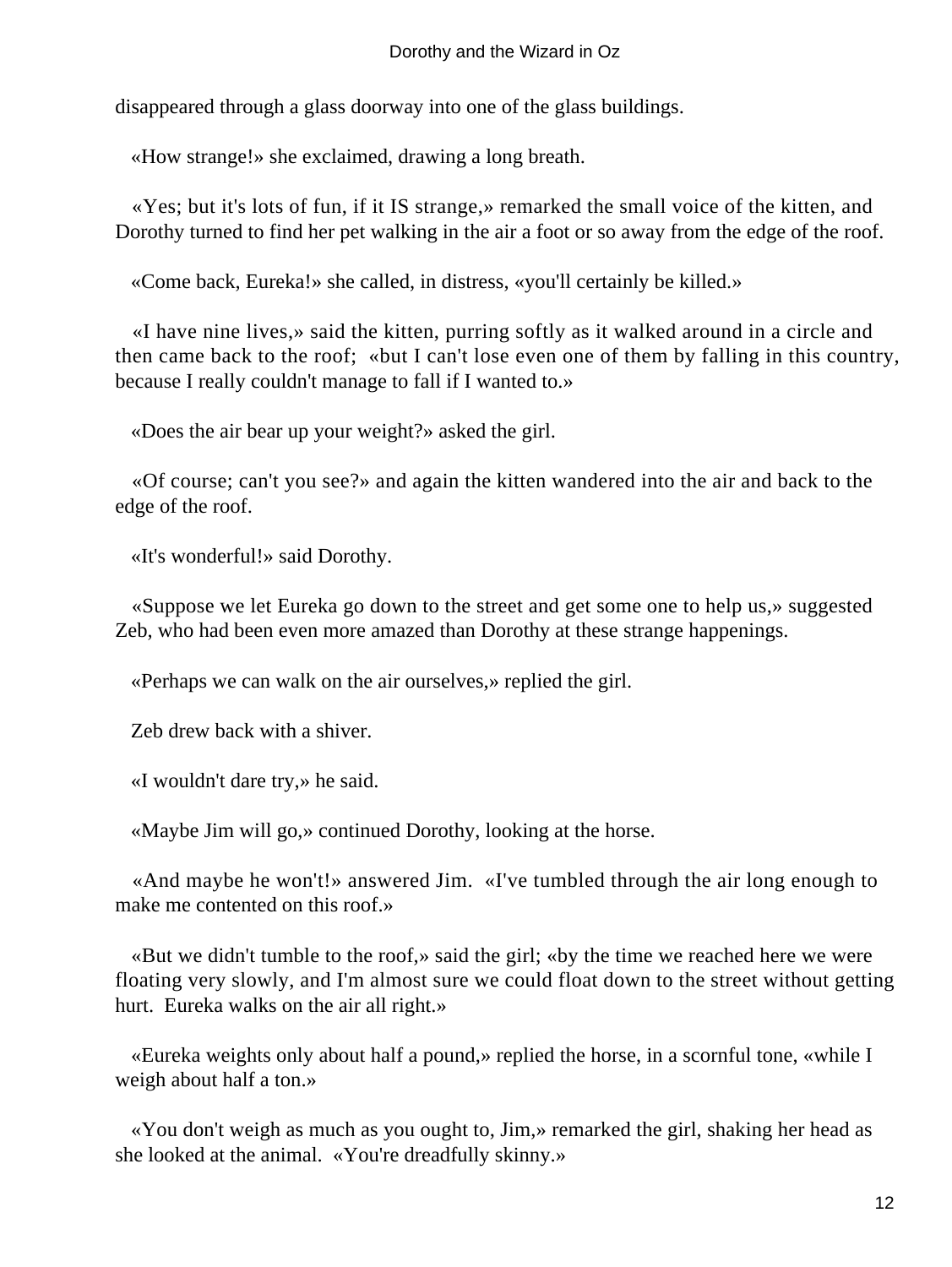disappeared through a glass doorway into one of the glass buildings.

«How strange!» she exclaimed, drawing a long breath.

«Yes; but it's lots of fun, if it IS strange,» remarked the small voice of the kitten, and Dorothy turned to find her pet walking in the air a foot or so away from the edge of the roof.

«Come back, Eureka!» she called, in distress, «you'll certainly be killed.»

«I have nine lives,» said the kitten, purring softly as it walked around in a circle and then came back to the roof; «but I can't lose even one of them by falling in this country, because I really couldn't manage to fall if I wanted to.»

«Does the air bear up your weight?» asked the girl.

«Of course; can't you see?» and again the kitten wandered into the air and back to the edge of the roof.

«It's wonderful!» said Dorothy.

«Suppose we let Eureka go down to the street and get some one to help us,» suggested Zeb, who had been even more amazed than Dorothy at these strange happenings.

«Perhaps we can walk on the air ourselves,» replied the girl.

Zeb drew back with a shiver.

«I wouldn't dare try,» he said.

«Maybe Jim will go,» continued Dorothy, looking at the horse.

«And maybe he won't!» answered Jim. «I've tumbled through the air long enough to make me contented on this roof.»

«But we didn't tumble to the roof,» said the girl; «by the time we reached here we were floating very slowly, and I'm almost sure we could float down to the street without getting hurt. Eureka walks on the air all right.»

«Eureka weights only about half a pound,» replied the horse, in a scornful tone, «while I weigh about half a ton.»

«You don't weigh as much as you ought to, Jim,» remarked the girl, shaking her head as she looked at the animal. «You're dreadfully skinny.»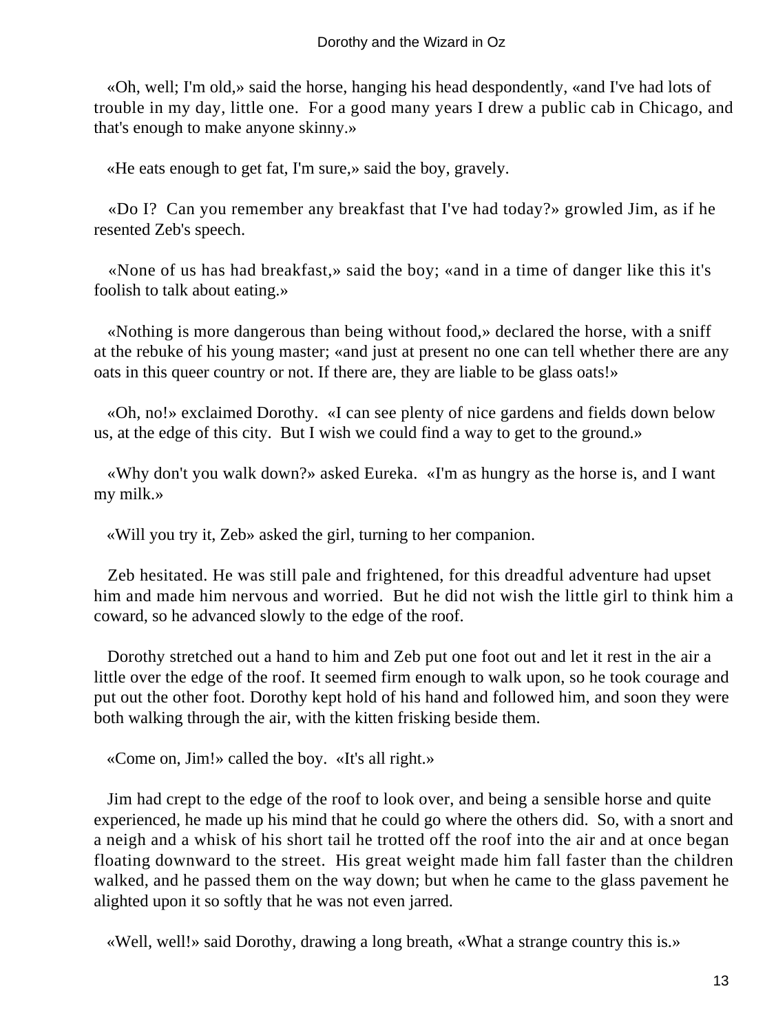«Oh, well; I'm old,» said the horse, hanging his head despondently, «and I've had lots of trouble in my day, little one. For a good many years I drew a public cab in Chicago, and that's enough to make anyone skinny.»

«He eats enough to get fat, I'm sure,» said the boy, gravely.

«Do I? Can you remember any breakfast that I've had today?» growled Jim, as if he resented Zeb's speech.

«None of us has had breakfast,» said the boy; «and in a time of danger like this it's foolish to talk about eating.»

«Nothing is more dangerous than being without food,» declared the horse, with a sniff at the rebuke of his young master; «and just at present no one can tell whether there are any oats in this queer country or not. If there are, they are liable to be glass oats!»

«Oh, no!» exclaimed Dorothy. «I can see plenty of nice gardens and fields down below us, at the edge of this city. But I wish we could find a way to get to the ground.»

«Why don't you walk down?» asked Eureka. «I'm as hungry as the horse is, and I want my milk.»

«Will you try it, Zeb» asked the girl, turning to her companion.

Zeb hesitated. He was still pale and frightened, for this dreadful adventure had upset him and made him nervous and worried. But he did not wish the little girl to think him a coward, so he advanced slowly to the edge of the roof.

Dorothy stretched out a hand to him and Zeb put one foot out and let it rest in the air a little over the edge of the roof. It seemed firm enough to walk upon, so he took courage and put out the other foot. Dorothy kept hold of his hand and followed him, and soon they were both walking through the air, with the kitten frisking beside them.

«Come on, Jim!» called the boy. «It's all right.»

Jim had crept to the edge of the roof to look over, and being a sensible horse and quite experienced, he made up his mind that he could go where the others did. So, with a snort and a neigh and a whisk of his short tail he trotted off the roof into the air and at once began floating downward to the street. His great weight made him fall faster than the children walked, and he passed them on the way down; but when he came to the glass pavement he alighted upon it so softly that he was not even jarred.

«Well, well!» said Dorothy, drawing a long breath, «What a strange country this is.»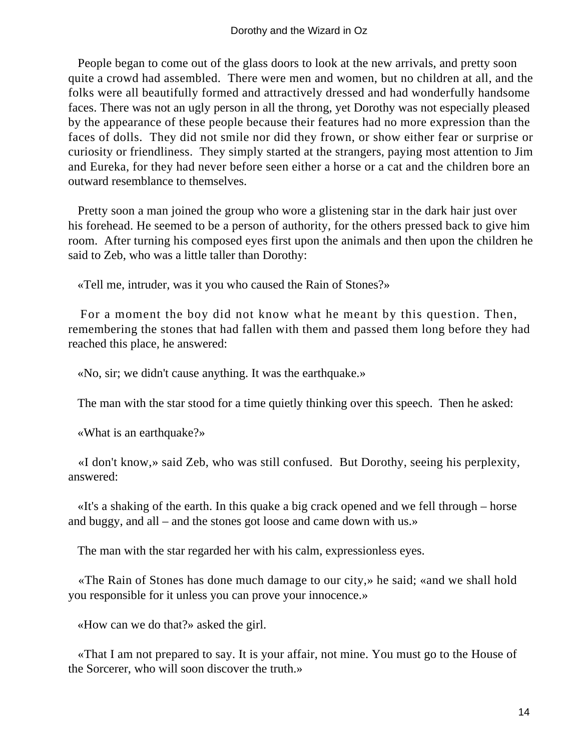People began to come out of the glass doors to look at the new arrivals, and pretty soon quite a crowd had assembled. There were men and women, but no children at all, and the folks were all beautifully formed and attractively dressed and had wonderfully handsome faces. There was not an ugly person in all the throng, yet Dorothy was not especially pleased by the appearance of these people because their features had no more expression than the faces of dolls. They did not smile nor did they frown, or show either fear or surprise or curiosity or friendliness. They simply started at the strangers, paying most attention to Jim and Eureka, for they had never before seen either a horse or a cat and the children bore an outward resemblance to themselves.

Pretty soon a man joined the group who wore a glistening star in the dark hair just over his forehead. He seemed to be a person of authority, for the others pressed back to give him room. After turning his composed eyes first upon the animals and then upon the children he said to Zeb, who was a little taller than Dorothy:

«Tell me, intruder, was it you who caused the Rain of Stones?»

For a moment the boy did not know what he meant by this question. Then, remembering the stones that had fallen with them and passed them long before they had reached this place, he answered:

«No, sir; we didn't cause anything. It was the earthquake.»

The man with the star stood for a time quietly thinking over this speech. Then he asked:

«What is an earthquake?»

«I don't know,» said Zeb, who was still confused. But Dorothy, seeing his perplexity, answered:

«It's a shaking of the earth. In this quake a big crack opened and we fell through – horse and buggy, and all – and the stones got loose and came down with us.»

The man with the star regarded her with his calm, expressionless eyes.

«The Rain of Stones has done much damage to our city,» he said; «and we shall hold you responsible for it unless you can prove your innocence.»

«How can we do that?» asked the girl.

«That I am not prepared to say. It is your affair, not mine. You must go to the House of the Sorcerer, who will soon discover the truth.»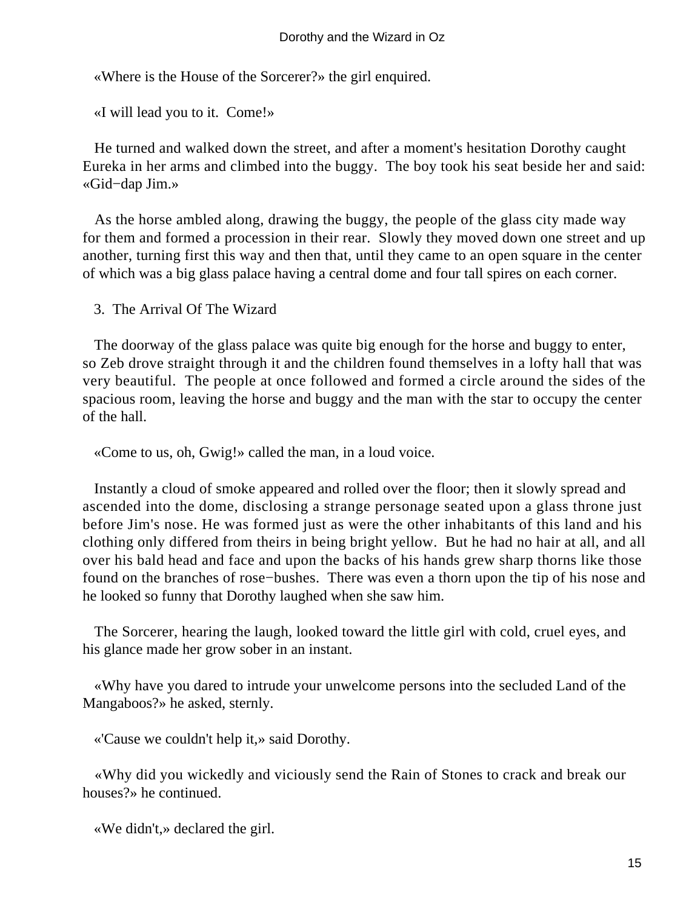«Where is the House of the Sorcerer?» the girl enquired.

«I will lead you to it. Come!»

He turned and walked down the street, and after a moment's hesitation Dorothy caught Eureka in her arms and climbed into the buggy. The boy took his seat beside her and said: «Gid−dap Jim.»

As the horse ambled along, drawing the buggy, the people of the glass city made way for them and formed a procession in their rear. Slowly they moved down one street and up another, turning first this way and then that, until they came to an open square in the center of which was a big glass palace having a central dome and four tall spires on each corner.

## 3. The Arrival Of The Wizard

The doorway of the glass palace was quite big enough for the horse and buggy to enter, so Zeb drove straight through it and the children found themselves in a lofty hall that was very beautiful. The people at once followed and formed a circle around the sides of the spacious room, leaving the horse and buggy and the man with the star to occupy the center of the hall.

«Come to us, oh, Gwig!» called the man, in a loud voice.

Instantly a cloud of smoke appeared and rolled over the floor; then it slowly spread and ascended into the dome, disclosing a strange personage seated upon a glass throne just before Jim's nose. He was formed just as were the other inhabitants of this land and his clothing only differed from theirs in being bright yellow. But he had no hair at all, and all over his bald head and face and upon the backs of his hands grew sharp thorns like those found on the branches of rose−bushes. There was even a thorn upon the tip of his nose and he looked so funny that Dorothy laughed when she saw him.

The Sorcerer, hearing the laugh, looked toward the little girl with cold, cruel eyes, and his glance made her grow sober in an instant.

«Why have you dared to intrude your unwelcome persons into the secluded Land of the Mangaboos?» he asked, sternly.

«'Cause we couldn't help it,» said Dorothy.

«Why did you wickedly and viciously send the Rain of Stones to crack and break our houses?» he continued.

«We didn't,» declared the girl.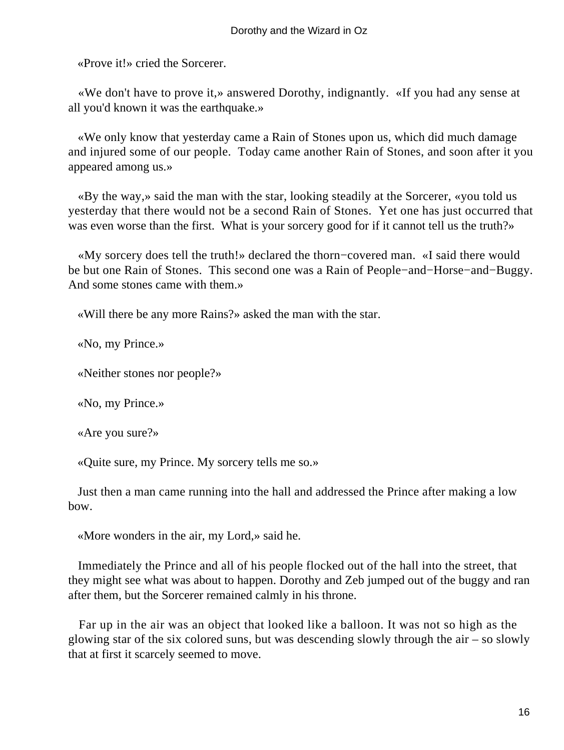«Prove it!» cried the Sorcerer.

«We don't have to prove it,» answered Dorothy, indignantly. «If you had any sense at all you'd known it was the earthquake.»

«We only know that yesterday came a Rain of Stones upon us, which did much damage and injured some of our people. Today came another Rain of Stones, and soon after it you appeared among us.»

«By the way,» said the man with the star, looking steadily at the Sorcerer, «you told us yesterday that there would not be a second Rain of Stones. Yet one has just occurred that was even worse than the first. What is your sorcery good for if it cannot tell us the truth?»

«My sorcery does tell the truth!» declared the thorn−covered man. «I said there would be but one Rain of Stones. This second one was a Rain of People−and−Horse−and−Buggy. And some stones came with them.»

«Will there be any more Rains?» asked the man with the star.

«No, my Prince.»

«Neither stones nor people?»

«No, my Prince.»

«Are you sure?»

«Quite sure, my Prince. My sorcery tells me so.»

Just then a man came running into the hall and addressed the Prince after making a low bow.

«More wonders in the air, my Lord,» said he.

Immediately the Prince and all of his people flocked out of the hall into the street, that they might see what was about to happen. Dorothy and Zeb jumped out of the buggy and ran after them, but the Sorcerer remained calmly in his throne.

Far up in the air was an object that looked like a balloon. It was not so high as the glowing star of the six colored suns, but was descending slowly through the air – so slowly that at first it scarcely seemed to move.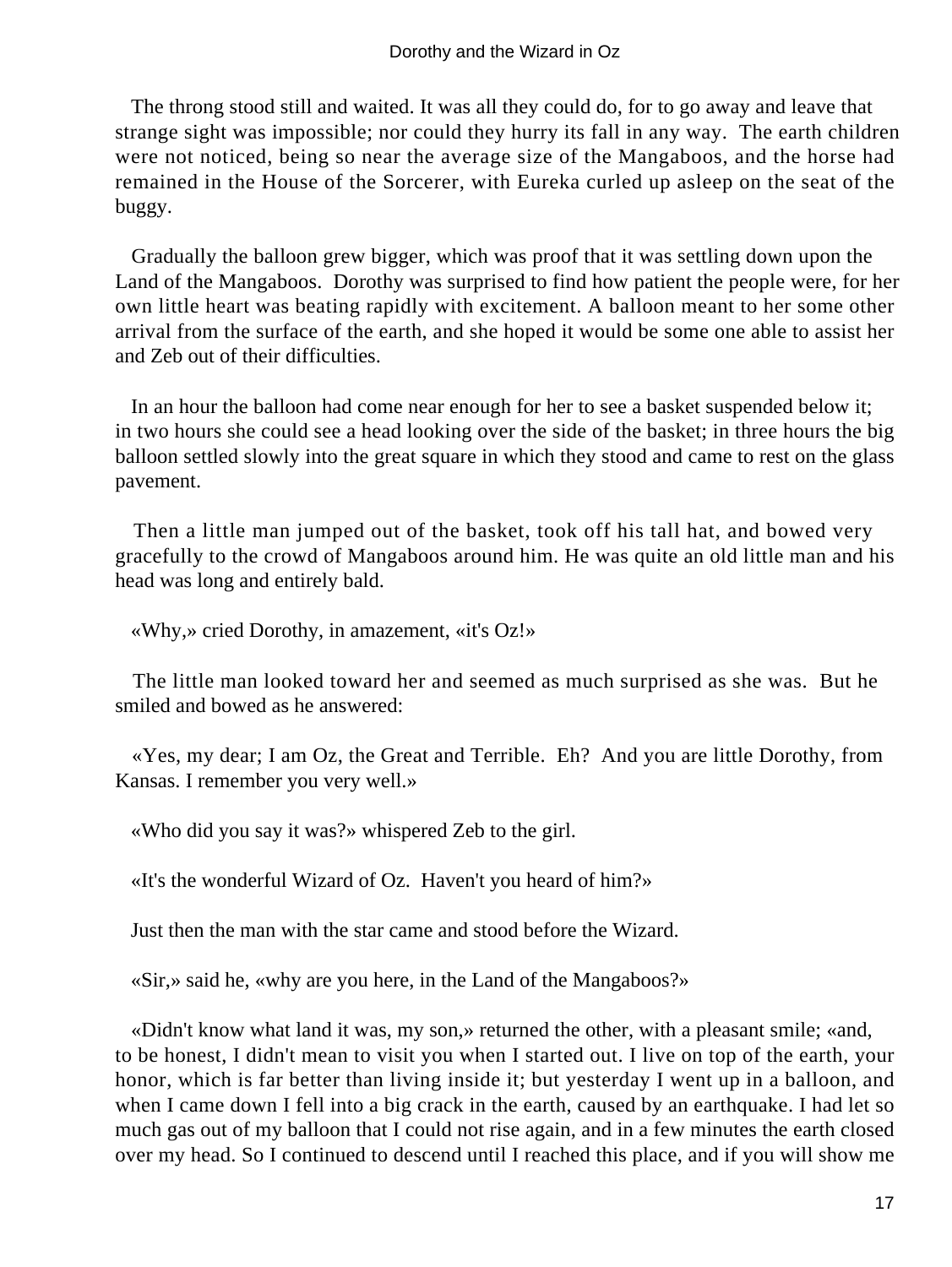The throng stood still and waited. It was all they could do, for to go away and leave that strange sight was impossible; nor could they hurry its fall in any way. The earth children were not noticed, being so near the average size of the Mangaboos, and the horse had remained in the House of the Sorcerer, with Eureka curled up asleep on the seat of the buggy.

Gradually the balloon grew bigger, which was proof that it was settling down upon the Land of the Mangaboos. Dorothy was surprised to find how patient the people were, for her own little heart was beating rapidly with excitement. A balloon meant to her some other arrival from the surface of the earth, and she hoped it would be some one able to assist her and Zeb out of their difficulties.

In an hour the balloon had come near enough for her to see a basket suspended below it; in two hours she could see a head looking over the side of the basket; in three hours the big balloon settled slowly into the great square in which they stood and came to rest on the glass pavement.

Then a little man jumped out of the basket, took off his tall hat, and bowed very gracefully to the crowd of Mangaboos around him. He was quite an old little man and his head was long and entirely bald.

«Why,» cried Dorothy, in amazement, «it's Oz!»

The little man looked toward her and seemed as much surprised as she was. But he smiled and bowed as he answered:

«Yes, my dear; I am Oz, the Great and Terrible. Eh? And you are little Dorothy, from Kansas. I remember you very well.»

«Who did you say it was?» whispered Zeb to the girl.

«It's the wonderful Wizard of Oz. Haven't you heard of him?»

Just then the man with the star came and stood before the Wizard.

«Sir,» said he, «why are you here, in the Land of the Mangaboos?»

«Didn't know what land it was, my son,» returned the other, with a pleasant smile; «and, to be honest, I didn't mean to visit you when I started out. I live on top of the earth, your honor, which is far better than living inside it; but yesterday I went up in a balloon, and when I came down I fell into a big crack in the earth, caused by an earthquake. I had let so much gas out of my balloon that I could not rise again, and in a few minutes the earth closed over my head. So I continued to descend until I reached this place, and if you will show me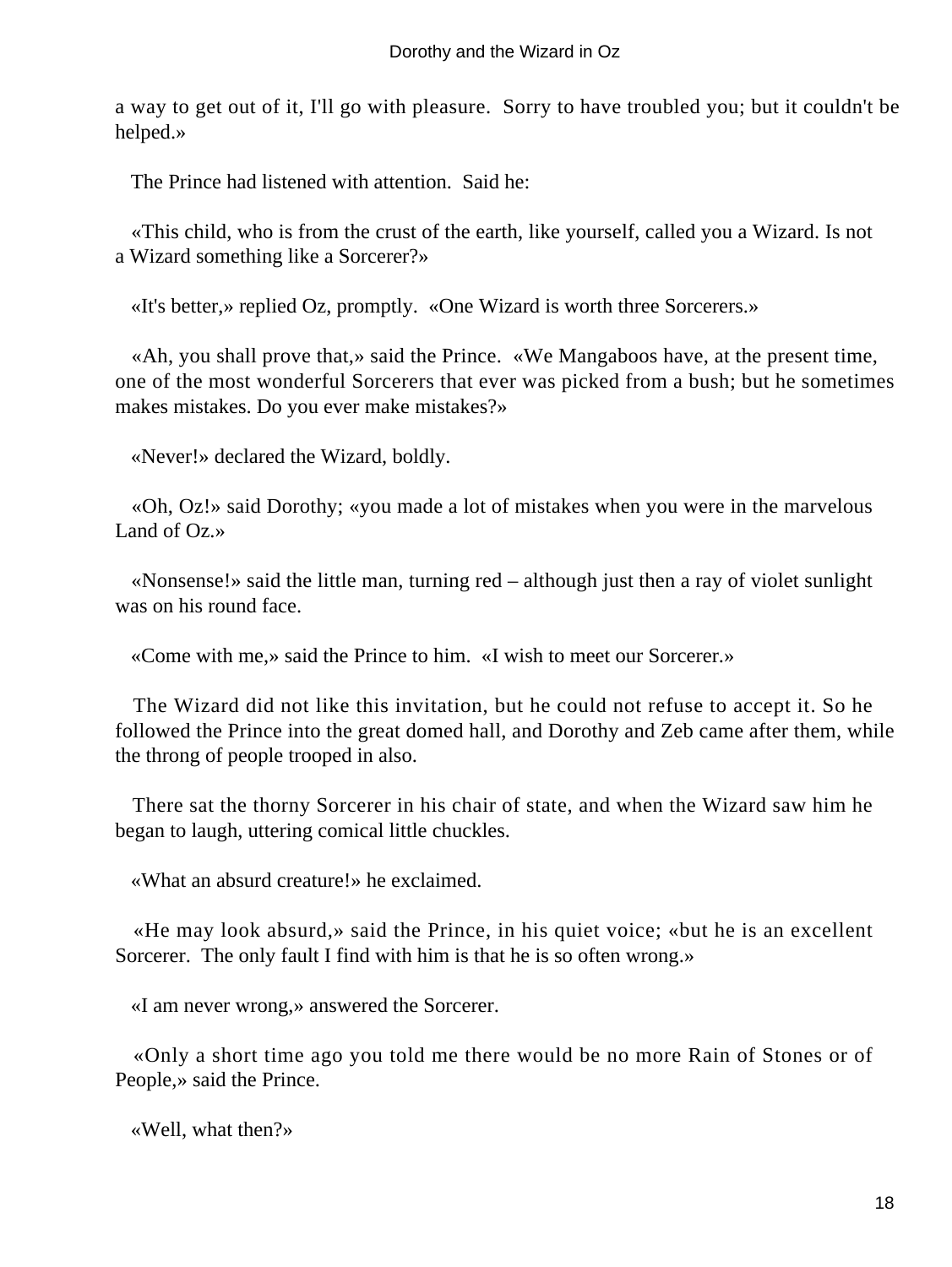a way to get out of it, I'll go with pleasure. Sorry to have troubled you; but it couldn't be helped.»

The Prince had listened with attention. Said he:

«This child, who is from the crust of the earth, like yourself, called you a Wizard. Is not a Wizard something like a Sorcerer?»

«It's better,» replied Oz, promptly. «One Wizard is worth three Sorcerers.»

«Ah, you shall prove that,» said the Prince. «We Mangaboos have, at the present time, one of the most wonderful Sorcerers that ever was picked from a bush; but he sometimes makes mistakes. Do you ever make mistakes?»

«Never!» declared the Wizard, boldly.

«Oh, Oz!» said Dorothy; «you made a lot of mistakes when you were in the marvelous Land of Oz.»

«Nonsense!» said the little man, turning red – although just then a ray of violet sunlight was on his round face.

«Come with me,» said the Prince to him. «I wish to meet our Sorcerer.»

The Wizard did not like this invitation, but he could not refuse to accept it. So he followed the Prince into the great domed hall, and Dorothy and Zeb came after them, while the throng of people trooped in also.

There sat the thorny Sorcerer in his chair of state, and when the Wizard saw him he began to laugh, uttering comical little chuckles.

«What an absurd creature!» he exclaimed.

«He may look absurd,» said the Prince, in his quiet voice; «but he is an excellent Sorcerer. The only fault I find with him is that he is so often wrong.»

«I am never wrong,» answered the Sorcerer.

«Only a short time ago you told me there would be no more Rain of Stones or of People,» said the Prince.

«Well, what then?»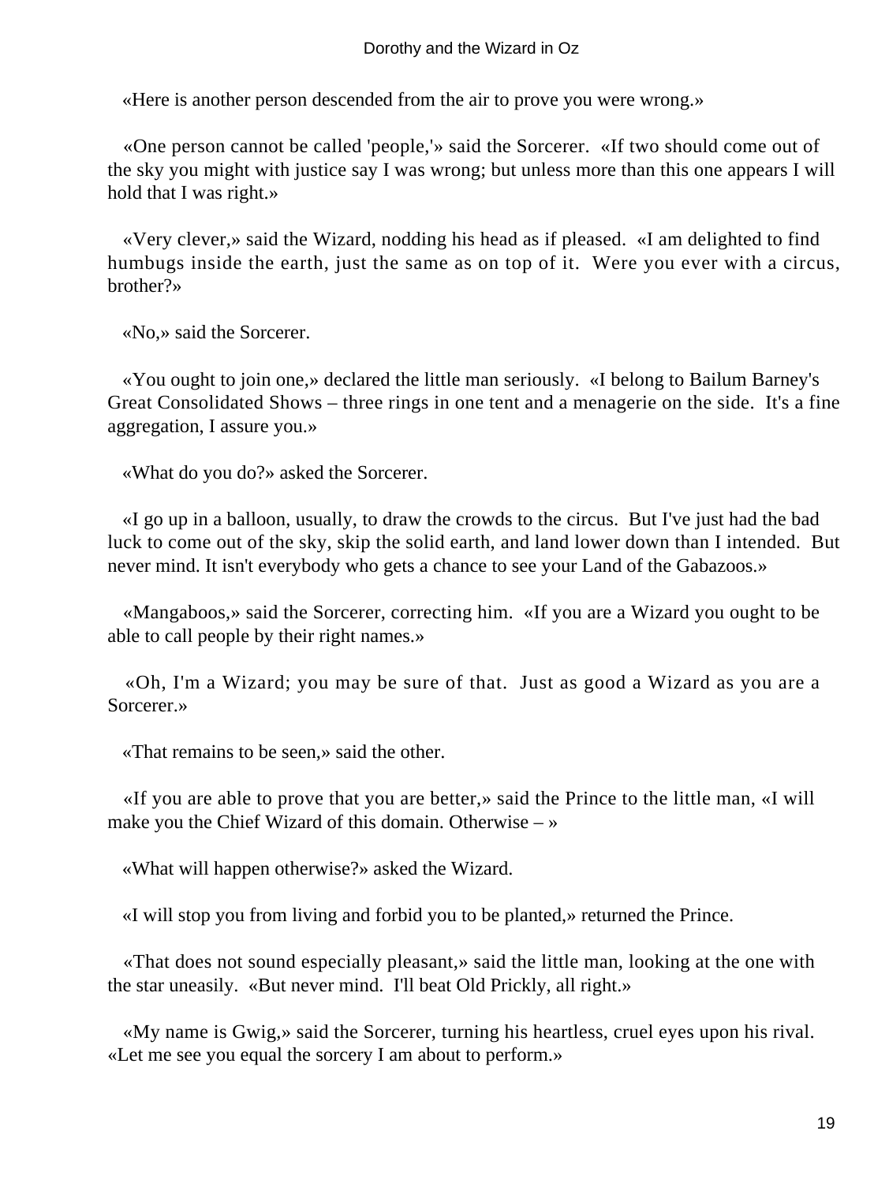«Here is another person descended from the air to prove you were wrong.»

«One person cannot be called 'people,'» said the Sorcerer. «If two should come out of the sky you might with justice say I was wrong; but unless more than this one appears I will hold that I was right.»

«Very clever,» said the Wizard, nodding his head as if pleased. «I am delighted to find humbugs inside the earth, just the same as on top of it. Were you ever with a circus, brother?»

«No,» said the Sorcerer.

«You ought to join one,» declared the little man seriously. «I belong to Bailum Barney's Great Consolidated Shows – three rings in one tent and a menagerie on the side. It's a fine aggregation, I assure you.»

«What do you do?» asked the Sorcerer.

«I go up in a balloon, usually, to draw the crowds to the circus. But I've just had the bad luck to come out of the sky, skip the solid earth, and land lower down than I intended. But never mind. It isn't everybody who gets a chance to see your Land of the Gabazoos.»

«Mangaboos,» said the Sorcerer, correcting him. «If you are a Wizard you ought to be able to call people by their right names.»

«Oh, I'm a Wizard; you may be sure of that. Just as good a Wizard as you are a Sorcerer.»

«That remains to be seen,» said the other.

«If you are able to prove that you are better,» said the Prince to the little man, «I will make you the Chief Wizard of this domain. Otherwise – »

«What will happen otherwise?» asked the Wizard.

«I will stop you from living and forbid you to be planted,» returned the Prince.

«That does not sound especially pleasant,» said the little man, looking at the one with the star uneasily. «But never mind. I'll beat Old Prickly, all right.»

«My name is Gwig,» said the Sorcerer, turning his heartless, cruel eyes upon his rival. «Let me see you equal the sorcery I am about to perform.»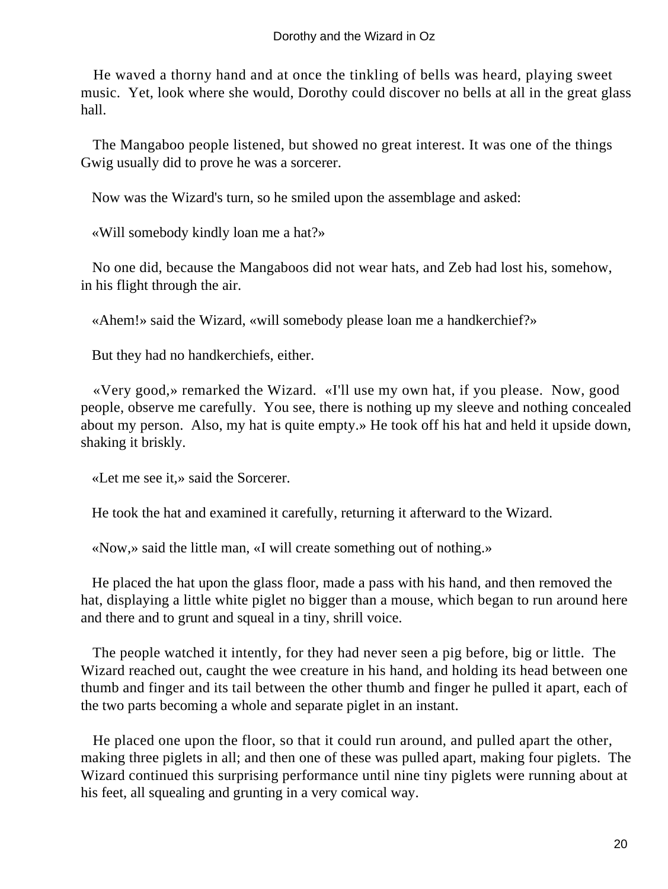He waved a thorny hand and at once the tinkling of bells was heard, playing sweet music. Yet, look where she would, Dorothy could discover no bells at all in the great glass hall.

The Mangaboo people listened, but showed no great interest. It was one of the things Gwig usually did to prove he was a sorcerer.

Now was the Wizard's turn, so he smiled upon the assemblage and asked:

«Will somebody kindly loan me a hat?»

No one did, because the Mangaboos did not wear hats, and Zeb had lost his, somehow, in his flight through the air.

«Ahem!» said the Wizard, «will somebody please loan me a handkerchief?»

But they had no handkerchiefs, either.

«Very good,» remarked the Wizard. «I'll use my own hat, if you please. Now, good people, observe me carefully. You see, there is nothing up my sleeve and nothing concealed about my person. Also, my hat is quite empty.» He took off his hat and held it upside down, shaking it briskly.

«Let me see it,» said the Sorcerer.

He took the hat and examined it carefully, returning it afterward to the Wizard.

«Now,» said the little man, «I will create something out of nothing.»

He placed the hat upon the glass floor, made a pass with his hand, and then removed the hat, displaying a little white piglet no bigger than a mouse, which began to run around here and there and to grunt and squeal in a tiny, shrill voice.

The people watched it intently, for they had never seen a pig before, big or little. The Wizard reached out, caught the wee creature in his hand, and holding its head between one thumb and finger and its tail between the other thumb and finger he pulled it apart, each of the two parts becoming a whole and separate piglet in an instant.

He placed one upon the floor, so that it could run around, and pulled apart the other, making three piglets in all; and then one of these was pulled apart, making four piglets. The Wizard continued this surprising performance until nine tiny piglets were running about at his feet, all squealing and grunting in a very comical way.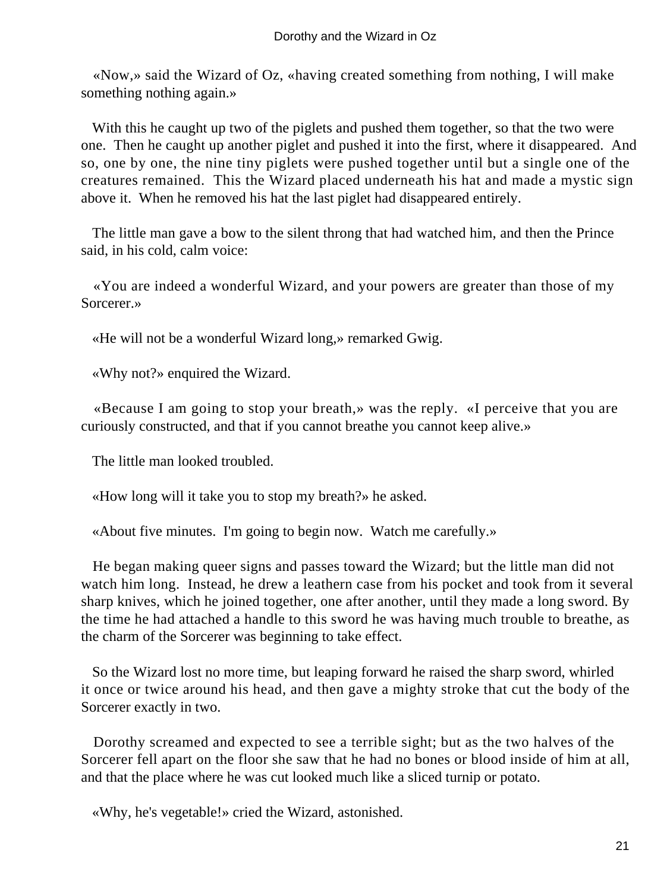«Now,» said the Wizard of Oz, «having created something from nothing, I will make something nothing again.»

With this he caught up two of the piglets and pushed them together, so that the two were one. Then he caught up another piglet and pushed it into the first, where it disappeared. And so, one by one, the nine tiny piglets were pushed together until but a single one of the creatures remained. This the Wizard placed underneath his hat and made a mystic sign above it. When he removed his hat the last piglet had disappeared entirely.

The little man gave a bow to the silent throng that had watched him, and then the Prince said, in his cold, calm voice:

«You are indeed a wonderful Wizard, and your powers are greater than those of my Sorcerer.»

«He will not be a wonderful Wizard long,» remarked Gwig.

«Why not?» enquired the Wizard.

«Because I am going to stop your breath,» was the reply. «I perceive that you are curiously constructed, and that if you cannot breathe you cannot keep alive.»

The little man looked troubled.

«How long will it take you to stop my breath?» he asked.

«About five minutes. I'm going to begin now. Watch me carefully.»

He began making queer signs and passes toward the Wizard; but the little man did not watch him long. Instead, he drew a leathern case from his pocket and took from it several sharp knives, which he joined together, one after another, until they made a long sword. By the time he had attached a handle to this sword he was having much trouble to breathe, as the charm of the Sorcerer was beginning to take effect.

So the Wizard lost no more time, but leaping forward he raised the sharp sword, whirled it once or twice around his head, and then gave a mighty stroke that cut the body of the Sorcerer exactly in two.

Dorothy screamed and expected to see a terrible sight; but as the two halves of the Sorcerer fell apart on the floor she saw that he had no bones or blood inside of him at all, and that the place where he was cut looked much like a sliced turnip or potato.

«Why, he's vegetable!» cried the Wizard, astonished.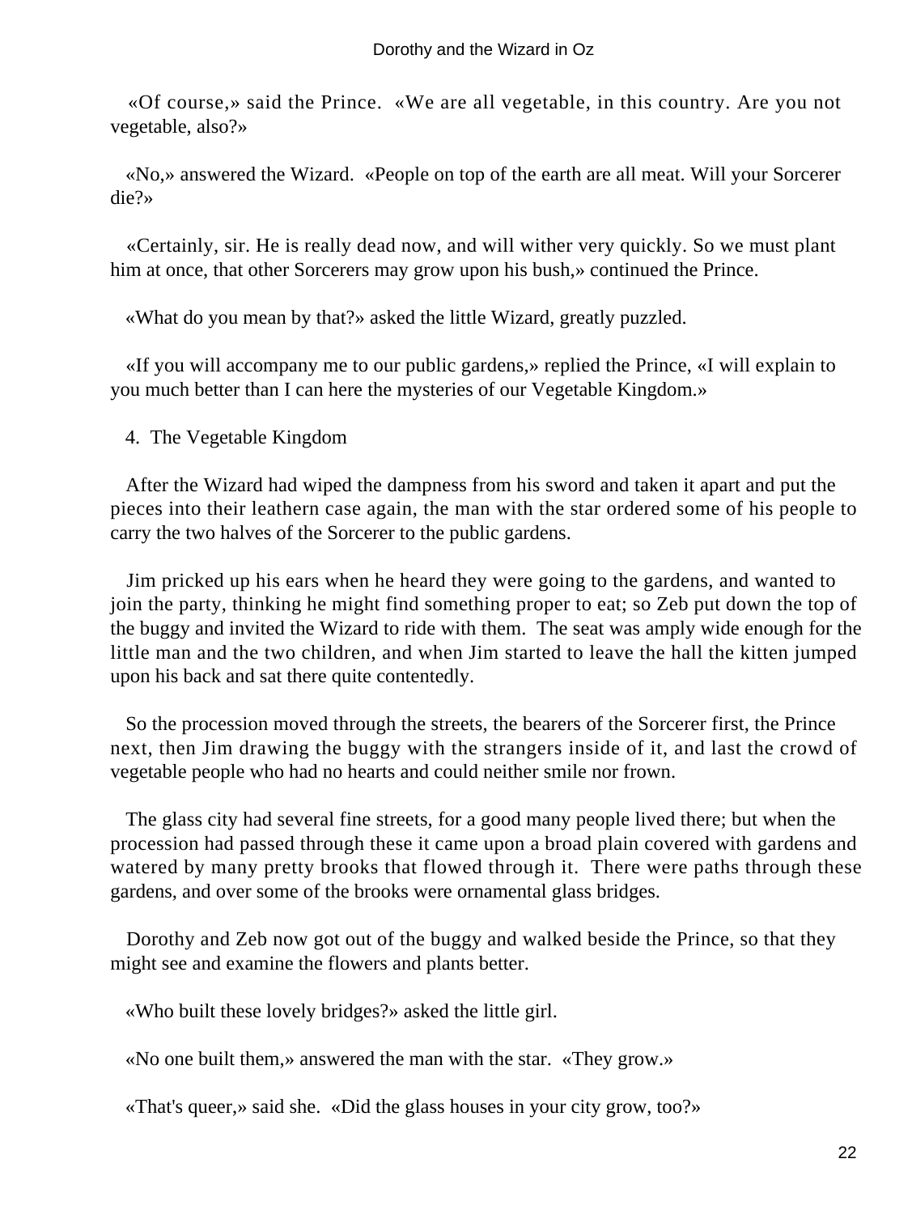«Of course,» said the Prince. «We are all vegetable, in this country. Are you not vegetable, also?»

«No,» answered the Wizard. «People on top of the earth are all meat. Will your Sorcerer die?»

«Certainly, sir. He is really dead now, and will wither very quickly. So we must plant him at once, that other Sorcerers may grow upon his bush,» continued the Prince.

«What do you mean by that?» asked the little Wizard, greatly puzzled.

«If you will accompany me to our public gardens,» replied the Prince, «I will explain to you much better than I can here the mysteries of our Vegetable Kingdom.»

## 4. The Vegetable Kingdom

After the Wizard had wiped the dampness from his sword and taken it apart and put the pieces into their leathern case again, the man with the star ordered some of his people to carry the two halves of the Sorcerer to the public gardens.

Jim pricked up his ears when he heard they were going to the gardens, and wanted to join the party, thinking he might find something proper to eat; so Zeb put down the top of the buggy and invited the Wizard to ride with them. The seat was amply wide enough for the little man and the two children, and when Jim started to leave the hall the kitten jumped upon his back and sat there quite contentedly.

So the procession moved through the streets, the bearers of the Sorcerer first, the Prince next, then Jim drawing the buggy with the strangers inside of it, and last the crowd of vegetable people who had no hearts and could neither smile nor frown.

The glass city had several fine streets, for a good many people lived there; but when the procession had passed through these it came upon a broad plain covered with gardens and watered by many pretty brooks that flowed through it. There were paths through these gardens, and over some of the brooks were ornamental glass bridges.

Dorothy and Zeb now got out of the buggy and walked beside the Prince, so that they might see and examine the flowers and plants better.

«Who built these lovely bridges?» asked the little girl.

«No one built them,» answered the man with the star. «They grow.»

«That's queer,» said she. «Did the glass houses in your city grow, too?»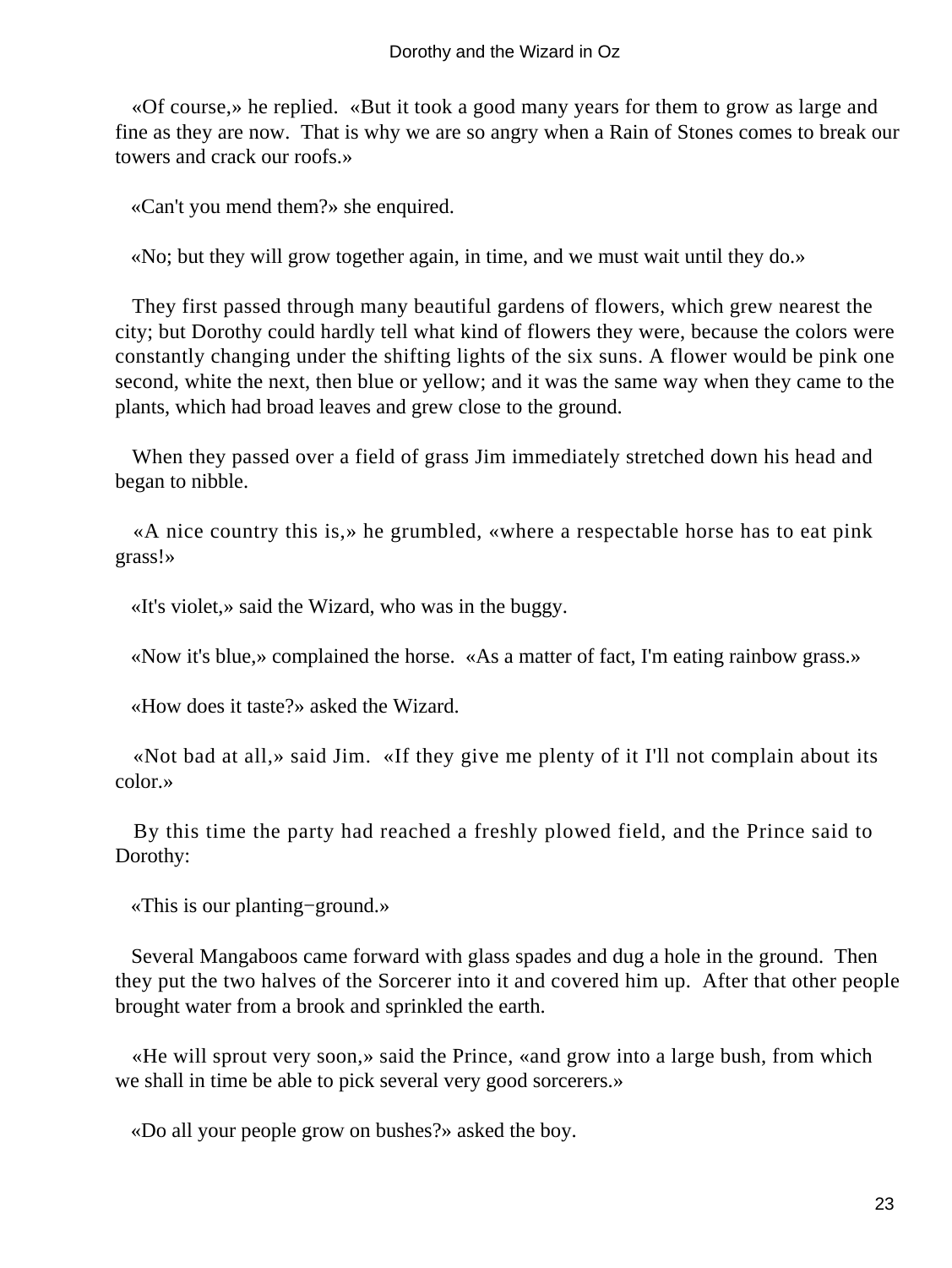«Of course,» he replied. «But it took a good many years for them to grow as large and fine as they are now. That is why we are so angry when a Rain of Stones comes to break our towers and crack our roofs.»

«Can't you mend them?» she enquired.

«No; but they will grow together again, in time, and we must wait until they do.»

They first passed through many beautiful gardens of flowers, which grew nearest the city; but Dorothy could hardly tell what kind of flowers they were, because the colors were constantly changing under the shifting lights of the six suns. A flower would be pink one second, white the next, then blue or yellow; and it was the same way when they came to the plants, which had broad leaves and grew close to the ground.

When they passed over a field of grass Jim immediately stretched down his head and began to nibble.

«A nice country this is,» he grumbled, «where a respectable horse has to eat pink grass!»

«It's violet,» said the Wizard, who was in the buggy.

«Now it's blue,» complained the horse. «As a matter of fact, I'm eating rainbow grass.»

«How does it taste?» asked the Wizard.

«Not bad at all,» said Jim. «If they give me plenty of it I'll not complain about its color.»

By this time the party had reached a freshly plowed field, and the Prince said to Dorothy:

«This is our planting−ground.»

Several Mangaboos came forward with glass spades and dug a hole in the ground. Then they put the two halves of the Sorcerer into it and covered him up. After that other people brought water from a brook and sprinkled the earth.

«He will sprout very soon,» said the Prince, «and grow into a large bush, from which we shall in time be able to pick several very good sorcerers.»

«Do all your people grow on bushes?» asked the boy.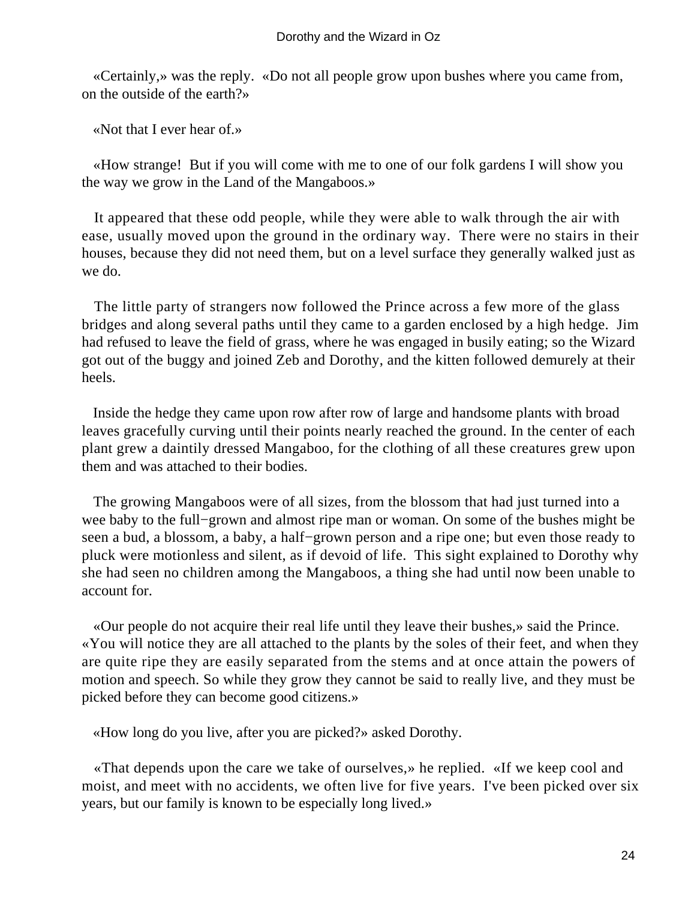«Certainly,» was the reply. «Do not all people grow upon bushes where you came from, on the outside of the earth?»

«Not that I ever hear of.»

«How strange! But if you will come with me to one of our folk gardens I will show you the way we grow in the Land of the Mangaboos.»

It appeared that these odd people, while they were able to walk through the air with ease, usually moved upon the ground in the ordinary way. There were no stairs in their houses, because they did not need them, but on a level surface they generally walked just as we do.

The little party of strangers now followed the Prince across a few more of the glass bridges and along several paths until they came to a garden enclosed by a high hedge. Jim had refused to leave the field of grass, where he was engaged in busily eating; so the Wizard got out of the buggy and joined Zeb and Dorothy, and the kitten followed demurely at their heels.

Inside the hedge they came upon row after row of large and handsome plants with broad leaves gracefully curving until their points nearly reached the ground. In the center of each plant grew a daintily dressed Mangaboo, for the clothing of all these creatures grew upon them and was attached to their bodies.

The growing Mangaboos were of all sizes, from the blossom that had just turned into a wee baby to the full−grown and almost ripe man or woman. On some of the bushes might be seen a bud, a blossom, a baby, a half−grown person and a ripe one; but even those ready to pluck were motionless and silent, as if devoid of life. This sight explained to Dorothy why she had seen no children among the Mangaboos, a thing she had until now been unable to account for.

«Our people do not acquire their real life until they leave their bushes,» said the Prince. «You will notice they are all attached to the plants by the soles of their feet, and when they are quite ripe they are easily separated from the stems and at once attain the powers of motion and speech. So while they grow they cannot be said to really live, and they must be picked before they can become good citizens.»

«How long do you live, after you are picked?» asked Dorothy.

«That depends upon the care we take of ourselves,» he replied. «If we keep cool and moist, and meet with no accidents, we often live for five years. I've been picked over six years, but our family is known to be especially long lived.»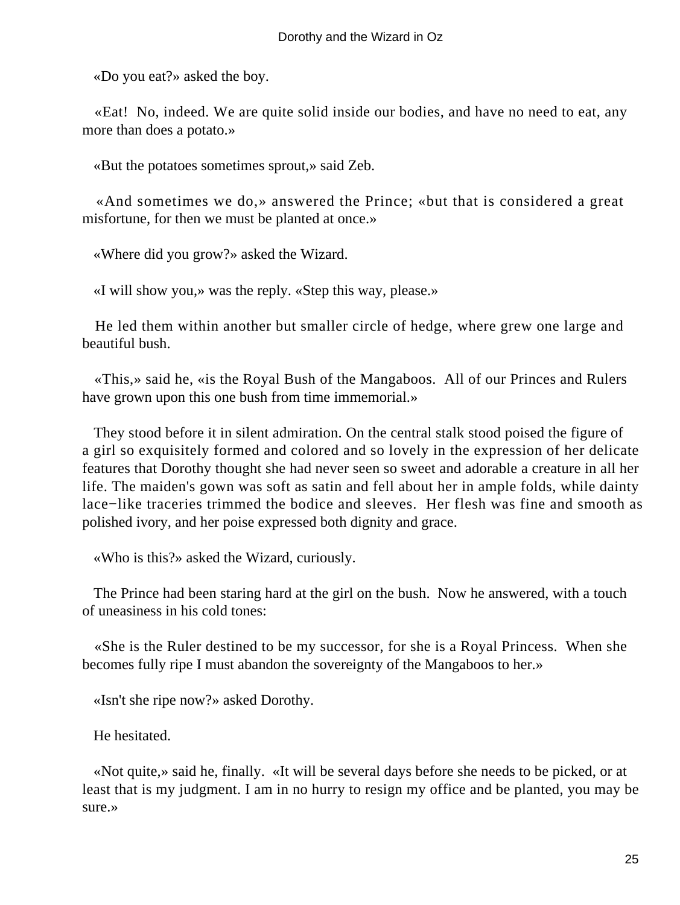«Do you eat?» asked the boy.

«Eat! No, indeed. We are quite solid inside our bodies, and have no need to eat, any more than does a potato.»

«But the potatoes sometimes sprout,» said Zeb.

«And sometimes we do,» answered the Prince; «but that is considered a great misfortune, for then we must be planted at once.»

«Where did you grow?» asked the Wizard.

«I will show you,» was the reply. «Step this way, please.»

He led them within another but smaller circle of hedge, where grew one large and beautiful bush.

«This,» said he, «is the Royal Bush of the Mangaboos. All of our Princes and Rulers have grown upon this one bush from time immemorial.»

They stood before it in silent admiration. On the central stalk stood poised the figure of a girl so exquisitely formed and colored and so lovely in the expression of her delicate features that Dorothy thought she had never seen so sweet and adorable a creature in all her life. The maiden's gown was soft as satin and fell about her in ample folds, while dainty lace−like traceries trimmed the bodice and sleeves. Her flesh was fine and smooth as polished ivory, and her poise expressed both dignity and grace.

«Who is this?» asked the Wizard, curiously.

The Prince had been staring hard at the girl on the bush. Now he answered, with a touch of uneasiness in his cold tones:

«She is the Ruler destined to be my successor, for she is a Royal Princess. When she becomes fully ripe I must abandon the sovereignty of the Mangaboos to her.»

«Isn't she ripe now?» asked Dorothy.

He hesitated.

«Not quite,» said he, finally. «It will be several days before she needs to be picked, or at least that is my judgment. I am in no hurry to resign my office and be planted, you may be sure.»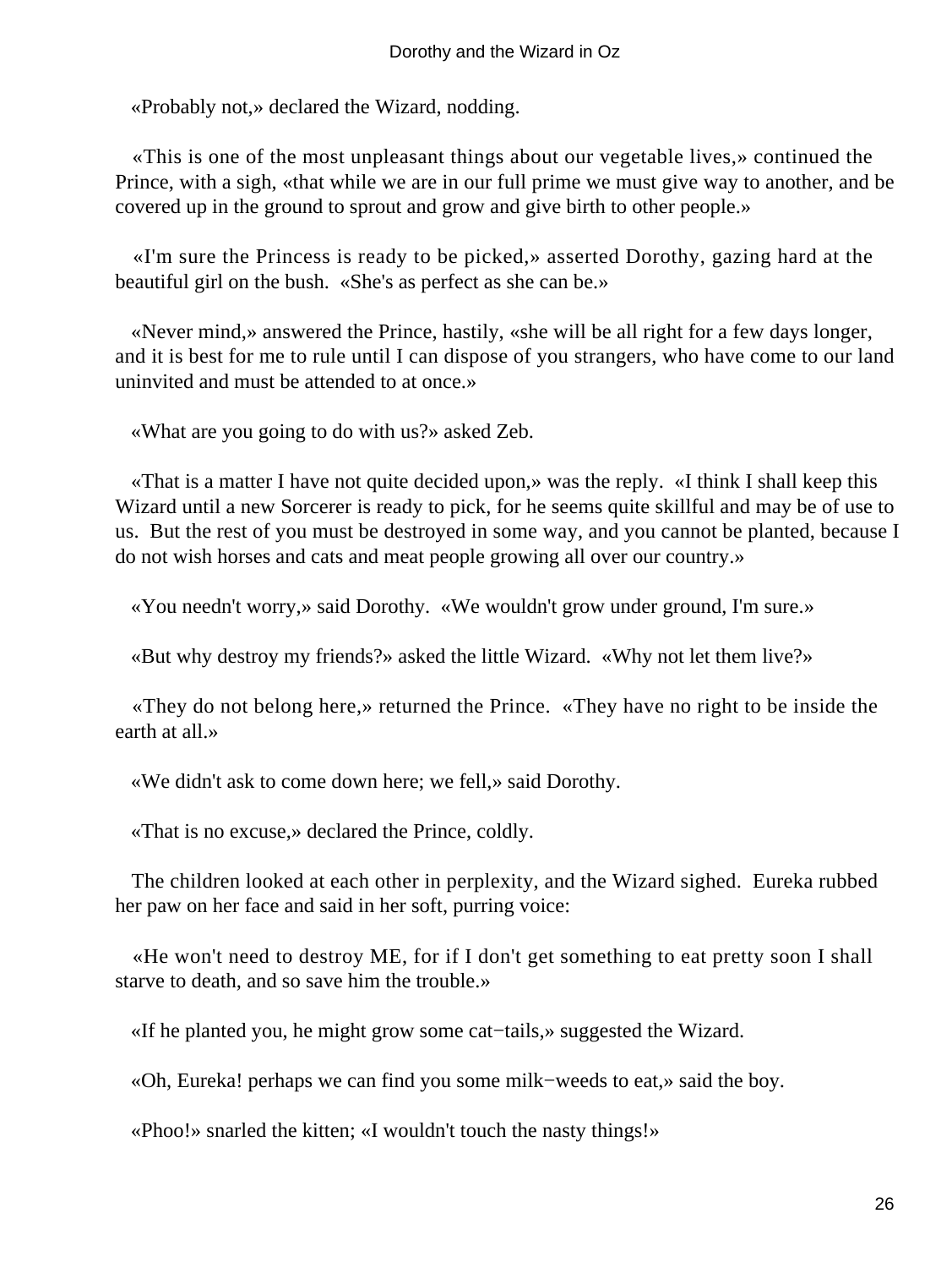«Probably not,» declared the Wizard, nodding.

«This is one of the most unpleasant things about our vegetable lives,» continued the Prince, with a sigh, «that while we are in our full prime we must give way to another, and be covered up in the ground to sprout and grow and give birth to other people.»

«I'm sure the Princess is ready to be picked,» asserted Dorothy, gazing hard at the beautiful girl on the bush. «She's as perfect as she can be.»

«Never mind,» answered the Prince, hastily, «she will be all right for a few days longer, and it is best for me to rule until I can dispose of you strangers, who have come to our land uninvited and must be attended to at once.»

«What are you going to do with us?» asked Zeb.

«That is a matter I have not quite decided upon,» was the reply. «I think I shall keep this Wizard until a new Sorcerer is ready to pick, for he seems quite skillful and may be of use to us. But the rest of you must be destroyed in some way, and you cannot be planted, because I do not wish horses and cats and meat people growing all over our country.»

«You needn't worry,» said Dorothy. «We wouldn't grow under ground, I'm sure.»

«But why destroy my friends?» asked the little Wizard. «Why not let them live?»

«They do not belong here,» returned the Prince. «They have no right to be inside the earth at all.»

«We didn't ask to come down here; we fell,» said Dorothy.

«That is no excuse,» declared the Prince, coldly.

The children looked at each other in perplexity, and the Wizard sighed. Eureka rubbed her paw on her face and said in her soft, purring voice:

«He won't need to destroy ME, for if I don't get something to eat pretty soon I shall starve to death, and so save him the trouble.»

«If he planted you, he might grow some cat−tails,» suggested the Wizard.

«Oh, Eureka! perhaps we can find you some milk−weeds to eat,» said the boy.

«Phoo!» snarled the kitten; «I wouldn't touch the nasty things!»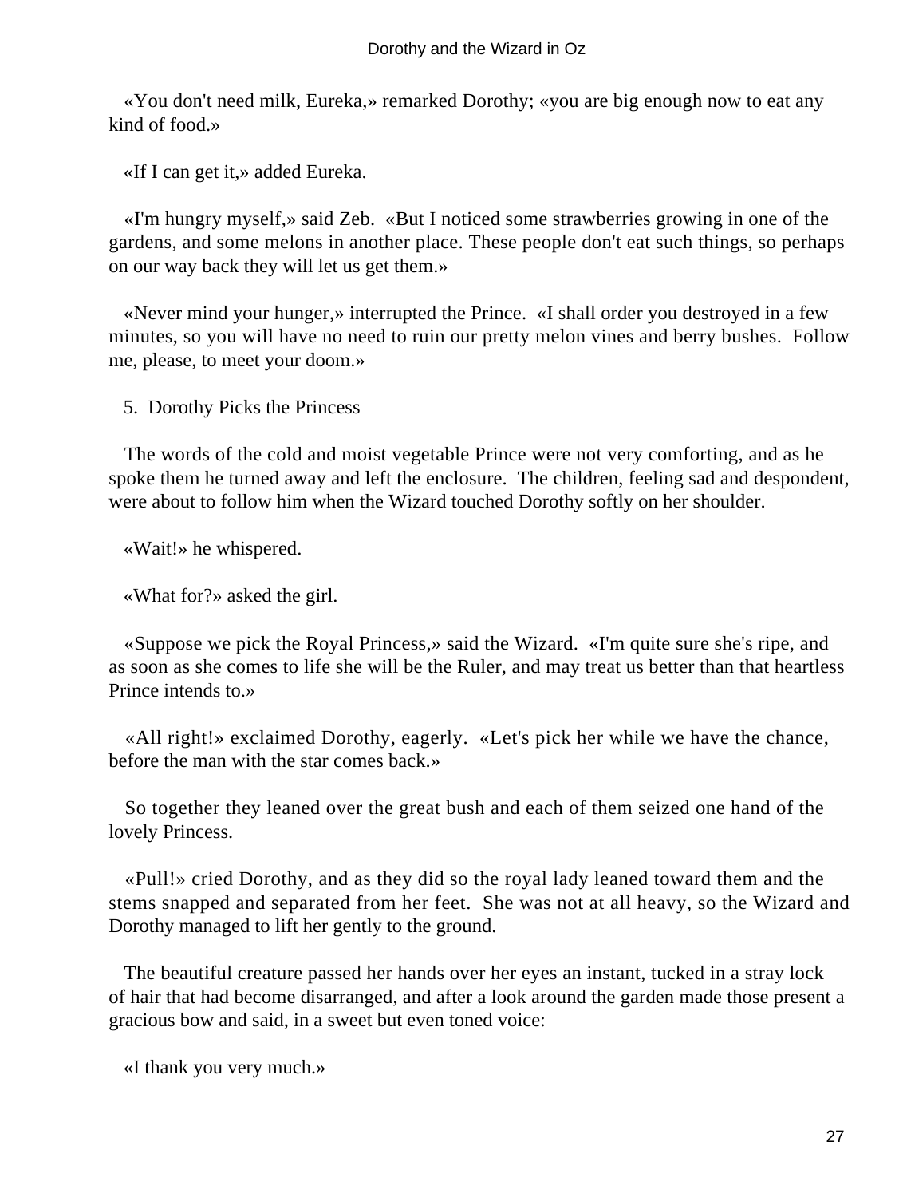«You don't need milk, Eureka,» remarked Dorothy; «you are big enough now to eat any kind of food.»

«If I can get it,» added Eureka.

«I'm hungry myself,» said Zeb. «But I noticed some strawberries growing in one of the gardens, and some melons in another place. These people don't eat such things, so perhaps on our way back they will let us get them.»

«Never mind your hunger,» interrupted the Prince. «I shall order you destroyed in a few minutes, so you will have no need to ruin our pretty melon vines and berry bushes. Follow me, please, to meet your doom.»

## 5. Dorothy Picks the Princess

The words of the cold and moist vegetable Prince were not very comforting, and as he spoke them he turned away and left the enclosure. The children, feeling sad and despondent, were about to follow him when the Wizard touched Dorothy softly on her shoulder.

«Wait!» he whispered.

«What for?» asked the girl.

«Suppose we pick the Royal Princess,» said the Wizard. «I'm quite sure she's ripe, and as soon as she comes to life she will be the Ruler, and may treat us better than that heartless Prince intends to.»

«All right!» exclaimed Dorothy, eagerly. «Let's pick her while we have the chance, before the man with the star comes back.»

So together they leaned over the great bush and each of them seized one hand of the lovely Princess.

«Pull!» cried Dorothy, and as they did so the royal lady leaned toward them and the stems snapped and separated from her feet. She was not at all heavy, so the Wizard and Dorothy managed to lift her gently to the ground.

The beautiful creature passed her hands over her eyes an instant, tucked in a stray lock of hair that had become disarranged, and after a look around the garden made those present a gracious bow and said, in a sweet but even toned voice:

«I thank you very much.»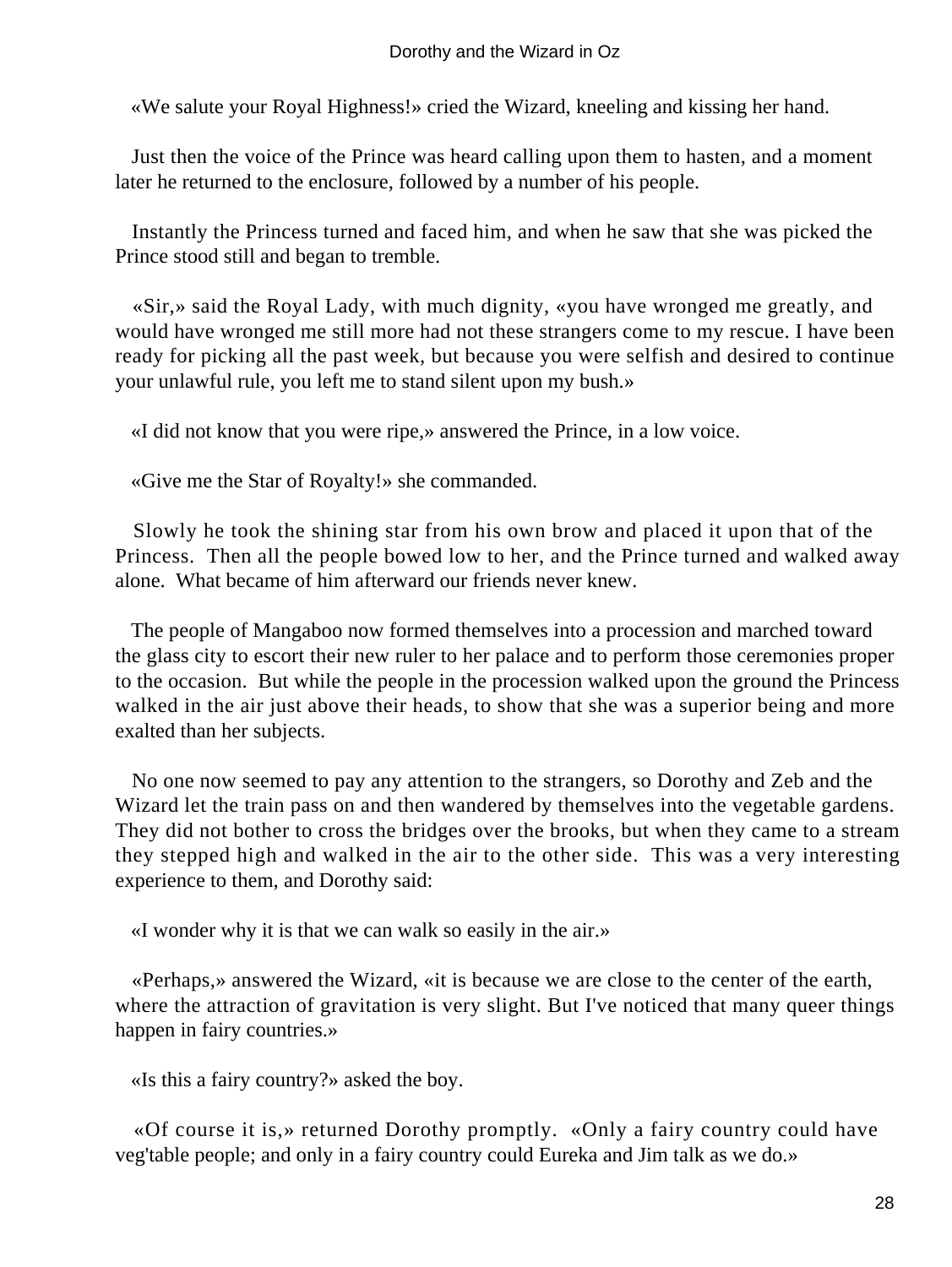«We salute your Royal Highness!» cried the Wizard, kneeling and kissing her hand.

Just then the voice of the Prince was heard calling upon them to hasten, and a moment later he returned to the enclosure, followed by a number of his people.

Instantly the Princess turned and faced him, and when he saw that she was picked the Prince stood still and began to tremble.

«Sir,» said the Royal Lady, with much dignity, «you have wronged me greatly, and would have wronged me still more had not these strangers come to my rescue. I have been ready for picking all the past week, but because you were selfish and desired to continue your unlawful rule, you left me to stand silent upon my bush.»

«I did not know that you were ripe,» answered the Prince, in a low voice.

«Give me the Star of Royalty!» she commanded.

Slowly he took the shining star from his own brow and placed it upon that of the Princess. Then all the people bowed low to her, and the Prince turned and walked away alone. What became of him afterward our friends never knew.

The people of Mangaboo now formed themselves into a procession and marched toward the glass city to escort their new ruler to her palace and to perform those ceremonies proper to the occasion. But while the people in the procession walked upon the ground the Princess walked in the air just above their heads, to show that she was a superior being and more exalted than her subjects.

No one now seemed to pay any attention to the strangers, so Dorothy and Zeb and the Wizard let the train pass on and then wandered by themselves into the vegetable gardens. They did not bother to cross the bridges over the brooks, but when they came to a stream they stepped high and walked in the air to the other side. This was a very interesting experience to them, and Dorothy said:

«I wonder why it is that we can walk so easily in the air.»

«Perhaps,» answered the Wizard, «it is because we are close to the center of the earth, where the attraction of gravitation is very slight. But I've noticed that many queer things happen in fairy countries.»

«Is this a fairy country?» asked the boy.

«Of course it is,» returned Dorothy promptly. «Only a fairy country could have veg'table people; and only in a fairy country could Eureka and Jim talk as we do.»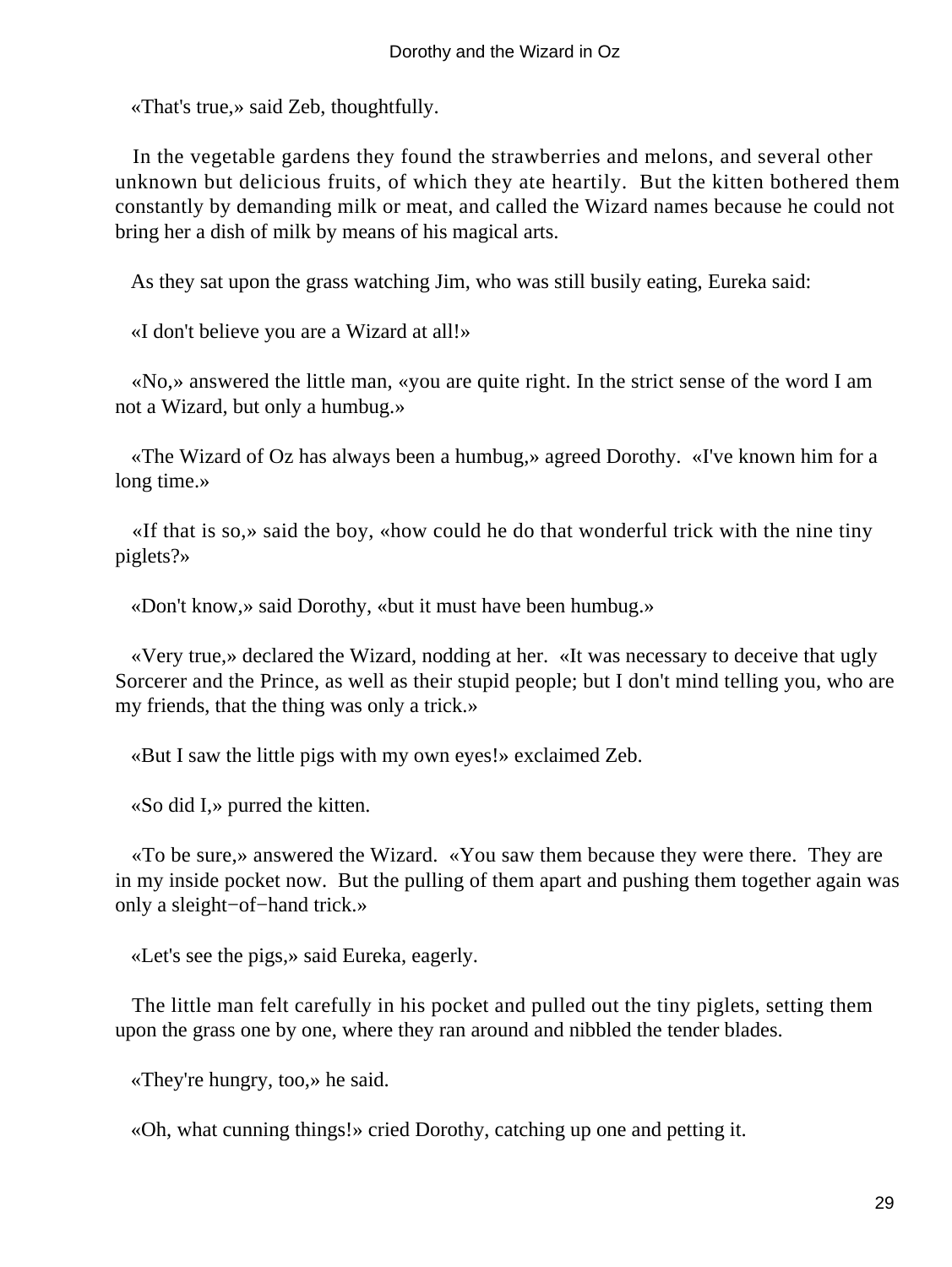«That's true,» said Zeb, thoughtfully.

In the vegetable gardens they found the strawberries and melons, and several other unknown but delicious fruits, of which they ate heartily. But the kitten bothered them constantly by demanding milk or meat, and called the Wizard names because he could not bring her a dish of milk by means of his magical arts.

As they sat upon the grass watching Jim, who was still busily eating, Eureka said:

«I don't believe you are a Wizard at all!»

«No,» answered the little man, «you are quite right. In the strict sense of the word I am not a Wizard, but only a humbug.»

«The Wizard of Oz has always been a humbug,» agreed Dorothy. «I've known him for a long time.»

«If that is so,» said the boy, «how could he do that wonderful trick with the nine tiny piglets?»

«Don't know,» said Dorothy, «but it must have been humbug.»

«Very true,» declared the Wizard, nodding at her. «It was necessary to deceive that ugly Sorcerer and the Prince, as well as their stupid people; but I don't mind telling you, who are my friends, that the thing was only a trick.»

«But I saw the little pigs with my own eyes!» exclaimed Zeb.

«So did I,» purred the kitten.

«To be sure,» answered the Wizard. «You saw them because they were there. They are in my inside pocket now. But the pulling of them apart and pushing them together again was only a sleight−of−hand trick.»

«Let's see the pigs,» said Eureka, eagerly.

The little man felt carefully in his pocket and pulled out the tiny piglets, setting them upon the grass one by one, where they ran around and nibbled the tender blades.

«They're hungry, too,» he said.

«Oh, what cunning things!» cried Dorothy, catching up one and petting it.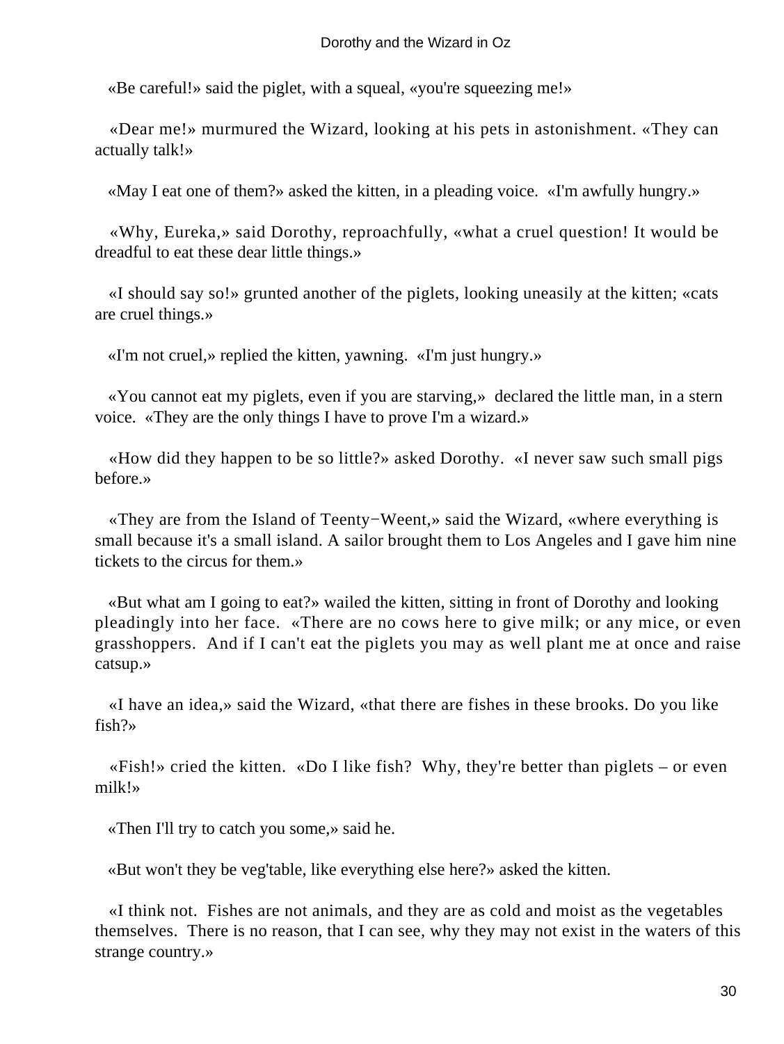«Be careful!» said the piglet, with a squeal, «you're squeezing me!»

«Dear me!» murmured the Wizard, looking at his pets in astonishment. «They can actually talk!»

«May I eat one of them?» asked the kitten, in a pleading voice. «I'm awfully hungry.»

«Why, Eureka,» said Dorothy, reproachfully, «what a cruel question! It would be dreadful to eat these dear little things.»

«I should say so!» grunted another of the piglets, looking uneasily at the kitten; «cats are cruel things.»

«I'm not cruel,» replied the kitten, yawning. «I'm just hungry.»

«You cannot eat my piglets, even if you are starving,» declared the little man, in a stern voice. «They are the only things I have to prove I'm a wizard.»

«How did they happen to be so little?» asked Dorothy. «I never saw such small pigs before.»

«They are from the Island of Teenty−Weent,» said the Wizard, «where everything is small because it's a small island. A sailor brought them to Los Angeles and I gave him nine tickets to the circus for them.»

«But what am I going to eat?» wailed the kitten, sitting in front of Dorothy and looking pleadingly into her face. «There are no cows here to give milk; or any mice, or even grasshoppers. And if I can't eat the piglets you may as well plant me at once and raise catsup.»

«I have an idea,» said the Wizard, «that there are fishes in these brooks. Do you like fish?»

«Fish!» cried the kitten. «Do I like fish? Why, they're better than piglets – or even milk!»

«Then I'll try to catch you some,» said he.

«But won't they be veg'table, like everything else here?» asked the kitten.

«I think not. Fishes are not animals, and they are as cold and moist as the vegetables themselves. There is no reason, that I can see, why they may not exist in the waters of this strange country.»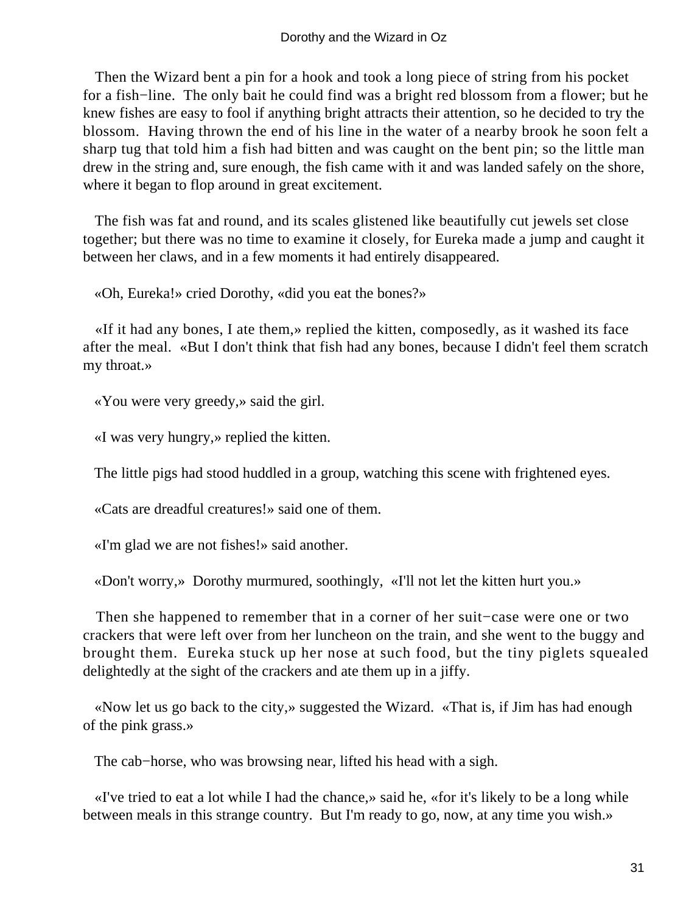Then the Wizard bent a pin for a hook and took a long piece of string from his pocket for a fish−line. The only bait he could find was a bright red blossom from a flower; but he knew fishes are easy to fool if anything bright attracts their attention, so he decided to try the blossom. Having thrown the end of his line in the water of a nearby brook he soon felt a sharp tug that told him a fish had bitten and was caught on the bent pin; so the little man drew in the string and, sure enough, the fish came with it and was landed safely on the shore, where it began to flop around in great excitement.

The fish was fat and round, and its scales glistened like beautifully cut jewels set close together; but there was no time to examine it closely, for Eureka made a jump and caught it between her claws, and in a few moments it had entirely disappeared.

«Oh, Eureka!» cried Dorothy, «did you eat the bones?»

«If it had any bones, I ate them,» replied the kitten, composedly, as it washed its face after the meal. «But I don't think that fish had any bones, because I didn't feel them scratch my throat.»

«You were very greedy,» said the girl.

«I was very hungry,» replied the kitten.

The little pigs had stood huddled in a group, watching this scene with frightened eyes.

«Cats are dreadful creatures!» said one of them.

«I'm glad we are not fishes!» said another.

«Don't worry,» Dorothy murmured, soothingly, «I'll not let the kitten hurt you.»

Then she happened to remember that in a corner of her suit−case were one or two crackers that were left over from her luncheon on the train, and she went to the buggy and brought them. Eureka stuck up her nose at such food, but the tiny piglets squealed delightedly at the sight of the crackers and ate them up in a jiffy.

«Now let us go back to the city,» suggested the Wizard. «That is, if Jim has had enough of the pink grass.»

The cab−horse, who was browsing near, lifted his head with a sigh.

«I've tried to eat a lot while I had the chance,» said he, «for it's likely to be a long while between meals in this strange country. But I'm ready to go, now, at any time you wish.»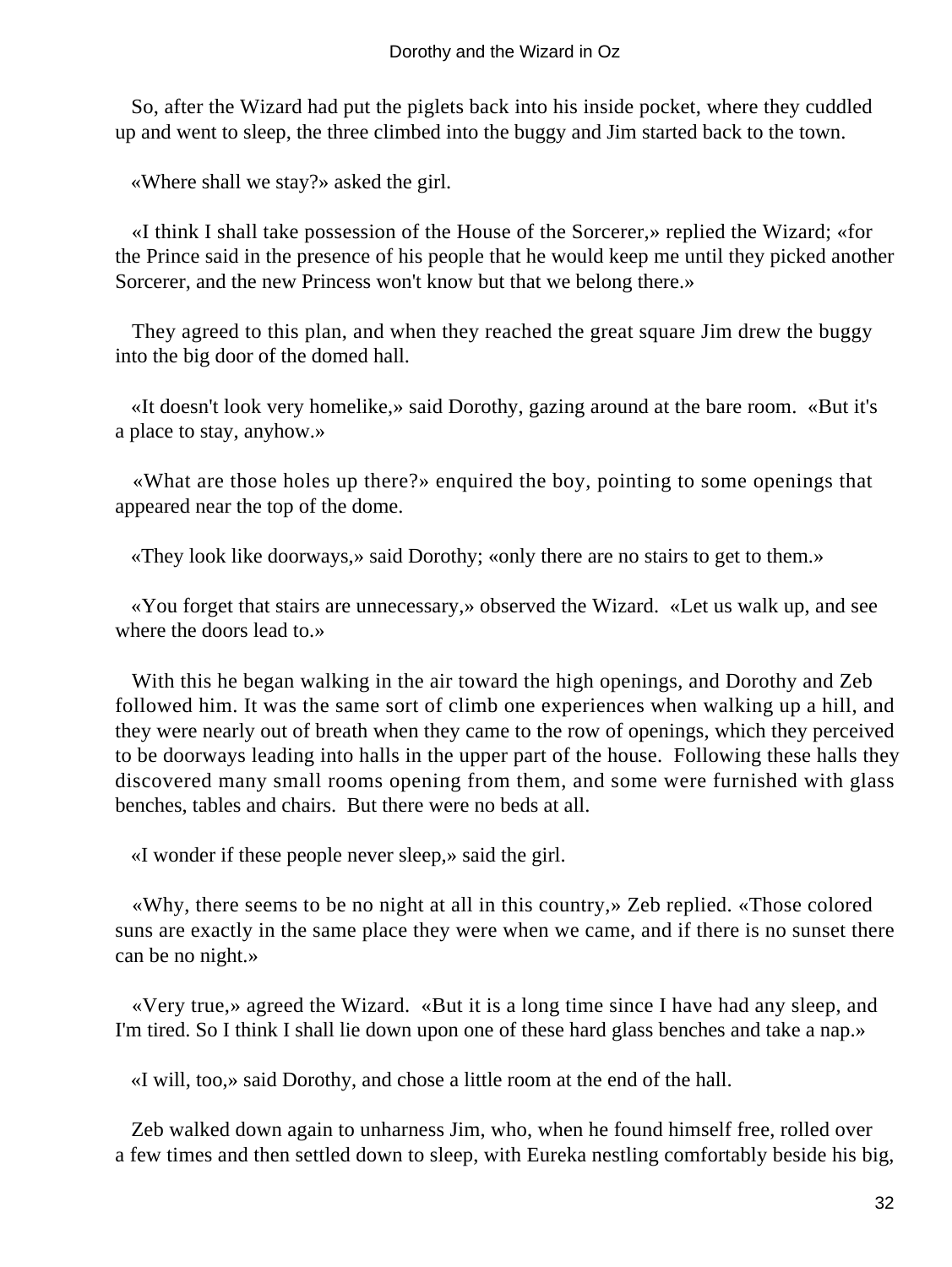So, after the Wizard had put the piglets back into his inside pocket, where they cuddled up and went to sleep, the three climbed into the buggy and Jim started back to the town.

«Where shall we stay?» asked the girl.

«I think I shall take possession of the House of the Sorcerer,» replied the Wizard; «for the Prince said in the presence of his people that he would keep me until they picked another Sorcerer, and the new Princess won't know but that we belong there.»

They agreed to this plan, and when they reached the great square Jim drew the buggy into the big door of the domed hall.

«It doesn't look very homelike,» said Dorothy, gazing around at the bare room. «But it's a place to stay, anyhow.»

«What are those holes up there?» enquired the boy, pointing to some openings that appeared near the top of the dome.

«They look like doorways,» said Dorothy; «only there are no stairs to get to them.»

«You forget that stairs are unnecessary,» observed the Wizard. «Let us walk up, and see where the doors lead to.»

With this he began walking in the air toward the high openings, and Dorothy and Zeb followed him. It was the same sort of climb one experiences when walking up a hill, and they were nearly out of breath when they came to the row of openings, which they perceived to be doorways leading into halls in the upper part of the house. Following these halls they discovered many small rooms opening from them, and some were furnished with glass benches, tables and chairs. But there were no beds at all.

«I wonder if these people never sleep,» said the girl.

«Why, there seems to be no night at all in this country,» Zeb replied. «Those colored suns are exactly in the same place they were when we came, and if there is no sunset there can be no night.»

«Very true,» agreed the Wizard. «But it is a long time since I have had any sleep, and I'm tired. So I think I shall lie down upon one of these hard glass benches and take a nap.»

«I will, too,» said Dorothy, and chose a little room at the end of the hall.

Zeb walked down again to unharness Jim, who, when he found himself free, rolled over a few times and then settled down to sleep, with Eureka nestling comfortably beside his big,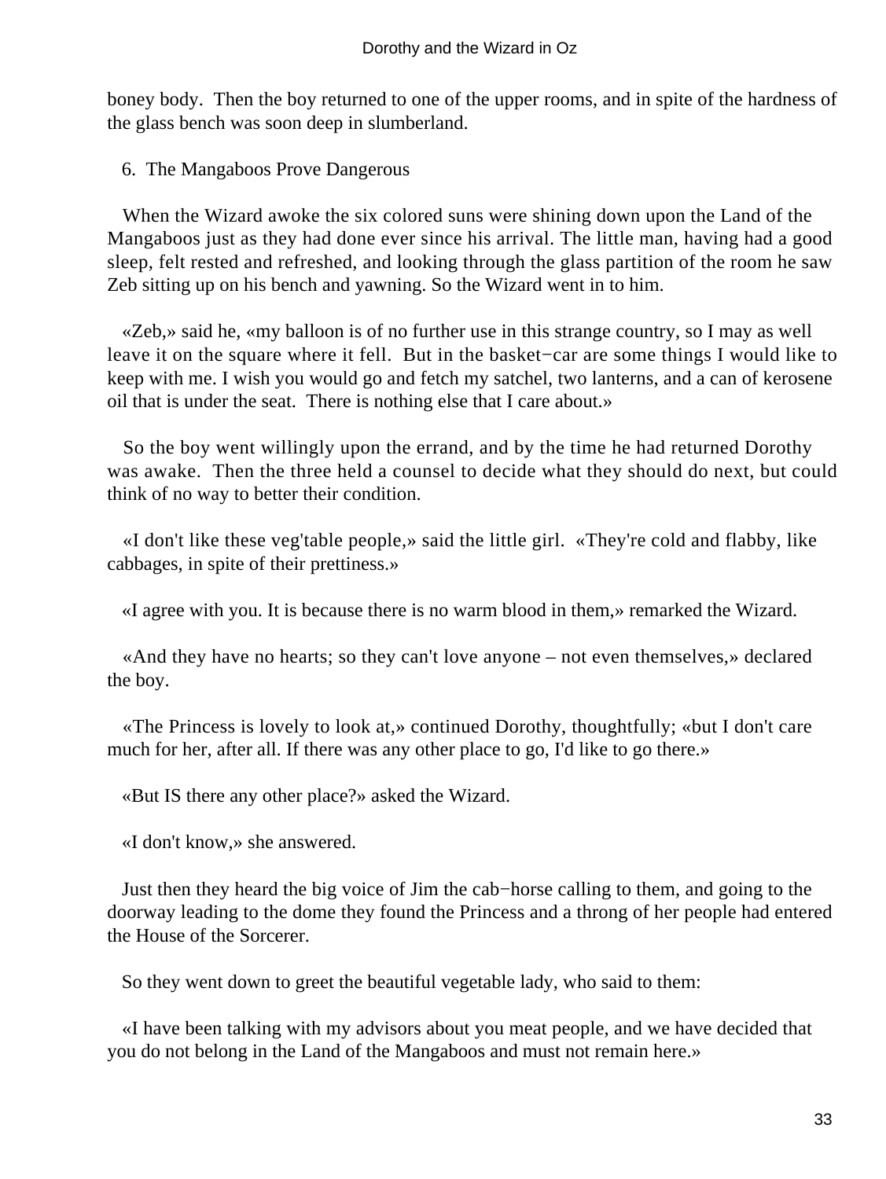boney body.  Then the boy returned to one of the upper rooms, and in spite of the hardness of the glass bench was soon deep in slumberland.

## 6. The Mangaboos Prove Dangerous

When the Wizard awoke the six colored suns were shining down upon the Land of the Mangaboos just as they had done ever since his arrival. The little man, having had a good sleep, felt rested and refreshed, and looking through the glass partition of the room he saw Zeb sitting up on his bench and yawning. So the Wizard went in to him.

«Zeb,» said he, «my balloon is of no further use in this strange country, so I may as well leave it on the square where it fell.  But in the basket−car are some things I would like to keep with me. I wish you would go and fetch my satchel, two lanterns, and a can of kerosene oil that is under the seat.  There is nothing else that I care about.»

So the boy went willingly upon the errand, and by the time he had returned Dorothy was awake.  Then the three held a counsel to decide what they should do next, but could think of no way to better their condition.

«I don't like these veg'table people,» said the little girl.  «They're cold and flabby, like cabbages, in spite of their prettiness.»

«I agree with you. It is because there is no warm blood in them,» remarked the Wizard.

«And they have no hearts; so they can't love anyone – not even themselves,» declared the boy.

«The Princess is lovely to look at,» continued Dorothy, thoughtfully; «but I don't care much for her, after all. If there was any other place to go, I'd like to go there.»

«But IS there any other place?» asked the Wizard.

«I don't know,» she answered.

Just then they heard the big voice of Jim the cab−horse calling to them, and going to the doorway leading to the dome they found the Princess and a throng of her people had entered the House of the Sorcerer.

So they went down to greet the beautiful vegetable lady, who said to them:

«I have been talking with my advisors about you meat people, and we have decided that you do not belong in the Land of the Mangaboos and must not remain here.»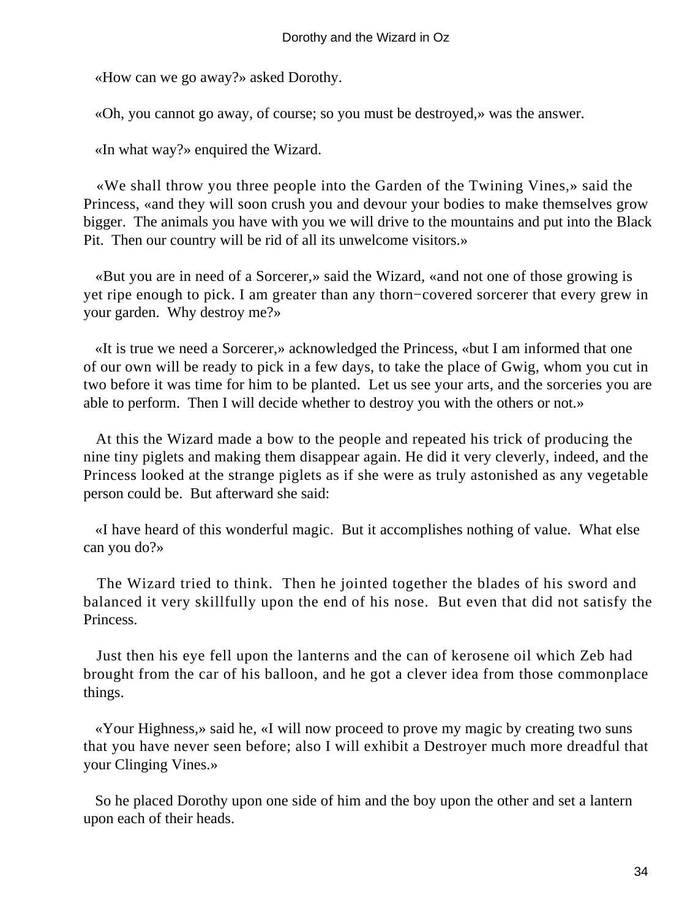«How can we go away?» asked Dorothy.

«Oh, you cannot go away, of course; so you must be destroyed,» was the answer.

«In what way?» enquired the Wizard.

«We shall throw you three people into the Garden of the Twining Vines,» said the Princess, «and they will soon crush you and devour your bodies to make themselves grow bigger. The animals you have with you we will drive to the mountains and put into the Black Pit. Then our country will be rid of all its unwelcome visitors.»

«But you are in need of a Sorcerer,» said the Wizard, «and not one of those growing is yet ripe enough to pick. I am greater than any thorn−covered sorcerer that every grew in your garden. Why destroy me?»

«It is true we need a Sorcerer,» acknowledged the Princess, «but I am informed that one of our own will be ready to pick in a few days, to take the place of Gwig, whom you cut in two before it was time for him to be planted. Let us see your arts, and the sorceries you are able to perform. Then I will decide whether to destroy you with the others or not.»

At this the Wizard made a bow to the people and repeated his trick of producing the nine tiny piglets and making them disappear again. He did it very cleverly, indeed, and the Princess looked at the strange piglets as if she were as truly astonished as any vegetable person could be. But afterward she said:

«I have heard of this wonderful magic. But it accomplishes nothing of value. What else can you do?»

The Wizard tried to think. Then he jointed together the blades of his sword and balanced it very skillfully upon the end of his nose. But even that did not satisfy the Princess.

Just then his eye fell upon the lanterns and the can of kerosene oil which Zeb had brought from the car of his balloon, and he got a clever idea from those commonplace things.

«Your Highness,» said he, «I will now proceed to prove my magic by creating two suns that you have never seen before; also I will exhibit a Destroyer much more dreadful that your Clinging Vines.»

So he placed Dorothy upon one side of him and the boy upon the other and set a lantern upon each of their heads.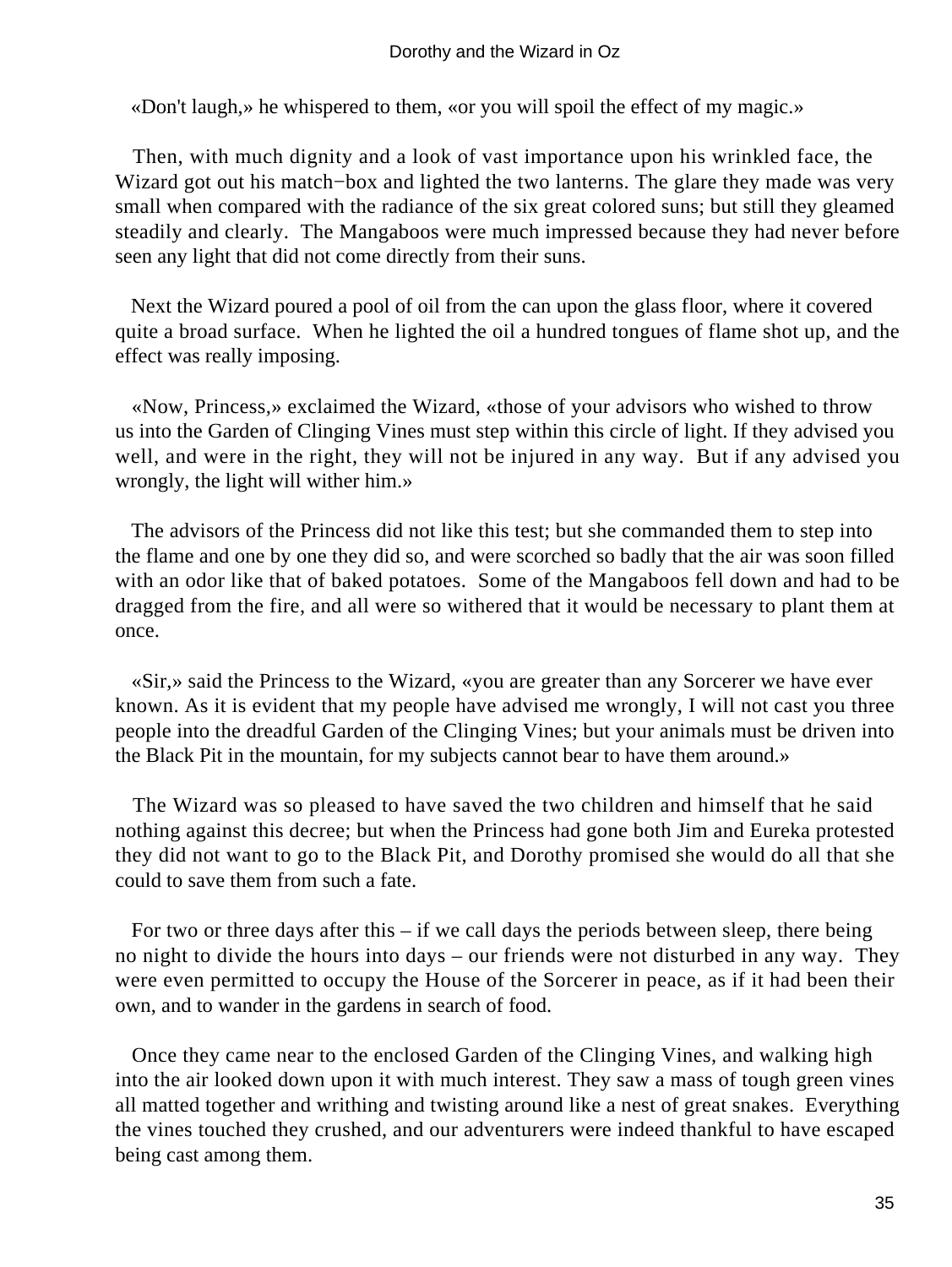«Don't laugh,» he whispered to them, «or you will spoil the effect of my magic.»

Then, with much dignity and a look of vast importance upon his wrinkled face, the Wizard got out his match−box and lighted the two lanterns. The glare they made was very small when compared with the radiance of the six great colored suns; but still they gleamed steadily and clearly. The Mangaboos were much impressed because they had never before seen any light that did not come directly from their suns.

Next the Wizard poured a pool of oil from the can upon the glass floor, where it covered quite a broad surface. When he lighted the oil a hundred tongues of flame shot up, and the effect was really imposing.

«Now, Princess,» exclaimed the Wizard, «those of your advisors who wished to throw us into the Garden of Clinging Vines must step within this circle of light. If they advised you well, and were in the right, they will not be injured in any way. But if any advised you wrongly, the light will wither him.»

The advisors of the Princess did not like this test; but she commanded them to step into the flame and one by one they did so, and were scorched so badly that the air was soon filled with an odor like that of baked potatoes. Some of the Mangaboos fell down and had to be dragged from the fire, and all were so withered that it would be necessary to plant them at once.

«Sir,» said the Princess to the Wizard, «you are greater than any Sorcerer we have ever known. As it is evident that my people have advised me wrongly, I will not cast you three people into the dreadful Garden of the Clinging Vines; but your animals must be driven into the Black Pit in the mountain, for my subjects cannot bear to have them around.»

The Wizard was so pleased to have saved the two children and himself that he said nothing against this decree; but when the Princess had gone both Jim and Eureka protested they did not want to go to the Black Pit, and Dorothy promised she would do all that she could to save them from such a fate.

For two or three days after this – if we call days the periods between sleep, there being no night to divide the hours into days – our friends were not disturbed in any way. They were even permitted to occupy the House of the Sorcerer in peace, as if it had been their own, and to wander in the gardens in search of food.

Once they came near to the enclosed Garden of the Clinging Vines, and walking high into the air looked down upon it with much interest. They saw a mass of tough green vines all matted together and writhing and twisting around like a nest of great snakes. Everything the vines touched they crushed, and our adventurers were indeed thankful to have escaped being cast among them.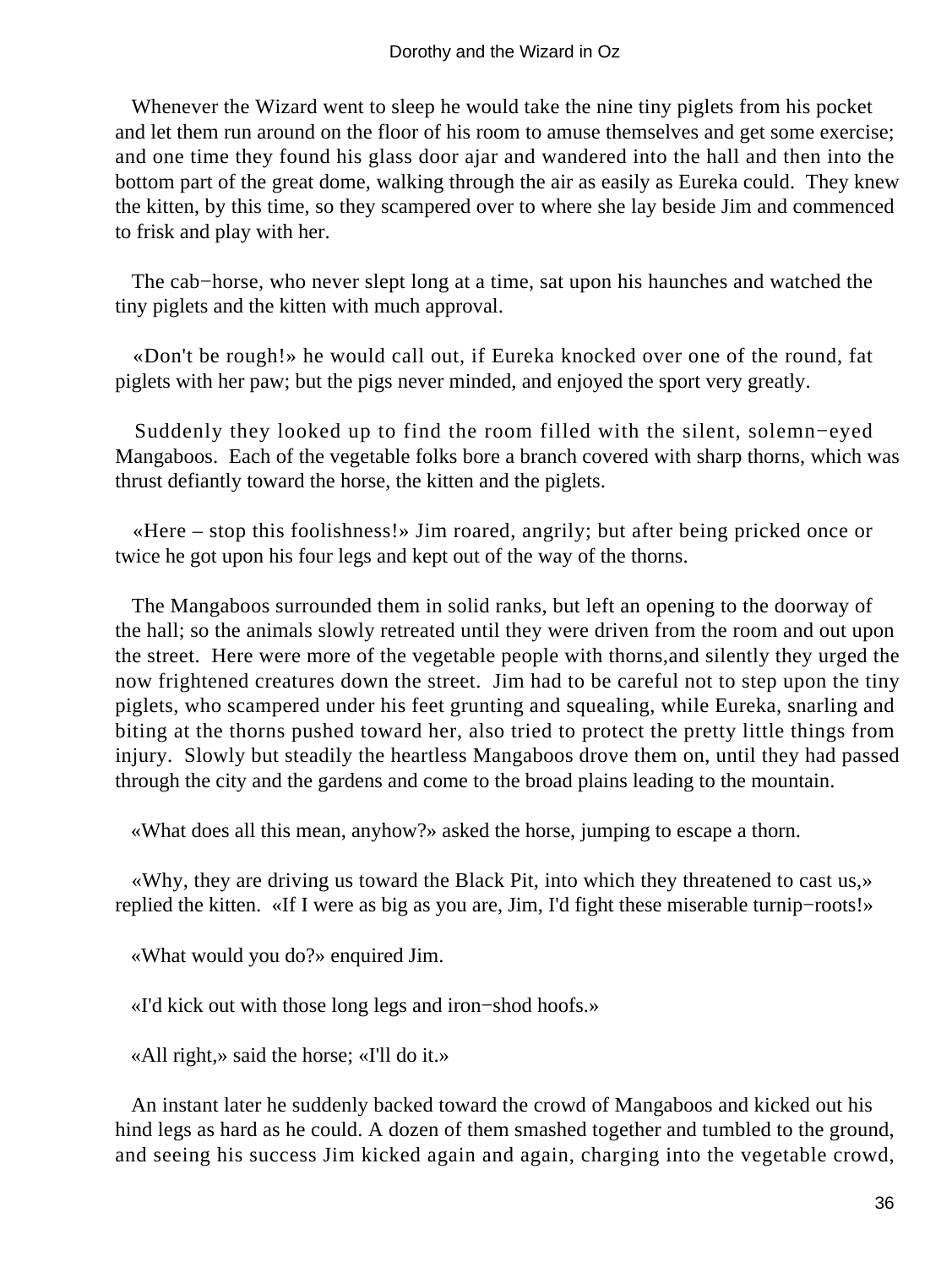Whenever the Wizard went to sleep he would take the nine tiny piglets from his pocket and let them run around on the floor of his room to amuse themselves and get some exercise; and one time they found his glass door ajar and wandered into the hall and then into the bottom part of the great dome, walking through the air as easily as Eureka could. They knew the kitten, by this time, so they scampered over to where she lay beside Jim and commenced to frisk and play with her.

The cab−horse, who never slept long at a time, sat upon his haunches and watched the tiny piglets and the kitten with much approval.

«Don't be rough!» he would call out, if Eureka knocked over one of the round, fat piglets with her paw; but the pigs never minded, and enjoyed the sport very greatly.

Suddenly they looked up to find the room filled with the silent, solemn−eyed Mangaboos. Each of the vegetable folks bore a branch covered with sharp thorns, which was thrust defiantly toward the horse, the kitten and the piglets.

«Here – stop this foolishness!» Jim roared, angrily; but after being pricked once or twice he got upon his four legs and kept out of the way of the thorns.

The Mangaboos surrounded them in solid ranks, but left an opening to the doorway of the hall; so the animals slowly retreated until they were driven from the room and out upon the street. Here were more of the vegetable people with thorns,and silently they urged the now frightened creatures down the street. Jim had to be careful not to step upon the tiny piglets, who scampered under his feet grunting and squealing, while Eureka, snarling and biting at the thorns pushed toward her, also tried to protect the pretty little things from injury. Slowly but steadily the heartless Mangaboos drove them on, until they had passed through the city and the gardens and come to the broad plains leading to the mountain.

«What does all this mean, anyhow?» asked the horse, jumping to escape a thorn.

«Why, they are driving us toward the Black Pit, into which they threatened to cast us,» replied the kitten. «If I were as big as you are, Jim, I'd fight these miserable turnip−roots!»

«What would you do?» enquired Jim.

«I'd kick out with those long legs and iron−shod hoofs.»

«All right,» said the horse; «I'll do it.»

An instant later he suddenly backed toward the crowd of Mangaboos and kicked out his hind legs as hard as he could. A dozen of them smashed together and tumbled to the ground, and seeing his success Jim kicked again and again, charging into the vegetable crowd,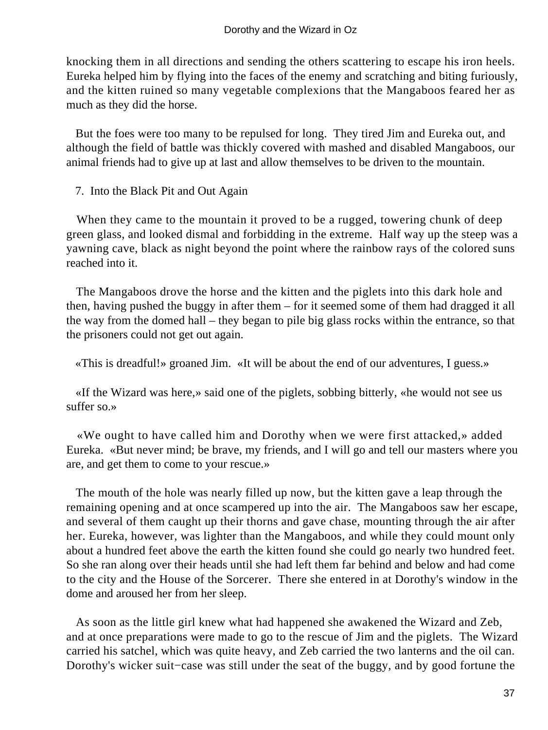knocking them in all directions and sending the others scattering to escape his iron heels. Eureka helped him by flying into the faces of the enemy and scratching and biting furiously, and the kitten ruined so many vegetable complexions that the Mangaboos feared her as much as they did the horse.

But the foes were too many to be repulsed for long. They tired Jim and Eureka out, and although the field of battle was thickly covered with mashed and disabled Mangaboos, our animal friends had to give up at last and allow themselves to be driven to the mountain.

## 7. Into the Black Pit and Out Again

When they came to the mountain it proved to be a rugged, towering chunk of deep green glass, and looked dismal and forbidding in the extreme. Half way up the steep was a yawning cave, black as night beyond the point where the rainbow rays of the colored suns reached into it.

The Mangaboos drove the horse and the kitten and the piglets into this dark hole and then, having pushed the buggy in after them – for it seemed some of them had dragged it all the way from the domed hall – they began to pile big glass rocks within the entrance, so that the prisoners could not get out again.

«This is dreadful!» groaned Jim. «It will be about the end of our adventures, I guess.»

«If the Wizard was here,» said one of the piglets, sobbing bitterly, «he would not see us suffer so.»

«We ought to have called him and Dorothy when we were first attacked,» added Eureka. «But never mind; be brave, my friends, and I will go and tell our masters where you are, and get them to come to your rescue.»

The mouth of the hole was nearly filled up now, but the kitten gave a leap through the remaining opening and at once scampered up into the air. The Mangaboos saw her escape, and several of them caught up their thorns and gave chase, mounting through the air after her. Eureka, however, was lighter than the Mangaboos, and while they could mount only about a hundred feet above the earth the kitten found she could go nearly two hundred feet. So she ran along over their heads until she had left them far behind and below and had come to the city and the House of the Sorcerer. There she entered in at Dorothy's window in the dome and aroused her from her sleep.

As soon as the little girl knew what had happened she awakened the Wizard and Zeb, and at once preparations were made to go to the rescue of Jim and the piglets. The Wizard carried his satchel, which was quite heavy, and Zeb carried the two lanterns and the oil can. Dorothy's wicker suit−case was still under the seat of the buggy, and by good fortune the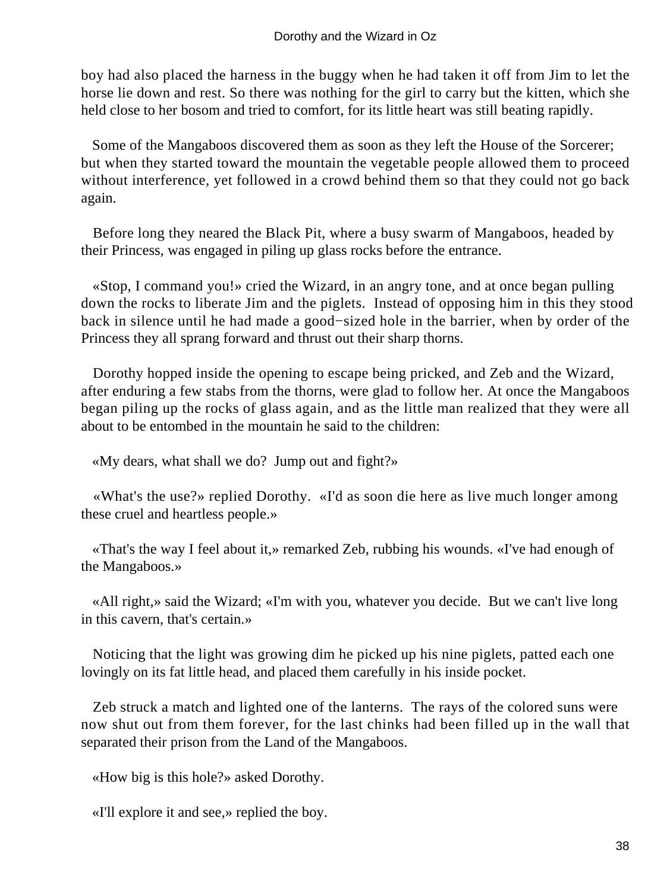boy had also placed the harness in the buggy when he had taken it off from Jim to let the horse lie down and rest. So there was nothing for the girl to carry but the kitten, which she held close to her bosom and tried to comfort, for its little heart was still beating rapidly.

Some of the Mangaboos discovered them as soon as they left the House of the Sorcerer; but when they started toward the mountain the vegetable people allowed them to proceed without interference, yet followed in a crowd behind them so that they could not go back again.

Before long they neared the Black Pit, where a busy swarm of Mangaboos, headed by their Princess, was engaged in piling up glass rocks before the entrance.

«Stop, I command you!» cried the Wizard, in an angry tone, and at once began pulling down the rocks to liberate Jim and the piglets. Instead of opposing him in this they stood back in silence until he had made a good−sized hole in the barrier, when by order of the Princess they all sprang forward and thrust out their sharp thorns.

Dorothy hopped inside the opening to escape being pricked, and Zeb and the Wizard, after enduring a few stabs from the thorns, were glad to follow her. At once the Mangaboos began piling up the rocks of glass again, and as the little man realized that they were all about to be entombed in the mountain he said to the children:

«My dears, what shall we do? Jump out and fight?»

«What's the use?» replied Dorothy. «I'd as soon die here as live much longer among these cruel and heartless people.»

«That's the way I feel about it,» remarked Zeb, rubbing his wounds. «I've had enough of the Mangaboos.»

«All right,» said the Wizard; «I'm with you, whatever you decide. But we can't live long in this cavern, that's certain.»

Noticing that the light was growing dim he picked up his nine piglets, patted each one lovingly on its fat little head, and placed them carefully in his inside pocket.

Zeb struck a match and lighted one of the lanterns. The rays of the colored suns were now shut out from them forever, for the last chinks had been filled up in the wall that separated their prison from the Land of the Mangaboos.

«How big is this hole?» asked Dorothy.

«I'll explore it and see,» replied the boy.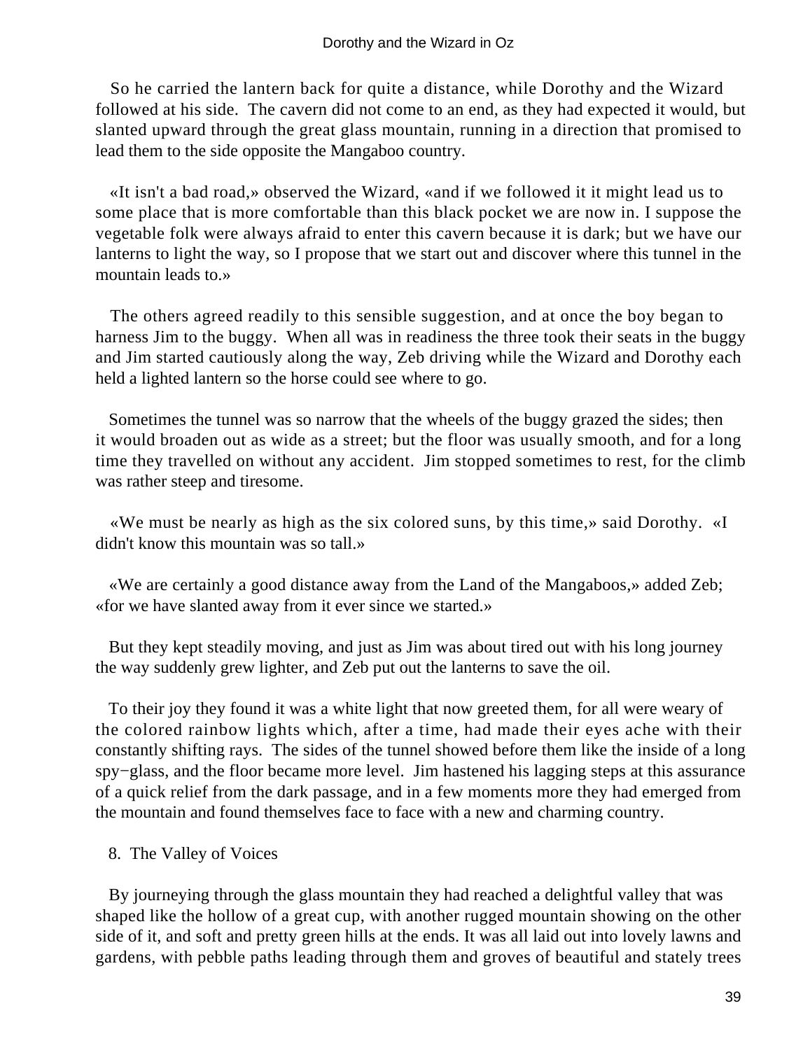So he carried the lantern back for quite a distance, while Dorothy and the Wizard followed at his side. The cavern did not come to an end, as they had expected it would, but slanted upward through the great glass mountain, running in a direction that promised to lead them to the side opposite the Mangaboo country.

«It isn't a bad road,» observed the Wizard, «and if we followed it it might lead us to some place that is more comfortable than this black pocket we are now in. I suppose the vegetable folk were always afraid to enter this cavern because it is dark; but we have our lanterns to light the way, so I propose that we start out and discover where this tunnel in the mountain leads to.»

The others agreed readily to this sensible suggestion, and at once the boy began to harness Jim to the buggy. When all was in readiness the three took their seats in the buggy and Jim started cautiously along the way, Zeb driving while the Wizard and Dorothy each held a lighted lantern so the horse could see where to go.

Sometimes the tunnel was so narrow that the wheels of the buggy grazed the sides; then it would broaden out as wide as a street; but the floor was usually smooth, and for a long time they travelled on without any accident. Jim stopped sometimes to rest, for the climb was rather steep and tiresome.

«We must be nearly as high as the six colored suns, by this time,» said Dorothy. «I didn't know this mountain was so tall.»

«We are certainly a good distance away from the Land of the Mangaboos,» added Zeb; «for we have slanted away from it ever since we started.»

But they kept steadily moving, and just as Jim was about tired out with his long journey the way suddenly grew lighter, and Zeb put out the lanterns to save the oil.

To their joy they found it was a white light that now greeted them, for all were weary of the colored rainbow lights which, after a time, had made their eyes ache with their constantly shifting rays. The sides of the tunnel showed before them like the inside of a long spy−glass, and the floor became more level. Jim hastened his lagging steps at this assurance of a quick relief from the dark passage, and in a few moments more they had emerged from the mountain and found themselves face to face with a new and charming country.

## 8. The Valley of Voices

By journeying through the glass mountain they had reached a delightful valley that was shaped like the hollow of a great cup, with another rugged mountain showing on the other side of it, and soft and pretty green hills at the ends. It was all laid out into lovely lawns and gardens, with pebble paths leading through them and groves of beautiful and stately trees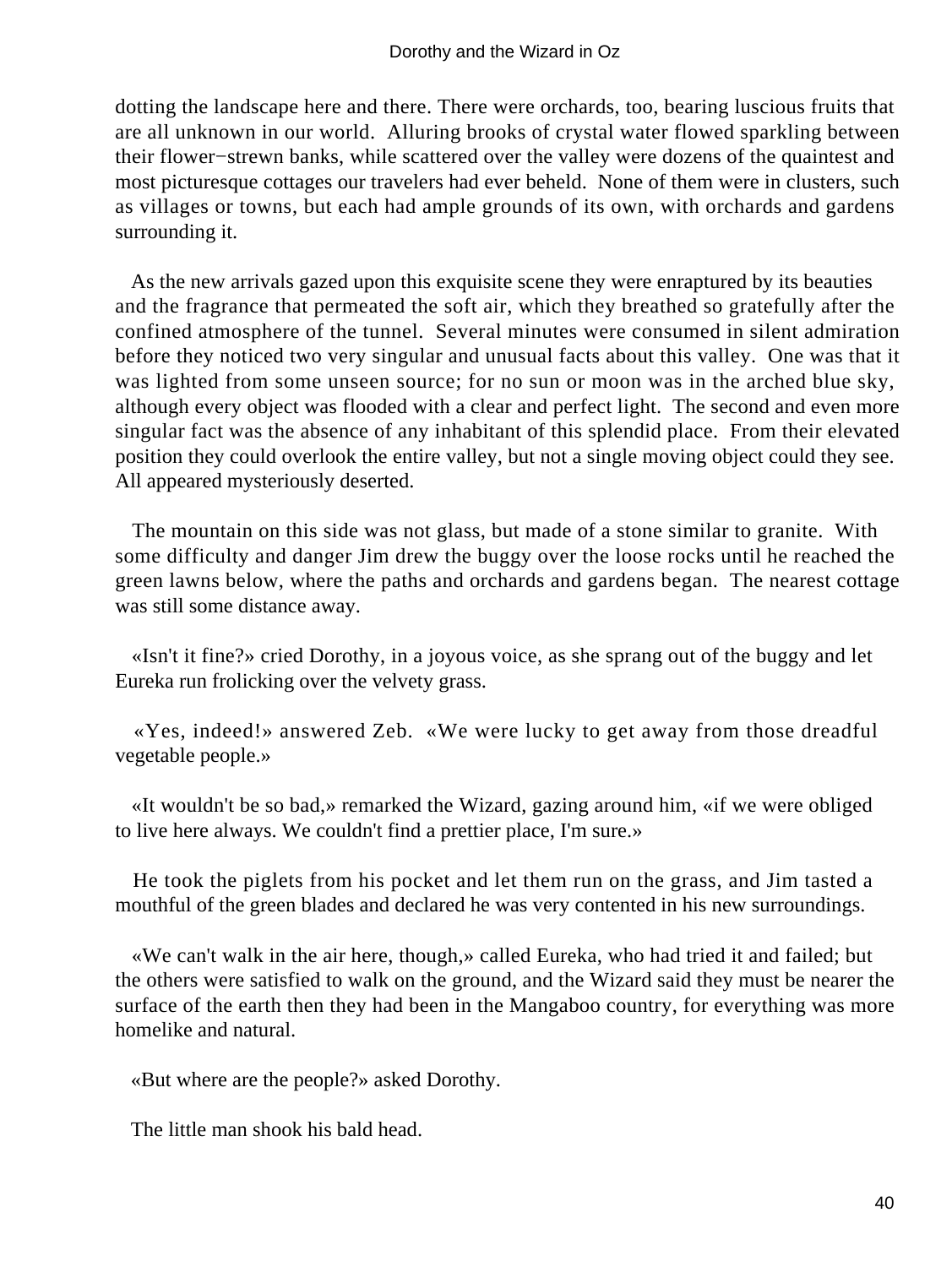dotting the landscape here and there. There were orchards, too, bearing luscious fruits that are all unknown in our world. Alluring brooks of crystal water flowed sparkling between their flower−strewn banks, while scattered over the valley were dozens of the quaintest and most picturesque cottages our travelers had ever beheld. None of them were in clusters, such as villages or towns, but each had ample grounds of its own, with orchards and gardens surrounding it.

As the new arrivals gazed upon this exquisite scene they were enraptured by its beauties and the fragrance that permeated the soft air, which they breathed so gratefully after the confined atmosphere of the tunnel. Several minutes were consumed in silent admiration before they noticed two very singular and unusual facts about this valley. One was that it was lighted from some unseen source; for no sun or moon was in the arched blue sky, although every object was flooded with a clear and perfect light. The second and even more singular fact was the absence of any inhabitant of this splendid place. From their elevated position they could overlook the entire valley, but not a single moving object could they see. All appeared mysteriously deserted.

The mountain on this side was not glass, but made of a stone similar to granite. With some difficulty and danger Jim drew the buggy over the loose rocks until he reached the green lawns below, where the paths and orchards and gardens began. The nearest cottage was still some distance away.

«Isn't it fine?» cried Dorothy, in a joyous voice, as she sprang out of the buggy and let Eureka run frolicking over the velvety grass.

«Yes, indeed!» answered Zeb. «We were lucky to get away from those dreadful vegetable people.»

«It wouldn't be so bad,» remarked the Wizard, gazing around him, «if we were obliged to live here always. We couldn't find a prettier place, I'm sure.»

He took the piglets from his pocket and let them run on the grass, and Jim tasted a mouthful of the green blades and declared he was very contented in his new surroundings.

«We can't walk in the air here, though,» called Eureka, who had tried it and failed; but the others were satisfied to walk on the ground, and the Wizard said they must be nearer the surface of the earth then they had been in the Mangaboo country, for everything was more homelike and natural.

«But where are the people?» asked Dorothy.

The little man shook his bald head.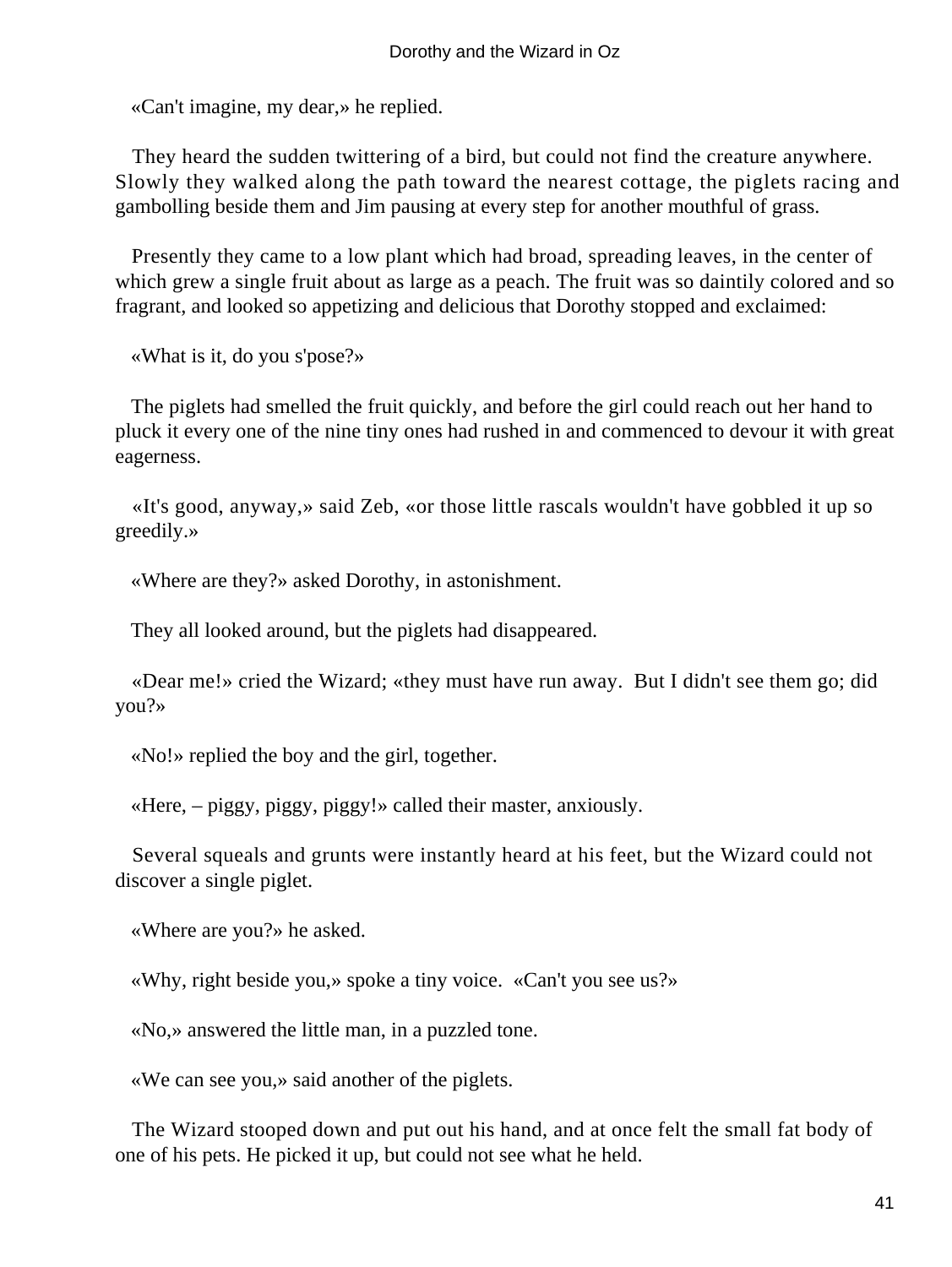«Can't imagine, my dear,» he replied.

They heard the sudden twittering of a bird, but could not find the creature anywhere. Slowly they walked along the path toward the nearest cottage, the piglets racing and gambolling beside them and Jim pausing at every step for another mouthful of grass.

Presently they came to a low plant which had broad, spreading leaves, in the center of which grew a single fruit about as large as a peach. The fruit was so daintily colored and so fragrant, and looked so appetizing and delicious that Dorothy stopped and exclaimed:

«What is it, do you s'pose?»

The piglets had smelled the fruit quickly, and before the girl could reach out her hand to pluck it every one of the nine tiny ones had rushed in and commenced to devour it with great eagerness.

«It's good, anyway,» said Zeb, «or those little rascals wouldn't have gobbled it up so greedily.»

«Where are they?» asked Dorothy, in astonishment.

They all looked around, but the piglets had disappeared.

«Dear me!» cried the Wizard; «they must have run away. But I didn't see them go; did you?»

«No!» replied the boy and the girl, together.

«Here, – piggy, piggy, piggy!» called their master, anxiously.

Several squeals and grunts were instantly heard at his feet, but the Wizard could not discover a single piglet.

«Where are you?» he asked.

«Why, right beside you,» spoke a tiny voice. «Can't you see us?»

«No,» answered the little man, in a puzzled tone.

«We can see you,» said another of the piglets.

The Wizard stooped down and put out his hand, and at once felt the small fat body of one of his pets. He picked it up, but could not see what he held.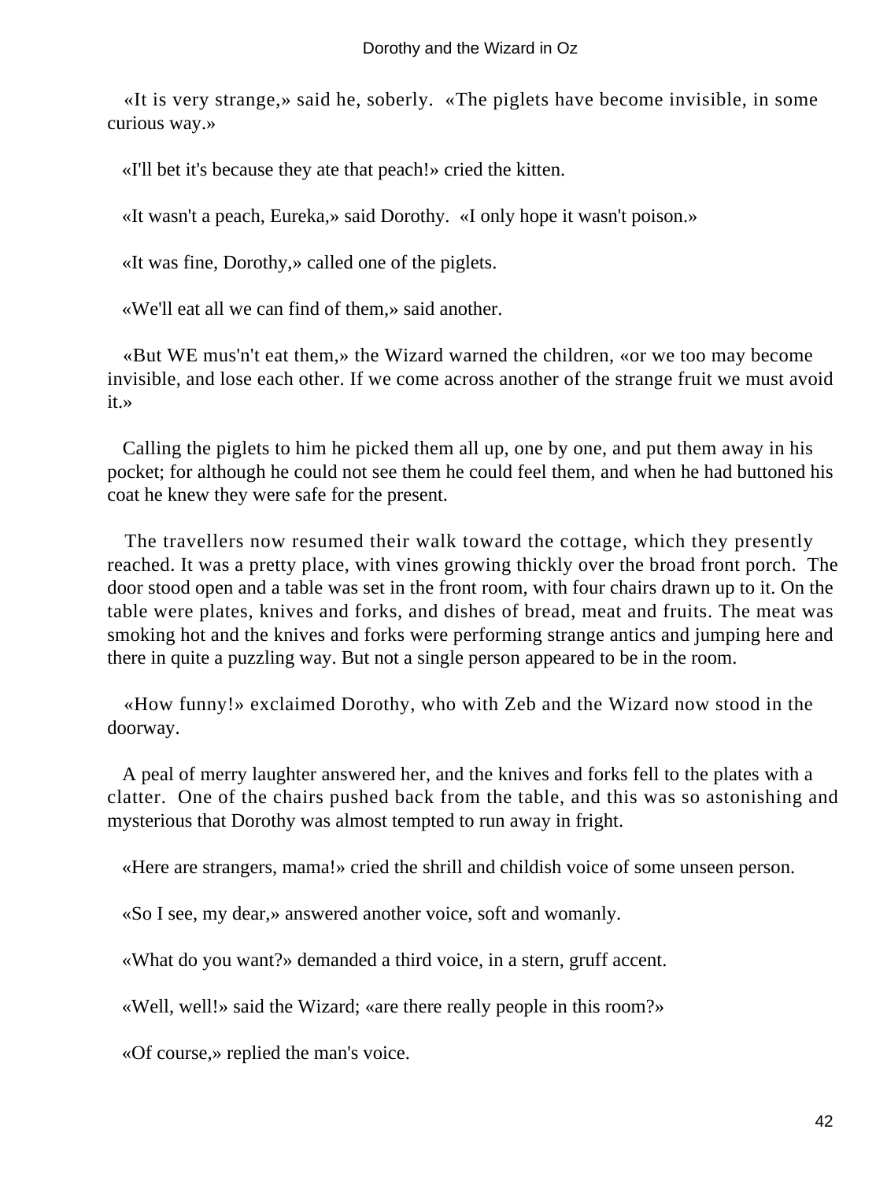«It is very strange,» said he, soberly. «The piglets have become invisible, in some curious way.»

«I'll bet it's because they ate that peach!» cried the kitten.

«It wasn't a peach, Eureka,» said Dorothy. «I only hope it wasn't poison.»

«It was fine, Dorothy,» called one of the piglets.

«We'll eat all we can find of them,» said another.

«But WE mus'n't eat them,» the Wizard warned the children, «or we too may become invisible, and lose each other. If we come across another of the strange fruit we must avoid it.»

Calling the piglets to him he picked them all up, one by one, and put them away in his pocket; for although he could not see them he could feel them, and when he had buttoned his coat he knew they were safe for the present.

The travellers now resumed their walk toward the cottage, which they presently reached. It was a pretty place, with vines growing thickly over the broad front porch. The door stood open and a table was set in the front room, with four chairs drawn up to it. On the table were plates, knives and forks, and dishes of bread, meat and fruits. The meat was smoking hot and the knives and forks were performing strange antics and jumping here and there in quite a puzzling way. But not a single person appeared to be in the room.

«How funny!» exclaimed Dorothy, who with Zeb and the Wizard now stood in the doorway.

A peal of merry laughter answered her, and the knives and forks fell to the plates with a clatter. One of the chairs pushed back from the table, and this was so astonishing and mysterious that Dorothy was almost tempted to run away in fright.

«Here are strangers, mama!» cried the shrill and childish voice of some unseen person.

«So I see, my dear,» answered another voice, soft and womanly.

«What do you want?» demanded a third voice, in a stern, gruff accent.

«Well, well!» said the Wizard; «are there really people in this room?»

«Of course,» replied the man's voice.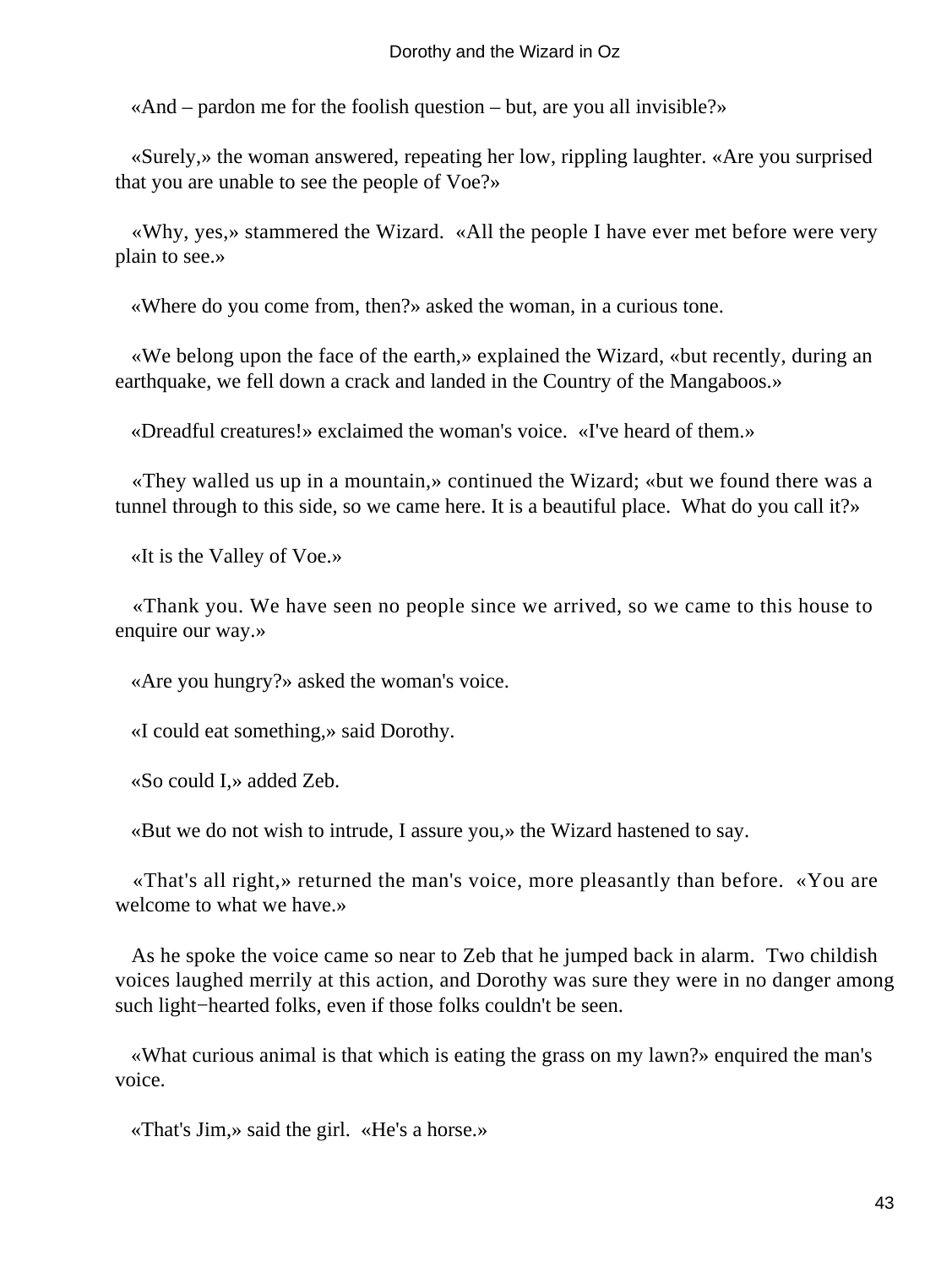«And – pardon me for the foolish question – but, are you all invisible?»

«Surely,» the woman answered, repeating her low, rippling laughter. «Are you surprised that you are unable to see the people of Voe?»

«Why, yes,» stammered the Wizard. «All the people I have ever met before were very plain to see.»

«Where do you come from, then?» asked the woman, in a curious tone.

«We belong upon the face of the earth,» explained the Wizard, «but recently, during an earthquake, we fell down a crack and landed in the Country of the Mangaboos.»

«Dreadful creatures!» exclaimed the woman's voice. «I've heard of them.»

«They walled us up in a mountain,» continued the Wizard; «but we found there was a tunnel through to this side, so we came here. It is a beautiful place. What do you call it?»

«It is the Valley of Voe.»

«Thank you. We have seen no people since we arrived, so we came to this house to enquire our way.»

«Are you hungry?» asked the woman's voice.

«I could eat something,» said Dorothy.

«So could I,» added Zeb.

«But we do not wish to intrude, I assure you,» the Wizard hastened to say.

«That's all right,» returned the man's voice, more pleasantly than before. «You are welcome to what we have.»

As he spoke the voice came so near to Zeb that he jumped back in alarm. Two childish voices laughed merrily at this action, and Dorothy was sure they were in no danger among such light−hearted folks, even if those folks couldn't be seen.

«What curious animal is that which is eating the grass on my lawn?» enquired the man's voice.

«That's Jim,» said the girl. «He's a horse.»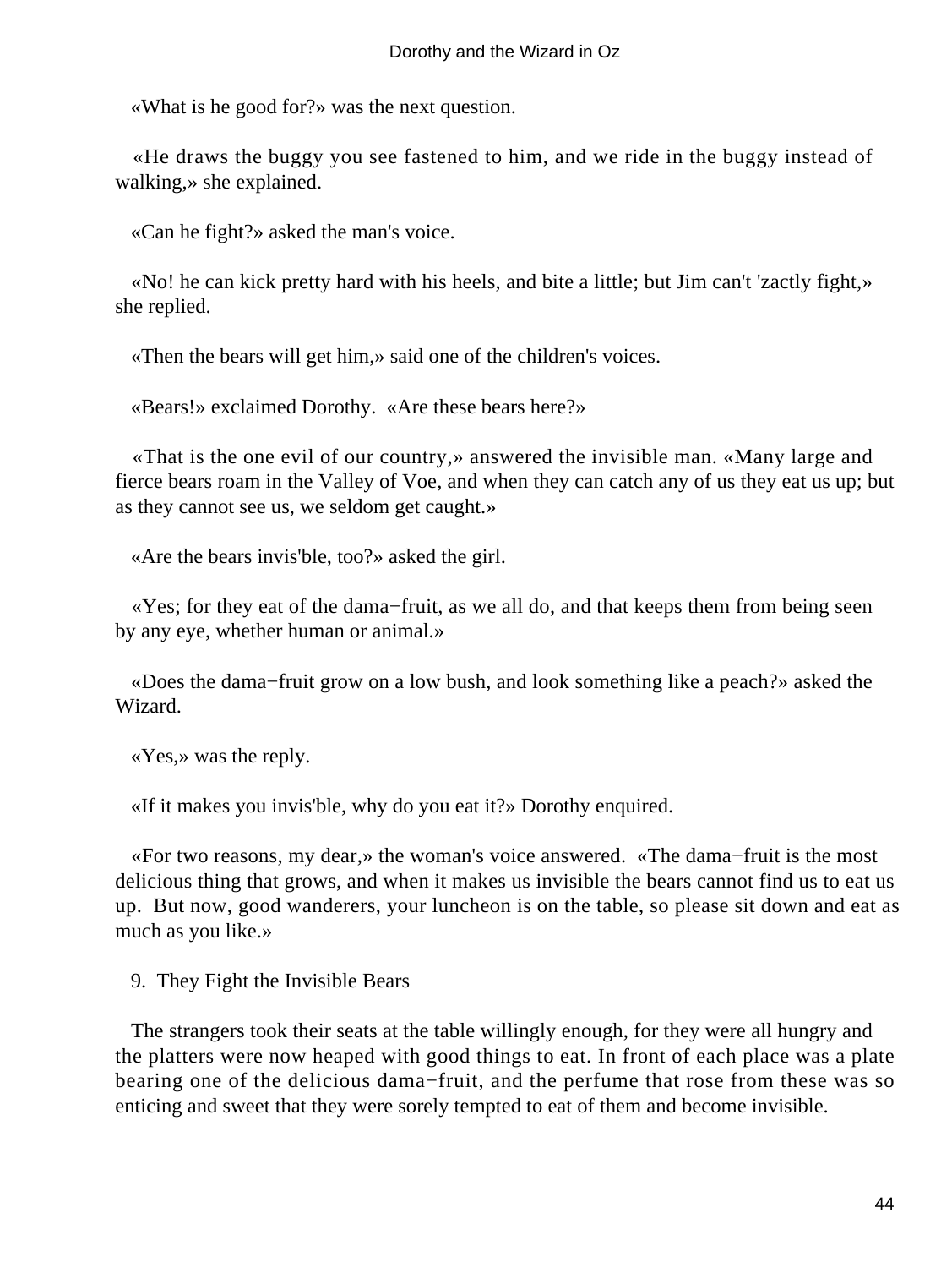«What is he good for?» was the next question.

«He draws the buggy you see fastened to him, and we ride in the buggy instead of walking,» she explained.

«Can he fight?» asked the man's voice.

«No! he can kick pretty hard with his heels, and bite a little; but Jim can't 'zactly fight,» she replied.

«Then the bears will get him,» said one of the children's voices.

«Bears!» exclaimed Dorothy. «Are these bears here?»

«That is the one evil of our country,» answered the invisible man. «Many large and fierce bears roam in the Valley of Voe, and when they can catch any of us they eat us up; but as they cannot see us, we seldom get caught.»

«Are the bears invis'ble, too?» asked the girl.

«Yes; for they eat of the dama−fruit, as we all do, and that keeps them from being seen by any eye, whether human or animal.»

«Does the dama−fruit grow on a low bush, and look something like a peach?» asked the Wizard.

«Yes,» was the reply.

«If it makes you invis'ble, why do you eat it?» Dorothy enquired.

«For two reasons, my dear,» the woman's voice answered. «The dama−fruit is the most delicious thing that grows, and when it makes us invisible the bears cannot find us to eat us up. But now, good wanderers, your luncheon is on the table, so please sit down and eat as much as you like.»

## 9. They Fight the Invisible Bears

The strangers took their seats at the table willingly enough, for they were all hungry and the platters were now heaped with good things to eat. In front of each place was a plate bearing one of the delicious dama−fruit, and the perfume that rose from these was so enticing and sweet that they were sorely tempted to eat of them and become invisible.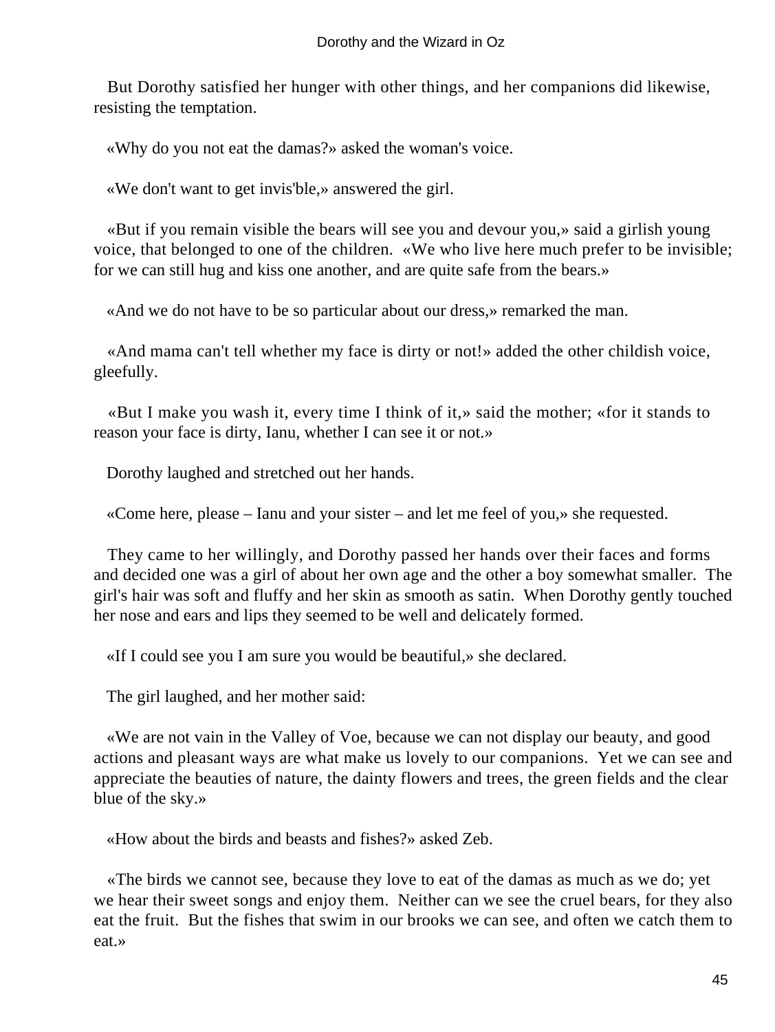But Dorothy satisfied her hunger with other things, and her companions did likewise, resisting the temptation.

«Why do you not eat the damas?» asked the woman's voice.

«We don't want to get invis'ble,» answered the girl.

«But if you remain visible the bears will see you and devour you,» said a girlish young voice, that belonged to one of the children. «We who live here much prefer to be invisible; for we can still hug and kiss one another, and are quite safe from the bears.»

«And we do not have to be so particular about our dress,» remarked the man.

«And mama can't tell whether my face is dirty or not!» added the other childish voice, gleefully.

«But I make you wash it, every time I think of it,» said the mother; «for it stands to reason your face is dirty, Ianu, whether I can see it or not.»

Dorothy laughed and stretched out her hands.

«Come here, please – Ianu and your sister – and let me feel of you,» she requested.

They came to her willingly, and Dorothy passed her hands over their faces and forms and decided one was a girl of about her own age and the other a boy somewhat smaller. The girl's hair was soft and fluffy and her skin as smooth as satin. When Dorothy gently touched her nose and ears and lips they seemed to be well and delicately formed.

«If I could see you I am sure you would be beautiful,» she declared.

The girl laughed, and her mother said:

«We are not vain in the Valley of Voe, because we can not display our beauty, and good actions and pleasant ways are what make us lovely to our companions. Yet we can see and appreciate the beauties of nature, the dainty flowers and trees, the green fields and the clear blue of the sky.»

«How about the birds and beasts and fishes?» asked Zeb.

«The birds we cannot see, because they love to eat of the damas as much as we do; yet we hear their sweet songs and enjoy them. Neither can we see the cruel bears, for they also eat the fruit. But the fishes that swim in our brooks we can see, and often we catch them to eat.»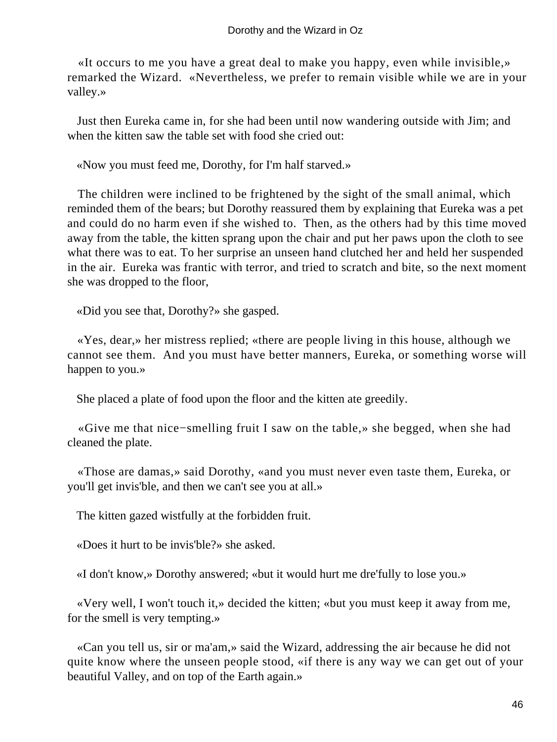«It occurs to me you have a great deal to make you happy, even while invisible,» remarked the Wizard. «Nevertheless, we prefer to remain visible while we are in your valley.»

Just then Eureka came in, for she had been until now wandering outside with Jim; and when the kitten saw the table set with food she cried out:

«Now you must feed me, Dorothy, for I'm half starved.»

The children were inclined to be frightened by the sight of the small animal, which reminded them of the bears; but Dorothy reassured them by explaining that Eureka was a pet and could do no harm even if she wished to. Then, as the others had by this time moved away from the table, the kitten sprang upon the chair and put her paws upon the cloth to see what there was to eat. To her surprise an unseen hand clutched her and held her suspended in the air. Eureka was frantic with terror, and tried to scratch and bite, so the next moment she was dropped to the floor,

«Did you see that, Dorothy?» she gasped.

«Yes, dear,» her mistress replied; «there are people living in this house, although we cannot see them. And you must have better manners, Eureka, or something worse will happen to you.»

She placed a plate of food upon the floor and the kitten ate greedily.

«Give me that nice−smelling fruit I saw on the table,» she begged, when she had cleaned the plate.

«Those are damas,» said Dorothy, «and you must never even taste them, Eureka, or you'll get invis'ble, and then we can't see you at all.»

The kitten gazed wistfully at the forbidden fruit.

«Does it hurt to be invis'ble?» she asked.

«I don't know,» Dorothy answered; «but it would hurt me dre'fully to lose you.»

«Very well, I won't touch it,» decided the kitten; «but you must keep it away from me, for the smell is very tempting.»

«Can you tell us, sir or ma'am,» said the Wizard, addressing the air because he did not quite know where the unseen people stood, «if there is any way we can get out of your beautiful Valley, and on top of the Earth again.»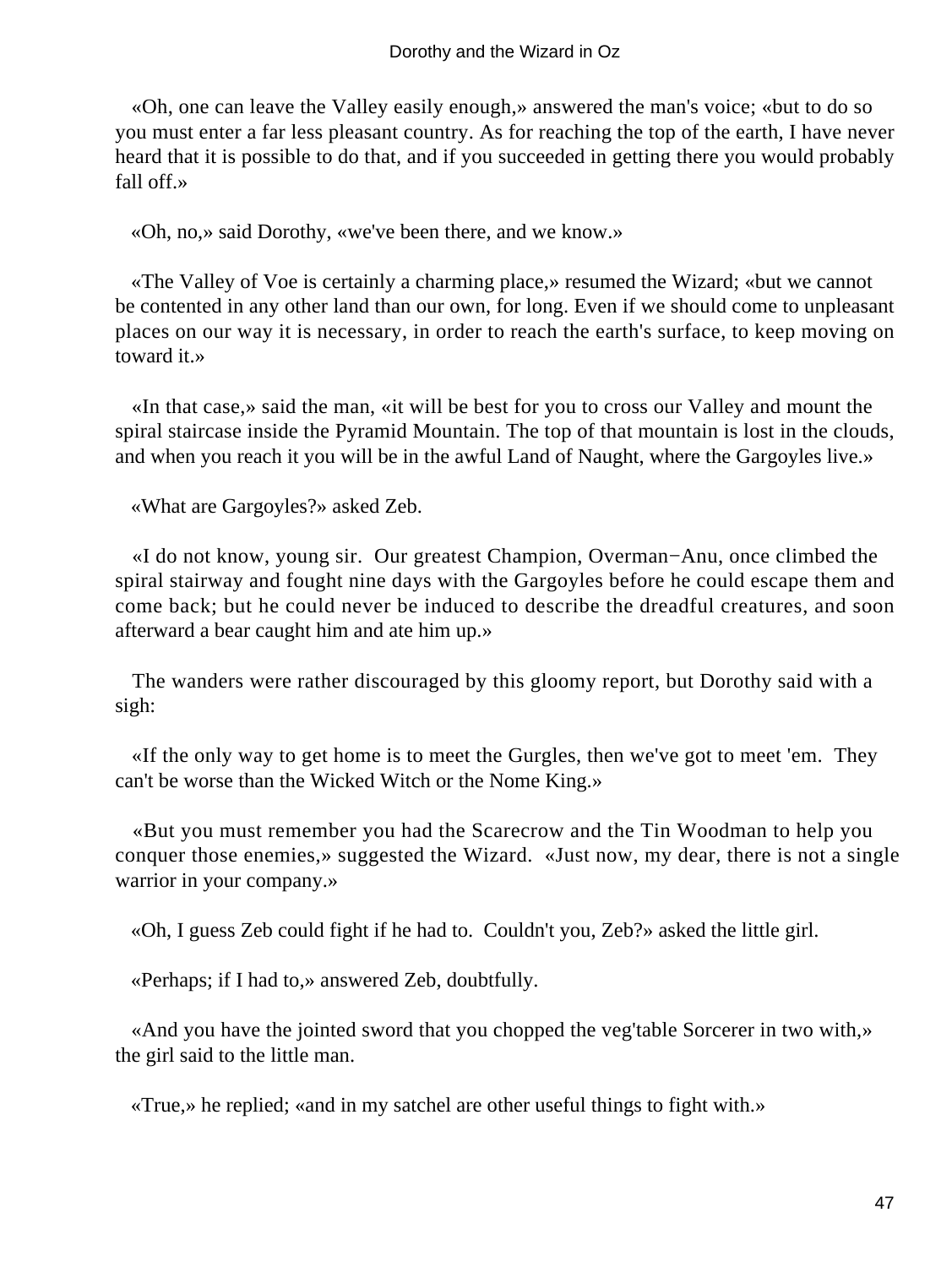«Oh, one can leave the Valley easily enough,» answered the man's voice; «but to do so you must enter a far less pleasant country. As for reaching the top of the earth, I have never heard that it is possible to do that, and if you succeeded in getting there you would probably fall off.»

«Oh, no,» said Dorothy, «we've been there, and we know.»

«The Valley of Voe is certainly a charming place,» resumed the Wizard; «but we cannot be contented in any other land than our own, for long. Even if we should come to unpleasant places on our way it is necessary, in order to reach the earth's surface, to keep moving on toward it.»

«In that case,» said the man, «it will be best for you to cross our Valley and mount the spiral staircase inside the Pyramid Mountain. The top of that mountain is lost in the clouds, and when you reach it you will be in the awful Land of Naught, where the Gargoyles live.»

«What are Gargoyles?» asked Zeb.

«I do not know, young sir. Our greatest Champion, Overman−Anu, once climbed the spiral stairway and fought nine days with the Gargoyles before he could escape them and come back; but he could never be induced to describe the dreadful creatures, and soon afterward a bear caught him and ate him up.»

The wanders were rather discouraged by this gloomy report, but Dorothy said with a sigh:

«If the only way to get home is to meet the Gurgles, then we've got to meet 'em. They can't be worse than the Wicked Witch or the Nome King.»

«But you must remember you had the Scarecrow and the Tin Woodman to help you conquer those enemies,» suggested the Wizard. «Just now, my dear, there is not a single warrior in your company.»

«Oh, I guess Zeb could fight if he had to. Couldn't you, Zeb?» asked the little girl.

«Perhaps; if I had to,» answered Zeb, doubtfully.

«And you have the jointed sword that you chopped the veg'table Sorcerer in two with,» the girl said to the little man.

«True,» he replied; «and in my satchel are other useful things to fight with.»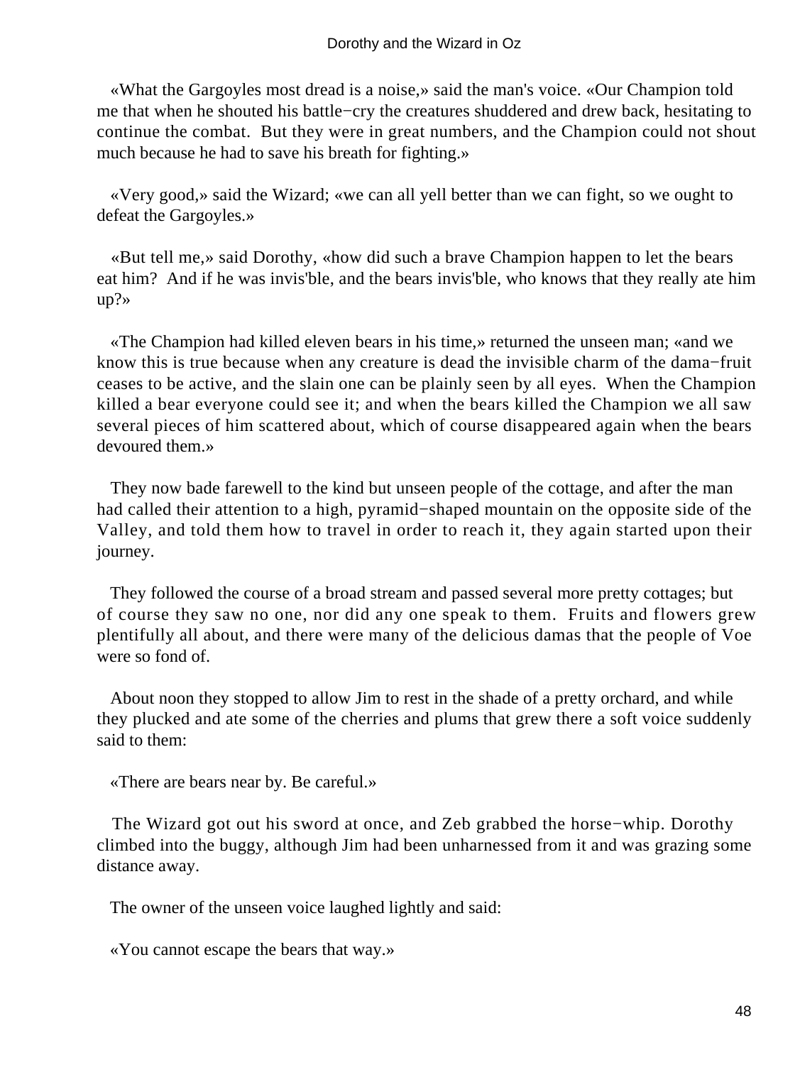«What the Gargoyles most dread is a noise,» said the man's voice. «Our Champion told me that when he shouted his battle−cry the creatures shuddered and drew back, hesitating to continue the combat.  But they were in great numbers, and the Champion could not shout much because he had to save his breath for fighting.»

«Very good,» said the Wizard; «we can all yell better than we can fight, so we ought to defeat the Gargoyles.»

«But tell me,» said Dorothy, «how did such a brave Champion happen to let the bears eat him?  And if he was invis'ble, and the bears invis'ble, who knows that they really ate him up?»

«The Champion had killed eleven bears in his time,» returned the unseen man; «and we know this is true because when any creature is dead the invisible charm of the dama−fruit ceases to be active, and the slain one can be plainly seen by all eyes.  When the Champion killed a bear everyone could see it; and when the bears killed the Champion we all saw several pieces of him scattered about, which of course disappeared again when the bears devoured them.»

They now bade farewell to the kind but unseen people of the cottage, and after the man had called their attention to a high, pyramid−shaped mountain on the opposite side of the Valley, and told them how to travel in order to reach it, they again started upon their journey.

They followed the course of a broad stream and passed several more pretty cottages; but of course they saw no one, nor did any one speak to them.  Fruits and flowers grew plentifully all about, and there were many of the delicious damas that the people of Voe were so fond of.

About noon they stopped to allow Jim to rest in the shade of a pretty orchard, and while they plucked and ate some of the cherries and plums that grew there a soft voice suddenly said to them:

«There are bears near by. Be careful.»

The Wizard got out his sword at once, and Zeb grabbed the horse−whip. Dorothy climbed into the buggy, although Jim had been unharnessed from it and was grazing some distance away.

The owner of the unseen voice laughed lightly and said:

«You cannot escape the bears that way.»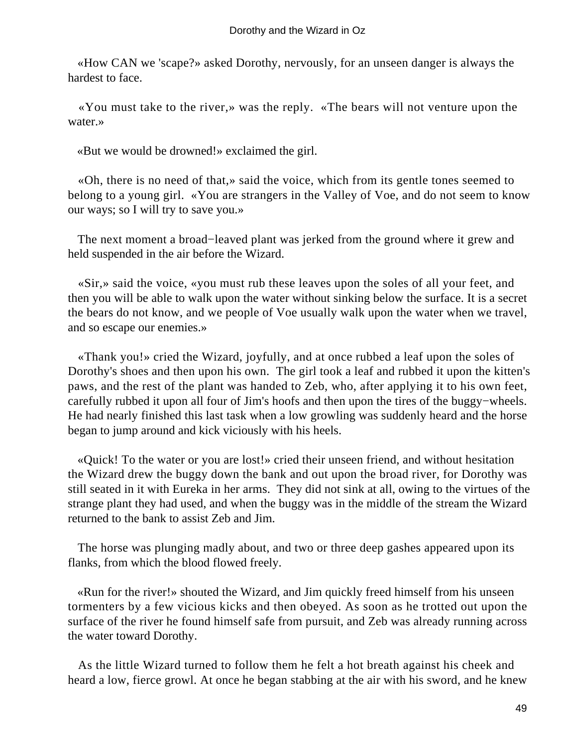«How CAN we 'scape?» asked Dorothy, nervously, for an unseen danger is always the hardest to face.

«You must take to the river,» was the reply. «The bears will not venture upon the water.»

«But we would be drowned!» exclaimed the girl.

«Oh, there is no need of that,» said the voice, which from its gentle tones seemed to belong to a young girl. «You are strangers in the Valley of Voe, and do not seem to know our ways; so I will try to save you.»

The next moment a broad−leaved plant was jerked from the ground where it grew and held suspended in the air before the Wizard.

«Sir,» said the voice, «you must rub these leaves upon the soles of all your feet, and then you will be able to walk upon the water without sinking below the surface. It is a secret the bears do not know, and we people of Voe usually walk upon the water when we travel, and so escape our enemies.»

«Thank you!» cried the Wizard, joyfully, and at once rubbed a leaf upon the soles of Dorothy's shoes and then upon his own. The girl took a leaf and rubbed it upon the kitten's paws, and the rest of the plant was handed to Zeb, who, after applying it to his own feet, carefully rubbed it upon all four of Jim's hoofs and then upon the tires of the buggy−wheels. He had nearly finished this last task when a low growling was suddenly heard and the horse began to jump around and kick viciously with his heels.

«Quick! To the water or you are lost!» cried their unseen friend, and without hesitation the Wizard drew the buggy down the bank and out upon the broad river, for Dorothy was still seated in it with Eureka in her arms. They did not sink at all, owing to the virtues of the strange plant they had used, and when the buggy was in the middle of the stream the Wizard returned to the bank to assist Zeb and Jim.

The horse was plunging madly about, and two or three deep gashes appeared upon its flanks, from which the blood flowed freely.

«Run for the river!» shouted the Wizard, and Jim quickly freed himself from his unseen tormenters by a few vicious kicks and then obeyed. As soon as he trotted out upon the surface of the river he found himself safe from pursuit, and Zeb was already running across the water toward Dorothy.

As the little Wizard turned to follow them he felt a hot breath against his cheek and heard a low, fierce growl. At once he began stabbing at the air with his sword, and he knew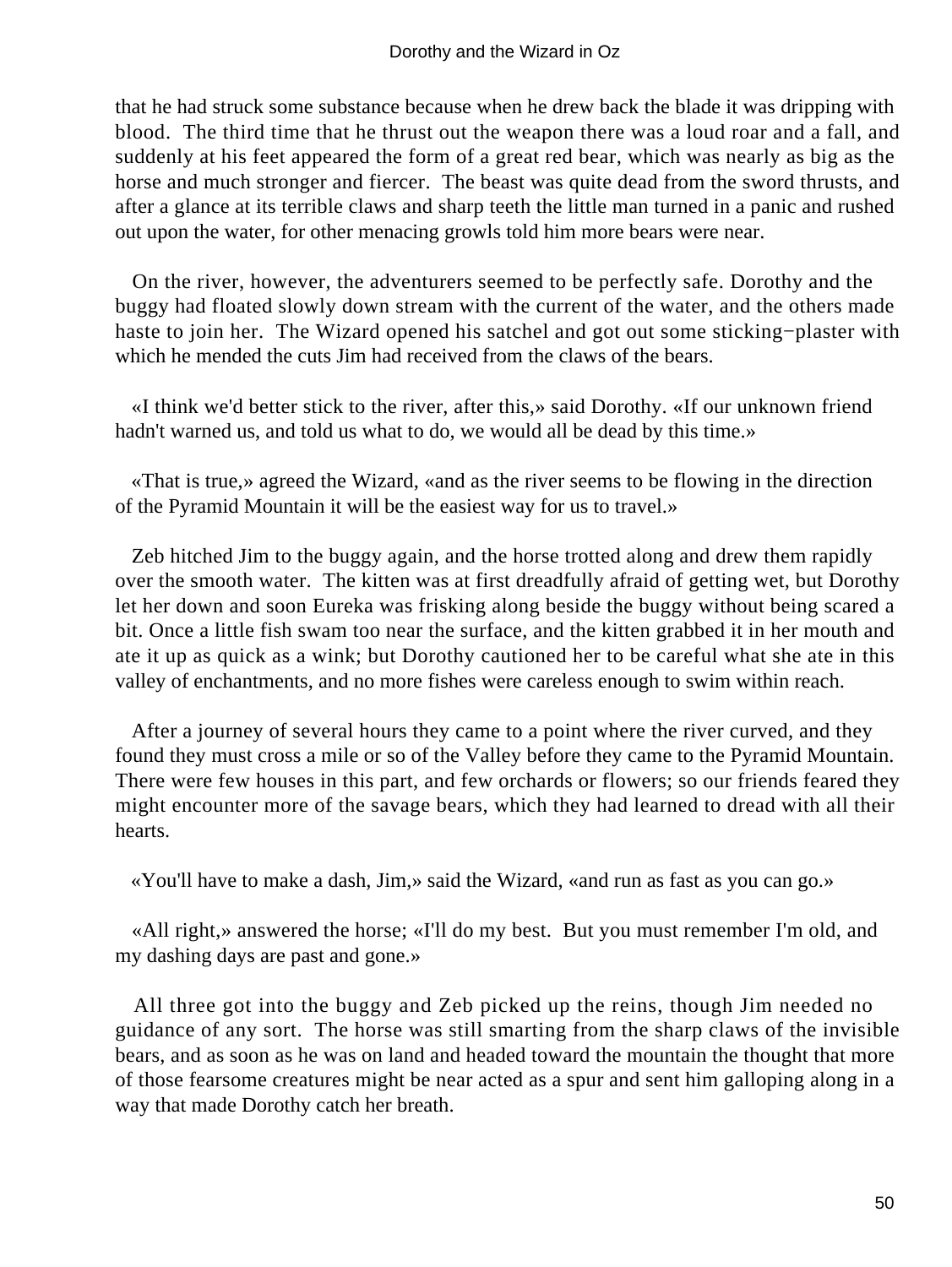that he had struck some substance because when he drew back the blade it was dripping with blood. The third time that he thrust out the weapon there was a loud roar and a fall, and suddenly at his feet appeared the form of a great red bear, which was nearly as big as the horse and much stronger and fiercer. The beast was quite dead from the sword thrusts, and after a glance at its terrible claws and sharp teeth the little man turned in a panic and rushed out upon the water, for other menacing growls told him more bears were near.

On the river, however, the adventurers seemed to be perfectly safe. Dorothy and the buggy had floated slowly down stream with the current of the water, and the others made haste to join her. The Wizard opened his satchel and got out some sticking−plaster with which he mended the cuts Jim had received from the claws of the bears.

«I think we'd better stick to the river, after this,» said Dorothy. «If our unknown friend hadn't warned us, and told us what to do, we would all be dead by this time.»

«That is true,» agreed the Wizard, «and as the river seems to be flowing in the direction of the Pyramid Mountain it will be the easiest way for us to travel.»

Zeb hitched Jim to the buggy again, and the horse trotted along and drew them rapidly over the smooth water. The kitten was at first dreadfully afraid of getting wet, but Dorothy let her down and soon Eureka was frisking along beside the buggy without being scared a bit. Once a little fish swam too near the surface, and the kitten grabbed it in her mouth and ate it up as quick as a wink; but Dorothy cautioned her to be careful what she ate in this valley of enchantments, and no more fishes were careless enough to swim within reach.

After a journey of several hours they came to a point where the river curved, and they found they must cross a mile or so of the Valley before they came to the Pyramid Mountain. There were few houses in this part, and few orchards or flowers; so our friends feared they might encounter more of the savage bears, which they had learned to dread with all their hearts.

«You'll have to make a dash, Jim,» said the Wizard, «and run as fast as you can go.»

«All right,» answered the horse; «I'll do my best. But you must remember I'm old, and my dashing days are past and gone.»

All three got into the buggy and Zeb picked up the reins, though Jim needed no guidance of any sort. The horse was still smarting from the sharp claws of the invisible bears, and as soon as he was on land and headed toward the mountain the thought that more of those fearsome creatures might be near acted as a spur and sent him galloping along in a way that made Dorothy catch her breath.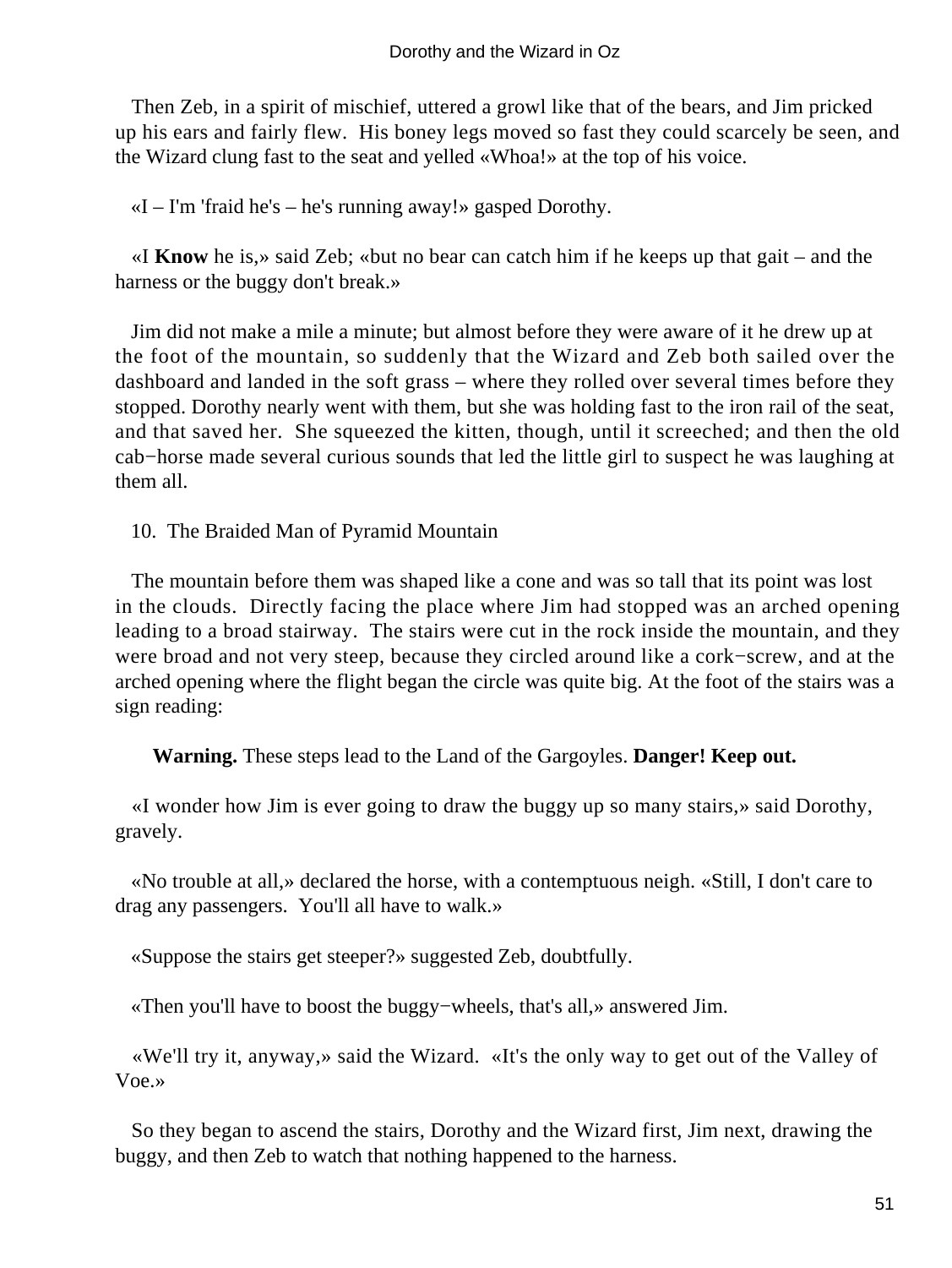Then Zeb, in a spirit of mischief, uttered a growl like that of the bears, and Jim pricked up his ears and fairly flew. His boney legs moved so fast they could scarcely be seen, and the Wizard clung fast to the seat and yelled «Whoa!» at the top of his voice.

«I – I'm 'fraid he's – he's running away!» gasped Dorothy.

«I **Know** he is,» said Zeb; «but no bear can catch him if he keeps up that gait – and the harness or the buggy don't break.»

Jim did not make a mile a minute; but almost before they were aware of it he drew up at the foot of the mountain, so suddenly that the Wizard and Zeb both sailed over the dashboard and landed in the soft grass – where they rolled over several times before they stopped. Dorothy nearly went with them, but she was holding fast to the iron rail of the seat, and that saved her. She squeezed the kitten, though, until it screeched; and then the old cab−horse made several curious sounds that led the little girl to suspect he was laughing at them all.

## 10. The Braided Man of Pyramid Mountain

The mountain before them was shaped like a cone and was so tall that its point was lost in the clouds. Directly facing the place where Jim had stopped was an arched opening leading to a broad stairway. The stairs were cut in the rock inside the mountain, and they were broad and not very steep, because they circled around like a cork−screw, and at the arched opening where the flight began the circle was quite big. At the foot of the stairs was a sign reading:

**Warning.** These steps lead to the Land of the Gargoyles. **Danger! Keep out.**

«I wonder how Jim is ever going to draw the buggy up so many stairs,» said Dorothy, gravely.

«No trouble at all,» declared the horse, with a contemptuous neigh. «Still, I don't care to drag any passengers. You'll all have to walk.»

«Suppose the stairs get steeper?» suggested Zeb, doubtfully.

«Then you'll have to boost the buggy−wheels, that's all,» answered Jim.

«We'll try it, anyway,» said the Wizard. «It's the only way to get out of the Valley of Voe.»

So they began to ascend the stairs, Dorothy and the Wizard first, Jim next, drawing the buggy, and then Zeb to watch that nothing happened to the harness.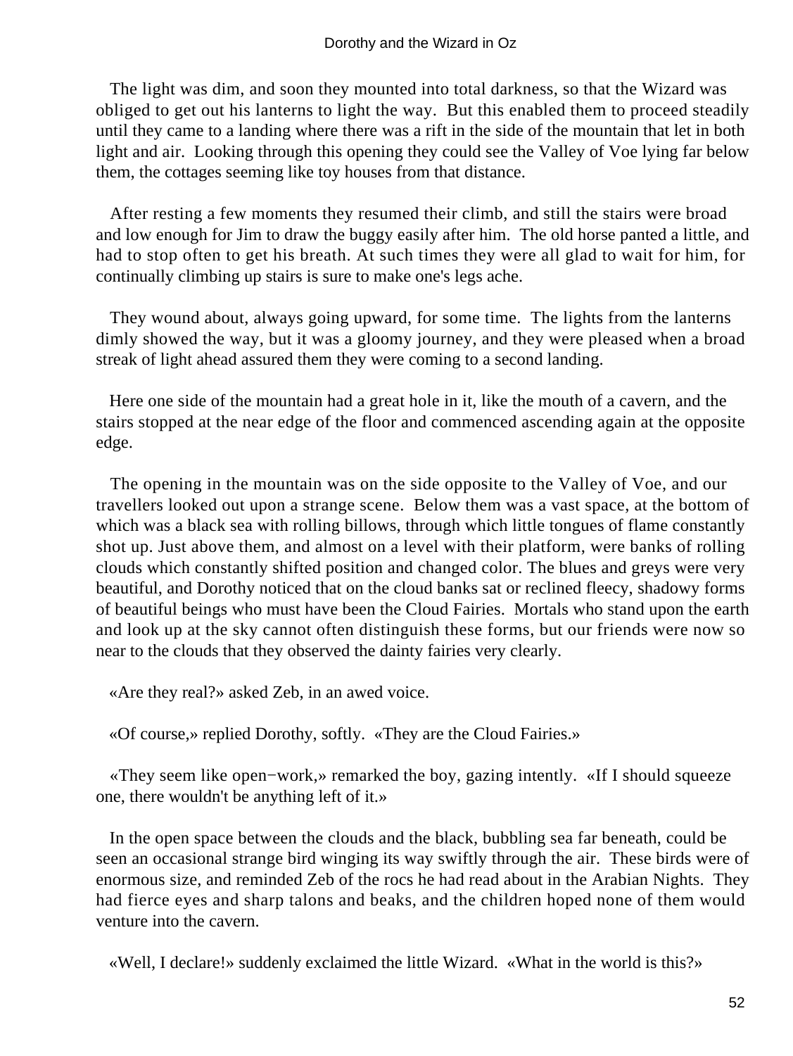The light was dim, and soon they mounted into total darkness, so that the Wizard was obliged to get out his lanterns to light the way. But this enabled them to proceed steadily until they came to a landing where there was a rift in the side of the mountain that let in both light and air. Looking through this opening they could see the Valley of Voe lying far below them, the cottages seeming like toy houses from that distance.

After resting a few moments they resumed their climb, and still the stairs were broad and low enough for Jim to draw the buggy easily after him. The old horse panted a little, and had to stop often to get his breath. At such times they were all glad to wait for him, for continually climbing up stairs is sure to make one's legs ache.

They wound about, always going upward, for some time. The lights from the lanterns dimly showed the way, but it was a gloomy journey, and they were pleased when a broad streak of light ahead assured them they were coming to a second landing.

Here one side of the mountain had a great hole in it, like the mouth of a cavern, and the stairs stopped at the near edge of the floor and commenced ascending again at the opposite edge.

The opening in the mountain was on the side opposite to the Valley of Voe, and our travellers looked out upon a strange scene. Below them was a vast space, at the bottom of which was a black sea with rolling billows, through which little tongues of flame constantly shot up. Just above them, and almost on a level with their platform, were banks of rolling clouds which constantly shifted position and changed color. The blues and greys were very beautiful, and Dorothy noticed that on the cloud banks sat or reclined fleecy, shadowy forms of beautiful beings who must have been the Cloud Fairies. Mortals who stand upon the earth and look up at the sky cannot often distinguish these forms, but our friends were now so near to the clouds that they observed the dainty fairies very clearly.

«Are they real?» asked Zeb, in an awed voice.

«Of course,» replied Dorothy, softly. «They are the Cloud Fairies.»

«They seem like open−work,» remarked the boy, gazing intently. «If I should squeeze one, there wouldn't be anything left of it.»

In the open space between the clouds and the black, bubbling sea far beneath, could be seen an occasional strange bird winging its way swiftly through the air. These birds were of enormous size, and reminded Zeb of the rocs he had read about in the Arabian Nights. They had fierce eyes and sharp talons and beaks, and the children hoped none of them would venture into the cavern.

«Well, I declare!» suddenly exclaimed the little Wizard. «What in the world is this?»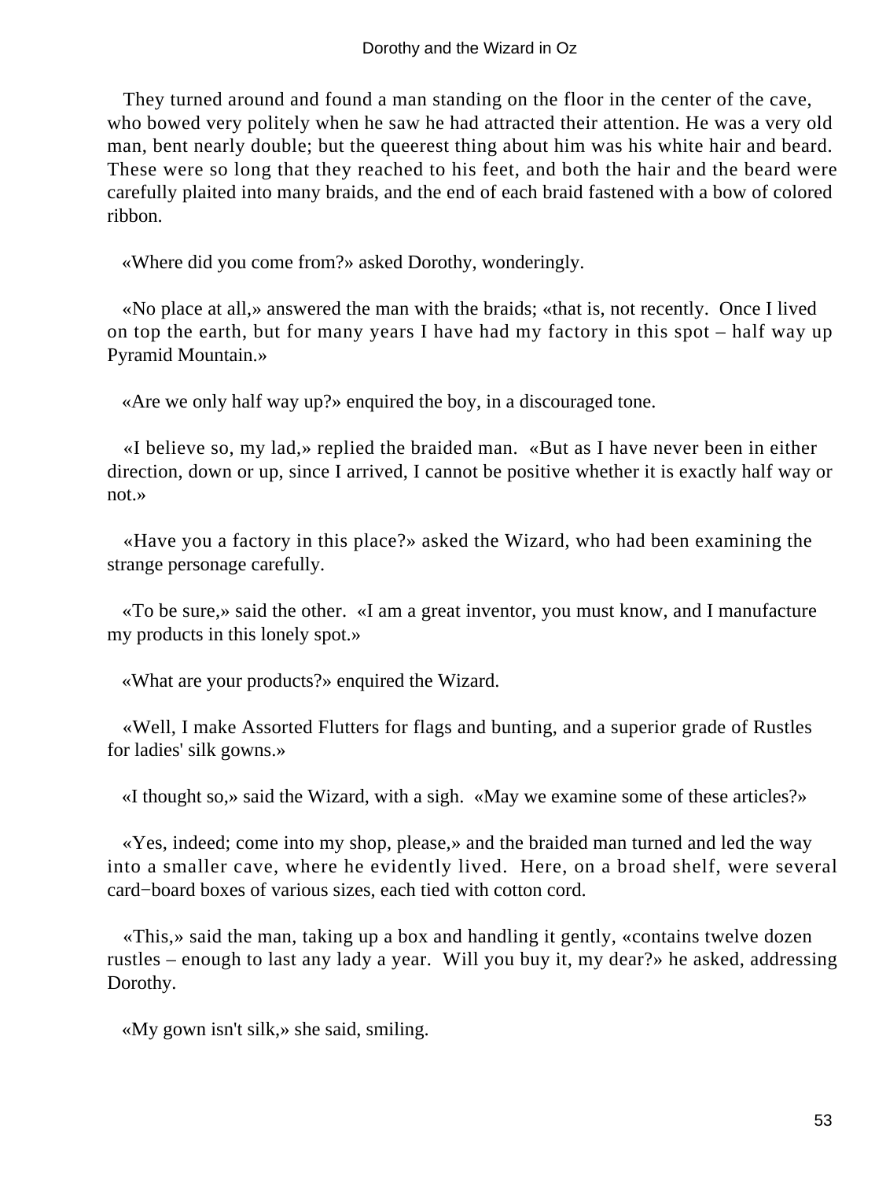They turned around and found a man standing on the floor in the center of the cave, who bowed very politely when he saw he had attracted their attention. He was a very old man, bent nearly double; but the queerest thing about him was his white hair and beard. These were so long that they reached to his feet, and both the hair and the beard were carefully plaited into many braids, and the end of each braid fastened with a bow of colored ribbon.

«Where did you come from?» asked Dorothy, wonderingly.

«No place at all,» answered the man with the braids; «that is, not recently. Once I lived on top the earth, but for many years I have had my factory in this spot – half way up Pyramid Mountain.»

«Are we only half way up?» enquired the boy, in a discouraged tone.

«I believe so, my lad,» replied the braided man. «But as I have never been in either direction, down or up, since I arrived, I cannot be positive whether it is exactly half way or not.»

«Have you a factory in this place?» asked the Wizard, who had been examining the strange personage carefully.

«To be sure,» said the other. «I am a great inventor, you must know, and I manufacture my products in this lonely spot.»

«What are your products?» enquired the Wizard.

«Well, I make Assorted Flutters for flags and bunting, and a superior grade of Rustles for ladies' silk gowns.»

«I thought so,» said the Wizard, with a sigh. «May we examine some of these articles?»

«Yes, indeed; come into my shop, please,» and the braided man turned and led the way into a smaller cave, where he evidently lived. Here, on a broad shelf, were several card−board boxes of various sizes, each tied with cotton cord.

«This,» said the man, taking up a box and handling it gently, «contains twelve dozen rustles – enough to last any lady a year. Will you buy it, my dear?» he asked, addressing Dorothy.

«My gown isn't silk,» she said, smiling.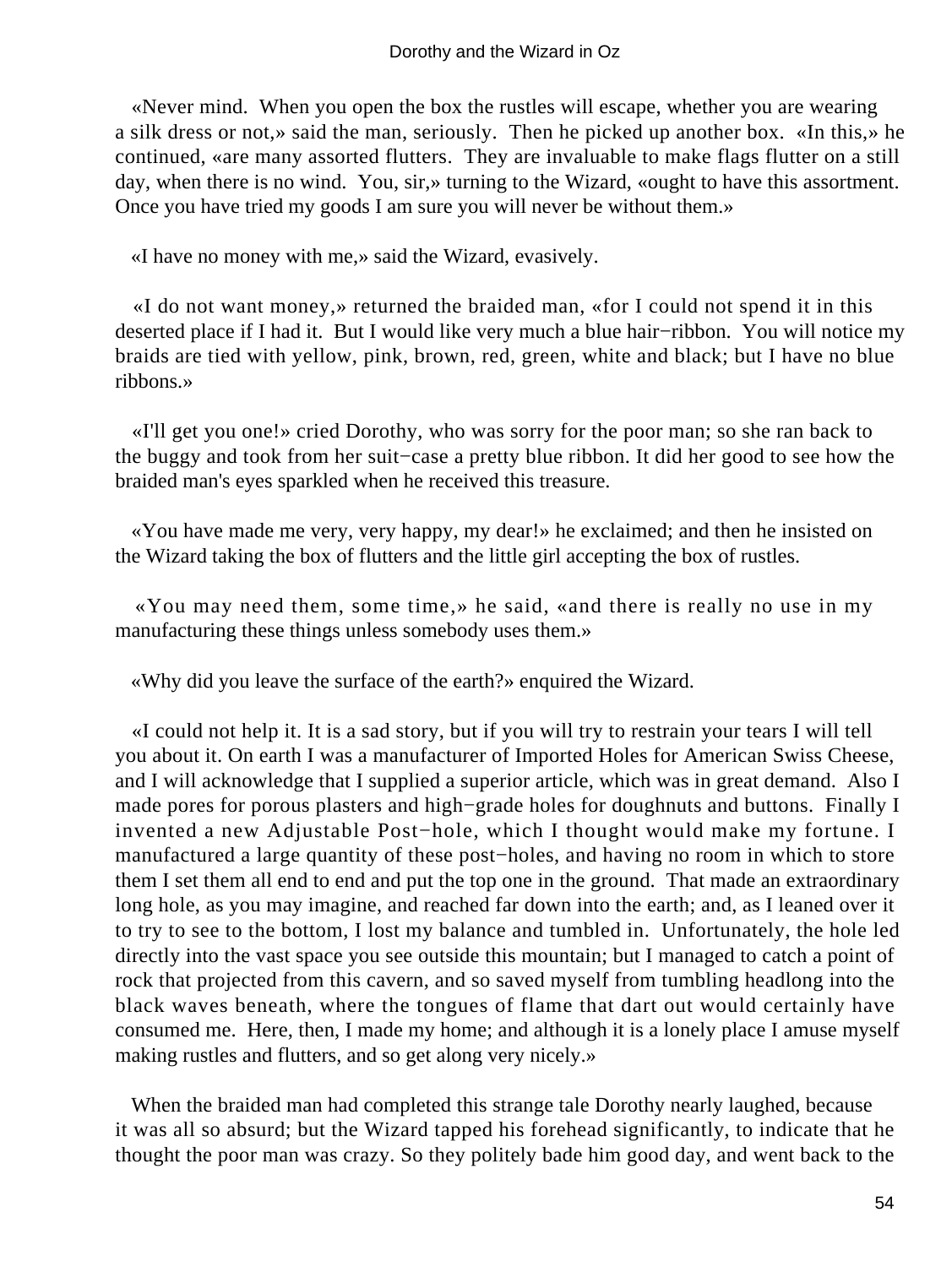«Never mind. When you open the box the rustles will escape, whether you are wearing a silk dress or not,» said the man, seriously. Then he picked up another box. «In this,» he continued, «are many assorted flutters. They are invaluable to make flags flutter on a still day, when there is no wind. You, sir,» turning to the Wizard, «ought to have this assortment. Once you have tried my goods I am sure you will never be without them.»

«I have no money with me,» said the Wizard, evasively.

«I do not want money,» returned the braided man, «for I could not spend it in this deserted place if I had it. But I would like very much a blue hair−ribbon. You will notice my braids are tied with yellow, pink, brown, red, green, white and black; but I have no blue ribbons.»

«I'll get you one!» cried Dorothy, who was sorry for the poor man; so she ran back to the buggy and took from her suit−case a pretty blue ribbon. It did her good to see how the braided man's eyes sparkled when he received this treasure.

«You have made me very, very happy, my dear!» he exclaimed; and then he insisted on the Wizard taking the box of flutters and the little girl accepting the box of rustles.

«You may need them, some time,» he said, «and there is really no use in my manufacturing these things unless somebody uses them.»

«Why did you leave the surface of the earth?» enquired the Wizard.

«I could not help it. It is a sad story, but if you will try to restrain your tears I will tell you about it. On earth I was a manufacturer of Imported Holes for American Swiss Cheese, and I will acknowledge that I supplied a superior article, which was in great demand. Also I made pores for porous plasters and high−grade holes for doughnuts and buttons. Finally I invented a new Adjustable Post−hole, which I thought would make my fortune. I manufactured a large quantity of these post−holes, and having no room in which to store them I set them all end to end and put the top one in the ground. That made an extraordinary long hole, as you may imagine, and reached far down into the earth; and, as I leaned over it to try to see to the bottom, I lost my balance and tumbled in. Unfortunately, the hole led directly into the vast space you see outside this mountain; but I managed to catch a point of rock that projected from this cavern, and so saved myself from tumbling headlong into the black waves beneath, where the tongues of flame that dart out would certainly have consumed me. Here, then, I made my home; and although it is a lonely place I amuse myself making rustles and flutters, and so get along very nicely.»

When the braided man had completed this strange tale Dorothy nearly laughed, because it was all so absurd; but the Wizard tapped his forehead significantly, to indicate that he thought the poor man was crazy. So they politely bade him good day, and went back to the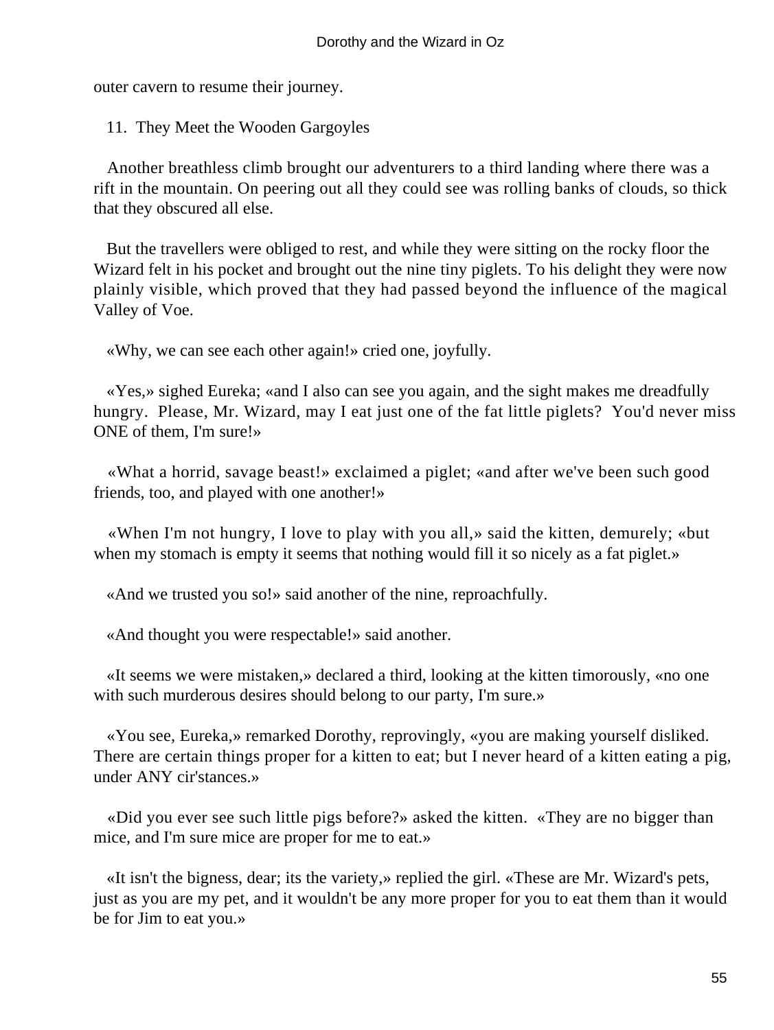outer cavern to resume their journey.

## 11. They Meet the Wooden Gargoyles

Another breathless climb brought our adventurers to a third landing where there was a rift in the mountain. On peering out all they could see was rolling banks of clouds, so thick that they obscured all else.

But the travellers were obliged to rest, and while they were sitting on the rocky floor the Wizard felt in his pocket and brought out the nine tiny piglets. To his delight they were now plainly visible, which proved that they had passed beyond the influence of the magical Valley of Voe.

«Why, we can see each other again!» cried one, joyfully.

«Yes,» sighed Eureka; «and I also can see you again, and the sight makes me dreadfully hungry. Please, Mr. Wizard, may I eat just one of the fat little piglets? You'd never miss ONE of them, I'm sure!»

«What a horrid, savage beast!» exclaimed a piglet; «and after we've been such good friends, too, and played with one another!»

«When I'm not hungry, I love to play with you all,» said the kitten, demurely; «but when my stomach is empty it seems that nothing would fill it so nicely as a fat piglet.»

«And we trusted you so!» said another of the nine, reproachfully.

«And thought you were respectable!» said another.

«It seems we were mistaken,» declared a third, looking at the kitten timorously, «no one with such murderous desires should belong to our party, I'm sure.»

«You see, Eureka,» remarked Dorothy, reprovingly, «you are making yourself disliked. There are certain things proper for a kitten to eat; but I never heard of a kitten eating a pig, under ANY cir'stances.»

«Did you ever see such little pigs before?» asked the kitten. «They are no bigger than mice, and I'm sure mice are proper for me to eat.»

«It isn't the bigness, dear; its the variety,» replied the girl. «These are Mr. Wizard's pets, just as you are my pet, and it wouldn't be any more proper for you to eat them than it would be for Jim to eat you.»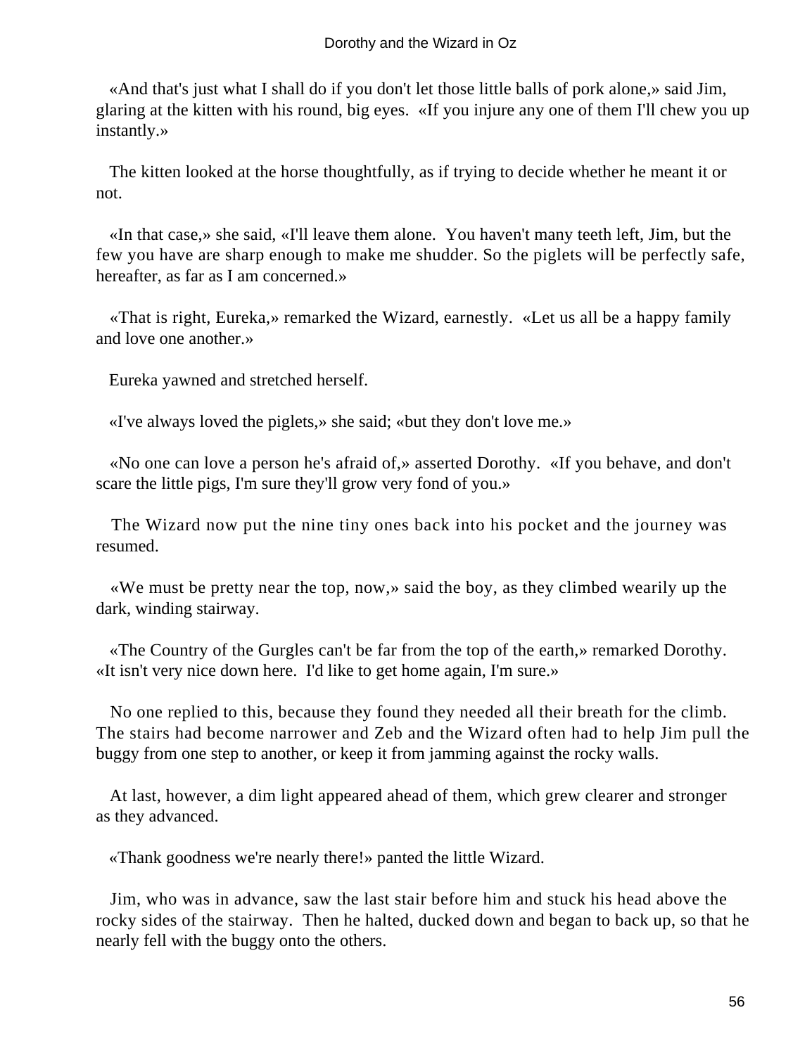«And that's just what I shall do if you don't let those little balls of pork alone,» said Jim, glaring at the kitten with his round, big eyes. «If you injure any one of them I'll chew you up instantly.»

The kitten looked at the horse thoughtfully, as if trying to decide whether he meant it or not.

«In that case,» she said, «I'll leave them alone. You haven't many teeth left, Jim, but the few you have are sharp enough to make me shudder. So the piglets will be perfectly safe, hereafter, as far as I am concerned.»

«That is right, Eureka,» remarked the Wizard, earnestly. «Let us all be a happy family and love one another.»

Eureka yawned and stretched herself.

«I've always loved the piglets,» she said; «but they don't love me.»

«No one can love a person he's afraid of,» asserted Dorothy. «If you behave, and don't scare the little pigs, I'm sure they'll grow very fond of you.»

The Wizard now put the nine tiny ones back into his pocket and the journey was resumed.

«We must be pretty near the top, now,» said the boy, as they climbed wearily up the dark, winding stairway.

«The Country of the Gurgles can't be far from the top of the earth,» remarked Dorothy. «It isn't very nice down here. I'd like to get home again, I'm sure.»

No one replied to this, because they found they needed all their breath for the climb. The stairs had become narrower and Zeb and the Wizard often had to help Jim pull the buggy from one step to another, or keep it from jamming against the rocky walls.

At last, however, a dim light appeared ahead of them, which grew clearer and stronger as they advanced.

«Thank goodness we're nearly there!» panted the little Wizard.

Jim, who was in advance, saw the last stair before him and stuck his head above the rocky sides of the stairway. Then he halted, ducked down and began to back up, so that he nearly fell with the buggy onto the others.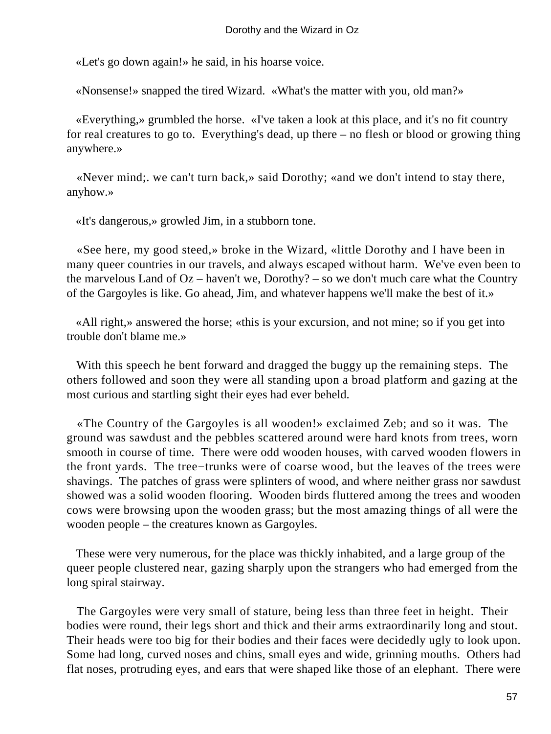«Let's go down again!» he said, in his hoarse voice.

«Nonsense!» snapped the tired Wizard. «What's the matter with you, old man?»

«Everything,» grumbled the horse. «I've taken a look at this place, and it's no fit country for real creatures to go to. Everything's dead, up there – no flesh or blood or growing thing anywhere.»

«Never mind;. we can't turn back,» said Dorothy; «and we don't intend to stay there, anyhow.»

«It's dangerous,» growled Jim, in a stubborn tone.

«See here, my good steed,» broke in the Wizard, «little Dorothy and I have been in many queer countries in our travels, and always escaped without harm. We've even been to the marvelous Land of Oz – haven't we, Dorothy? – so we don't much care what the Country of the Gargoyles is like. Go ahead, Jim, and whatever happens we'll make the best of it.»

«All right,» answered the horse; «this is your excursion, and not mine; so if you get into trouble don't blame me.»

With this speech he bent forward and dragged the buggy up the remaining steps. The others followed and soon they were all standing upon a broad platform and gazing at the most curious and startling sight their eyes had ever beheld.

«The Country of the Gargoyles is all wooden!» exclaimed Zeb; and so it was. The ground was sawdust and the pebbles scattered around were hard knots from trees, worn smooth in course of time. There were odd wooden houses, with carved wooden flowers in the front yards. The tree−trunks were of coarse wood, but the leaves of the trees were shavings. The patches of grass were splinters of wood, and where neither grass nor sawdust showed was a solid wooden flooring. Wooden birds fluttered among the trees and wooden cows were browsing upon the wooden grass; but the most amazing things of all were the wooden people – the creatures known as Gargoyles.

These were very numerous, for the place was thickly inhabited, and a large group of the queer people clustered near, gazing sharply upon the strangers who had emerged from the long spiral stairway.

The Gargoyles were very small of stature, being less than three feet in height. Their bodies were round, their legs short and thick and their arms extraordinarily long and stout. Their heads were too big for their bodies and their faces were decidedly ugly to look upon. Some had long, curved noses and chins, small eyes and wide, grinning mouths. Others had flat noses, protruding eyes, and ears that were shaped like those of an elephant. There were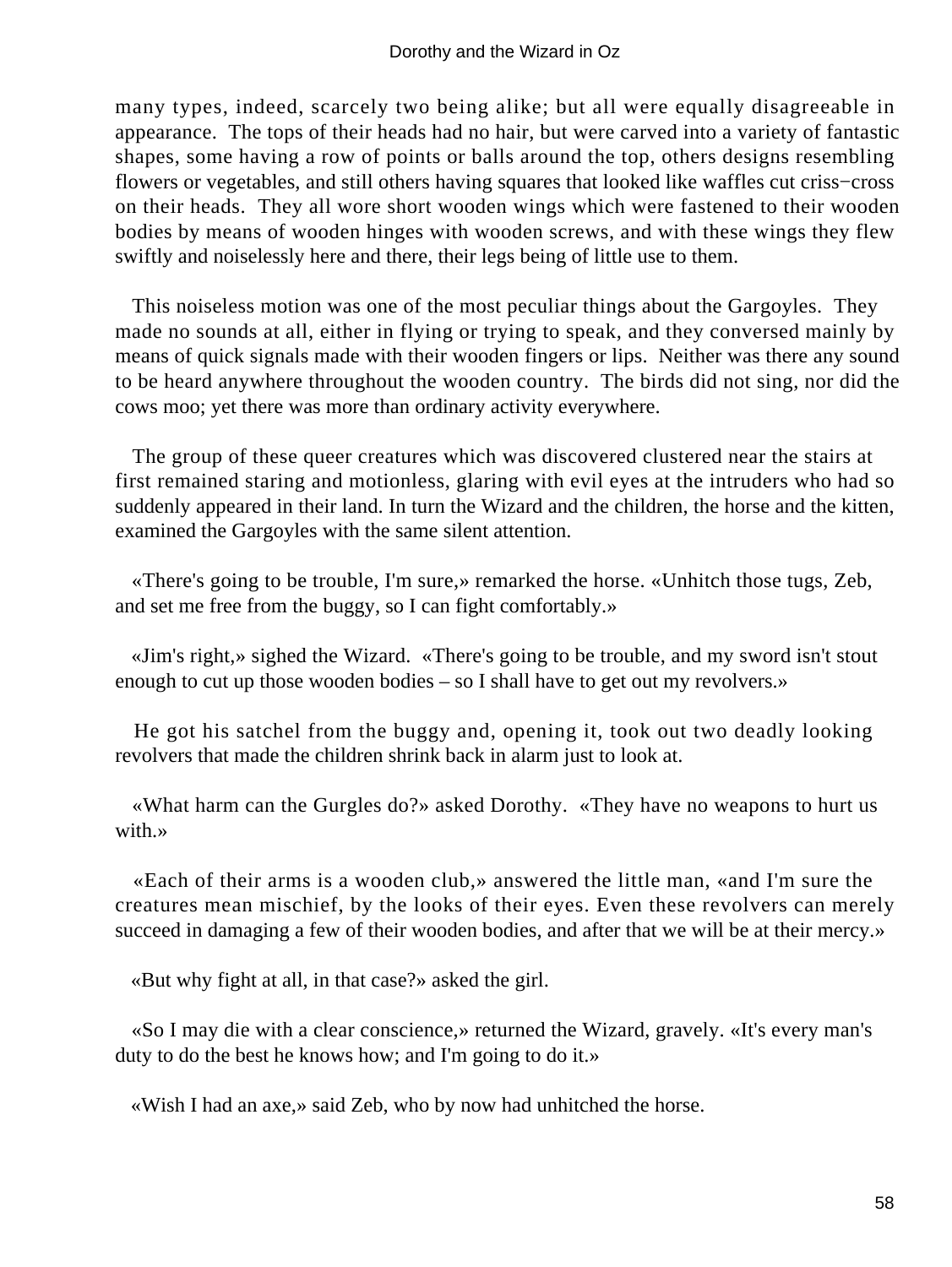many types, indeed, scarcely two being alike; but all were equally disagreeable in appearance. The tops of their heads had no hair, but were carved into a variety of fantastic shapes, some having a row of points or balls around the top, others designs resembling flowers or vegetables, and still others having squares that looked like waffles cut criss−cross on their heads. They all wore short wooden wings which were fastened to their wooden bodies by means of wooden hinges with wooden screws, and with these wings they flew swiftly and noiselessly here and there, their legs being of little use to them.

This noiseless motion was one of the most peculiar things about the Gargoyles. They made no sounds at all, either in flying or trying to speak, and they conversed mainly by means of quick signals made with their wooden fingers or lips. Neither was there any sound to be heard anywhere throughout the wooden country. The birds did not sing, nor did the cows moo; yet there was more than ordinary activity everywhere.

The group of these queer creatures which was discovered clustered near the stairs at first remained staring and motionless, glaring with evil eyes at the intruders who had so suddenly appeared in their land. In turn the Wizard and the children, the horse and the kitten, examined the Gargoyles with the same silent attention.

«There's going to be trouble, I'm sure,» remarked the horse. «Unhitch those tugs, Zeb, and set me free from the buggy, so I can fight comfortably.»

«Jim's right,» sighed the Wizard. «There's going to be trouble, and my sword isn't stout enough to cut up those wooden bodies – so I shall have to get out my revolvers.»

He got his satchel from the buggy and, opening it, took out two deadly looking revolvers that made the children shrink back in alarm just to look at.

«What harm can the Gurgles do?» asked Dorothy. «They have no weapons to hurt us with.»

«Each of their arms is a wooden club,» answered the little man, «and I'm sure the creatures mean mischief, by the looks of their eyes. Even these revolvers can merely succeed in damaging a few of their wooden bodies, and after that we will be at their mercy.»

«But why fight at all, in that case?» asked the girl.

«So I may die with a clear conscience,» returned the Wizard, gravely. «It's every man's duty to do the best he knows how; and I'm going to do it.»

«Wish I had an axe,» said Zeb, who by now had unhitched the horse.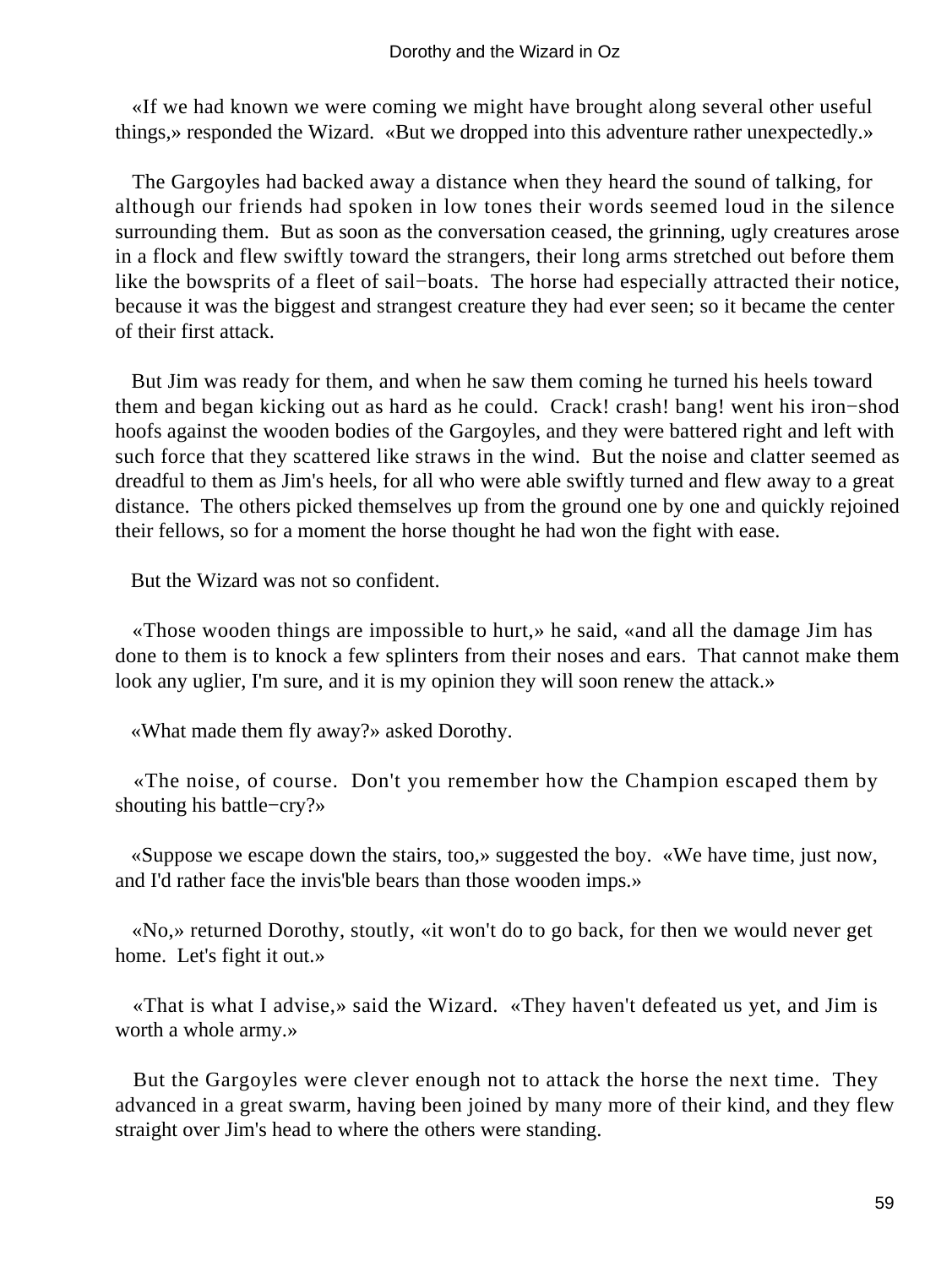«If we had known we were coming we might have brought along several other useful things,» responded the Wizard. «But we dropped into this adventure rather unexpectedly.»

The Gargoyles had backed away a distance when they heard the sound of talking, for although our friends had spoken in low tones their words seemed loud in the silence surrounding them. But as soon as the conversation ceased, the grinning, ugly creatures arose in a flock and flew swiftly toward the strangers, their long arms stretched out before them like the bowsprits of a fleet of sail−boats. The horse had especially attracted their notice, because it was the biggest and strangest creature they had ever seen; so it became the center of their first attack.

But Jim was ready for them, and when he saw them coming he turned his heels toward them and began kicking out as hard as he could. Crack! crash! bang! went his iron−shod hoofs against the wooden bodies of the Gargoyles, and they were battered right and left with such force that they scattered like straws in the wind. But the noise and clatter seemed as dreadful to them as Jim's heels, for all who were able swiftly turned and flew away to a great distance. The others picked themselves up from the ground one by one and quickly rejoined their fellows, so for a moment the horse thought he had won the fight with ease.

But the Wizard was not so confident.

«Those wooden things are impossible to hurt,» he said, «and all the damage Jim has done to them is to knock a few splinters from their noses and ears. That cannot make them look any uglier, I'm sure, and it is my opinion they will soon renew the attack.»

«What made them fly away?» asked Dorothy.

«The noise, of course. Don't you remember how the Champion escaped them by shouting his battle−cry?»

«Suppose we escape down the stairs, too,» suggested the boy. «We have time, just now, and I'd rather face the invis'ble bears than those wooden imps.»

«No,» returned Dorothy, stoutly, «it won't do to go back, for then we would never get home. Let's fight it out.»

«That is what I advise,» said the Wizard. «They haven't defeated us yet, and Jim is worth a whole army.»

But the Gargoyles were clever enough not to attack the horse the next time. They advanced in a great swarm, having been joined by many more of their kind, and they flew straight over Jim's head to where the others were standing.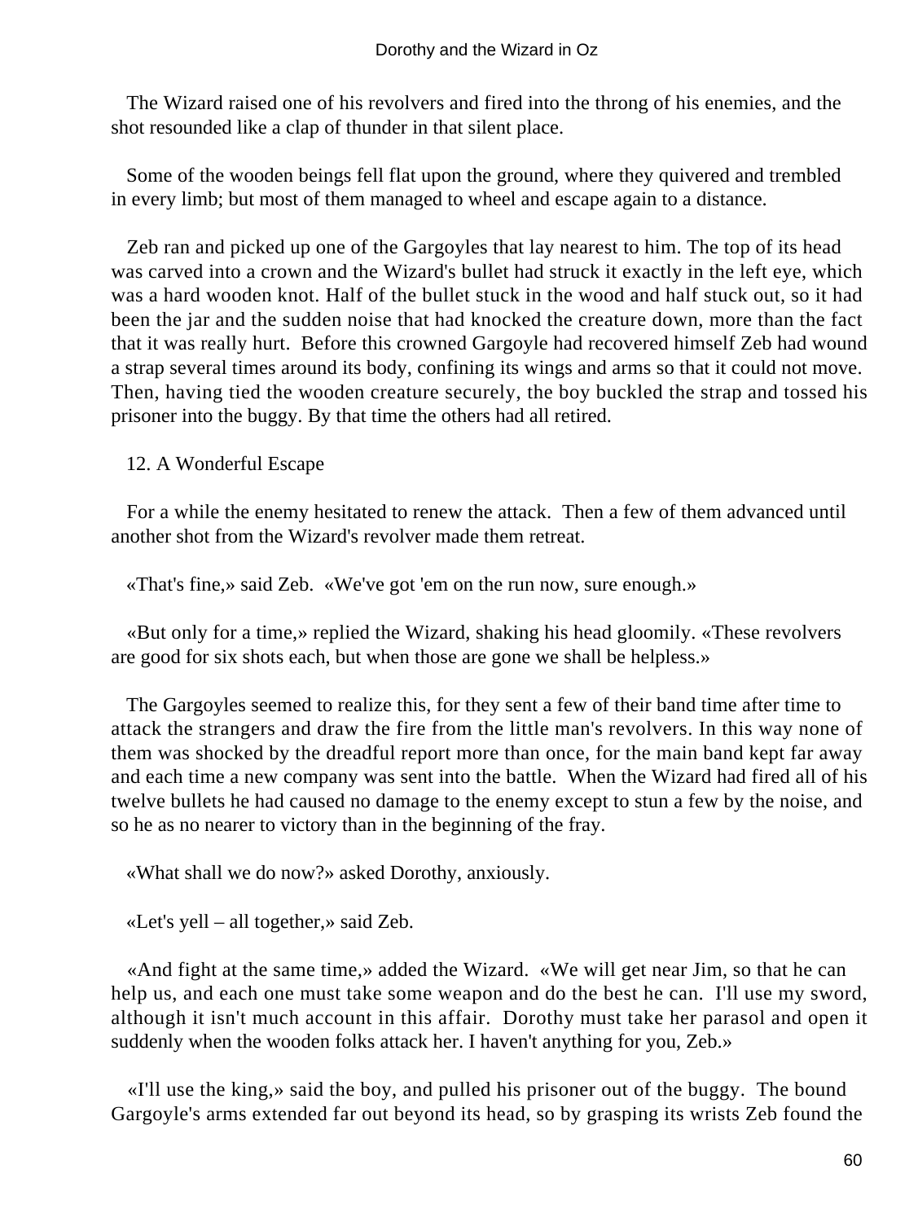The Wizard raised one of his revolvers and fired into the throng of his enemies, and the shot resounded like a clap of thunder in that silent place.

Some of the wooden beings fell flat upon the ground, where they quivered and trembled in every limb; but most of them managed to wheel and escape again to a distance.

Zeb ran and picked up one of the Gargoyles that lay nearest to him. The top of its head was carved into a crown and the Wizard's bullet had struck it exactly in the left eye, which was a hard wooden knot. Half of the bullet stuck in the wood and half stuck out, so it had been the jar and the sudden noise that had knocked the creature down, more than the fact that it was really hurt. Before this crowned Gargoyle had recovered himself Zeb had wound a strap several times around its body, confining its wings and arms so that it could not move. Then, having tied the wooden creature securely, the boy buckled the strap and tossed his prisoner into the buggy. By that time the others had all retired.

## 12. A Wonderful Escape

For a while the enemy hesitated to renew the attack. Then a few of them advanced until another shot from the Wizard's revolver made them retreat.

«That's fine,» said Zeb. «We've got 'em on the run now, sure enough.»

«But only for a time,» replied the Wizard, shaking his head gloomily. «These revolvers are good for six shots each, but when those are gone we shall be helpless.»

The Gargoyles seemed to realize this, for they sent a few of their band time after time to attack the strangers and draw the fire from the little man's revolvers. In this way none of them was shocked by the dreadful report more than once, for the main band kept far away and each time a new company was sent into the battle. When the Wizard had fired all of his twelve bullets he had caused no damage to the enemy except to stun a few by the noise, and so he as no nearer to victory than in the beginning of the fray.

«What shall we do now?» asked Dorothy, anxiously.

«Let's yell – all together,» said Zeb.

«And fight at the same time,» added the Wizard. «We will get near Jim, so that he can help us, and each one must take some weapon and do the best he can. I'll use my sword, although it isn't much account in this affair. Dorothy must take her parasol and open it suddenly when the wooden folks attack her. I haven't anything for you, Zeb.»

«I'll use the king,» said the boy, and pulled his prisoner out of the buggy. The bound Gargoyle's arms extended far out beyond its head, so by grasping its wrists Zeb found the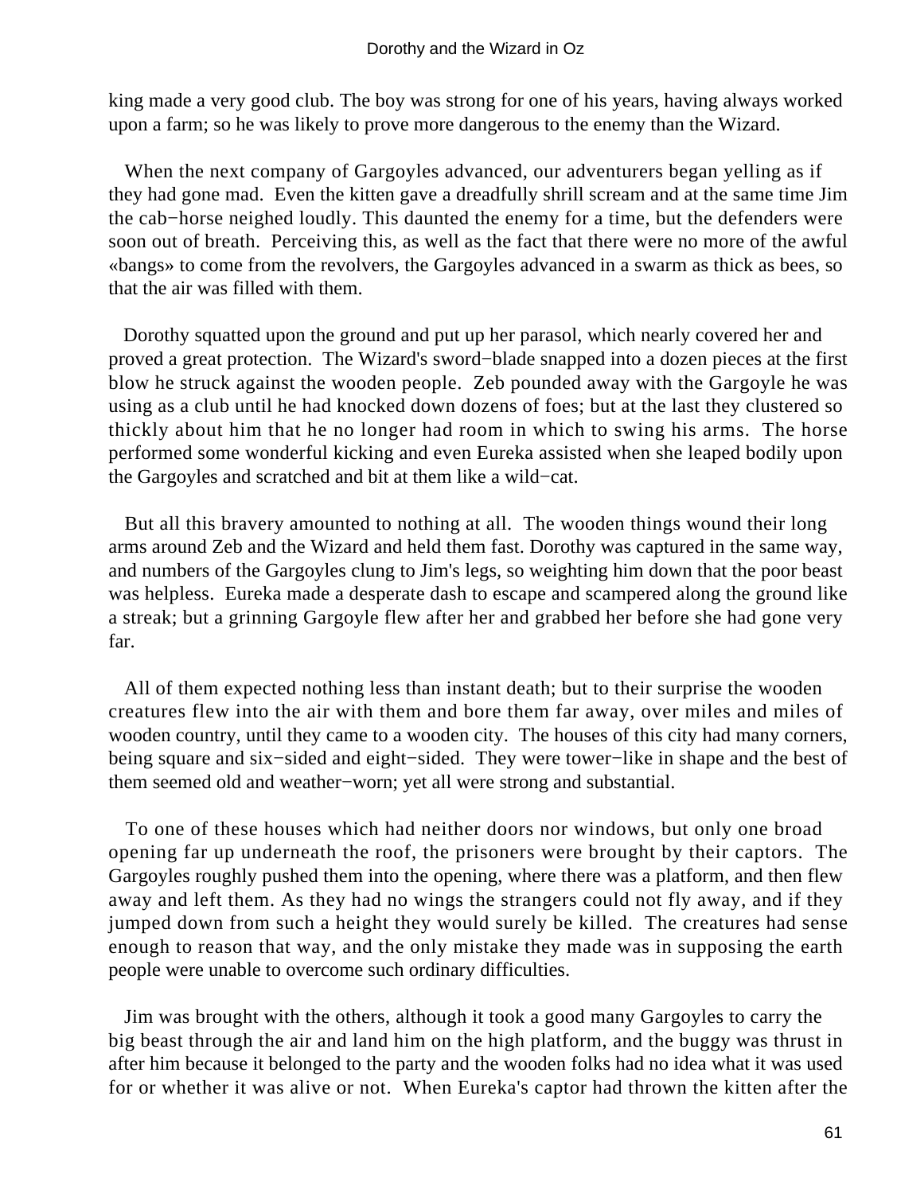king made a very good club. The boy was strong for one of his years, having always worked upon a farm; so he was likely to prove more dangerous to the enemy than the Wizard.

When the next company of Gargoyles advanced, our adventurers began yelling as if they had gone mad. Even the kitten gave a dreadfully shrill scream and at the same time Jim the cab−horse neighed loudly. This daunted the enemy for a time, but the defenders were soon out of breath. Perceiving this, as well as the fact that there were no more of the awful «bangs» to come from the revolvers, the Gargoyles advanced in a swarm as thick as bees, so that the air was filled with them.

Dorothy squatted upon the ground and put up her parasol, which nearly covered her and proved a great protection. The Wizard's sword−blade snapped into a dozen pieces at the first blow he struck against the wooden people. Zeb pounded away with the Gargoyle he was using as a club until he had knocked down dozens of foes; but at the last they clustered so thickly about him that he no longer had room in which to swing his arms. The horse performed some wonderful kicking and even Eureka assisted when she leaped bodily upon the Gargoyles and scratched and bit at them like a wild−cat.

But all this bravery amounted to nothing at all. The wooden things wound their long arms around Zeb and the Wizard and held them fast. Dorothy was captured in the same way, and numbers of the Gargoyles clung to Jim's legs, so weighting him down that the poor beast was helpless. Eureka made a desperate dash to escape and scampered along the ground like a streak; but a grinning Gargoyle flew after her and grabbed her before she had gone very far.

All of them expected nothing less than instant death; but to their surprise the wooden creatures flew into the air with them and bore them far away, over miles and miles of wooden country, until they came to a wooden city. The houses of this city had many corners, being square and six−sided and eight−sided. They were tower−like in shape and the best of them seemed old and weather−worn; yet all were strong and substantial.

To one of these houses which had neither doors nor windows, but only one broad opening far up underneath the roof, the prisoners were brought by their captors. The Gargoyles roughly pushed them into the opening, where there was a platform, and then flew away and left them. As they had no wings the strangers could not fly away, and if they jumped down from such a height they would surely be killed. The creatures had sense enough to reason that way, and the only mistake they made was in supposing the earth people were unable to overcome such ordinary difficulties.

Jim was brought with the others, although it took a good many Gargoyles to carry the big beast through the air and land him on the high platform, and the buggy was thrust in after him because it belonged to the party and the wooden folks had no idea what it was used for or whether it was alive or not. When Eureka's captor had thrown the kitten after the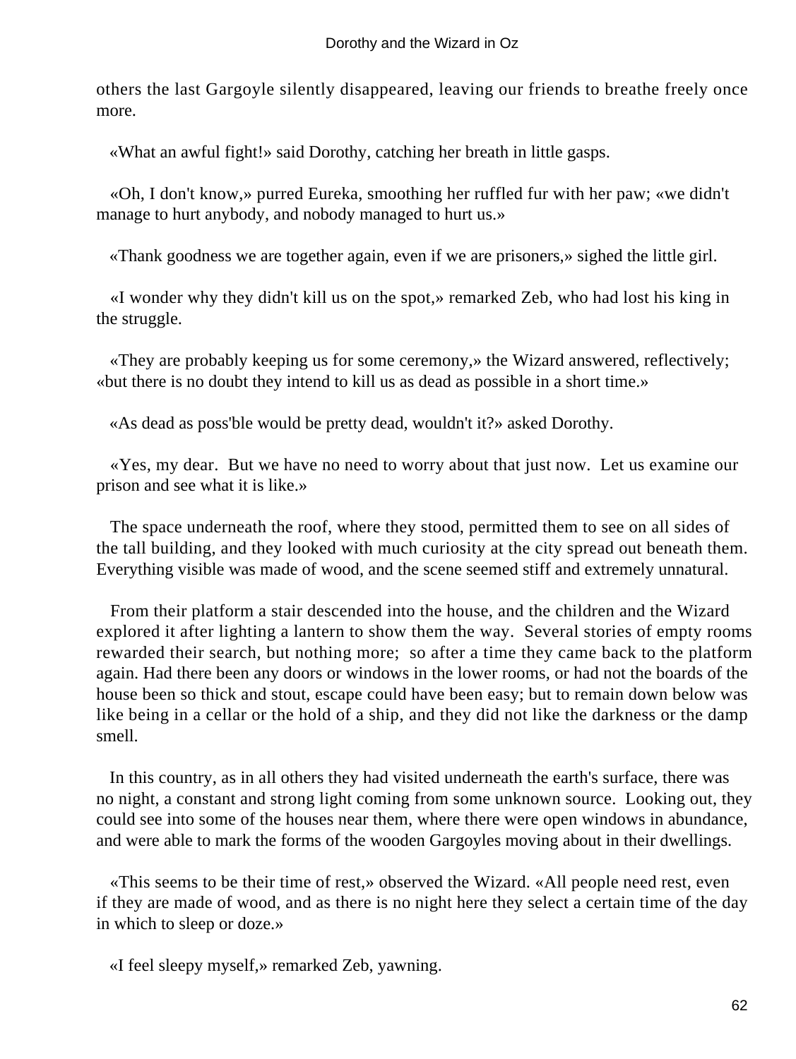others the last Gargoyle silently disappeared, leaving our friends to breathe freely once more.

«What an awful fight!» said Dorothy, catching her breath in little gasps.

«Oh, I don't know,» purred Eureka, smoothing her ruffled fur with her paw; «we didn't manage to hurt anybody, and nobody managed to hurt us.»

«Thank goodness we are together again, even if we are prisoners,» sighed the little girl.

«I wonder why they didn't kill us on the spot,» remarked Zeb, who had lost his king in the struggle.

«They are probably keeping us for some ceremony,» the Wizard answered, reflectively; «but there is no doubt they intend to kill us as dead as possible in a short time.»

«As dead as poss'ble would be pretty dead, wouldn't it?» asked Dorothy.

«Yes, my dear. But we have no need to worry about that just now. Let us examine our prison and see what it is like.»

The space underneath the roof, where they stood, permitted them to see on all sides of the tall building, and they looked with much curiosity at the city spread out beneath them. Everything visible was made of wood, and the scene seemed stiff and extremely unnatural.

From their platform a stair descended into the house, and the children and the Wizard explored it after lighting a lantern to show them the way. Several stories of empty rooms rewarded their search, but nothing more; so after a time they came back to the platform again. Had there been any doors or windows in the lower rooms, or had not the boards of the house been so thick and stout, escape could have been easy; but to remain down below was like being in a cellar or the hold of a ship, and they did not like the darkness or the damp smell.

In this country, as in all others they had visited underneath the earth's surface, there was no night, a constant and strong light coming from some unknown source. Looking out, they could see into some of the houses near them, where there were open windows in abundance, and were able to mark the forms of the wooden Gargoyles moving about in their dwellings.

«This seems to be their time of rest,» observed the Wizard. «All people need rest, even if they are made of wood, and as there is no night here they select a certain time of the day in which to sleep or doze.»

«I feel sleepy myself,» remarked Zeb, yawning.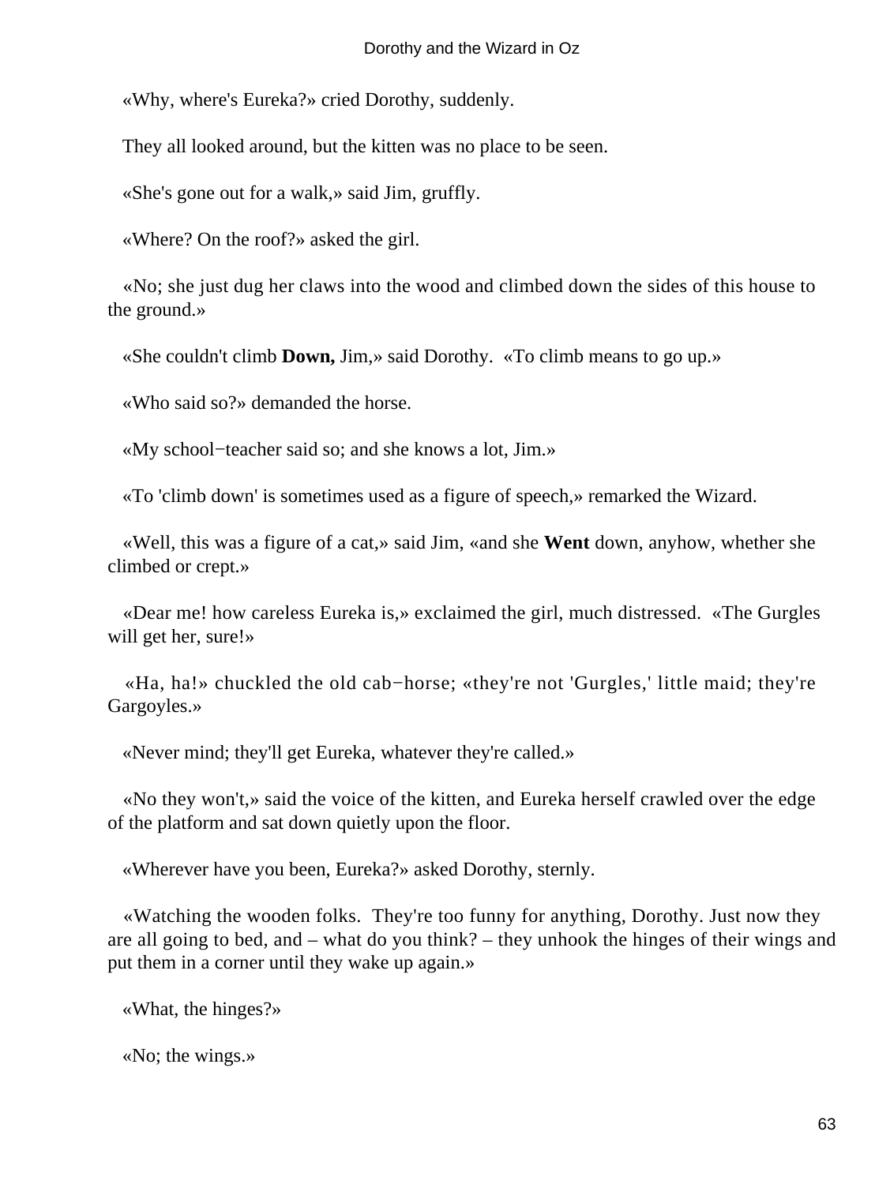«Why, where's Eureka?» cried Dorothy, suddenly.

They all looked around, but the kitten was no place to be seen.

«She's gone out for a walk,» said Jim, gruffly.

«Where? On the roof?» asked the girl.

«No; she just dug her claws into the wood and climbed down the sides of this house to the ground.»

«She couldn't climb **Down,** Jim,» said Dorothy. «To climb means to go up.»

«Who said so?» demanded the horse.

«My school−teacher said so; and she knows a lot, Jim.»

«To 'climb down' is sometimes used as a figure of speech,» remarked the Wizard.

«Well, this was a figure of a cat,» said Jim, «and she **Went** down, anyhow, whether she climbed or crept.»

«Dear me! how careless Eureka is,» exclaimed the girl, much distressed. «The Gurgles will get her, sure!»

«Ha, ha!» chuckled the old cab−horse; «they're not 'Gurgles,' little maid; they're Gargoyles.»

«Never mind; they'll get Eureka, whatever they're called.»

«No they won't,» said the voice of the kitten, and Eureka herself crawled over the edge of the platform and sat down quietly upon the floor.

«Wherever have you been, Eureka?» asked Dorothy, sternly.

«Watching the wooden folks. They're too funny for anything, Dorothy. Just now they are all going to bed, and – what do you think? – they unhook the hinges of their wings and put them in a corner until they wake up again.»

«What, the hinges?»

«No; the wings.»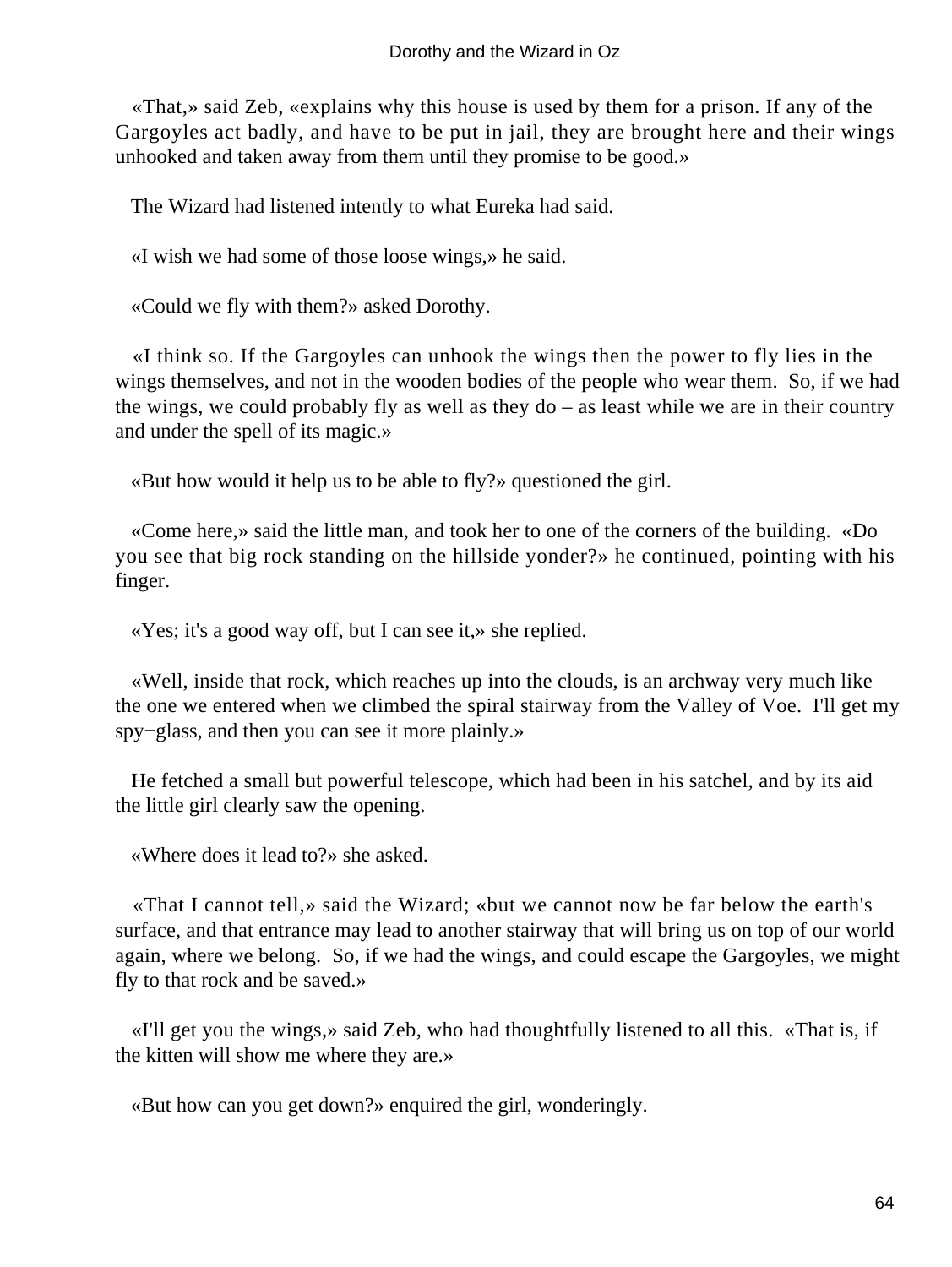«That,» said Zeb, «explains why this house is used by them for a prison. If any of the Gargoyles act badly, and have to be put in jail, they are brought here and their wings unhooked and taken away from them until they promise to be good.»

The Wizard had listened intently to what Eureka had said.

«I wish we had some of those loose wings,» he said.

«Could we fly with them?» asked Dorothy.

«I think so. If the Gargoyles can unhook the wings then the power to fly lies in the wings themselves, and not in the wooden bodies of the people who wear them. So, if we had the wings, we could probably fly as well as they do – as least while we are in their country and under the spell of its magic.»

«But how would it help us to be able to fly?» questioned the girl.

«Come here,» said the little man, and took her to one of the corners of the building. «Do you see that big rock standing on the hillside yonder?» he continued, pointing with his finger.

«Yes; it's a good way off, but I can see it,» she replied.

«Well, inside that rock, which reaches up into the clouds, is an archway very much like the one we entered when we climbed the spiral stairway from the Valley of Voe. I'll get my spy−glass, and then you can see it more plainly.»

He fetched a small but powerful telescope, which had been in his satchel, and by its aid the little girl clearly saw the opening.

«Where does it lead to?» she asked.

«That I cannot tell,» said the Wizard; «but we cannot now be far below the earth's surface, and that entrance may lead to another stairway that will bring us on top of our world again, where we belong. So, if we had the wings, and could escape the Gargoyles, we might fly to that rock and be saved.»

«I'll get you the wings,» said Zeb, who had thoughtfully listened to all this. «That is, if the kitten will show me where they are.»

«But how can you get down?» enquired the girl, wonderingly.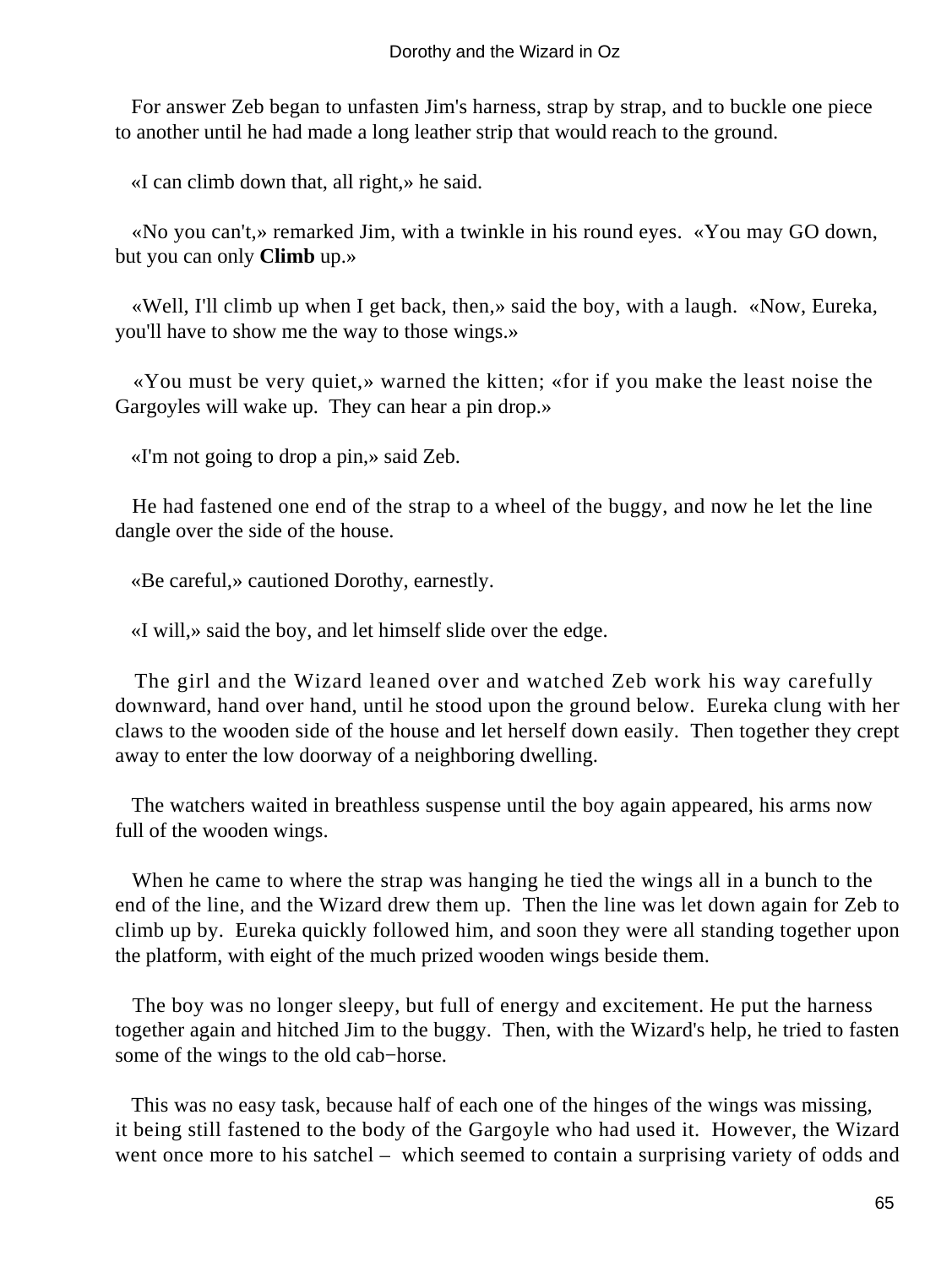For answer Zeb began to unfasten Jim's harness, strap by strap, and to buckle one piece to another until he had made a long leather strip that would reach to the ground.

«I can climb down that, all right,» he said.

«No you can't,» remarked Jim, with a twinkle in his round eyes. «You may GO down, but you can only **Climb** up.»

«Well, I'll climb up when I get back, then,» said the boy, with a laugh. «Now, Eureka, you'll have to show me the way to those wings.»

«You must be very quiet,» warned the kitten; «for if you make the least noise the Gargoyles will wake up. They can hear a pin drop.»

«I'm not going to drop a pin,» said Zeb.

He had fastened one end of the strap to a wheel of the buggy, and now he let the line dangle over the side of the house.

«Be careful,» cautioned Dorothy, earnestly.

«I will,» said the boy, and let himself slide over the edge.

The girl and the Wizard leaned over and watched Zeb work his way carefully downward, hand over hand, until he stood upon the ground below. Eureka clung with her claws to the wooden side of the house and let herself down easily. Then together they crept away to enter the low doorway of a neighboring dwelling.

The watchers waited in breathless suspense until the boy again appeared, his arms now full of the wooden wings.

When he came to where the strap was hanging he tied the wings all in a bunch to the end of the line, and the Wizard drew them up. Then the line was let down again for Zeb to climb up by. Eureka quickly followed him, and soon they were all standing together upon the platform, with eight of the much prized wooden wings beside them.

The boy was no longer sleepy, but full of energy and excitement. He put the harness together again and hitched Jim to the buggy. Then, with the Wizard's help, he tried to fasten some of the wings to the old cab−horse.

This was no easy task, because half of each one of the hinges of the wings was missing, it being still fastened to the body of the Gargoyle who had used it. However, the Wizard went once more to his satchel – which seemed to contain a surprising variety of odds and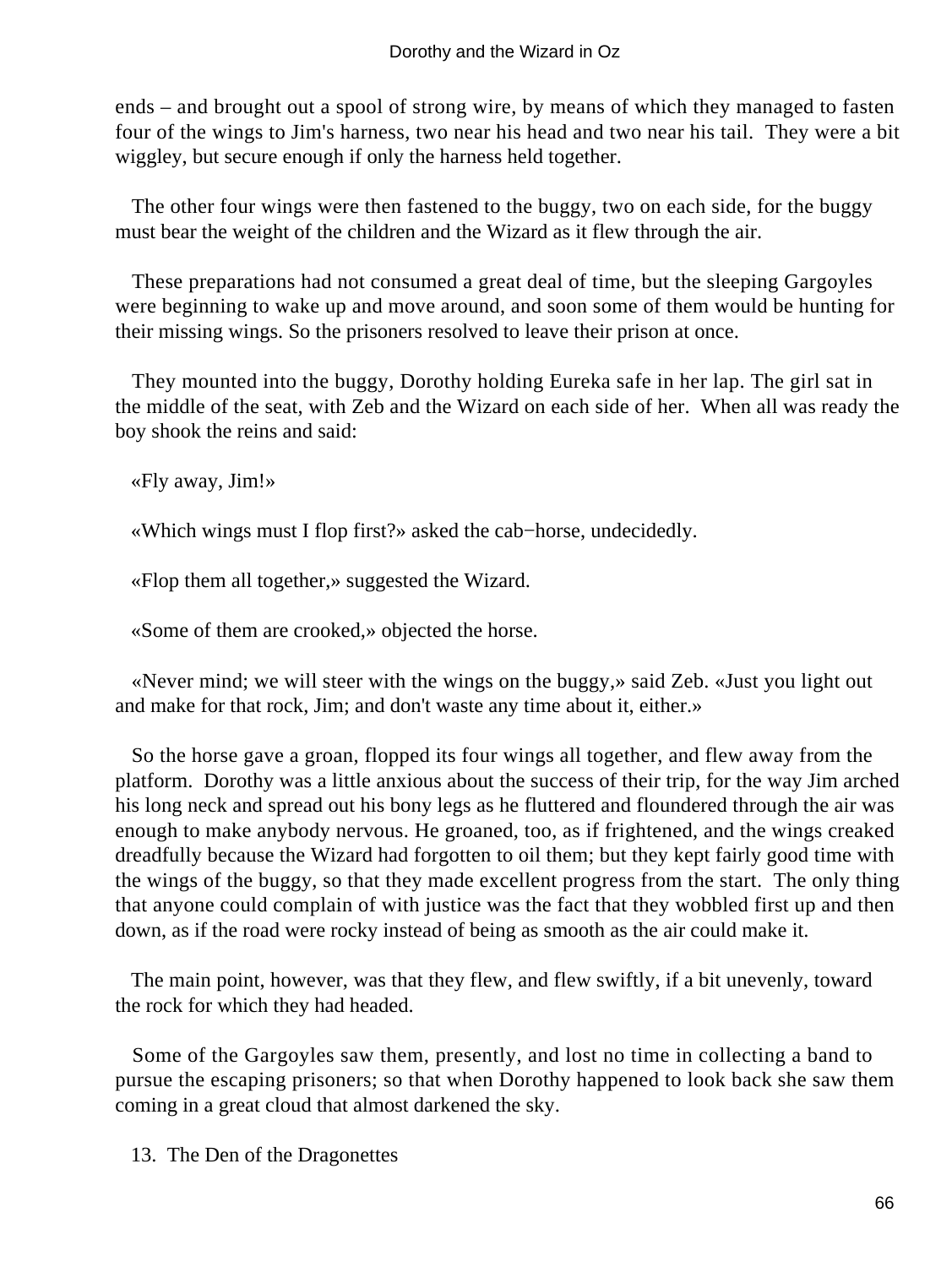ends – and brought out a spool of strong wire, by means of which they managed to fasten four of the wings to Jim's harness, two near his head and two near his tail. They were a bit wiggley, but secure enough if only the harness held together.

The other four wings were then fastened to the buggy, two on each side, for the buggy must bear the weight of the children and the Wizard as it flew through the air.

These preparations had not consumed a great deal of time, but the sleeping Gargoyles were beginning to wake up and move around, and soon some of them would be hunting for their missing wings. So the prisoners resolved to leave their prison at once.

They mounted into the buggy, Dorothy holding Eureka safe in her lap. The girl sat in the middle of the seat, with Zeb and the Wizard on each side of her. When all was ready the boy shook the reins and said:

«Fly away, Jim!»

«Which wings must I flop first?» asked the cab−horse, undecidedly.

«Flop them all together,» suggested the Wizard.

«Some of them are crooked,» objected the horse.

«Never mind; we will steer with the wings on the buggy,» said Zeb. «Just you light out and make for that rock, Jim; and don't waste any time about it, either.»

So the horse gave a groan, flopped its four wings all together, and flew away from the platform. Dorothy was a little anxious about the success of their trip, for the way Jim arched his long neck and spread out his bony legs as he fluttered and floundered through the air was enough to make anybody nervous. He groaned, too, as if frightened, and the wings creaked dreadfully because the Wizard had forgotten to oil them; but they kept fairly good time with the wings of the buggy, so that they made excellent progress from the start. The only thing that anyone could complain of with justice was the fact that they wobbled first up and then down, as if the road were rocky instead of being as smooth as the air could make it.

The main point, however, was that they flew, and flew swiftly, if a bit unevenly, toward the rock for which they had headed.

Some of the Gargoyles saw them, presently, and lost no time in collecting a band to pursue the escaping prisoners; so that when Dorothy happened to look back she saw them coming in a great cloud that almost darkened the sky.

## 13. The Den of the Dragonettes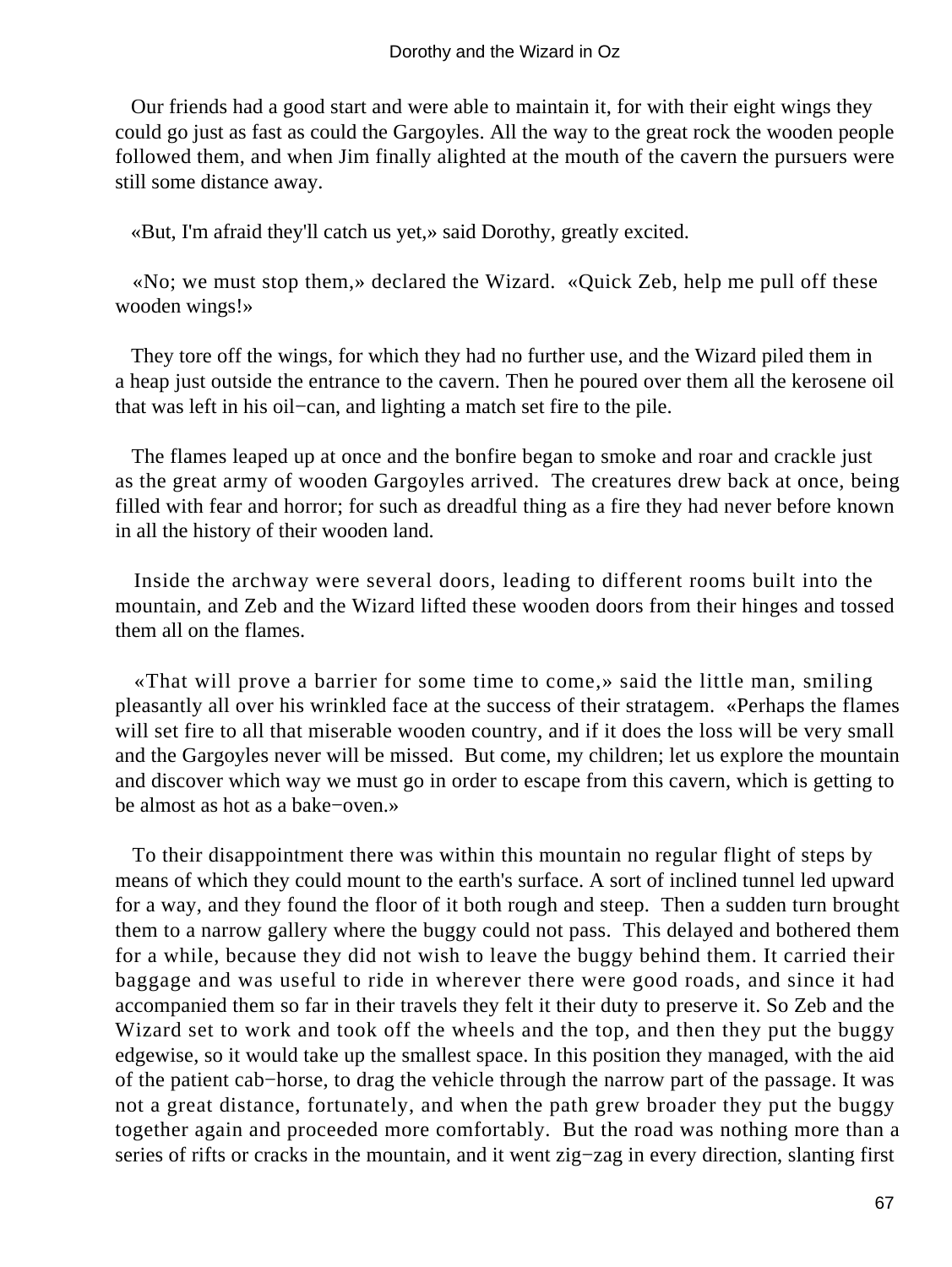Our friends had a good start and were able to maintain it, for with their eight wings they could go just as fast as could the Gargoyles. All the way to the great rock the wooden people followed them, and when Jim finally alighted at the mouth of the cavern the pursuers were still some distance away.

«But, I'm afraid they'll catch us yet,» said Dorothy, greatly excited.

«No; we must stop them,» declared the Wizard. «Quick Zeb, help me pull off these wooden wings!»

They tore off the wings, for which they had no further use, and the Wizard piled them in a heap just outside the entrance to the cavern. Then he poured over them all the kerosene oil that was left in his oil−can, and lighting a match set fire to the pile.

The flames leaped up at once and the bonfire began to smoke and roar and crackle just as the great army of wooden Gargoyles arrived. The creatures drew back at once, being filled with fear and horror; for such as dreadful thing as a fire they had never before known in all the history of their wooden land.

Inside the archway were several doors, leading to different rooms built into the mountain, and Zeb and the Wizard lifted these wooden doors from their hinges and tossed them all on the flames.

«That will prove a barrier for some time to come,» said the little man, smiling pleasantly all over his wrinkled face at the success of their stratagem. «Perhaps the flames will set fire to all that miserable wooden country, and if it does the loss will be very small and the Gargoyles never will be missed. But come, my children; let us explore the mountain and discover which way we must go in order to escape from this cavern, which is getting to be almost as hot as a bake−oven.»

To their disappointment there was within this mountain no regular flight of steps by means of which they could mount to the earth's surface. A sort of inclined tunnel led upward for a way, and they found the floor of it both rough and steep. Then a sudden turn brought them to a narrow gallery where the buggy could not pass. This delayed and bothered them for a while, because they did not wish to leave the buggy behind them. It carried their baggage and was useful to ride in wherever there were good roads, and since it had accompanied them so far in their travels they felt it their duty to preserve it. So Zeb and the Wizard set to work and took off the wheels and the top, and then they put the buggy edgewise, so it would take up the smallest space. In this position they managed, with the aid of the patient cab−horse, to drag the vehicle through the narrow part of the passage. It was not a great distance, fortunately, and when the path grew broader they put the buggy together again and proceeded more comfortably. But the road was nothing more than a series of rifts or cracks in the mountain, and it went zig−zag in every direction, slanting first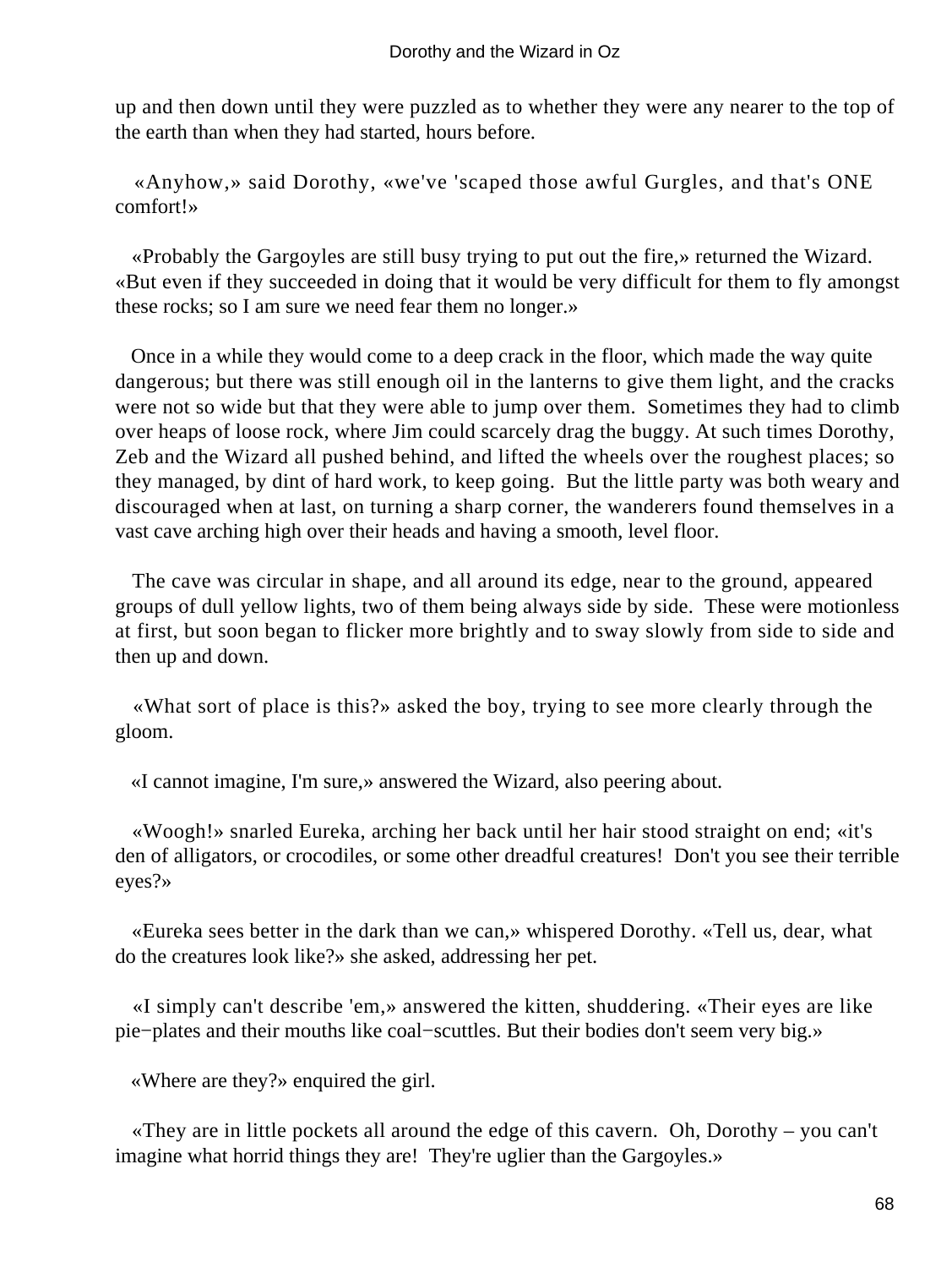up and then down until they were puzzled as to whether they were any nearer to the top of the earth than when they had started, hours before.

«Anyhow,» said Dorothy, «we've 'scaped those awful Gurgles, and that's ONE comfort!»

«Probably the Gargoyles are still busy trying to put out the fire,» returned the Wizard. «But even if they succeeded in doing that it would be very difficult for them to fly amongst these rocks; so I am sure we need fear them no longer.»

Once in a while they would come to a deep crack in the floor, which made the way quite dangerous; but there was still enough oil in the lanterns to give them light, and the cracks were not so wide but that they were able to jump over them. Sometimes they had to climb over heaps of loose rock, where Jim could scarcely drag the buggy. At such times Dorothy, Zeb and the Wizard all pushed behind, and lifted the wheels over the roughest places; so they managed, by dint of hard work, to keep going. But the little party was both weary and discouraged when at last, on turning a sharp corner, the wanderers found themselves in a vast cave arching high over their heads and having a smooth, level floor.

The cave was circular in shape, and all around its edge, near to the ground, appeared groups of dull yellow lights, two of them being always side by side. These were motionless at first, but soon began to flicker more brightly and to sway slowly from side to side and then up and down.

«What sort of place is this?» asked the boy, trying to see more clearly through the gloom.

«I cannot imagine, I'm sure,» answered the Wizard, also peering about.

«Woogh!» snarled Eureka, arching her back until her hair stood straight on end; «it's den of alligators, or crocodiles, or some other dreadful creatures! Don't you see their terrible eyes?»

«Eureka sees better in the dark than we can,» whispered Dorothy. «Tell us, dear, what do the creatures look like?» she asked, addressing her pet.

«I simply can't describe 'em,» answered the kitten, shuddering. «Their eyes are like pie−plates and their mouths like coal−scuttles. But their bodies don't seem very big.»

«Where are they?» enquired the girl.

«They are in little pockets all around the edge of this cavern. Oh, Dorothy – you can't imagine what horrid things they are! They're uglier than the Gargoyles.»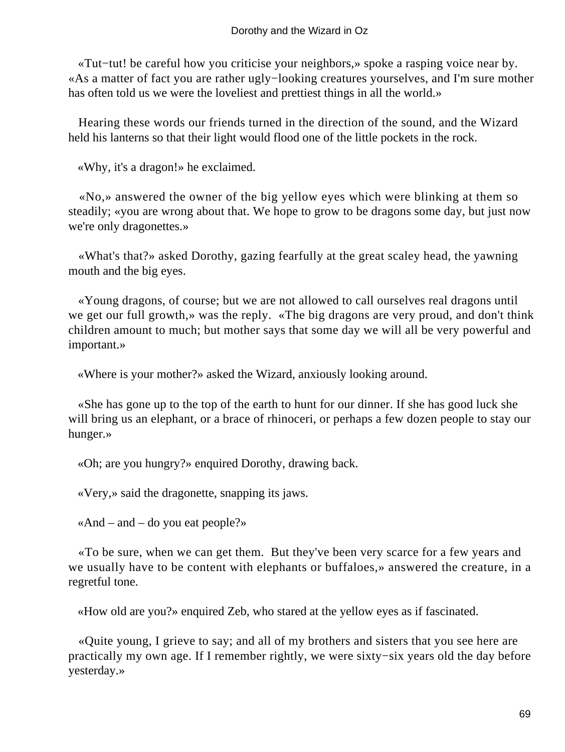«Tut−tut! be careful how you criticise your neighbors,» spoke a rasping voice near by. «As a matter of fact you are rather ugly−looking creatures yourselves, and I'm sure mother has often told us we were the loveliest and prettiest things in all the world.»

Hearing these words our friends turned in the direction of the sound, and the Wizard held his lanterns so that their light would flood one of the little pockets in the rock.

«Why, it's a dragon!» he exclaimed.

«No,» answered the owner of the big yellow eyes which were blinking at them so steadily; «you are wrong about that. We hope to grow to be dragons some day, but just now we're only dragonettes.»

«What's that?» asked Dorothy, gazing fearfully at the great scaley head, the yawning mouth and the big eyes.

«Young dragons, of course; but we are not allowed to call ourselves real dragons until we get our full growth,» was the reply. «The big dragons are very proud, and don't think children amount to much; but mother says that some day we will all be very powerful and important.»

«Where is your mother?» asked the Wizard, anxiously looking around.

«She has gone up to the top of the earth to hunt for our dinner. If she has good luck she will bring us an elephant, or a brace of rhinoceri, or perhaps a few dozen people to stay our hunger.»

«Oh; are you hungry?» enquired Dorothy, drawing back.

«Very,» said the dragonette, snapping its jaws.

«And – and – do you eat people?»

«To be sure, when we can get them. But they've been very scarce for a few years and we usually have to be content with elephants or buffaloes,» answered the creature, in a regretful tone.

«How old are you?» enquired Zeb, who stared at the yellow eyes as if fascinated.

«Quite young, I grieve to say; and all of my brothers and sisters that you see here are practically my own age. If I remember rightly, we were sixty−six years old the day before yesterday.»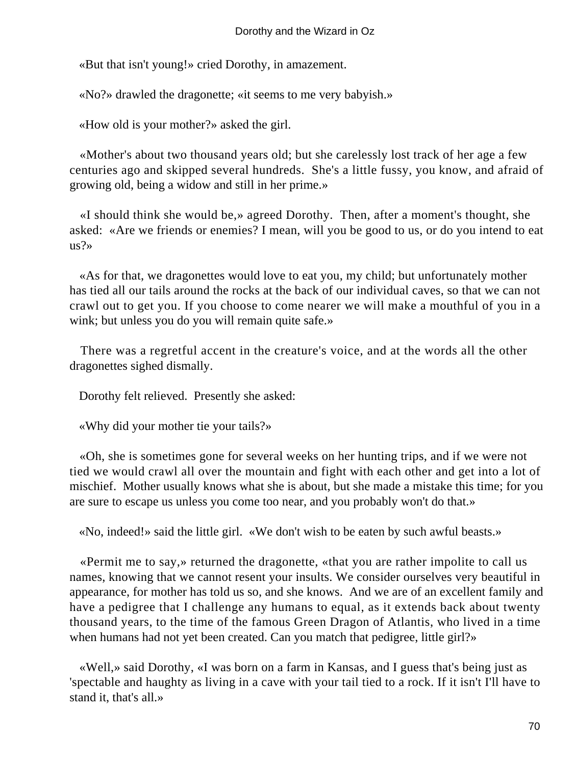«But that isn't young!» cried Dorothy, in amazement.

«No?» drawled the dragonette; «it seems to me very babyish.»

«How old is your mother?» asked the girl.

«Mother's about two thousand years old; but she carelessly lost track of her age a few centuries ago and skipped several hundreds. She's a little fussy, you know, and afraid of growing old, being a widow and still in her prime.»

«I should think she would be,» agreed Dorothy. Then, after a moment's thought, she asked: «Are we friends or enemies? I mean, will you be good to us, or do you intend to eat us?»

«As for that, we dragonettes would love to eat you, my child; but unfortunately mother has tied all our tails around the rocks at the back of our individual caves, so that we can not crawl out to get you. If you choose to come nearer we will make a mouthful of you in a wink; but unless you do you will remain quite safe.»

There was a regretful accent in the creature's voice, and at the words all the other dragonettes sighed dismally.

Dorothy felt relieved. Presently she asked:

«Why did your mother tie your tails?»

«Oh, she is sometimes gone for several weeks on her hunting trips, and if we were not tied we would crawl all over the mountain and fight with each other and get into a lot of mischief. Mother usually knows what she is about, but she made a mistake this time; for you are sure to escape us unless you come too near, and you probably won't do that.»

«No, indeed!» said the little girl. «We don't wish to be eaten by such awful beasts.»

«Permit me to say,» returned the dragonette, «that you are rather impolite to call us names, knowing that we cannot resent your insults. We consider ourselves very beautiful in appearance, for mother has told us so, and she knows. And we are of an excellent family and have a pedigree that I challenge any humans to equal, as it extends back about twenty thousand years, to the time of the famous Green Dragon of Atlantis, who lived in a time when humans had not yet been created. Can you match that pedigree, little girl?»

«Well,» said Dorothy, «I was born on a farm in Kansas, and I guess that's being just as 'spectable and haughty as living in a cave with your tail tied to a rock. If it isn't I'll have to stand it, that's all.»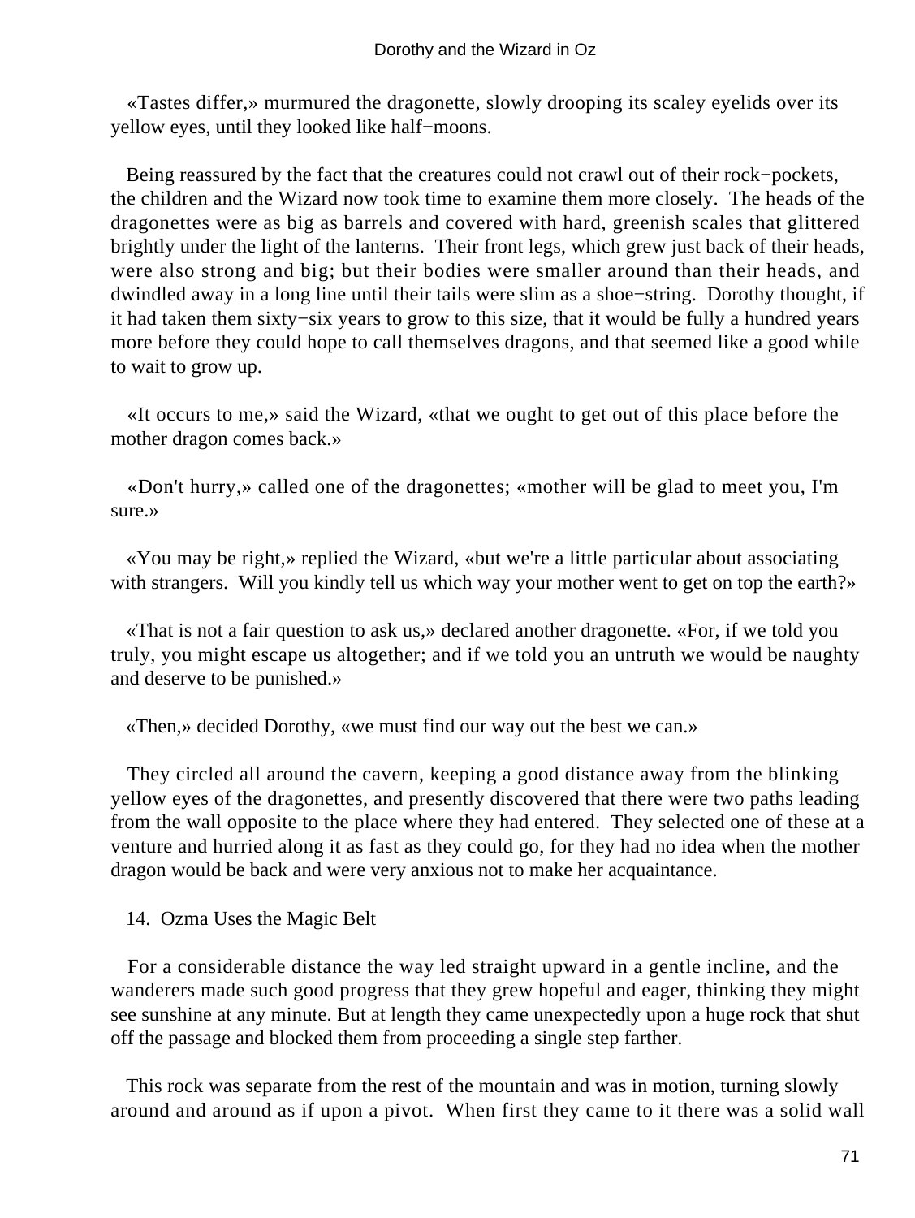«Tastes differ,» murmured the dragonette, slowly drooping its scaley eyelids over its yellow eyes, until they looked like half−moons.

Being reassured by the fact that the creatures could not crawl out of their rock−pockets, the children and the Wizard now took time to examine them more closely. The heads of the dragonettes were as big as barrels and covered with hard, greenish scales that glittered brightly under the light of the lanterns. Their front legs, which grew just back of their heads, were also strong and big; but their bodies were smaller around than their heads, and dwindled away in a long line until their tails were slim as a shoe−string. Dorothy thought, if it had taken them sixty−six years to grow to this size, that it would be fully a hundred years more before they could hope to call themselves dragons, and that seemed like a good while to wait to grow up.

«It occurs to me,» said the Wizard, «that we ought to get out of this place before the mother dragon comes back.»

«Don't hurry,» called one of the dragonettes; «mother will be glad to meet you, I'm sure.»

«You may be right,» replied the Wizard, «but we're a little particular about associating with strangers. Will you kindly tell us which way your mother went to get on top the earth?»

«That is not a fair question to ask us,» declared another dragonette. «For, if we told you truly, you might escape us altogether; and if we told you an untruth we would be naughty and deserve to be punished.»

«Then,» decided Dorothy, «we must find our way out the best we can.»

They circled all around the cavern, keeping a good distance away from the blinking yellow eyes of the dragonettes, and presently discovered that there were two paths leading from the wall opposite to the place where they had entered. They selected one of these at a venture and hurried along it as fast as they could go, for they had no idea when the mother dragon would be back and were very anxious not to make her acquaintance.

## 14. Ozma Uses the Magic Belt

For a considerable distance the way led straight upward in a gentle incline, and the wanderers made such good progress that they grew hopeful and eager, thinking they might see sunshine at any minute. But at length they came unexpectedly upon a huge rock that shut off the passage and blocked them from proceeding a single step farther.

This rock was separate from the rest of the mountain and was in motion, turning slowly around and around as if upon a pivot. When first they came to it there was a solid wall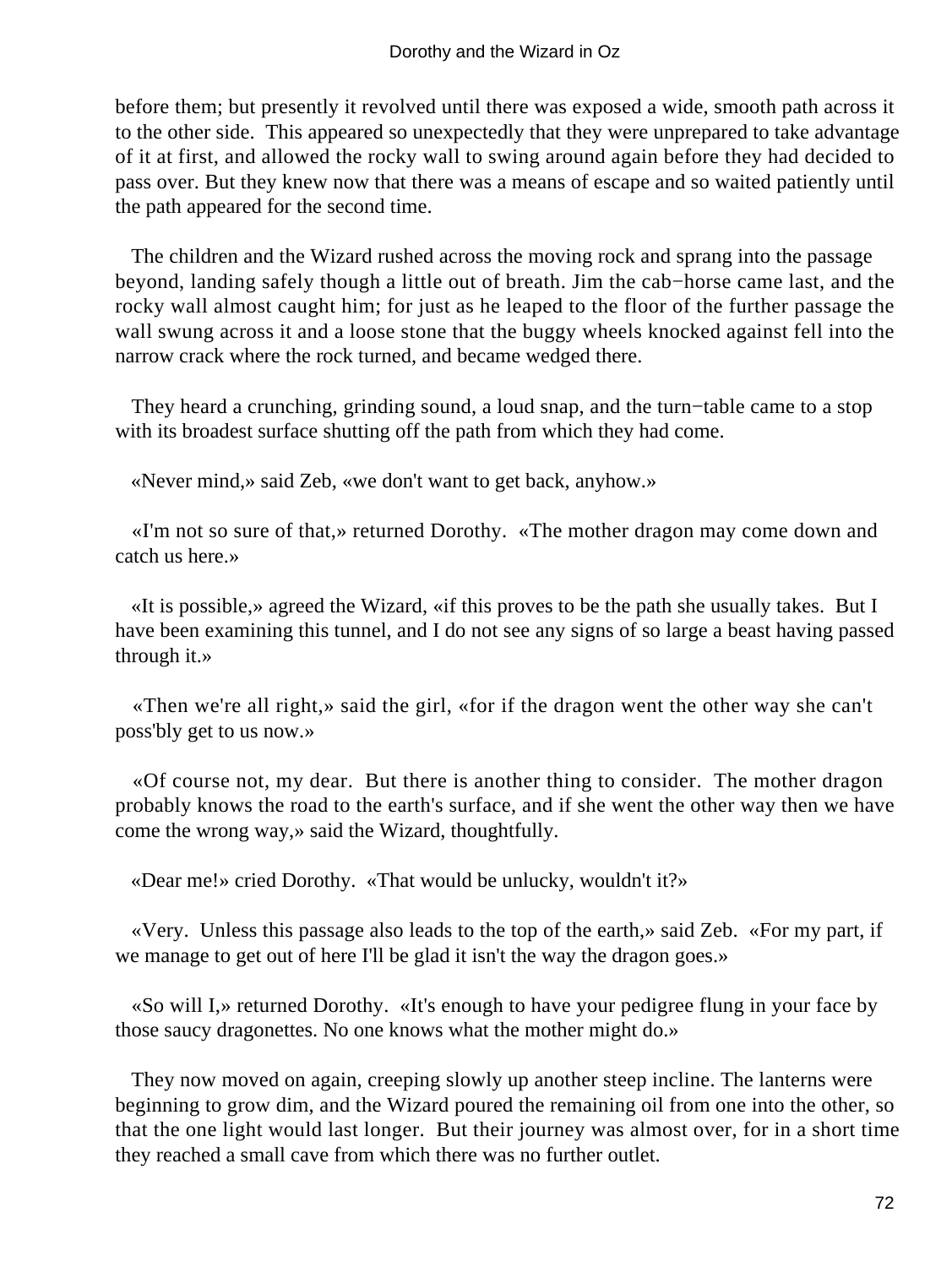before them; but presently it revolved until there was exposed a wide, smooth path across it to the other side. This appeared so unexpectedly that they were unprepared to take advantage of it at first, and allowed the rocky wall to swing around again before they had decided to pass over. But they knew now that there was a means of escape and so waited patiently until the path appeared for the second time.

The children and the Wizard rushed across the moving rock and sprang into the passage beyond, landing safely though a little out of breath. Jim the cab−horse came last, and the rocky wall almost caught him; for just as he leaped to the floor of the further passage the wall swung across it and a loose stone that the buggy wheels knocked against fell into the narrow crack where the rock turned, and became wedged there.

They heard a crunching, grinding sound, a loud snap, and the turn−table came to a stop with its broadest surface shutting off the path from which they had come.

«Never mind,» said Zeb, «we don't want to get back, anyhow.»

«I'm not so sure of that,» returned Dorothy. «The mother dragon may come down and catch us here.»

«It is possible,» agreed the Wizard, «if this proves to be the path she usually takes. But I have been examining this tunnel, and I do not see any signs of so large a beast having passed through it.»

«Then we're all right,» said the girl, «for if the dragon went the other way she can't poss'bly get to us now.»

«Of course not, my dear. But there is another thing to consider. The mother dragon probably knows the road to the earth's surface, and if she went the other way then we have come the wrong way,» said the Wizard, thoughtfully.

«Dear me!» cried Dorothy. «That would be unlucky, wouldn't it?»

«Very. Unless this passage also leads to the top of the earth,» said Zeb. «For my part, if we manage to get out of here I'll be glad it isn't the way the dragon goes.»

«So will I,» returned Dorothy. «It's enough to have your pedigree flung in your face by those saucy dragonettes. No one knows what the mother might do.»

They now moved on again, creeping slowly up another steep incline. The lanterns were beginning to grow dim, and the Wizard poured the remaining oil from one into the other, so that the one light would last longer. But their journey was almost over, for in a short time they reached a small cave from which there was no further outlet.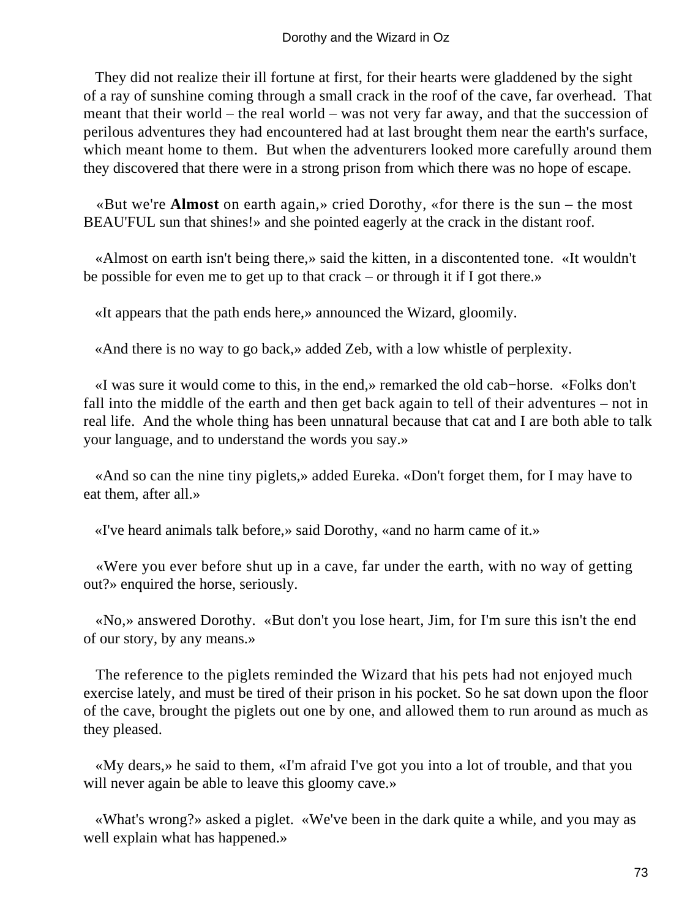They did not realize their ill fortune at first, for their hearts were gladdened by the sight of a ray of sunshine coming through a small crack in the roof of the cave, far overhead. That meant that their world – the real world – was not very far away, and that the succession of perilous adventures they had encountered had at last brought them near the earth's surface, which meant home to them. But when the adventurers looked more carefully around them they discovered that there were in a strong prison from which there was no hope of escape.

«But we're **Almost** on earth again,» cried Dorothy, «for there is the sun – the most BEAU'FUL sun that shines!» and she pointed eagerly at the crack in the distant roof.

«Almost on earth isn't being there,» said the kitten, in a discontented tone. «It wouldn't be possible for even me to get up to that crack – or through it if I got there.»

«It appears that the path ends here,» announced the Wizard, gloomily.

«And there is no way to go back,» added Zeb, with a low whistle of perplexity.

«I was sure it would come to this, in the end,» remarked the old cab−horse. «Folks don't fall into the middle of the earth and then get back again to tell of their adventures – not in real life. And the whole thing has been unnatural because that cat and I are both able to talk your language, and to understand the words you say.»

«And so can the nine tiny piglets,» added Eureka. «Don't forget them, for I may have to eat them, after all.»

«I've heard animals talk before,» said Dorothy, «and no harm came of it.»

«Were you ever before shut up in a cave, far under the earth, with no way of getting out?» enquired the horse, seriously.

«No,» answered Dorothy. «But don't you lose heart, Jim, for I'm sure this isn't the end of our story, by any means.»

The reference to the piglets reminded the Wizard that his pets had not enjoyed much exercise lately, and must be tired of their prison in his pocket. So he sat down upon the floor of the cave, brought the piglets out one by one, and allowed them to run around as much as they pleased.

«My dears,» he said to them, «I'm afraid I've got you into a lot of trouble, and that you will never again be able to leave this gloomy cave.»

«What's wrong?» asked a piglet. «We've been in the dark quite a while, and you may as well explain what has happened.»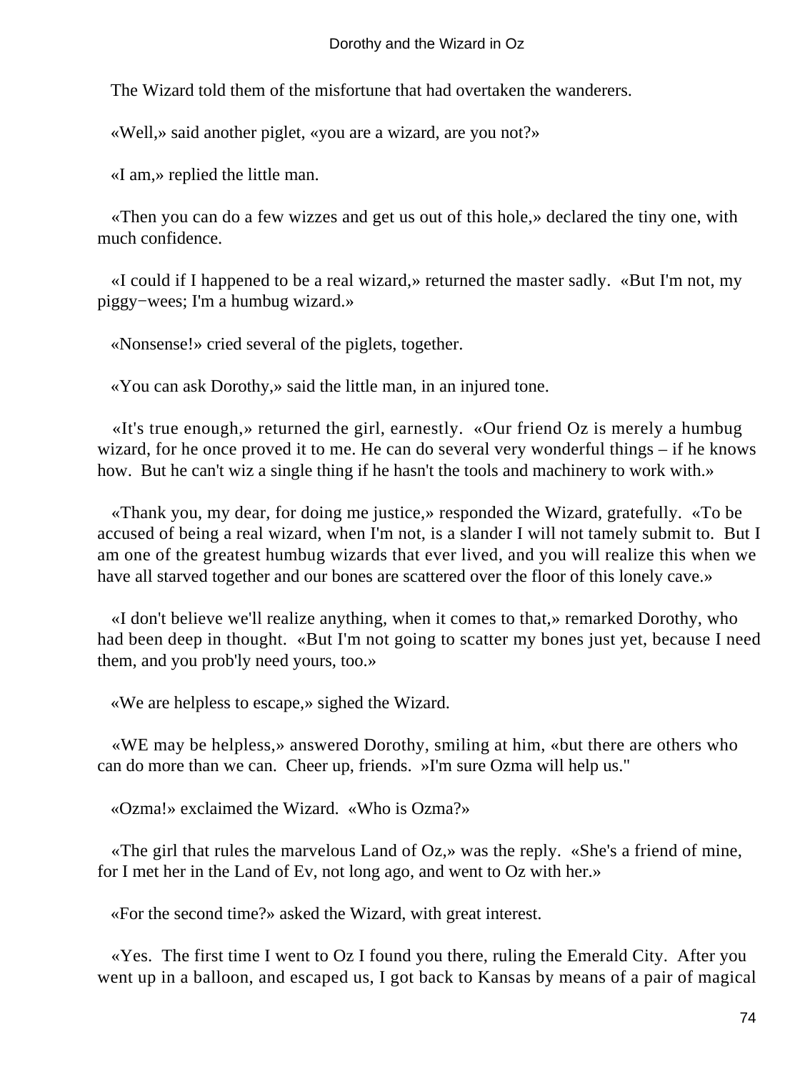The Wizard told them of the misfortune that had overtaken the wanderers.

«Well,» said another piglet, «you are a wizard, are you not?»

«I am,» replied the little man.

«Then you can do a few wizzes and get us out of this hole,» declared the tiny one, with much confidence.

«I could if I happened to be a real wizard,» returned the master sadly. «But I'm not, my piggy−wees; I'm a humbug wizard.»

«Nonsense!» cried several of the piglets, together.

«You can ask Dorothy,» said the little man, in an injured tone.

«It's true enough,» returned the girl, earnestly. «Our friend Oz is merely a humbug wizard, for he once proved it to me. He can do several very wonderful things – if he knows how. But he can't wiz a single thing if he hasn't the tools and machinery to work with.»

«Thank you, my dear, for doing me justice,» responded the Wizard, gratefully. «To be accused of being a real wizard, when I'm not, is a slander I will not tamely submit to. But I am one of the greatest humbug wizards that ever lived, and you will realize this when we have all starved together and our bones are scattered over the floor of this lonely cave.»

«I don't believe we'll realize anything, when it comes to that,» remarked Dorothy, who had been deep in thought. «But I'm not going to scatter my bones just yet, because I need them, and you prob'ly need yours, too.»

«We are helpless to escape,» sighed the Wizard.

«WE may be helpless,» answered Dorothy, smiling at him, «but there are others who can do more than we can. Cheer up, friends. »I'm sure Ozma will help us."

«Ozma!» exclaimed the Wizard. «Who is Ozma?»

«The girl that rules the marvelous Land of Oz,» was the reply. «She's a friend of mine, for I met her in the Land of Ev, not long ago, and went to Oz with her.»

«For the second time?» asked the Wizard, with great interest.

«Yes. The first time I went to Oz I found you there, ruling the Emerald City. After you went up in a balloon, and escaped us, I got back to Kansas by means of a pair of magical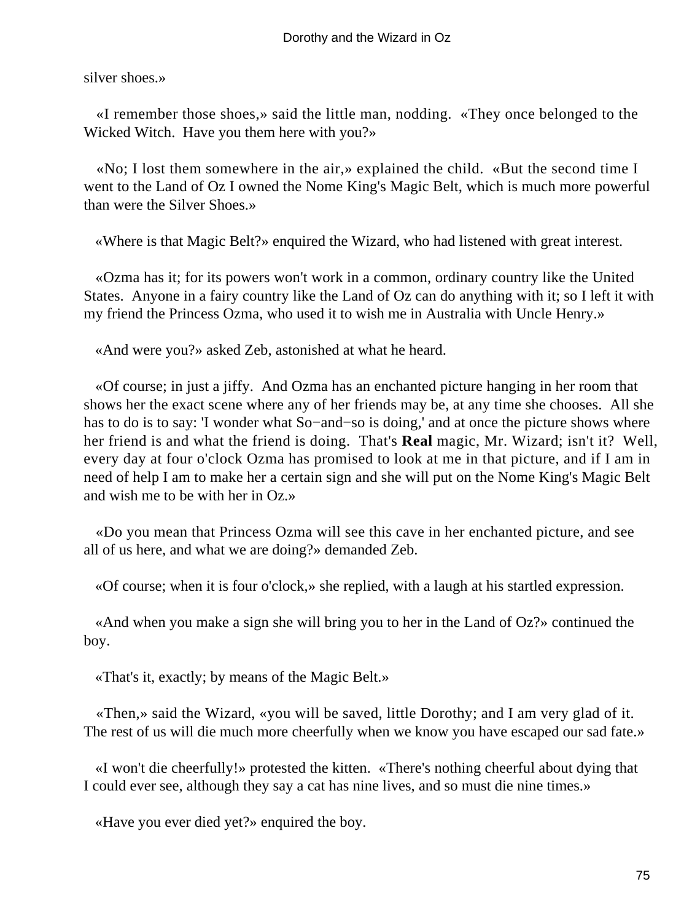silver shoes.»

«I remember those shoes,» said the little man, nodding. «They once belonged to the Wicked Witch. Have you them here with you?»

«No; I lost them somewhere in the air,» explained the child. «But the second time I went to the Land of Oz I owned the Nome King's Magic Belt, which is much more powerful than were the Silver Shoes.»

«Where is that Magic Belt?» enquired the Wizard, who had listened with great interest.

«Ozma has it; for its powers won't work in a common, ordinary country like the United States. Anyone in a fairy country like the Land of Oz can do anything with it; so I left it with my friend the Princess Ozma, who used it to wish me in Australia with Uncle Henry.»

«And were you?» asked Zeb, astonished at what he heard.

«Of course; in just a jiffy. And Ozma has an enchanted picture hanging in her room that shows her the exact scene where any of her friends may be, at any time she chooses. All she has to do is to say: 'I wonder what So−and−so is doing,' and at once the picture shows where her friend is and what the friend is doing. That's **Real** magic, Mr. Wizard; isn't it? Well, every day at four o'clock Ozma has promised to look at me in that picture, and if I am in need of help I am to make her a certain sign and she will put on the Nome King's Magic Belt and wish me to be with her in Oz.»

«Do you mean that Princess Ozma will see this cave in her enchanted picture, and see all of us here, and what we are doing?» demanded Zeb.

«Of course; when it is four o'clock,» she replied, with a laugh at his startled expression.

«And when you make a sign she will bring you to her in the Land of Oz?» continued the boy.

«That's it, exactly; by means of the Magic Belt.»

«Then,» said the Wizard, «you will be saved, little Dorothy; and I am very glad of it. The rest of us will die much more cheerfully when we know you have escaped our sad fate.»

«I won't die cheerfully!» protested the kitten. «There's nothing cheerful about dying that I could ever see, although they say a cat has nine lives, and so must die nine times.»

«Have you ever died yet?» enquired the boy.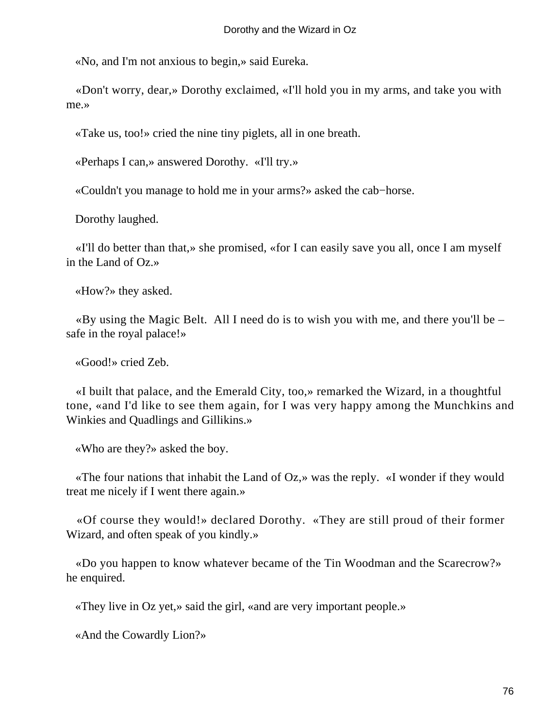«No, and I'm not anxious to begin,» said Eureka.

«Don't worry, dear,» Dorothy exclaimed, «I'll hold you in my arms, and take you with me.»

«Take us, too!» cried the nine tiny piglets, all in one breath.

«Perhaps I can,» answered Dorothy. «I'll try.»

«Couldn't you manage to hold me in your arms?» asked the cab−horse.

Dorothy laughed.

«I'll do better than that,» she promised, «for I can easily save you all, once I am myself in the Land of Oz.»

«How?» they asked.

«By using the Magic Belt. All I need do is to wish you with me, and there you'll be – safe in the royal palace!»

«Good!» cried Zeb.

«I built that palace, and the Emerald City, too,» remarked the Wizard, in a thoughtful tone, «and I'd like to see them again, for I was very happy among the Munchkins and Winkies and Quadlings and Gillikins.»

«Who are they?» asked the boy.

«The four nations that inhabit the Land of Oz,» was the reply. «I wonder if they would treat me nicely if I went there again.»

«Of course they would!» declared Dorothy. «They are still proud of their former Wizard, and often speak of you kindly.»

«Do you happen to know whatever became of the Tin Woodman and the Scarecrow?» he enquired.

«They live in Oz yet,» said the girl, «and are very important people.»

«And the Cowardly Lion?»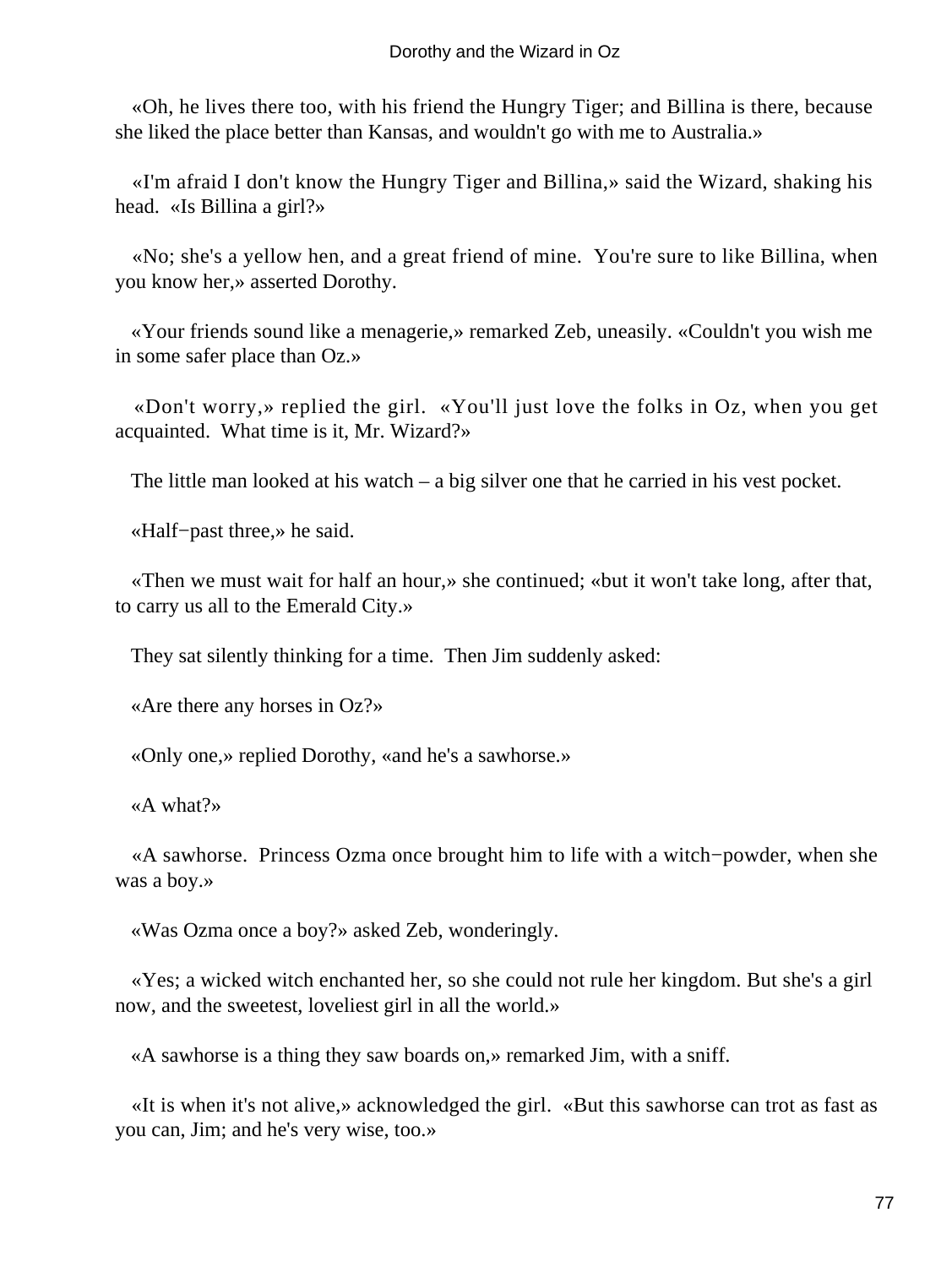«Oh, he lives there too, with his friend the Hungry Tiger; and Billina is there, because she liked the place better than Kansas, and wouldn't go with me to Australia.»

«I'm afraid I don't know the Hungry Tiger and Billina,» said the Wizard, shaking his head. «Is Billina a girl?»

«No; she's a yellow hen, and a great friend of mine. You're sure to like Billina, when you know her,» asserted Dorothy.

«Your friends sound like a menagerie,» remarked Zeb, uneasily. «Couldn't you wish me in some safer place than Oz.»

«Don't worry,» replied the girl. «You'll just love the folks in Oz, when you get acquainted. What time is it, Mr. Wizard?»

The little man looked at his watch – a big silver one that he carried in his vest pocket.

«Half−past three,» he said.

«Then we must wait for half an hour,» she continued; «but it won't take long, after that, to carry us all to the Emerald City.»

They sat silently thinking for a time. Then Jim suddenly asked:

«Are there any horses in Oz?»

«Only one,» replied Dorothy, «and he's a sawhorse.»

«A what?»

«A sawhorse. Princess Ozma once brought him to life with a witch−powder, when she was a boy.»

«Was Ozma once a boy?» asked Zeb, wonderingly.

«Yes; a wicked witch enchanted her, so she could not rule her kingdom. But she's a girl now, and the sweetest, loveliest girl in all the world.»

«A sawhorse is a thing they saw boards on,» remarked Jim, with a sniff.

«It is when it's not alive,» acknowledged the girl. «But this sawhorse can trot as fast as you can, Jim; and he's very wise, too.»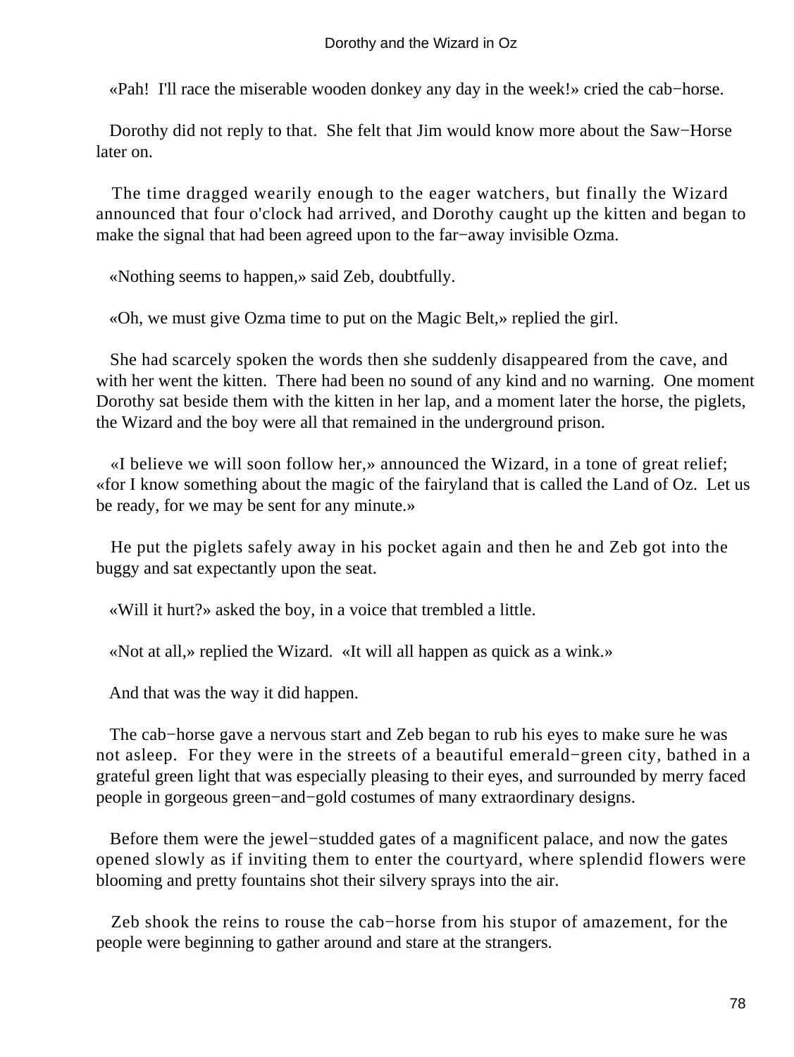«Pah!  I'll race the miserable wooden donkey any day in the week!» cried the cab−horse.

Dorothy did not reply to that.  She felt that Jim would know more about the Saw−Horse later on.

The time dragged wearily enough to the eager watchers, but finally the Wizard announced that four o'clock had arrived, and Dorothy caught up the kitten and began to make the signal that had been agreed upon to the far−away invisible Ozma.

«Nothing seems to happen,» said Zeb, doubtfully.

«Oh, we must give Ozma time to put on the Magic Belt,» replied the girl.

She had scarcely spoken the words then she suddenly disappeared from the cave, and with her went the kitten.  There had been no sound of any kind and no warning.  One moment Dorothy sat beside them with the kitten in her lap, and a moment later the horse, the piglets, the Wizard and the boy were all that remained in the underground prison.

«I believe we will soon follow her,» announced the Wizard, in a tone of great relief; «for I know something about the magic of the fairyland that is called the Land of Oz.  Let us be ready, for we may be sent for any minute.»

He put the piglets safely away in his pocket again and then he and Zeb got into the buggy and sat expectantly upon the seat.

«Will it hurt?» asked the boy, in a voice that trembled a little.

«Not at all,» replied the Wizard.  «It will all happen as quick as a wink.»

And that was the way it did happen.

The cab−horse gave a nervous start and Zeb began to rub his eyes to make sure he was not asleep.  For they were in the streets of a beautiful emerald−green city, bathed in a grateful green light that was especially pleasing to their eyes, and surrounded by merry faced people in gorgeous green−and−gold costumes of many extraordinary designs.

Before them were the jewel−studded gates of a magnificent palace, and now the gates opened slowly as if inviting them to enter the courtyard, where splendid flowers were blooming and pretty fountains shot their silvery sprays into the air.

Zeb shook the reins to rouse the cab−horse from his stupor of amazement, for the people were beginning to gather around and stare at the strangers.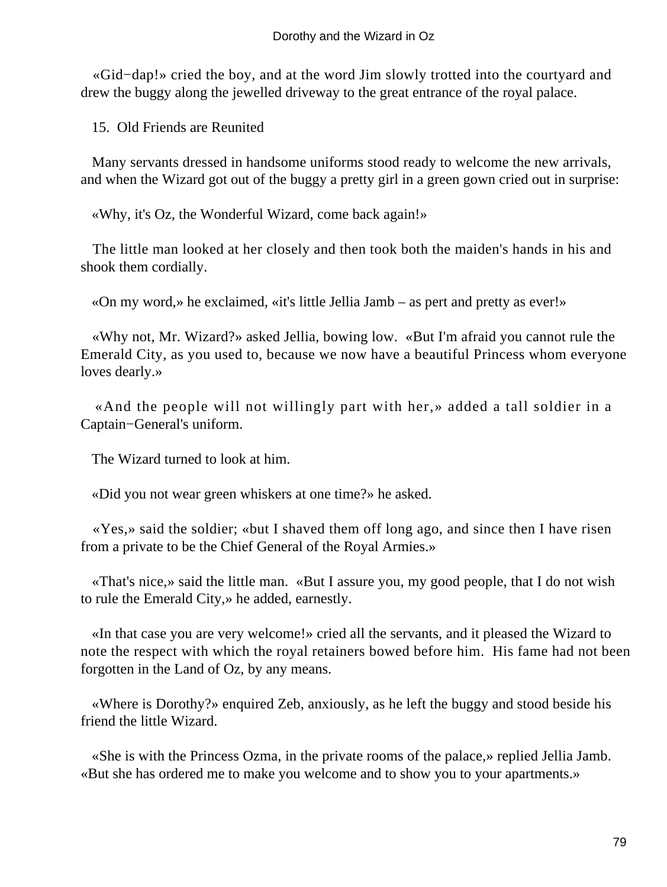«Gid−dap!» cried the boy, and at the word Jim slowly trotted into the courtyard and drew the buggy along the jewelled driveway to the great entrance of the royal palace.

## 15. Old Friends are Reunited

Many servants dressed in handsome uniforms stood ready to welcome the new arrivals, and when the Wizard got out of the buggy a pretty girl in a green gown cried out in surprise:

«Why, it's Oz, the Wonderful Wizard, come back again!»

The little man looked at her closely and then took both the maiden's hands in his and shook them cordially.

«On my word,» he exclaimed, «it's little Jellia Jamb – as pert and pretty as ever!»

«Why not, Mr. Wizard?» asked Jellia, bowing low. «But I'm afraid you cannot rule the Emerald City, as you used to, because we now have a beautiful Princess whom everyone loves dearly.»

«And the people will not willingly part with her,» added a tall soldier in a Captain−General's uniform.

The Wizard turned to look at him.

«Did you not wear green whiskers at one time?» he asked.

«Yes,» said the soldier; «but I shaved them off long ago, and since then I have risen from a private to be the Chief General of the Royal Armies.»

«That's nice,» said the little man. «But I assure you, my good people, that I do not wish to rule the Emerald City,» he added, earnestly.

«In that case you are very welcome!» cried all the servants, and it pleased the Wizard to note the respect with which the royal retainers bowed before him. His fame had not been forgotten in the Land of Oz, by any means.

«Where is Dorothy?» enquired Zeb, anxiously, as he left the buggy and stood beside his friend the little Wizard.

«She is with the Princess Ozma, in the private rooms of the palace,» replied Jellia Jamb. «But she has ordered me to make you welcome and to show you to your apartments.»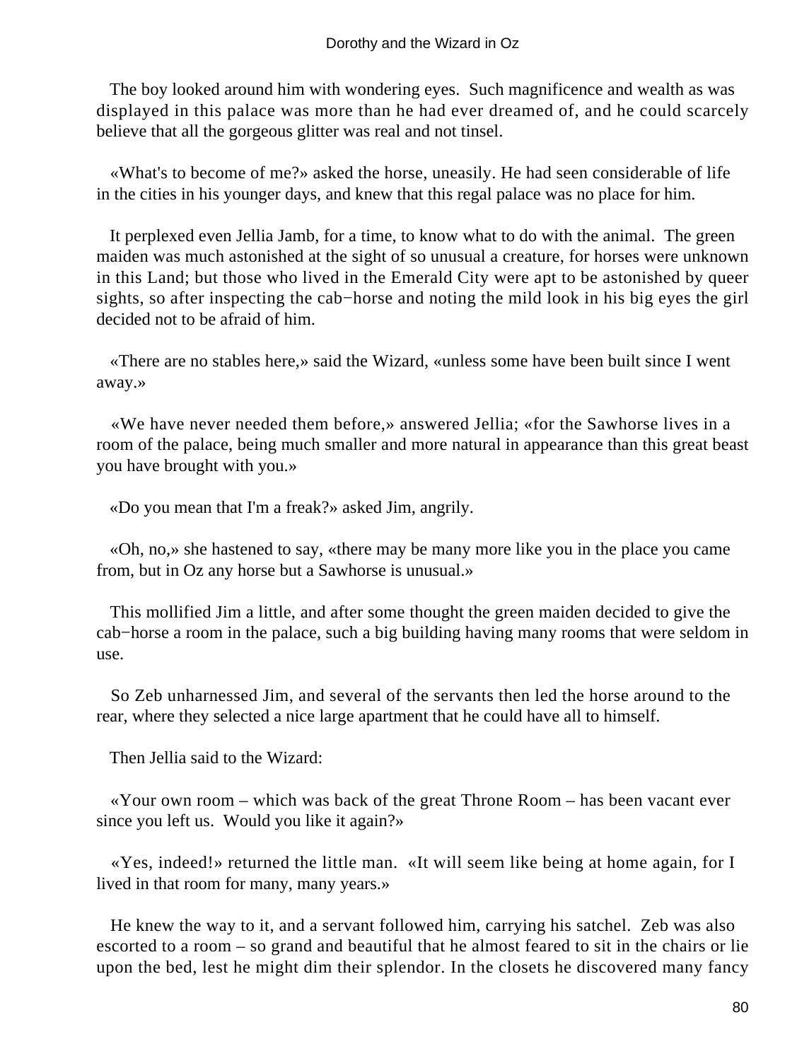The boy looked around him with wondering eyes. Such magnificence and wealth as was displayed in this palace was more than he had ever dreamed of, and he could scarcely believe that all the gorgeous glitter was real and not tinsel.

«What's to become of me?» asked the horse, uneasily. He had seen considerable of life in the cities in his younger days, and knew that this regal palace was no place for him.

It perplexed even Jellia Jamb, for a time, to know what to do with the animal. The green maiden was much astonished at the sight of so unusual a creature, for horses were unknown in this Land; but those who lived in the Emerald City were apt to be astonished by queer sights, so after inspecting the cab−horse and noting the mild look in his big eyes the girl decided not to be afraid of him.

«There are no stables here,» said the Wizard, «unless some have been built since I went away.»

«We have never needed them before,» answered Jellia; «for the Sawhorse lives in a room of the palace, being much smaller and more natural in appearance than this great beast you have brought with you.»

«Do you mean that I'm a freak?» asked Jim, angrily.

«Oh, no,» she hastened to say, «there may be many more like you in the place you came from, but in Oz any horse but a Sawhorse is unusual.»

This mollified Jim a little, and after some thought the green maiden decided to give the cab−horse a room in the palace, such a big building having many rooms that were seldom in use.

So Zeb unharnessed Jim, and several of the servants then led the horse around to the rear, where they selected a nice large apartment that he could have all to himself.

Then Jellia said to the Wizard:

«Your own room – which was back of the great Throne Room – has been vacant ever since you left us. Would you like it again?»

«Yes, indeed!» returned the little man. «It will seem like being at home again, for I lived in that room for many, many years.»

He knew the way to it, and a servant followed him, carrying his satchel. Zeb was also escorted to a room – so grand and beautiful that he almost feared to sit in the chairs or lie upon the bed, lest he might dim their splendor. In the closets he discovered many fancy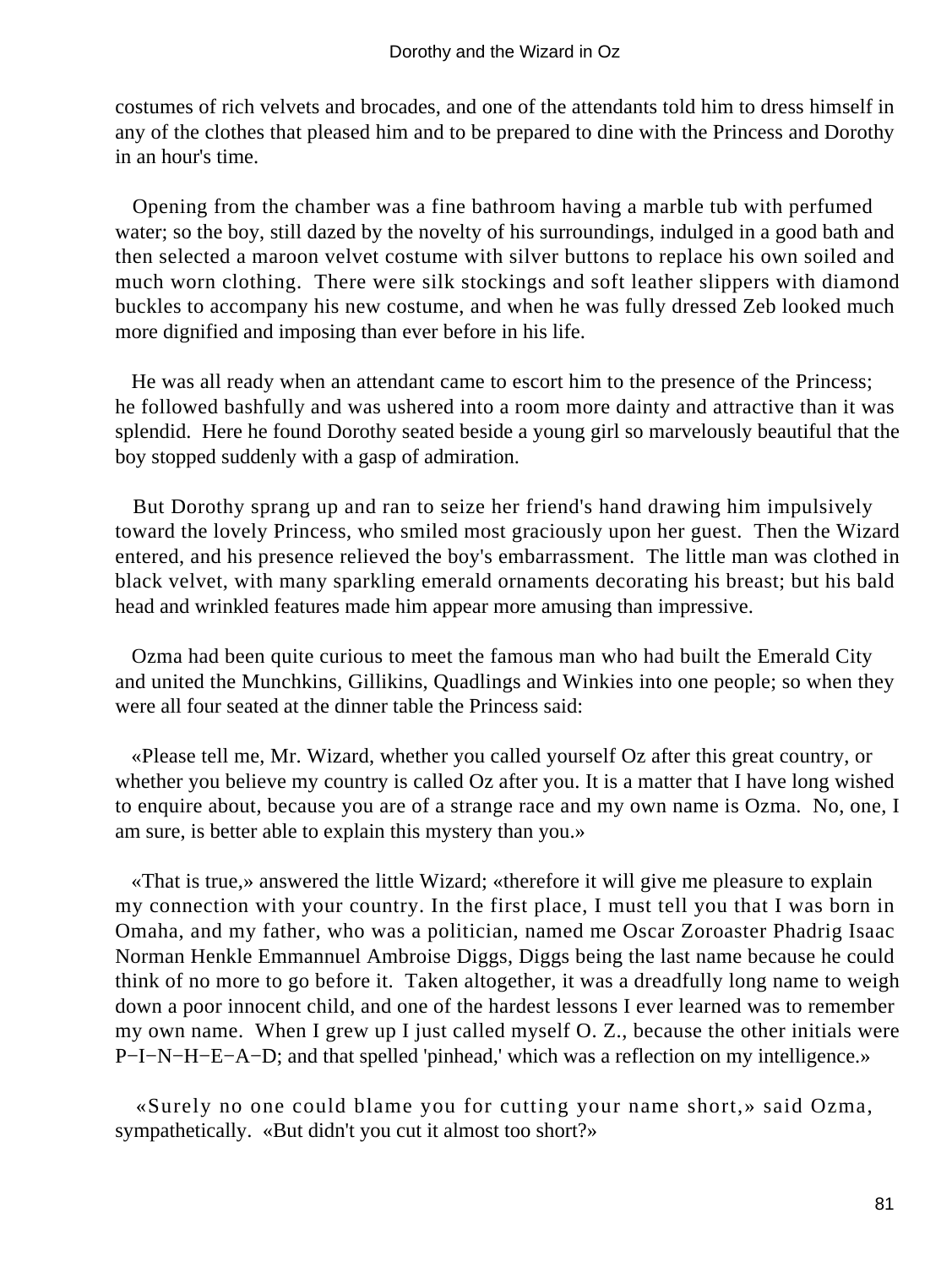costumes of rich velvets and brocades, and one of the attendants told him to dress himself in any of the clothes that pleased him and to be prepared to dine with the Princess and Dorothy in an hour's time.

Opening from the chamber was a fine bathroom having a marble tub with perfumed water; so the boy, still dazed by the novelty of his surroundings, indulged in a good bath and then selected a maroon velvet costume with silver buttons to replace his own soiled and much worn clothing. There were silk stockings and soft leather slippers with diamond buckles to accompany his new costume, and when he was fully dressed Zeb looked much more dignified and imposing than ever before in his life.

He was all ready when an attendant came to escort him to the presence of the Princess; he followed bashfully and was ushered into a room more dainty and attractive than it was splendid. Here he found Dorothy seated beside a young girl so marvelously beautiful that the boy stopped suddenly with a gasp of admiration.

But Dorothy sprang up and ran to seize her friend's hand drawing him impulsively toward the lovely Princess, who smiled most graciously upon her guest. Then the Wizard entered, and his presence relieved the boy's embarrassment. The little man was clothed in black velvet, with many sparkling emerald ornaments decorating his breast; but his bald head and wrinkled features made him appear more amusing than impressive.

Ozma had been quite curious to meet the famous man who had built the Emerald City and united the Munchkins, Gillikins, Quadlings and Winkies into one people; so when they were all four seated at the dinner table the Princess said:

«Please tell me, Mr. Wizard, whether you called yourself Oz after this great country, or whether you believe my country is called Oz after you. It is a matter that I have long wished to enquire about, because you are of a strange race and my own name is Ozma. No, one, I am sure, is better able to explain this mystery than you.»

«That is true,» answered the little Wizard; «therefore it will give me pleasure to explain my connection with your country. In the first place, I must tell you that I was born in Omaha, and my father, who was a politician, named me Oscar Zoroaster Phadrig Isaac Norman Henkle Emmannuel Ambroise Diggs, Diggs being the last name because he could think of no more to go before it. Taken altogether, it was a dreadfully long name to weigh down a poor innocent child, and one of the hardest lessons I ever learned was to remember my own name. When I grew up I just called myself O. Z., because the other initials were P−I−N−H−E−A−D; and that spelled 'pinhead,' which was a reflection on my intelligence.»

«Surely no one could blame you for cutting your name short,» said Ozma, sympathetically. «But didn't you cut it almost too short?»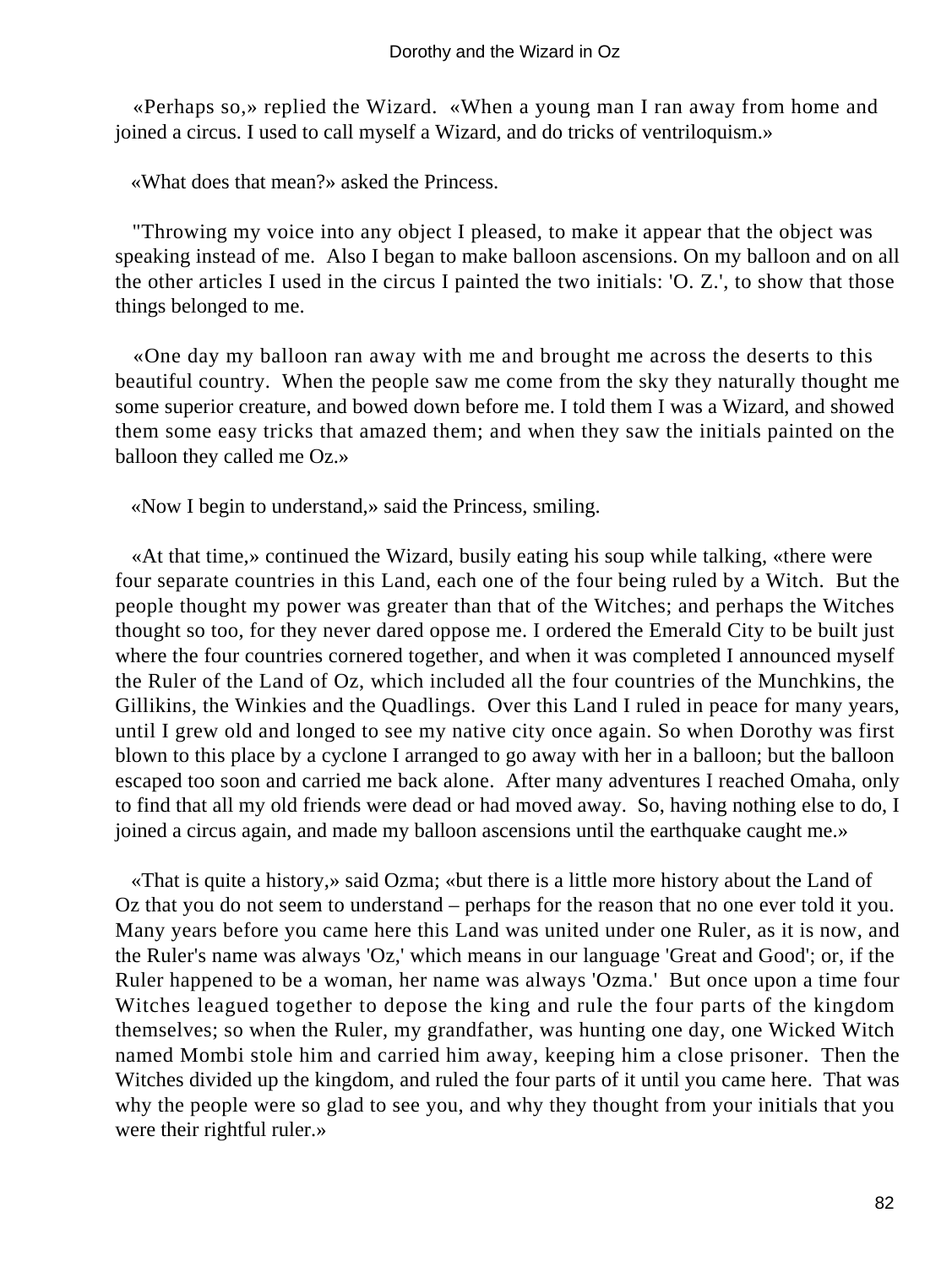«Perhaps so,» replied the Wizard. «When a young man I ran away from home and joined a circus. I used to call myself a Wizard, and do tricks of ventriloquism.»

«What does that mean?» asked the Princess.

"Throwing my voice into any object I pleased, to make it appear that the object was speaking instead of me. Also I began to make balloon ascensions. On my balloon and on all the other articles I used in the circus I painted the two initials: 'O. Z.', to show that those things belonged to me.

«One day my balloon ran away with me and brought me across the deserts to this beautiful country. When the people saw me come from the sky they naturally thought me some superior creature, and bowed down before me. I told them I was a Wizard, and showed them some easy tricks that amazed them; and when they saw the initials painted on the balloon they called me Oz.»

«Now I begin to understand,» said the Princess, smiling.

«At that time,» continued the Wizard, busily eating his soup while talking, «there were four separate countries in this Land, each one of the four being ruled by a Witch. But the people thought my power was greater than that of the Witches; and perhaps the Witches thought so too, for they never dared oppose me. I ordered the Emerald City to be built just where the four countries cornered together, and when it was completed I announced myself the Ruler of the Land of Oz, which included all the four countries of the Munchkins, the Gillikins, the Winkies and the Quadlings. Over this Land I ruled in peace for many years, until I grew old and longed to see my native city once again. So when Dorothy was first blown to this place by a cyclone I arranged to go away with her in a balloon; but the balloon escaped too soon and carried me back alone. After many adventures I reached Omaha, only to find that all my old friends were dead or had moved away. So, having nothing else to do, I joined a circus again, and made my balloon ascensions until the earthquake caught me.»

«That is quite a history,» said Ozma; «but there is a little more history about the Land of Oz that you do not seem to understand – perhaps for the reason that no one ever told it you. Many years before you came here this Land was united under one Ruler, as it is now, and the Ruler's name was always 'Oz,' which means in our language 'Great and Good'; or, if the Ruler happened to be a woman, her name was always 'Ozma.' But once upon a time four Witches leagued together to depose the king and rule the four parts of the kingdom themselves; so when the Ruler, my grandfather, was hunting one day, one Wicked Witch named Mombi stole him and carried him away, keeping him a close prisoner. Then the Witches divided up the kingdom, and ruled the four parts of it until you came here. That was why the people were so glad to see you, and why they thought from your initials that you were their rightful ruler.»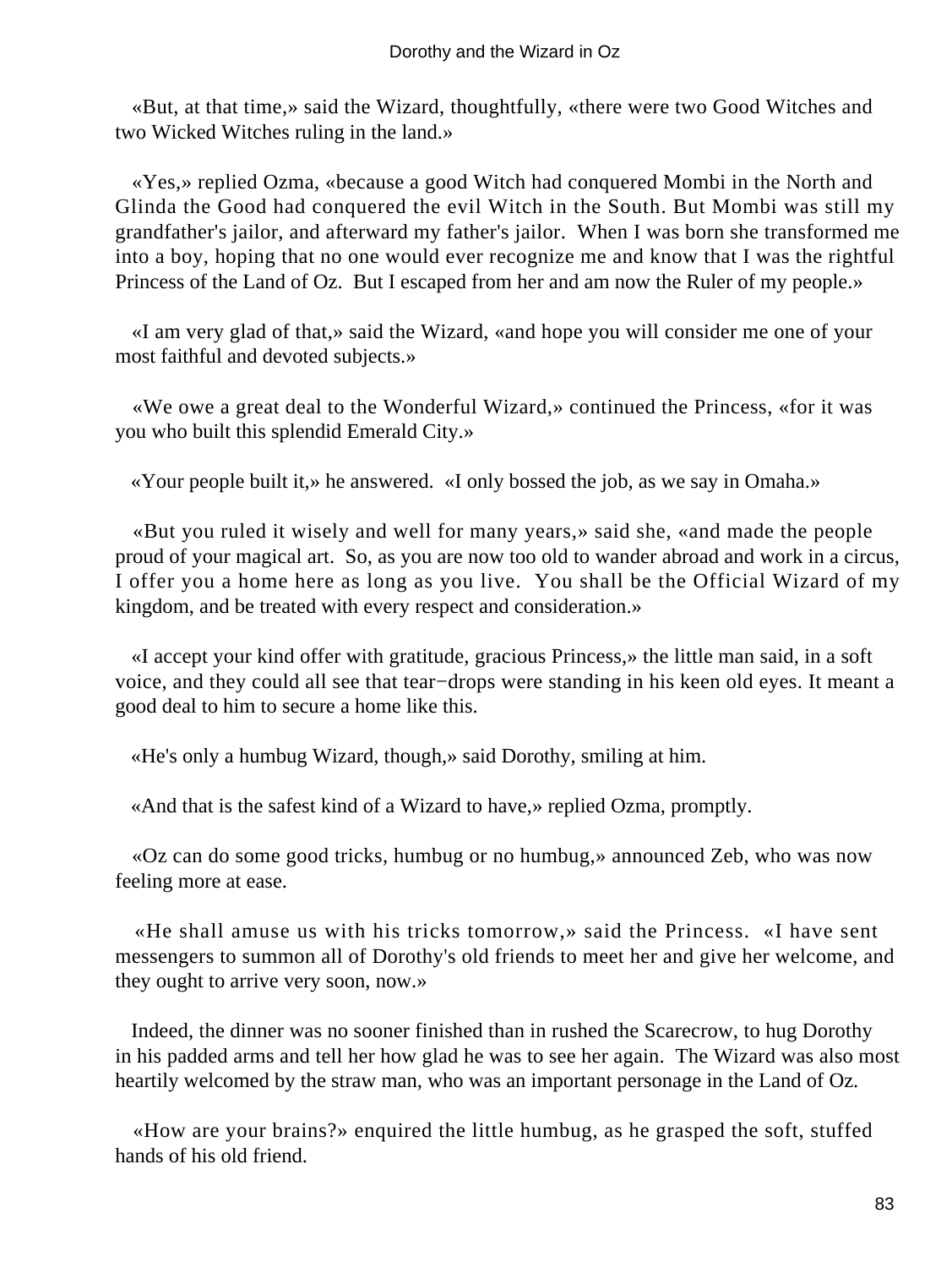«But, at that time,» said the Wizard, thoughtfully, «there were two Good Witches and two Wicked Witches ruling in the land.»

«Yes,» replied Ozma, «because a good Witch had conquered Mombi in the North and Glinda the Good had conquered the evil Witch in the South. But Mombi was still my grandfather's jailor, and afterward my father's jailor. When I was born she transformed me into a boy, hoping that no one would ever recognize me and know that I was the rightful Princess of the Land of Oz. But I escaped from her and am now the Ruler of my people.»

«I am very glad of that,» said the Wizard, «and hope you will consider me one of your most faithful and devoted subjects.»

«We owe a great deal to the Wonderful Wizard,» continued the Princess, «for it was you who built this splendid Emerald City.»

«Your people built it,» he answered. «I only bossed the job, as we say in Omaha.»

«But you ruled it wisely and well for many years,» said she, «and made the people proud of your magical art. So, as you are now too old to wander abroad and work in a circus, I offer you a home here as long as you live. You shall be the Official Wizard of my kingdom, and be treated with every respect and consideration.»

«I accept your kind offer with gratitude, gracious Princess,» the little man said, in a soft voice, and they could all see that tear−drops were standing in his keen old eyes. It meant a good deal to him to secure a home like this.

«He's only a humbug Wizard, though,» said Dorothy, smiling at him.

«And that is the safest kind of a Wizard to have,» replied Ozma, promptly.

«Oz can do some good tricks, humbug or no humbug,» announced Zeb, who was now feeling more at ease.

«He shall amuse us with his tricks tomorrow,» said the Princess. «I have sent messengers to summon all of Dorothy's old friends to meet her and give her welcome, and they ought to arrive very soon, now.»

Indeed, the dinner was no sooner finished than in rushed the Scarecrow, to hug Dorothy in his padded arms and tell her how glad he was to see her again. The Wizard was also most heartily welcomed by the straw man, who was an important personage in the Land of Oz.

«How are your brains?» enquired the little humbug, as he grasped the soft, stuffed hands of his old friend.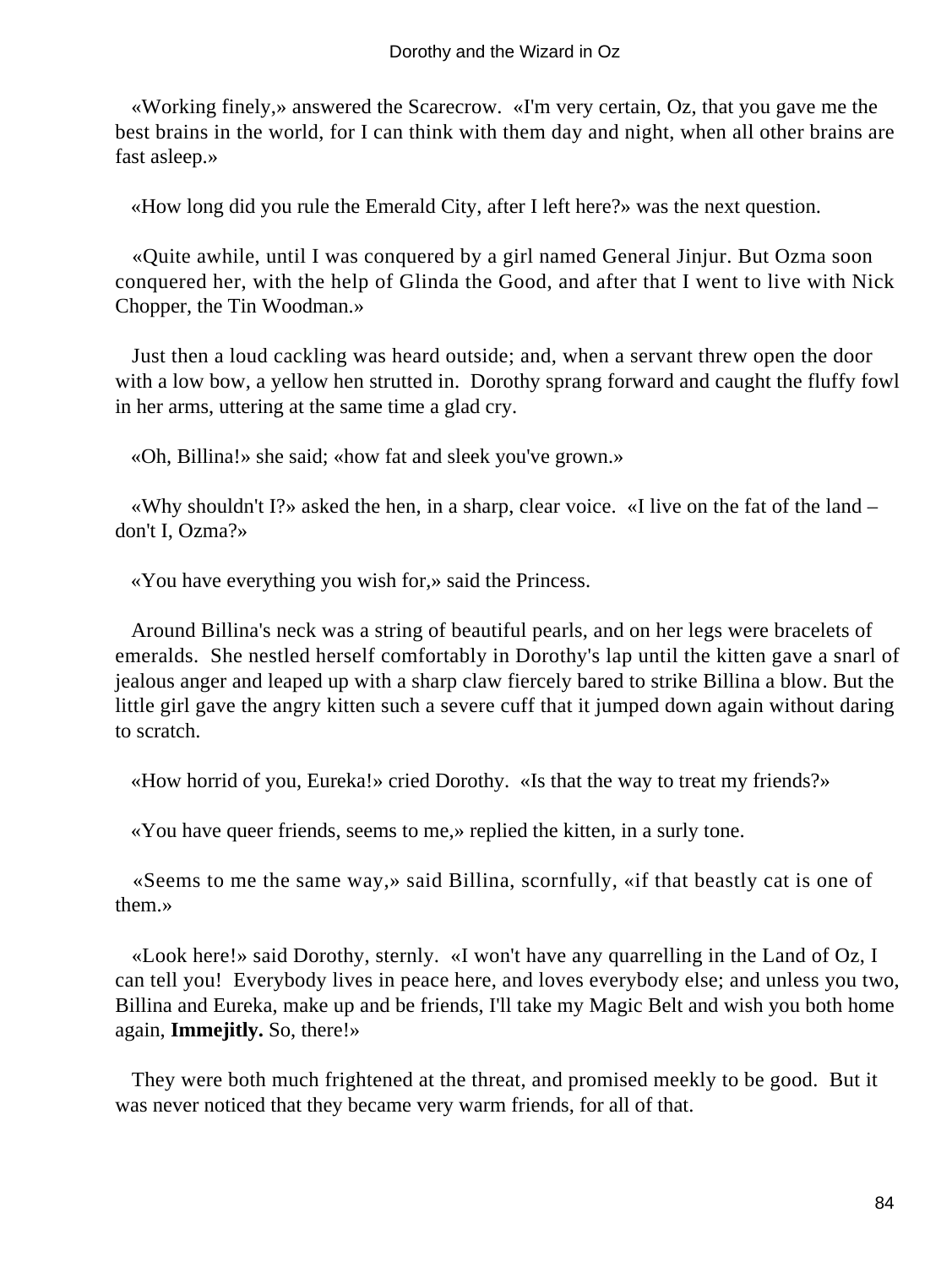«Working finely,» answered the Scarecrow. «I'm very certain, Oz, that you gave me the best brains in the world, for I can think with them day and night, when all other brains are fast asleep.»

«How long did you rule the Emerald City, after I left here?» was the next question.

«Quite awhile, until I was conquered by a girl named General Jinjur. But Ozma soon conquered her, with the help of Glinda the Good, and after that I went to live with Nick Chopper, the Tin Woodman.»

Just then a loud cackling was heard outside; and, when a servant threw open the door with a low bow, a yellow hen strutted in. Dorothy sprang forward and caught the fluffy fowl in her arms, uttering at the same time a glad cry.

«Oh, Billina!» she said; «how fat and sleek you've grown.»

«Why shouldn't I?» asked the hen, in a sharp, clear voice. «I live on the fat of the land – don't I, Ozma?»

«You have everything you wish for,» said the Princess.

Around Billina's neck was a string of beautiful pearls, and on her legs were bracelets of emeralds. She nestled herself comfortably in Dorothy's lap until the kitten gave a snarl of jealous anger and leaped up with a sharp claw fiercely bared to strike Billina a blow. But the little girl gave the angry kitten such a severe cuff that it jumped down again without daring to scratch.

«How horrid of you, Eureka!» cried Dorothy. «Is that the way to treat my friends?»

«You have queer friends, seems to me,» replied the kitten, in a surly tone.

«Seems to me the same way,» said Billina, scornfully, «if that beastly cat is one of them.»

«Look here!» said Dorothy, sternly. «I won't have any quarrelling in the Land of Oz, I can tell you! Everybody lives in peace here, and loves everybody else; and unless you two, Billina and Eureka, make up and be friends, I'll take my Magic Belt and wish you both home again, **Immejitly.** So, there!»

They were both much frightened at the threat, and promised meekly to be good. But it was never noticed that they became very warm friends, for all of that.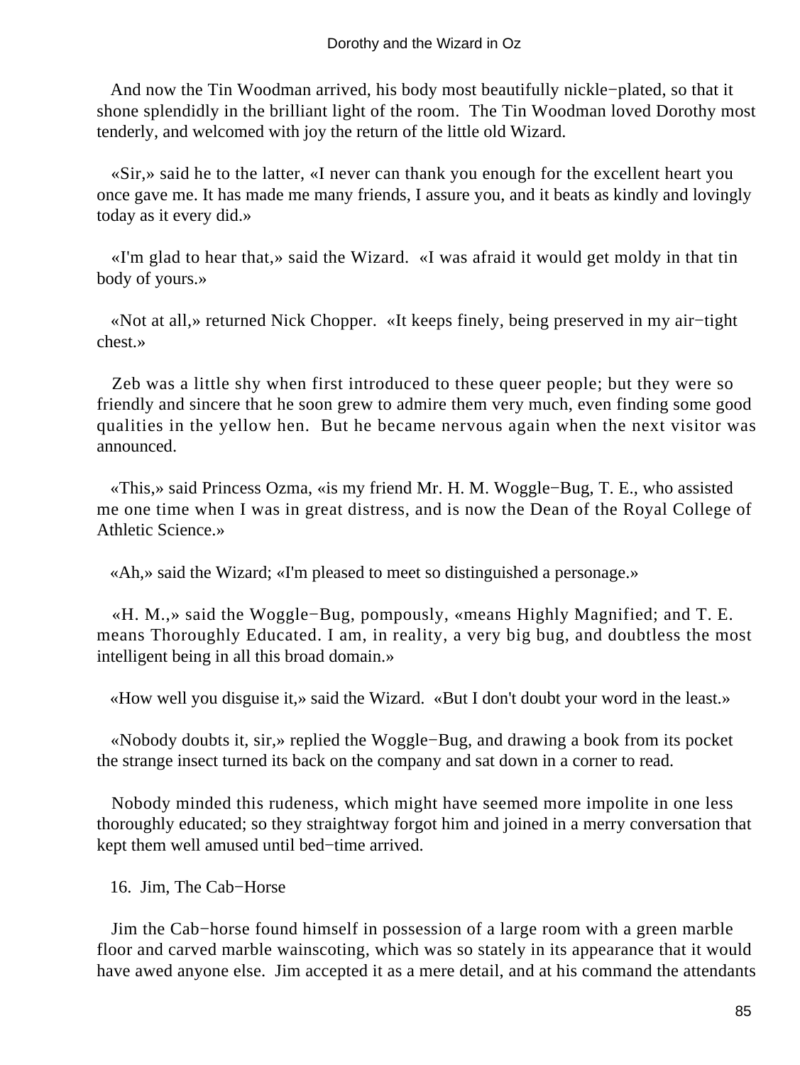And now the Tin Woodman arrived, his body most beautifully nickle−plated, so that it shone splendidly in the brilliant light of the room. The Tin Woodman loved Dorothy most tenderly, and welcomed with joy the return of the little old Wizard.

«Sir,» said he to the latter, «I never can thank you enough for the excellent heart you once gave me. It has made me many friends, I assure you, and it beats as kindly and lovingly today as it every did.»

«I'm glad to hear that,» said the Wizard. «I was afraid it would get moldy in that tin body of yours.»

«Not at all,» returned Nick Chopper. «It keeps finely, being preserved in my air−tight chest.»

Zeb was a little shy when first introduced to these queer people; but they were so friendly and sincere that he soon grew to admire them very much, even finding some good qualities in the yellow hen. But he became nervous again when the next visitor was announced.

«This,» said Princess Ozma, «is my friend Mr. H. M. Woggle−Bug, T. E., who assisted me one time when I was in great distress, and is now the Dean of the Royal College of Athletic Science.»

«Ah,» said the Wizard; «I'm pleased to meet so distinguished a personage.»

«H. M.,» said the Woggle−Bug, pompously, «means Highly Magnified; and T. E. means Thoroughly Educated. I am, in reality, a very big bug, and doubtless the most intelligent being in all this broad domain.»

«How well you disguise it,» said the Wizard. «But I don't doubt your word in the least.»

«Nobody doubts it, sir,» replied the Woggle−Bug, and drawing a book from its pocket the strange insect turned its back on the company and sat down in a corner to read.

Nobody minded this rudeness, which might have seemed more impolite in one less thoroughly educated; so they straightway forgot him and joined in a merry conversation that kept them well amused until bed−time arrived.

## 16. Jim, The Cab−Horse

Jim the Cab−horse found himself in possession of a large room with a green marble floor and carved marble wainscoting, which was so stately in its appearance that it would have awed anyone else. Jim accepted it as a mere detail, and at his command the attendants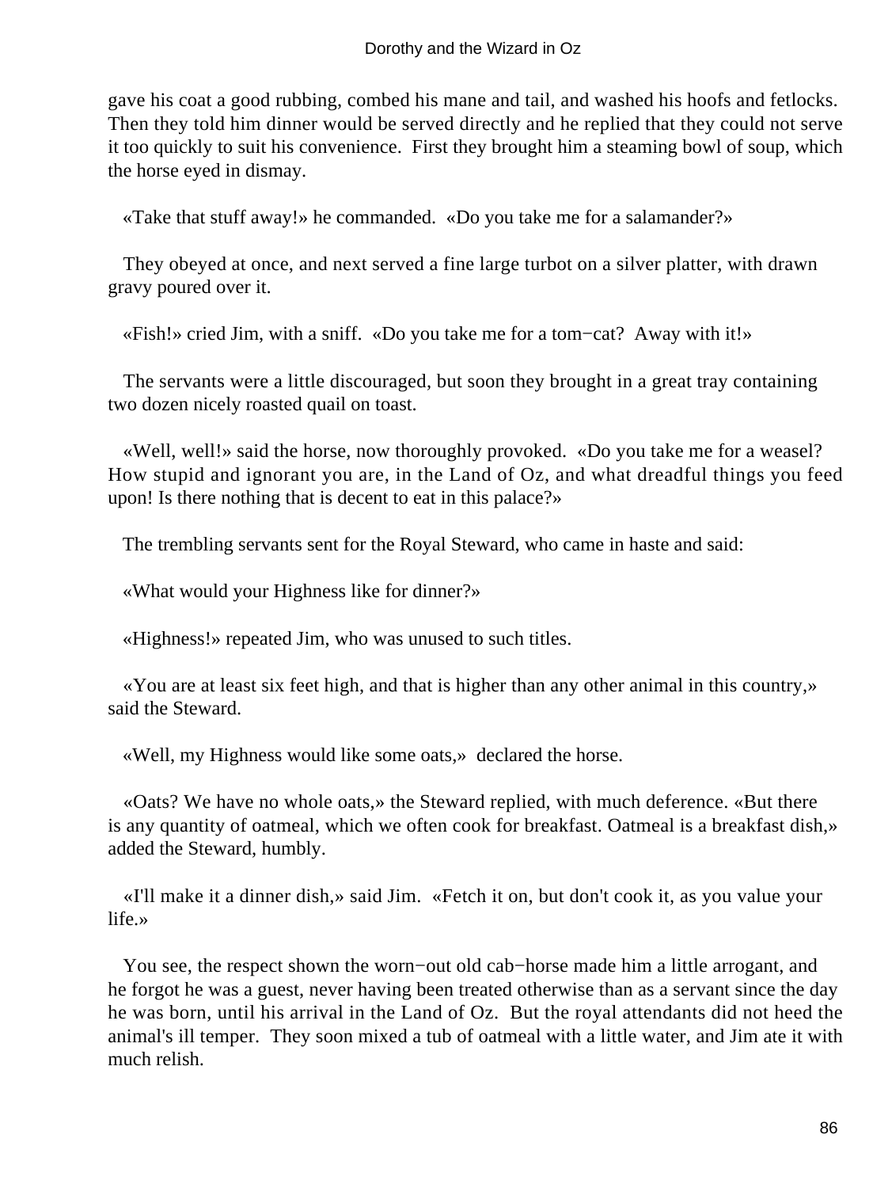gave his coat a good rubbing, combed his mane and tail, and washed his hoofs and fetlocks. Then they told him dinner would be served directly and he replied that they could not serve it too quickly to suit his convenience. First they brought him a steaming bowl of soup, which the horse eyed in dismay.

«Take that stuff away!» he commanded. «Do you take me for a salamander?»

They obeyed at once, and next served a fine large turbot on a silver platter, with drawn gravy poured over it.

«Fish!» cried Jim, with a sniff. «Do you take me for a tom−cat? Away with it!»

The servants were a little discouraged, but soon they brought in a great tray containing two dozen nicely roasted quail on toast.

«Well, well!» said the horse, now thoroughly provoked. «Do you take me for a weasel? How stupid and ignorant you are, in the Land of Oz, and what dreadful things you feed upon! Is there nothing that is decent to eat in this palace?»

The trembling servants sent for the Royal Steward, who came in haste and said:

«What would your Highness like for dinner?»

«Highness!» repeated Jim, who was unused to such titles.

«You are at least six feet high, and that is higher than any other animal in this country,» said the Steward.

«Well, my Highness would like some oats,» declared the horse.

«Oats? We have no whole oats,» the Steward replied, with much deference. «But there is any quantity of oatmeal, which we often cook for breakfast. Oatmeal is a breakfast dish,» added the Steward, humbly.

«I'll make it a dinner dish,» said Jim. «Fetch it on, but don't cook it, as you value your life.»

You see, the respect shown the worn−out old cab−horse made him a little arrogant, and he forgot he was a guest, never having been treated otherwise than as a servant since the day he was born, until his arrival in the Land of Oz. But the royal attendants did not heed the animal's ill temper. They soon mixed a tub of oatmeal with a little water, and Jim ate it with much relish.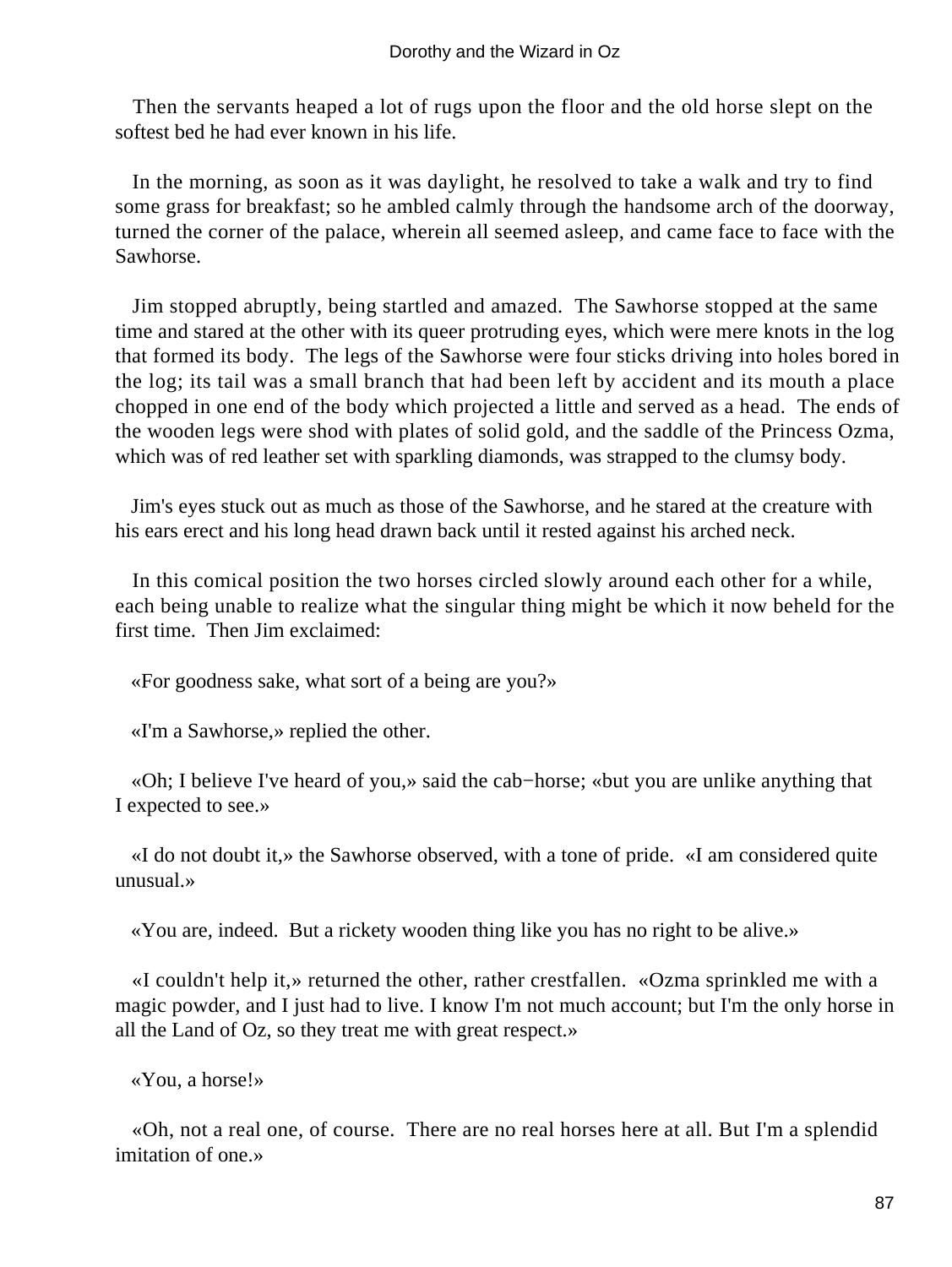Then the servants heaped a lot of rugs upon the floor and the old horse slept on the softest bed he had ever known in his life.

In the morning, as soon as it was daylight, he resolved to take a walk and try to find some grass for breakfast; so he ambled calmly through the handsome arch of the doorway, turned the corner of the palace, wherein all seemed asleep, and came face to face with the Sawhorse.

Jim stopped abruptly, being startled and amazed. The Sawhorse stopped at the same time and stared at the other with its queer protruding eyes, which were mere knots in the log that formed its body. The legs of the Sawhorse were four sticks driving into holes bored in the log; its tail was a small branch that had been left by accident and its mouth a place chopped in one end of the body which projected a little and served as a head. The ends of the wooden legs were shod with plates of solid gold, and the saddle of the Princess Ozma, which was of red leather set with sparkling diamonds, was strapped to the clumsy body.

Jim's eyes stuck out as much as those of the Sawhorse, and he stared at the creature with his ears erect and his long head drawn back until it rested against his arched neck.

In this comical position the two horses circled slowly around each other for a while, each being unable to realize what the singular thing might be which it now beheld for the first time. Then Jim exclaimed:

«For goodness sake, what sort of a being are you?»

«I'm a Sawhorse,» replied the other.

«Oh; I believe I've heard of you,» said the cab−horse; «but you are unlike anything that I expected to see.»

«I do not doubt it,» the Sawhorse observed, with a tone of pride. «I am considered quite unusual.»

«You are, indeed. But a rickety wooden thing like you has no right to be alive.»

«I couldn't help it,» returned the other, rather crestfallen. «Ozma sprinkled me with a magic powder, and I just had to live. I know I'm not much account; but I'm the only horse in all the Land of Oz, so they treat me with great respect.»

«You, a horse!»

«Oh, not a real one, of course. There are no real horses here at all. But I'm a splendid imitation of one.»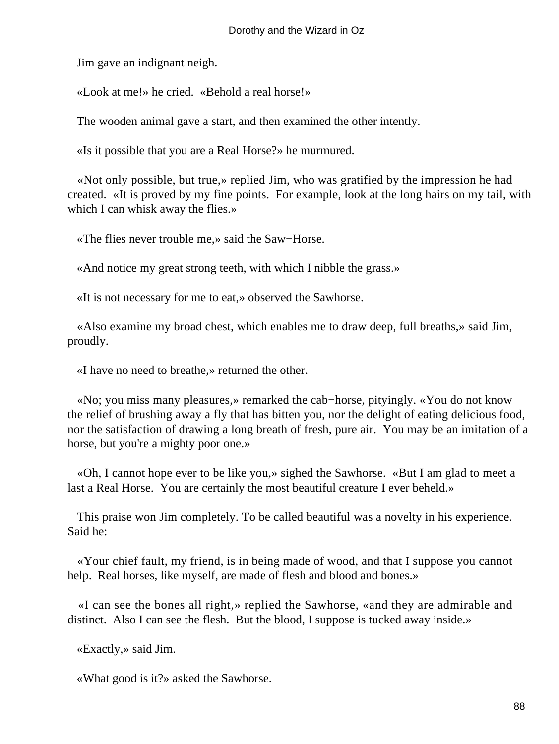Jim gave an indignant neigh.

«Look at me!» he cried. «Behold a real horse!»

The wooden animal gave a start, and then examined the other intently.

«Is it possible that you are a Real Horse?» he murmured.

«Not only possible, but true,» replied Jim, who was gratified by the impression he had created. «It is proved by my fine points. For example, look at the long hairs on my tail, with which I can whisk away the flies.»

«The flies never trouble me,» said the Saw−Horse.

«And notice my great strong teeth, with which I nibble the grass.»

«It is not necessary for me to eat,» observed the Sawhorse.

«Also examine my broad chest, which enables me to draw deep, full breaths,» said Jim, proudly.

«I have no need to breathe,» returned the other.

«No; you miss many pleasures,» remarked the cab−horse, pityingly. «You do not know the relief of brushing away a fly that has bitten you, nor the delight of eating delicious food, nor the satisfaction of drawing a long breath of fresh, pure air. You may be an imitation of a horse, but you're a mighty poor one.»

«Oh, I cannot hope ever to be like you,» sighed the Sawhorse. «But I am glad to meet a last a Real Horse. You are certainly the most beautiful creature I ever beheld.»

This praise won Jim completely. To be called beautiful was a novelty in his experience. Said he:

«Your chief fault, my friend, is in being made of wood, and that I suppose you cannot help. Real horses, like myself, are made of flesh and blood and bones.»

«I can see the bones all right,» replied the Sawhorse, «and they are admirable and distinct. Also I can see the flesh. But the blood, I suppose is tucked away inside.»

«Exactly,» said Jim.

«What good is it?» asked the Sawhorse.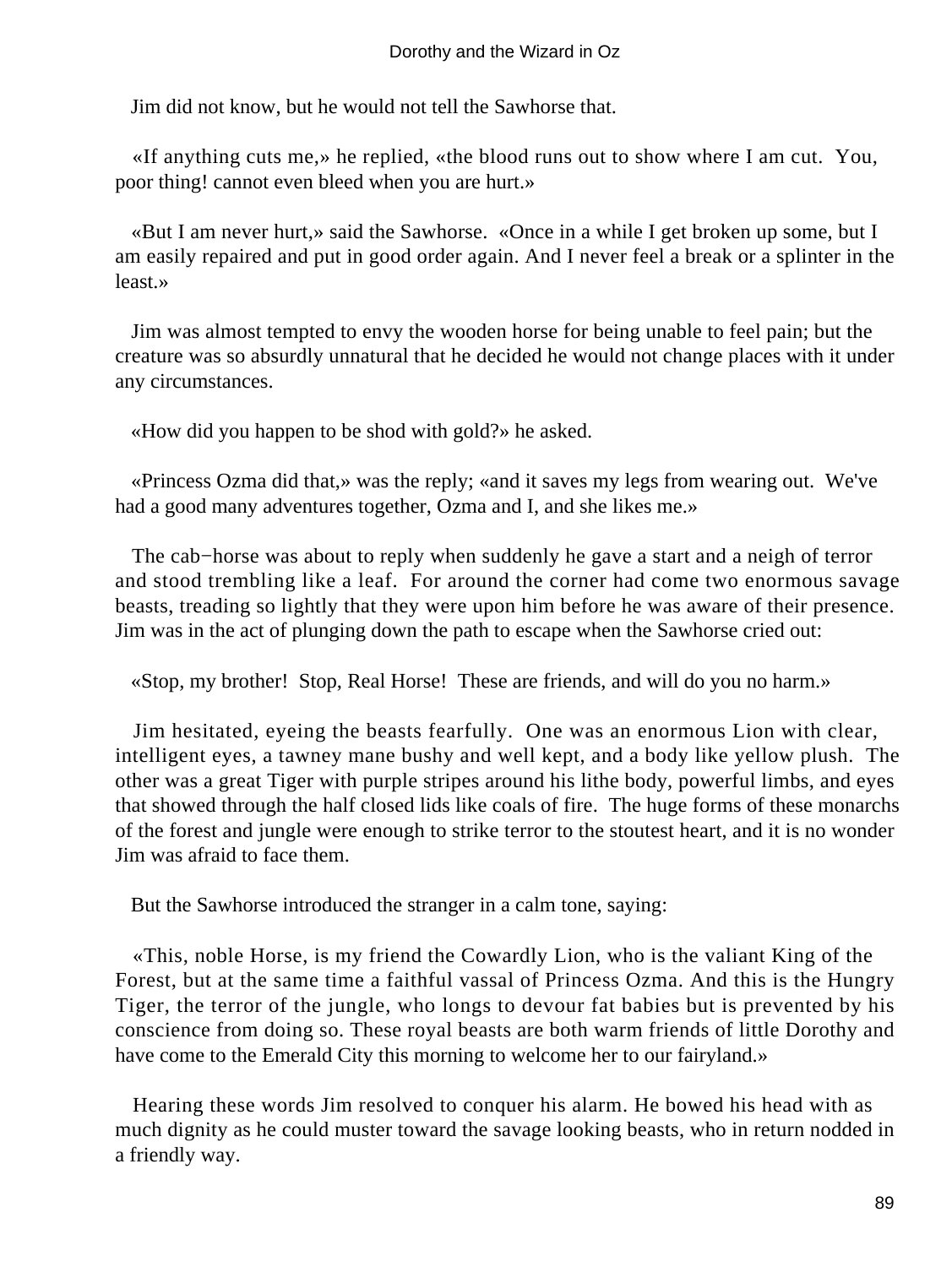Jim did not know, but he would not tell the Sawhorse that.

«If anything cuts me,» he replied, «the blood runs out to show where I am cut. You, poor thing! cannot even bleed when you are hurt.»

«But I am never hurt,» said the Sawhorse. «Once in a while I get broken up some, but I am easily repaired and put in good order again. And I never feel a break or a splinter in the least.»

Jim was almost tempted to envy the wooden horse for being unable to feel pain; but the creature was so absurdly unnatural that he decided he would not change places with it under any circumstances.

«How did you happen to be shod with gold?» he asked.

«Princess Ozma did that,» was the reply; «and it saves my legs from wearing out. We've had a good many adventures together, Ozma and I, and she likes me.»

The cab−horse was about to reply when suddenly he gave a start and a neigh of terror and stood trembling like a leaf. For around the corner had come two enormous savage beasts, treading so lightly that they were upon him before he was aware of their presence. Jim was in the act of plunging down the path to escape when the Sawhorse cried out:

«Stop, my brother! Stop, Real Horse! These are friends, and will do you no harm.»

Jim hesitated, eyeing the beasts fearfully. One was an enormous Lion with clear, intelligent eyes, a tawney mane bushy and well kept, and a body like yellow plush. The other was a great Tiger with purple stripes around his lithe body, powerful limbs, and eyes that showed through the half closed lids like coals of fire. The huge forms of these monarchs of the forest and jungle were enough to strike terror to the stoutest heart, and it is no wonder Jim was afraid to face them.

But the Sawhorse introduced the stranger in a calm tone, saying:

«This, noble Horse, is my friend the Cowardly Lion, who is the valiant King of the Forest, but at the same time a faithful vassal of Princess Ozma. And this is the Hungry Tiger, the terror of the jungle, who longs to devour fat babies but is prevented by his conscience from doing so. These royal beasts are both warm friends of little Dorothy and have come to the Emerald City this morning to welcome her to our fairyland.»

Hearing these words Jim resolved to conquer his alarm. He bowed his head with as much dignity as he could muster toward the savage looking beasts, who in return nodded in a friendly way.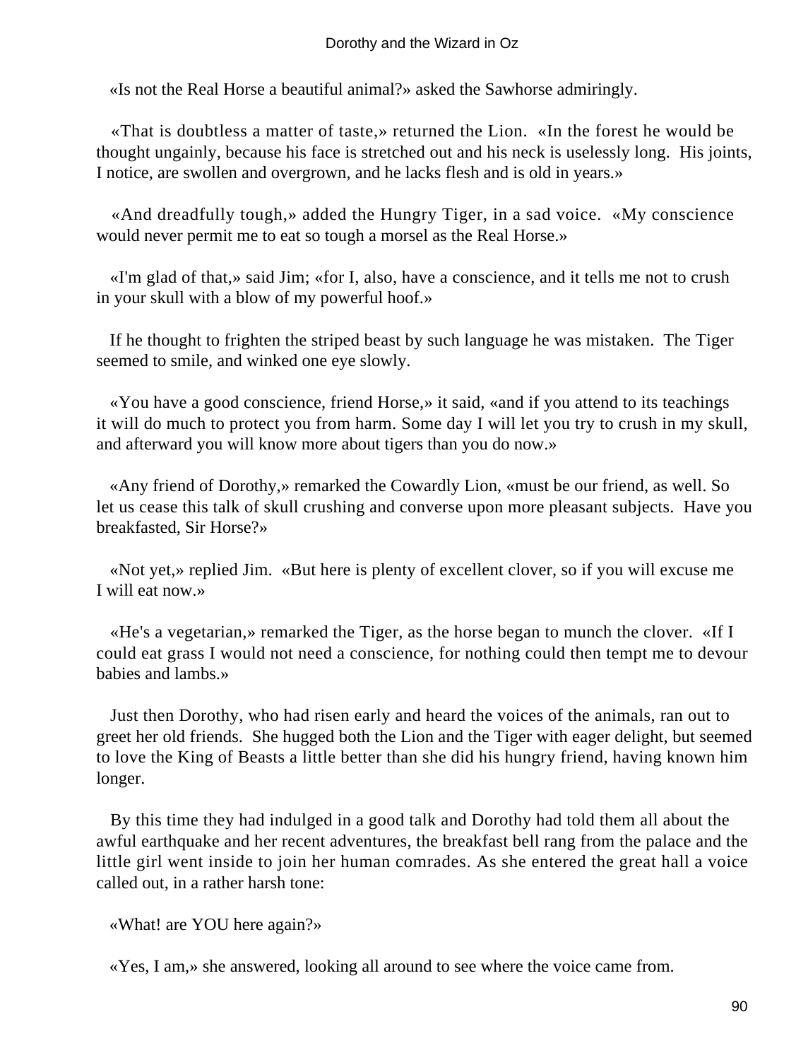«Is not the Real Horse a beautiful animal?» asked the Sawhorse admiringly.

«That is doubtless a matter of taste,» returned the Lion. «In the forest he would be thought ungainly, because his face is stretched out and his neck is uselessly long. His joints, I notice, are swollen and overgrown, and he lacks flesh and is old in years.»

«And dreadfully tough,» added the Hungry Tiger, in a sad voice. «My conscience would never permit me to eat so tough a morsel as the Real Horse.»

«I'm glad of that,» said Jim; «for I, also, have a conscience, and it tells me not to crush in your skull with a blow of my powerful hoof.»

If he thought to frighten the striped beast by such language he was mistaken. The Tiger seemed to smile, and winked one eye slowly.

«You have a good conscience, friend Horse,» it said, «and if you attend to its teachings it will do much to protect you from harm. Some day I will let you try to crush in my skull, and afterward you will know more about tigers than you do now.»

«Any friend of Dorothy,» remarked the Cowardly Lion, «must be our friend, as well. So let us cease this talk of skull crushing and converse upon more pleasant subjects. Have you breakfasted, Sir Horse?»

«Not yet,» replied Jim. «But here is plenty of excellent clover, so if you will excuse me I will eat now.»

«He's a vegetarian,» remarked the Tiger, as the horse began to munch the clover. «If I could eat grass I would not need a conscience, for nothing could then tempt me to devour babies and lambs.»

Just then Dorothy, who had risen early and heard the voices of the animals, ran out to greet her old friends. She hugged both the Lion and the Tiger with eager delight, but seemed to love the King of Beasts a little better than she did his hungry friend, having known him longer.

By this time they had indulged in a good talk and Dorothy had told them all about the awful earthquake and her recent adventures, the breakfast bell rang from the palace and the little girl went inside to join her human comrades. As she entered the great hall a voice called out, in a rather harsh tone:

«What! are YOU here again?»

«Yes, I am,» she answered, looking all around to see where the voice came from.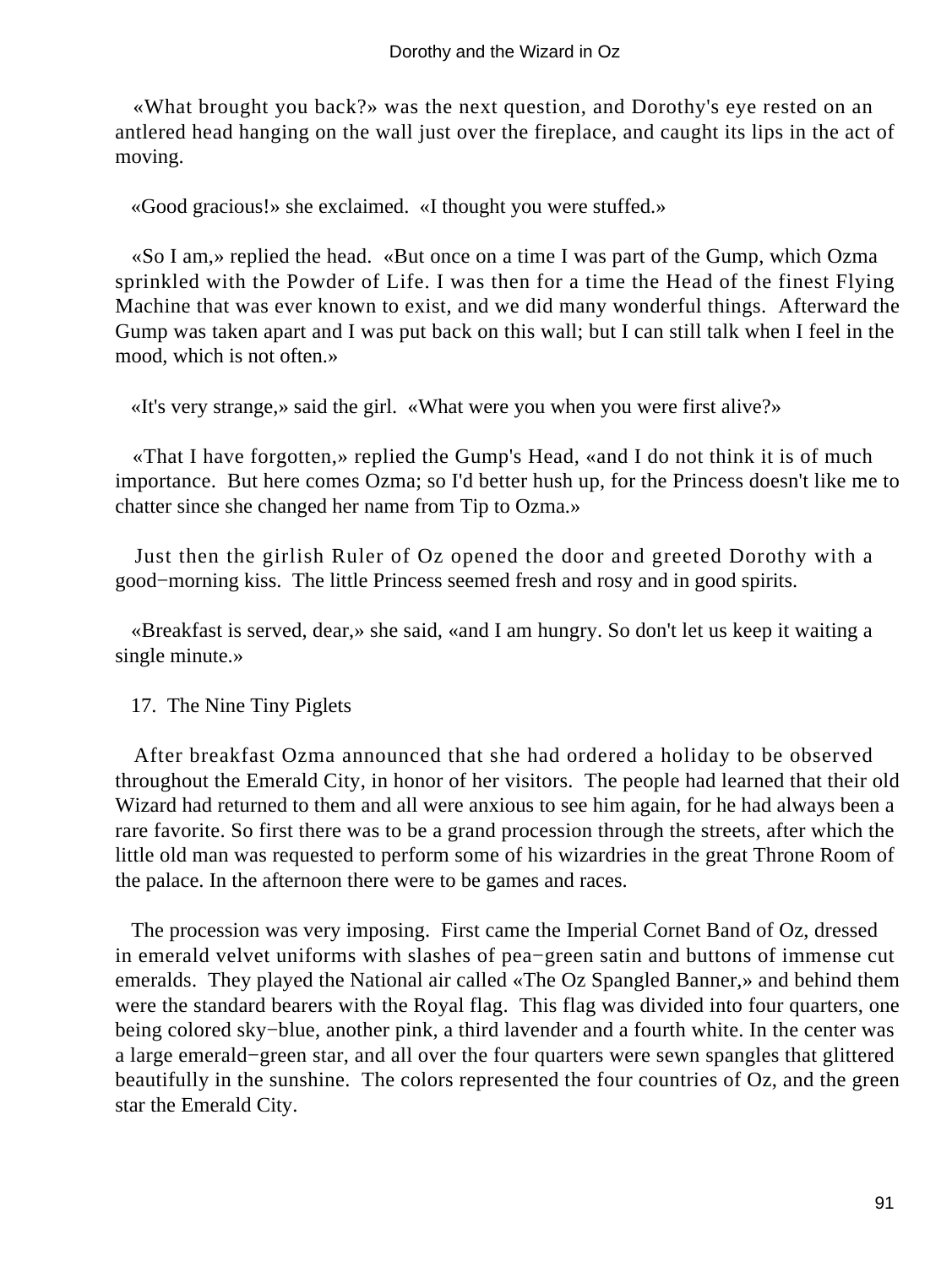«What brought you back?» was the next question, and Dorothy's eye rested on an antlered head hanging on the wall just over the fireplace, and caught its lips in the act of moving.

«Good gracious!» she exclaimed. «I thought you were stuffed.»

«So I am,» replied the head. «But once on a time I was part of the Gump, which Ozma sprinkled with the Powder of Life. I was then for a time the Head of the finest Flying Machine that was ever known to exist, and we did many wonderful things. Afterward the Gump was taken apart and I was put back on this wall; but I can still talk when I feel in the mood, which is not often.»

«It's very strange,» said the girl. «What were you when you were first alive?»

«That I have forgotten,» replied the Gump's Head, «and I do not think it is of much importance. But here comes Ozma; so I'd better hush up, for the Princess doesn't like me to chatter since she changed her name from Tip to Ozma.»

Just then the girlish Ruler of Oz opened the door and greeted Dorothy with a good−morning kiss. The little Princess seemed fresh and rosy and in good spirits.

«Breakfast is served, dear,» she said, «and I am hungry. So don't let us keep it waiting a single minute.»

## 17. The Nine Tiny Piglets

After breakfast Ozma announced that she had ordered a holiday to be observed throughout the Emerald City, in honor of her visitors. The people had learned that their old Wizard had returned to them and all were anxious to see him again, for he had always been a rare favorite. So first there was to be a grand procession through the streets, after which the little old man was requested to perform some of his wizardries in the great Throne Room of the palace. In the afternoon there were to be games and races.

The procession was very imposing. First came the Imperial Cornet Band of Oz, dressed in emerald velvet uniforms with slashes of pea−green satin and buttons of immense cut emeralds. They played the National air called «The Oz Spangled Banner,» and behind them were the standard bearers with the Royal flag. This flag was divided into four quarters, one being colored sky−blue, another pink, a third lavender and a fourth white. In the center was a large emerald−green star, and all over the four quarters were sewn spangles that glittered beautifully in the sunshine. The colors represented the four countries of Oz, and the green star the Emerald City.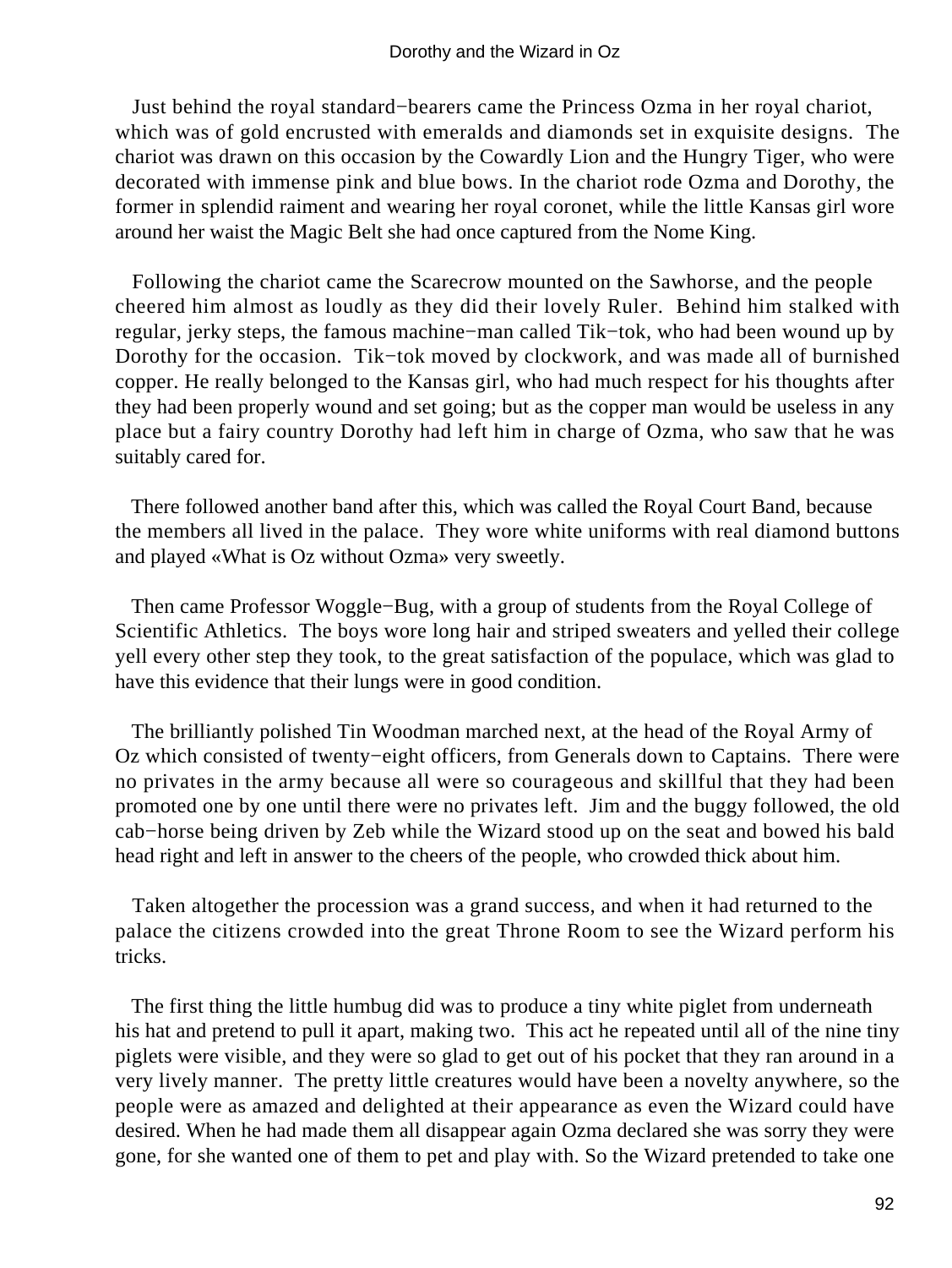Just behind the royal standard−bearers came the Princess Ozma in her royal chariot, which was of gold encrusted with emeralds and diamonds set in exquisite designs. The chariot was drawn on this occasion by the Cowardly Lion and the Hungry Tiger, who were decorated with immense pink and blue bows. In the chariot rode Ozma and Dorothy, the former in splendid raiment and wearing her royal coronet, while the little Kansas girl wore around her waist the Magic Belt she had once captured from the Nome King.

Following the chariot came the Scarecrow mounted on the Sawhorse, and the people cheered him almost as loudly as they did their lovely Ruler. Behind him stalked with regular, jerky steps, the famous machine−man called Tik−tok, who had been wound up by Dorothy for the occasion. Tik−tok moved by clockwork, and was made all of burnished copper. He really belonged to the Kansas girl, who had much respect for his thoughts after they had been properly wound and set going; but as the copper man would be useless in any place but a fairy country Dorothy had left him in charge of Ozma, who saw that he was suitably cared for.

There followed another band after this, which was called the Royal Court Band, because the members all lived in the palace. They wore white uniforms with real diamond buttons and played «What is Oz without Ozma» very sweetly.

Then came Professor Woggle−Bug, with a group of students from the Royal College of Scientific Athletics. The boys wore long hair and striped sweaters and yelled their college yell every other step they took, to the great satisfaction of the populace, which was glad to have this evidence that their lungs were in good condition.

The brilliantly polished Tin Woodman marched next, at the head of the Royal Army of Oz which consisted of twenty−eight officers, from Generals down to Captains. There were no privates in the army because all were so courageous and skillful that they had been promoted one by one until there were no privates left. Jim and the buggy followed, the old cab−horse being driven by Zeb while the Wizard stood up on the seat and bowed his bald head right and left in answer to the cheers of the people, who crowded thick about him.

Taken altogether the procession was a grand success, and when it had returned to the palace the citizens crowded into the great Throne Room to see the Wizard perform his tricks.

The first thing the little humbug did was to produce a tiny white piglet from underneath his hat and pretend to pull it apart, making two. This act he repeated until all of the nine tiny piglets were visible, and they were so glad to get out of his pocket that they ran around in a very lively manner. The pretty little creatures would have been a novelty anywhere, so the people were as amazed and delighted at their appearance as even the Wizard could have desired. When he had made them all disappear again Ozma declared she was sorry they were gone, for she wanted one of them to pet and play with. So the Wizard pretended to take one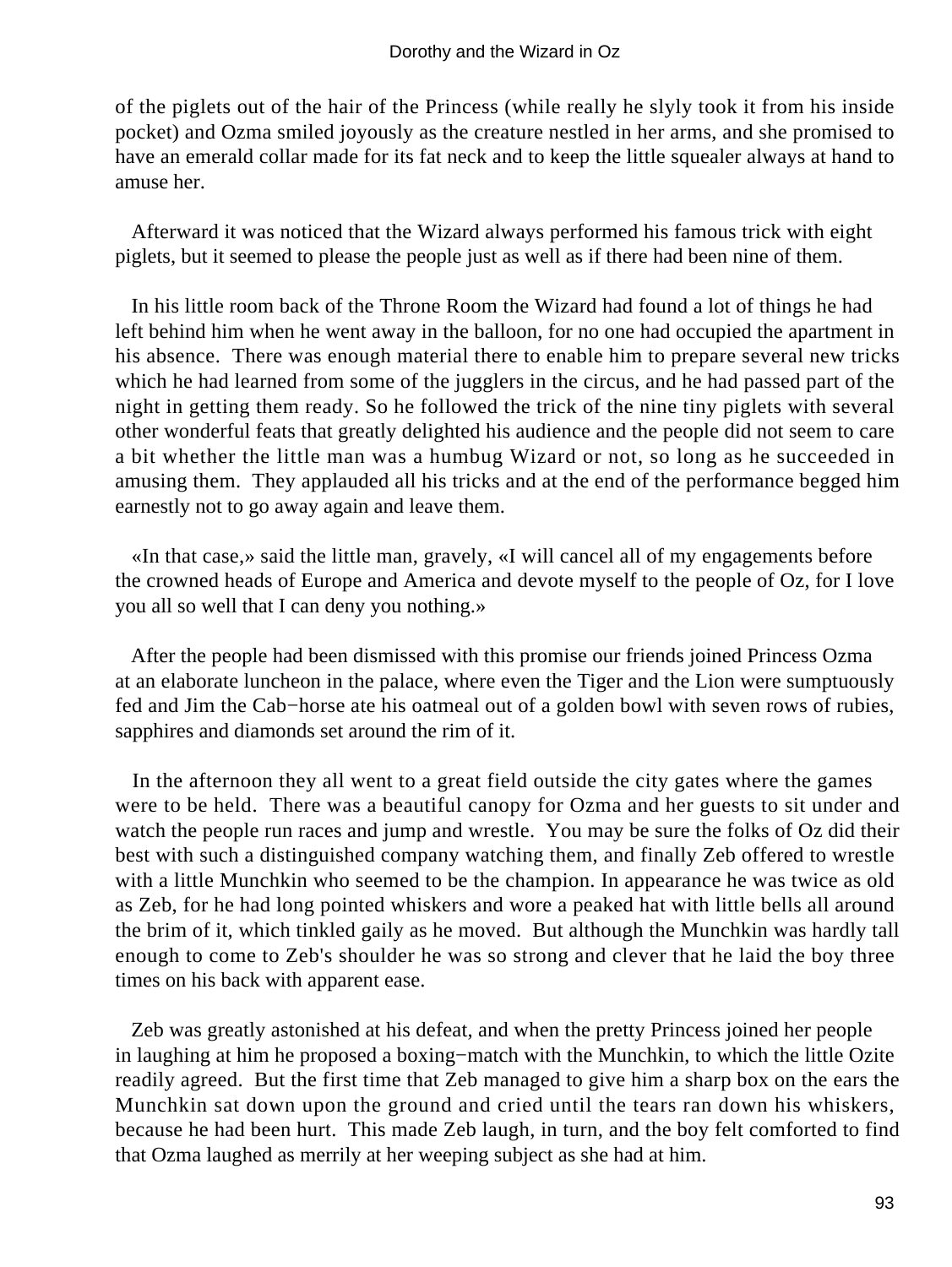of the piglets out of the hair of the Princess (while really he slyly took it from his inside pocket) and Ozma smiled joyously as the creature nestled in her arms, and she promised to have an emerald collar made for its fat neck and to keep the little squealer always at hand to amuse her.

Afterward it was noticed that the Wizard always performed his famous trick with eight piglets, but it seemed to please the people just as well as if there had been nine of them.

In his little room back of the Throne Room the Wizard had found a lot of things he had left behind him when he went away in the balloon, for no one had occupied the apartment in his absence. There was enough material there to enable him to prepare several new tricks which he had learned from some of the jugglers in the circus, and he had passed part of the night in getting them ready. So he followed the trick of the nine tiny piglets with several other wonderful feats that greatly delighted his audience and the people did not seem to care a bit whether the little man was a humbug Wizard or not, so long as he succeeded in amusing them. They applauded all his tricks and at the end of the performance begged him earnestly not to go away again and leave them.

«In that case,» said the little man, gravely, «I will cancel all of my engagements before the crowned heads of Europe and America and devote myself to the people of Oz, for I love you all so well that I can deny you nothing.»

After the people had been dismissed with this promise our friends joined Princess Ozma at an elaborate luncheon in the palace, where even the Tiger and the Lion were sumptuously fed and Jim the Cab−horse ate his oatmeal out of a golden bowl with seven rows of rubies, sapphires and diamonds set around the rim of it.

In the afternoon they all went to a great field outside the city gates where the games were to be held. There was a beautiful canopy for Ozma and her guests to sit under and watch the people run races and jump and wrestle. You may be sure the folks of Oz did their best with such a distinguished company watching them, and finally Zeb offered to wrestle with a little Munchkin who seemed to be the champion. In appearance he was twice as old as Zeb, for he had long pointed whiskers and wore a peaked hat with little bells all around the brim of it, which tinkled gaily as he moved. But although the Munchkin was hardly tall enough to come to Zeb's shoulder he was so strong and clever that he laid the boy three times on his back with apparent ease.

Zeb was greatly astonished at his defeat, and when the pretty Princess joined her people in laughing at him he proposed a boxing−match with the Munchkin, to which the little Ozite readily agreed. But the first time that Zeb managed to give him a sharp box on the ears the Munchkin sat down upon the ground and cried until the tears ran down his whiskers, because he had been hurt. This made Zeb laugh, in turn, and the boy felt comforted to find that Ozma laughed as merrily at her weeping subject as she had at him.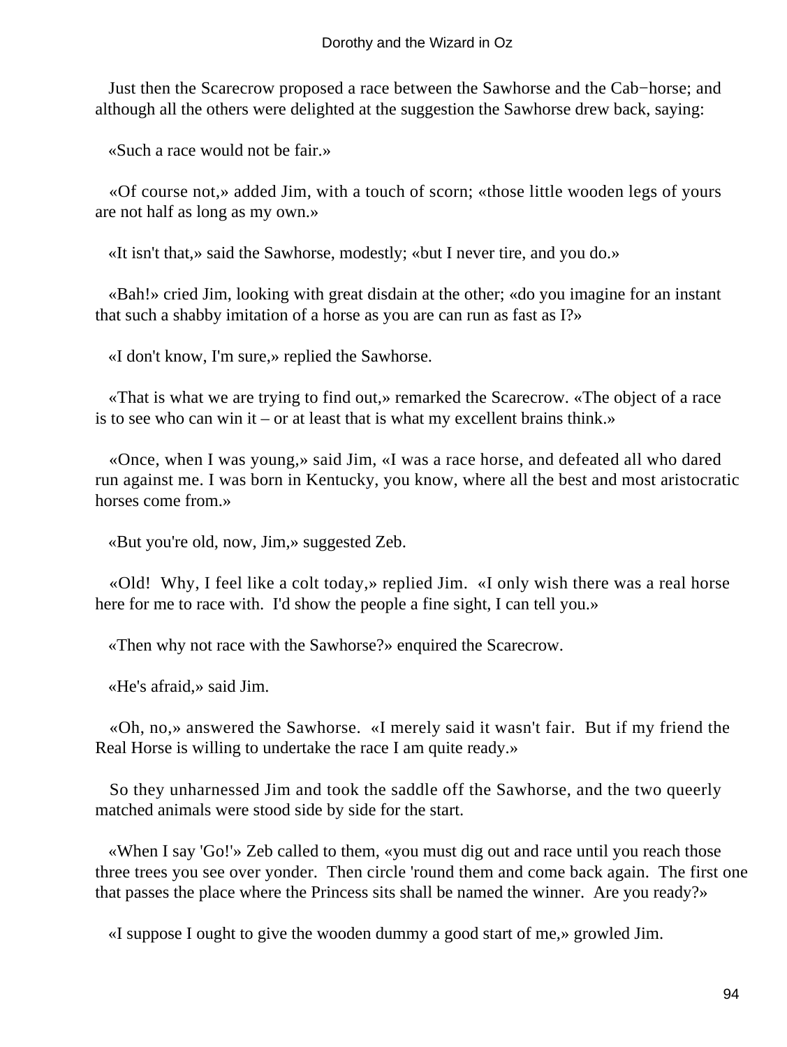Just then the Scarecrow proposed a race between the Sawhorse and the Cab−horse; and although all the others were delighted at the suggestion the Sawhorse drew back, saying:

«Such a race would not be fair.»

«Of course not,» added Jim, with a touch of scorn; «those little wooden legs of yours are not half as long as my own.»

«It isn't that,» said the Sawhorse, modestly; «but I never tire, and you do.»

«Bah!» cried Jim, looking with great disdain at the other; «do you imagine for an instant that such a shabby imitation of a horse as you are can run as fast as I?»

«I don't know, I'm sure,» replied the Sawhorse.

«That is what we are trying to find out,» remarked the Scarecrow. «The object of a race is to see who can win it – or at least that is what my excellent brains think.»

«Once, when I was young,» said Jim, «I was a race horse, and defeated all who dared run against me. I was born in Kentucky, you know, where all the best and most aristocratic horses come from.»

«But you're old, now, Jim,» suggested Zeb.

«Old! Why, I feel like a colt today,» replied Jim. «I only wish there was a real horse here for me to race with. I'd show the people a fine sight, I can tell you.»

«Then why not race with the Sawhorse?» enquired the Scarecrow.

«He's afraid,» said Jim.

«Oh, no,» answered the Sawhorse. «I merely said it wasn't fair. But if my friend the Real Horse is willing to undertake the race I am quite ready.»

So they unharnessed Jim and took the saddle off the Sawhorse, and the two queerly matched animals were stood side by side for the start.

«When I say 'Go!'» Zeb called to them, «you must dig out and race until you reach those three trees you see over yonder. Then circle 'round them and come back again. The first one that passes the place where the Princess sits shall be named the winner. Are you ready?»

«I suppose I ought to give the wooden dummy a good start of me,» growled Jim.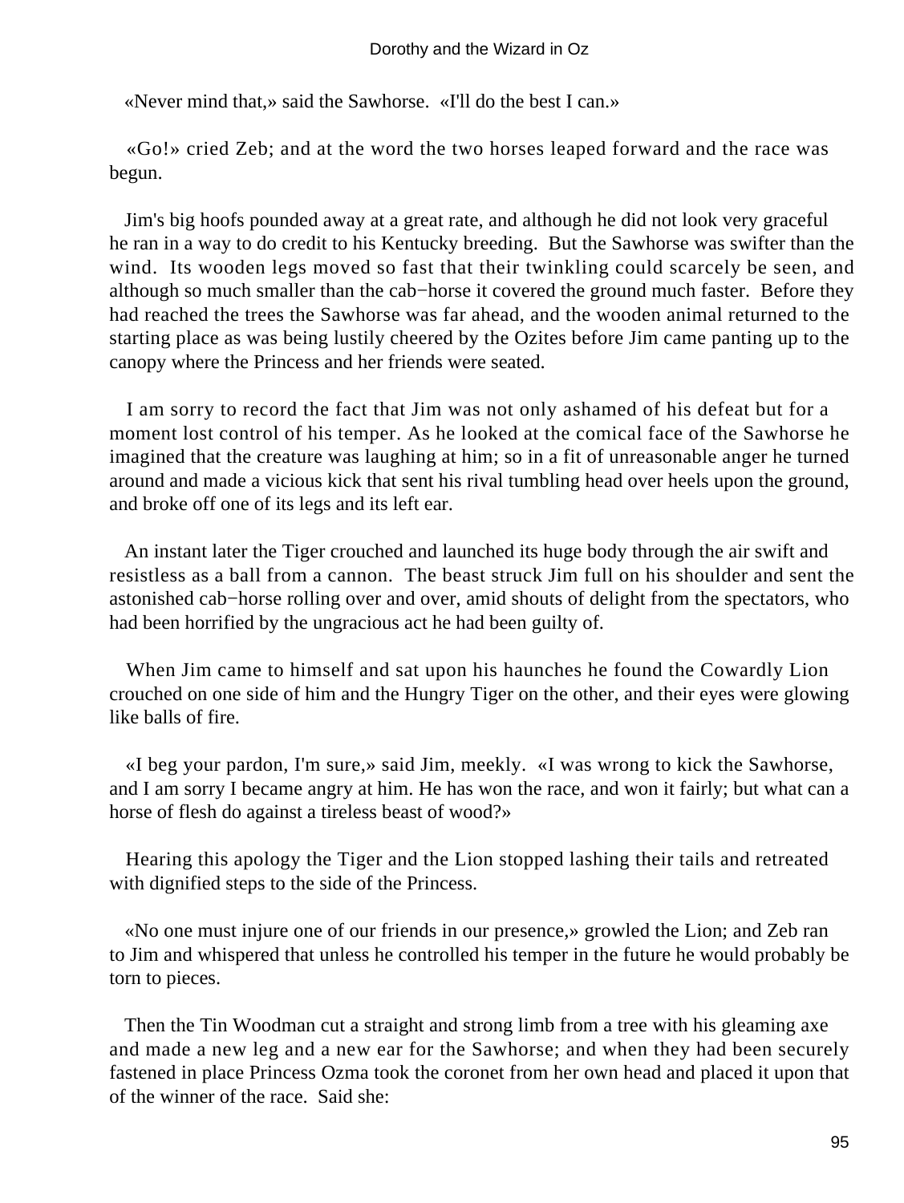«Never mind that,» said the Sawhorse. «I'll do the best I can.»

«Go!» cried Zeb; and at the word the two horses leaped forward and the race was begun.

Jim's big hoofs pounded away at a great rate, and although he did not look very graceful he ran in a way to do credit to his Kentucky breeding. But the Sawhorse was swifter than the wind. Its wooden legs moved so fast that their twinkling could scarcely be seen, and although so much smaller than the cab−horse it covered the ground much faster. Before they had reached the trees the Sawhorse was far ahead, and the wooden animal returned to the starting place as was being lustily cheered by the Ozites before Jim came panting up to the canopy where the Princess and her friends were seated.

I am sorry to record the fact that Jim was not only ashamed of his defeat but for a moment lost control of his temper. As he looked at the comical face of the Sawhorse he imagined that the creature was laughing at him; so in a fit of unreasonable anger he turned around and made a vicious kick that sent his rival tumbling head over heels upon the ground, and broke off one of its legs and its left ear.

An instant later the Tiger crouched and launched its huge body through the air swift and resistless as a ball from a cannon. The beast struck Jim full on his shoulder and sent the astonished cab−horse rolling over and over, amid shouts of delight from the spectators, who had been horrified by the ungracious act he had been guilty of.

When Jim came to himself and sat upon his haunches he found the Cowardly Lion crouched on one side of him and the Hungry Tiger on the other, and their eyes were glowing like balls of fire.

«I beg your pardon, I'm sure,» said Jim, meekly. «I was wrong to kick the Sawhorse, and I am sorry I became angry at him. He has won the race, and won it fairly; but what can a horse of flesh do against a tireless beast of wood?»

Hearing this apology the Tiger and the Lion stopped lashing their tails and retreated with dignified steps to the side of the Princess.

«No one must injure one of our friends in our presence,» growled the Lion; and Zeb ran to Jim and whispered that unless he controlled his temper in the future he would probably be torn to pieces.

Then the Tin Woodman cut a straight and strong limb from a tree with his gleaming axe and made a new leg and a new ear for the Sawhorse; and when they had been securely fastened in place Princess Ozma took the coronet from her own head and placed it upon that of the winner of the race. Said she: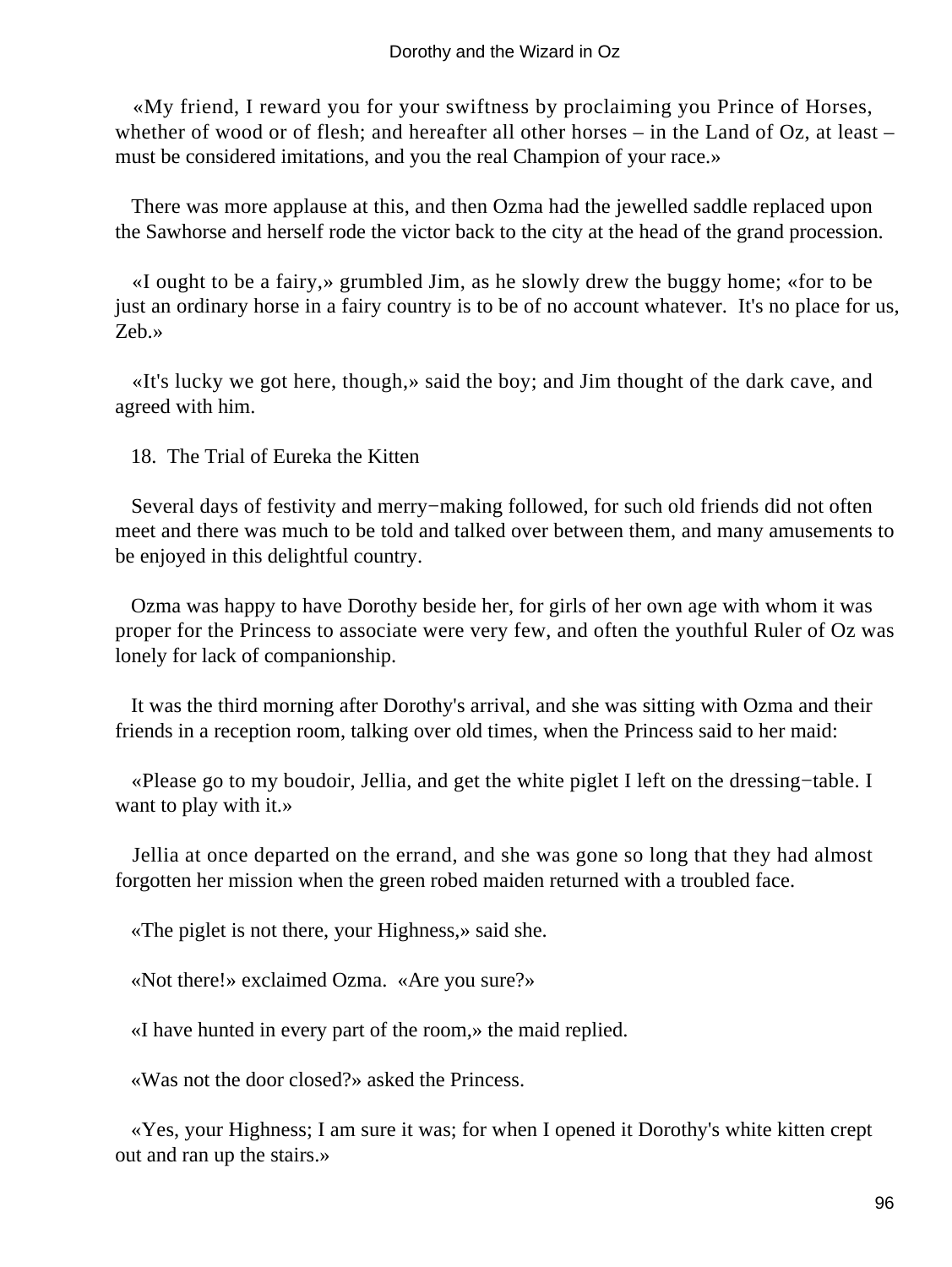«My friend, I reward you for your swiftness by proclaiming you Prince of Horses, whether of wood or of flesh; and hereafter all other horses – in the Land of Oz, at least – must be considered imitations, and you the real Champion of your race.»

There was more applause at this, and then Ozma had the jewelled saddle replaced upon the Sawhorse and herself rode the victor back to the city at the head of the grand procession.

«I ought to be a fairy,» grumbled Jim, as he slowly drew the buggy home; «for to be just an ordinary horse in a fairy country is to be of no account whatever. It's no place for us, Zeb.»

«It's lucky we got here, though,» said the boy; and Jim thought of the dark cave, and agreed with him.

## 18. The Trial of Eureka the Kitten

Several days of festivity and merry−making followed, for such old friends did not often meet and there was much to be told and talked over between them, and many amusements to be enjoyed in this delightful country.

Ozma was happy to have Dorothy beside her, for girls of her own age with whom it was proper for the Princess to associate were very few, and often the youthful Ruler of Oz was lonely for lack of companionship.

It was the third morning after Dorothy's arrival, and she was sitting with Ozma and their friends in a reception room, talking over old times, when the Princess said to her maid:

«Please go to my boudoir, Jellia, and get the white piglet I left on the dressing−table. I want to play with it.»

Jellia at once departed on the errand, and she was gone so long that they had almost forgotten her mission when the green robed maiden returned with a troubled face.

«The piglet is not there, your Highness,» said she.

«Not there!» exclaimed Ozma. «Are you sure?»

«I have hunted in every part of the room,» the maid replied.

«Was not the door closed?» asked the Princess.

«Yes, your Highness; I am sure it was; for when I opened it Dorothy's white kitten crept out and ran up the stairs.»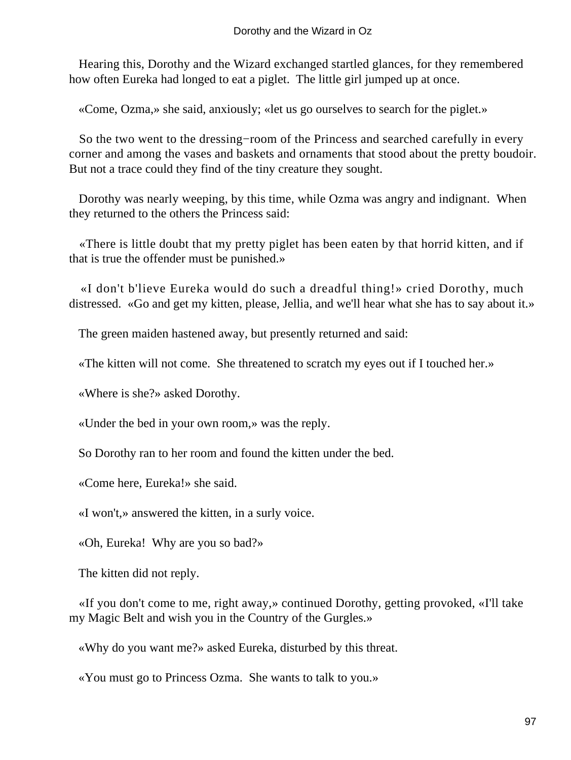Hearing this, Dorothy and the Wizard exchanged startled glances, for they remembered how often Eureka had longed to eat a piglet. The little girl jumped up at once.

«Come, Ozma,» she said, anxiously; «let us go ourselves to search for the piglet.»

So the two went to the dressing−room of the Princess and searched carefully in every corner and among the vases and baskets and ornaments that stood about the pretty boudoir. But not a trace could they find of the tiny creature they sought.

Dorothy was nearly weeping, by this time, while Ozma was angry and indignant. When they returned to the others the Princess said:

«There is little doubt that my pretty piglet has been eaten by that horrid kitten, and if that is true the offender must be punished.»

«I don't b'lieve Eureka would do such a dreadful thing!» cried Dorothy, much distressed. «Go and get my kitten, please, Jellia, and we'll hear what she has to say about it.»

The green maiden hastened away, but presently returned and said:

«The kitten will not come. She threatened to scratch my eyes out if I touched her.»

«Where is she?» asked Dorothy.

«Under the bed in your own room,» was the reply.

So Dorothy ran to her room and found the kitten under the bed.

«Come here, Eureka!» she said.

«I won't,» answered the kitten, in a surly voice.

«Oh, Eureka! Why are you so bad?»

The kitten did not reply.

«If you don't come to me, right away,» continued Dorothy, getting provoked, «I'll take my Magic Belt and wish you in the Country of the Gurgles.»

«Why do you want me?» asked Eureka, disturbed by this threat.

«You must go to Princess Ozma. She wants to talk to you.»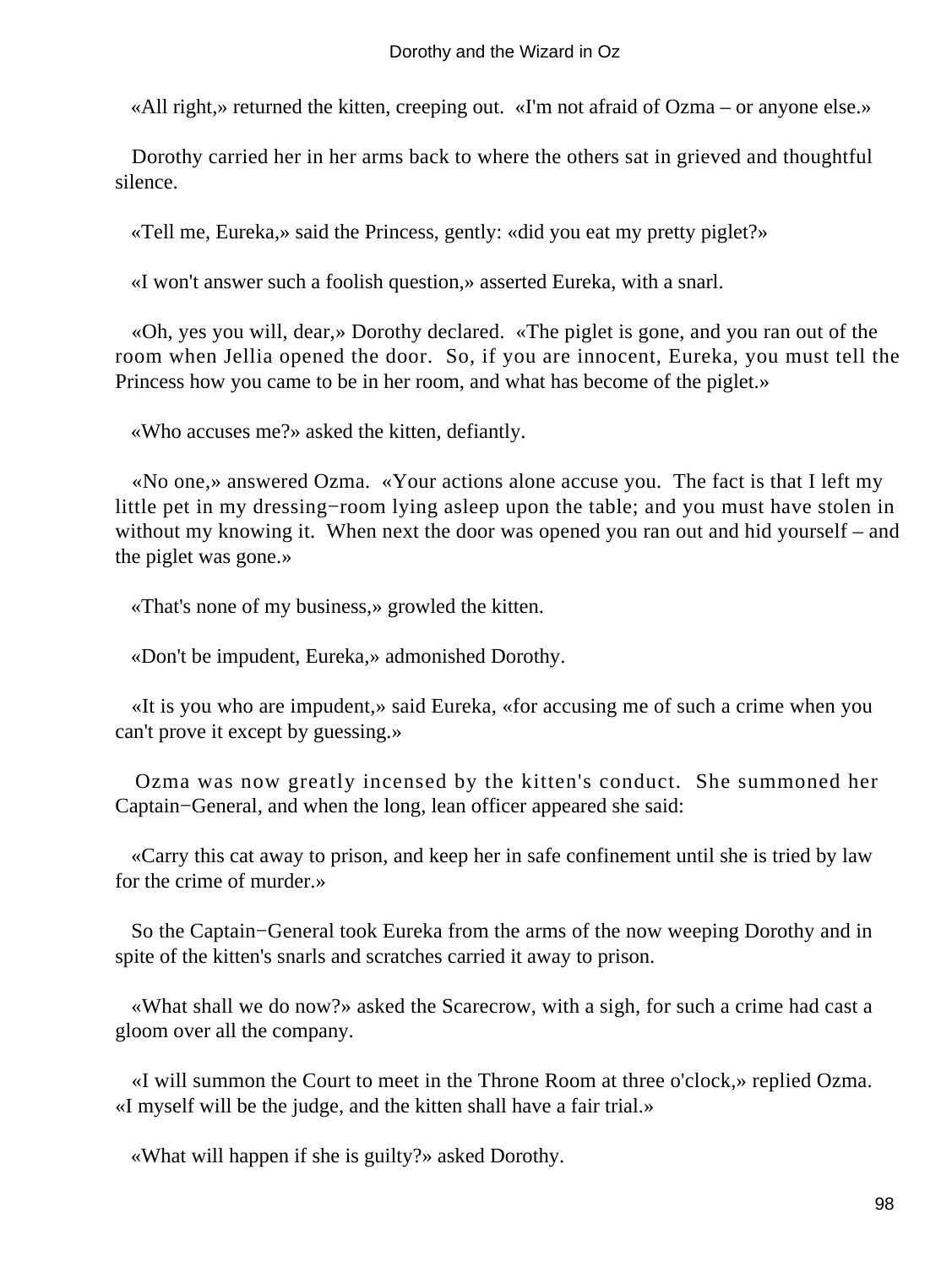«All right,» returned the kitten, creeping out. «I'm not afraid of Ozma – or anyone else.»

Dorothy carried her in her arms back to where the others sat in grieved and thoughtful silence.

«Tell me, Eureka,» said the Princess, gently: «did you eat my pretty piglet?»

«I won't answer such a foolish question,» asserted Eureka, with a snarl.

«Oh, yes you will, dear,» Dorothy declared. «The piglet is gone, and you ran out of the room when Jellia opened the door. So, if you are innocent, Eureka, you must tell the Princess how you came to be in her room, and what has become of the piglet.»

«Who accuses me?» asked the kitten, defiantly.

«No one,» answered Ozma. «Your actions alone accuse you. The fact is that I left my little pet in my dressing−room lying asleep upon the table; and you must have stolen in without my knowing it. When next the door was opened you ran out and hid yourself – and the piglet was gone.»

«That's none of my business,» growled the kitten.

«Don't be impudent, Eureka,» admonished Dorothy.

«It is you who are impudent,» said Eureka, «for accusing me of such a crime when you can't prove it except by guessing.»

Ozma was now greatly incensed by the kitten's conduct. She summoned her Captain−General, and when the long, lean officer appeared she said:

«Carry this cat away to prison, and keep her in safe confinement until she is tried by law for the crime of murder.»

So the Captain−General took Eureka from the arms of the now weeping Dorothy and in spite of the kitten's snarls and scratches carried it away to prison.

«What shall we do now?» asked the Scarecrow, with a sigh, for such a crime had cast a gloom over all the company.

«I will summon the Court to meet in the Throne Room at three o'clock,» replied Ozma. «I myself will be the judge, and the kitten shall have a fair trial.»

«What will happen if she is guilty?» asked Dorothy.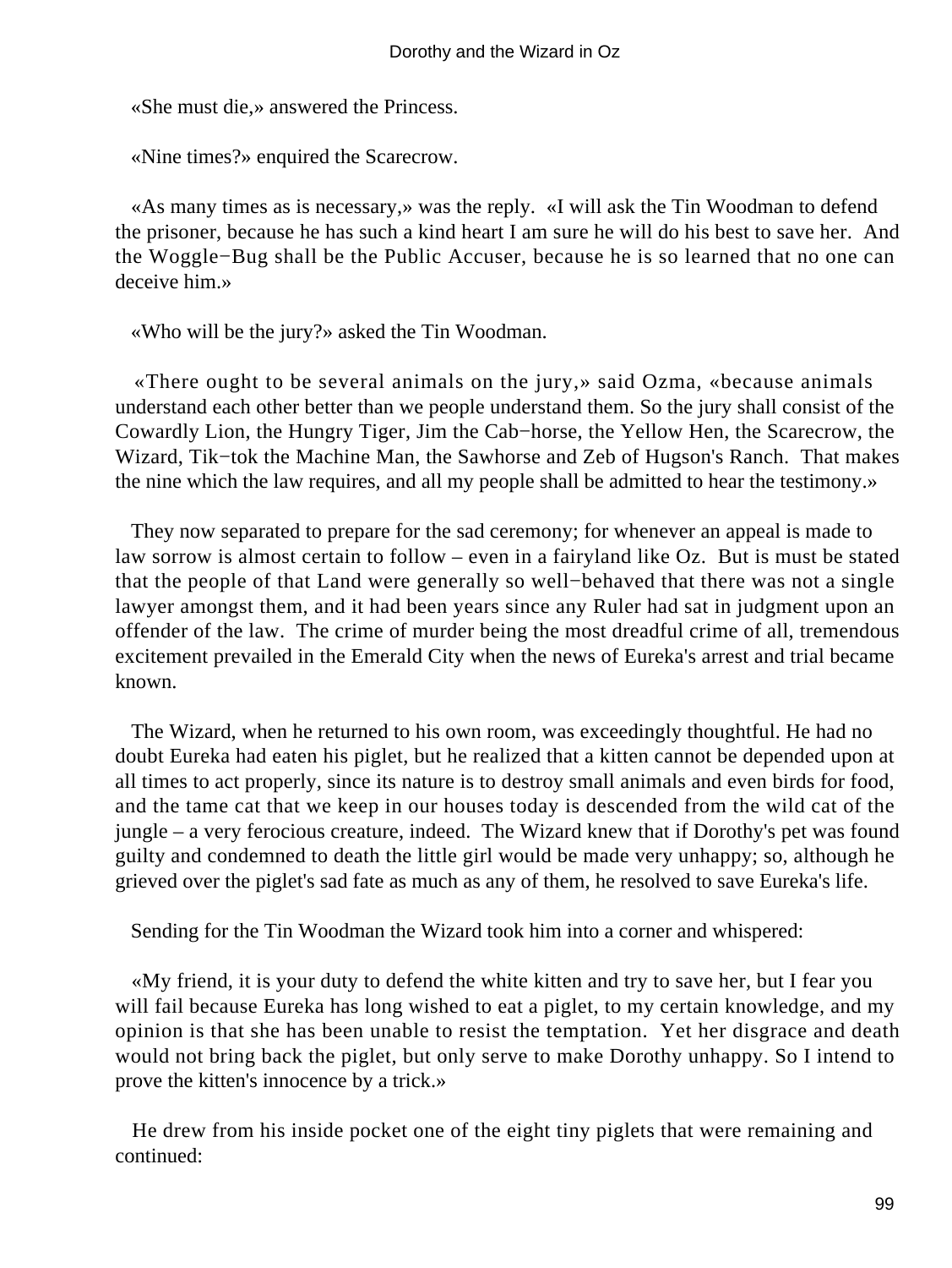«She must die,» answered the Princess.

«Nine times?» enquired the Scarecrow.

«As many times as is necessary,» was the reply. «I will ask the Tin Woodman to defend the prisoner, because he has such a kind heart I am sure he will do his best to save her. And the Woggle−Bug shall be the Public Accuser, because he is so learned that no one can deceive him.»

«Who will be the jury?» asked the Tin Woodman.

«There ought to be several animals on the jury,» said Ozma, «because animals understand each other better than we people understand them. So the jury shall consist of the Cowardly Lion, the Hungry Tiger, Jim the Cab−horse, the Yellow Hen, the Scarecrow, the Wizard, Tik−tok the Machine Man, the Sawhorse and Zeb of Hugson's Ranch. That makes the nine which the law requires, and all my people shall be admitted to hear the testimony.»

They now separated to prepare for the sad ceremony; for whenever an appeal is made to law sorrow is almost certain to follow – even in a fairyland like Oz. But is must be stated that the people of that Land were generally so well−behaved that there was not a single lawyer amongst them, and it had been years since any Ruler had sat in judgment upon an offender of the law. The crime of murder being the most dreadful crime of all, tremendous excitement prevailed in the Emerald City when the news of Eureka's arrest and trial became known.

The Wizard, when he returned to his own room, was exceedingly thoughtful. He had no doubt Eureka had eaten his piglet, but he realized that a kitten cannot be depended upon at all times to act properly, since its nature is to destroy small animals and even birds for food, and the tame cat that we keep in our houses today is descended from the wild cat of the jungle – a very ferocious creature, indeed. The Wizard knew that if Dorothy's pet was found guilty and condemned to death the little girl would be made very unhappy; so, although he grieved over the piglet's sad fate as much as any of them, he resolved to save Eureka's life.

Sending for the Tin Woodman the Wizard took him into a corner and whispered:

«My friend, it is your duty to defend the white kitten and try to save her, but I fear you will fail because Eureka has long wished to eat a piglet, to my certain knowledge, and my opinion is that she has been unable to resist the temptation. Yet her disgrace and death would not bring back the piglet, but only serve to make Dorothy unhappy. So I intend to prove the kitten's innocence by a trick.»

He drew from his inside pocket one of the eight tiny piglets that were remaining and continued: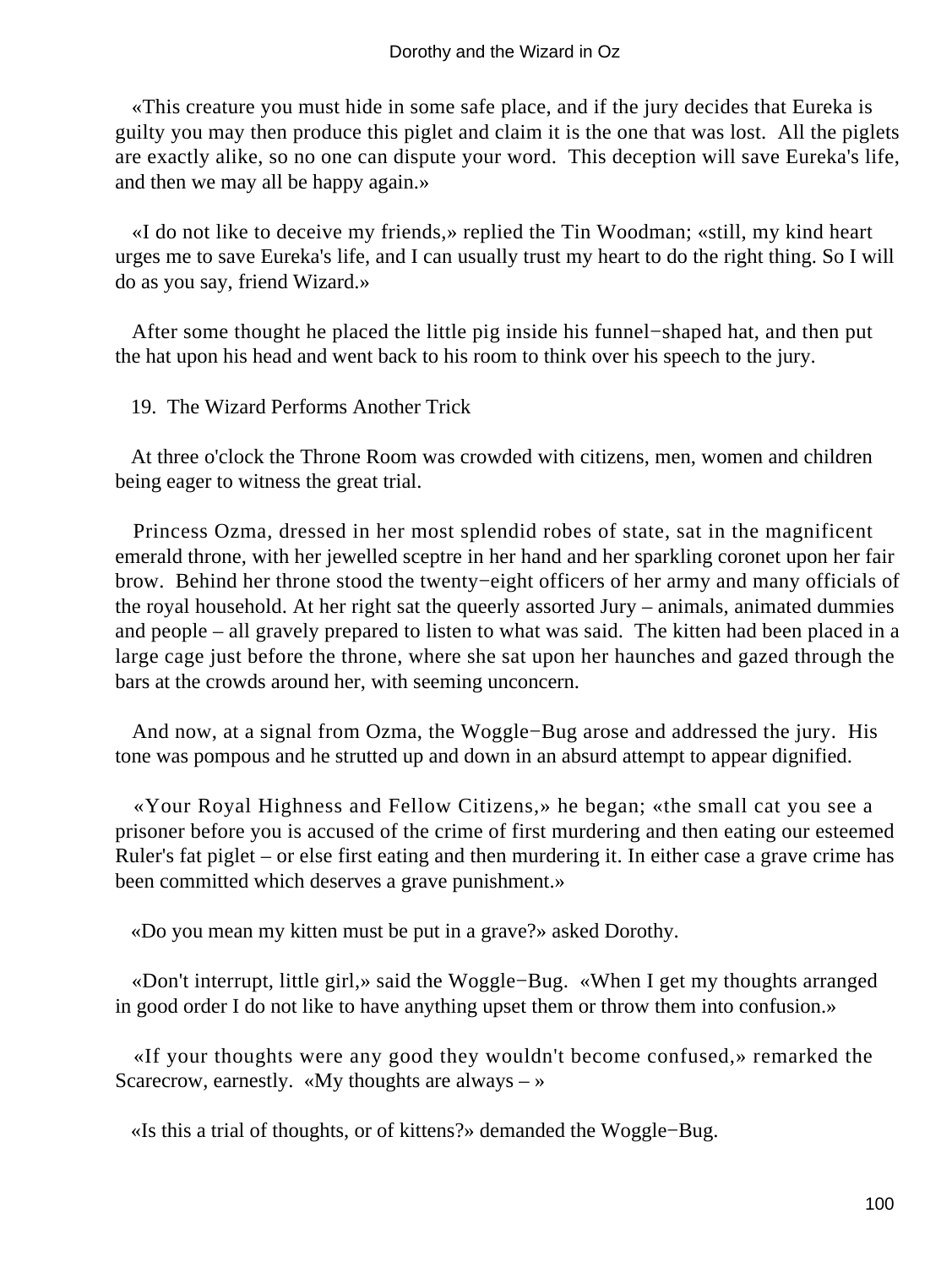«This creature you must hide in some safe place, and if the jury decides that Eureka is guilty you may then produce this piglet and claim it is the one that was lost. All the piglets are exactly alike, so no one can dispute your word. This deception will save Eureka's life, and then we may all be happy again.»

«I do not like to deceive my friends,» replied the Tin Woodman; «still, my kind heart urges me to save Eureka's life, and I can usually trust my heart to do the right thing. So I will do as you say, friend Wizard.»

After some thought he placed the little pig inside his funnel−shaped hat, and then put the hat upon his head and went back to his room to think over his speech to the jury.

## 19. The Wizard Performs Another Trick

At three o'clock the Throne Room was crowded with citizens, men, women and children being eager to witness the great trial.

Princess Ozma, dressed in her most splendid robes of state, sat in the magnificent emerald throne, with her jewelled sceptre in her hand and her sparkling coronet upon her fair brow. Behind her throne stood the twenty−eight officers of her army and many officials of the royal household. At her right sat the queerly assorted Jury – animals, animated dummies and people – all gravely prepared to listen to what was said. The kitten had been placed in a large cage just before the throne, where she sat upon her haunches and gazed through the bars at the crowds around her, with seeming unconcern.

And now, at a signal from Ozma, the Woggle−Bug arose and addressed the jury. His tone was pompous and he strutted up and down in an absurd attempt to appear dignified.

«Your Royal Highness and Fellow Citizens,» he began; «the small cat you see a prisoner before you is accused of the crime of first murdering and then eating our esteemed Ruler's fat piglet – or else first eating and then murdering it. In either case a grave crime has been committed which deserves a grave punishment.»

«Do you mean my kitten must be put in a grave?» asked Dorothy.

«Don't interrupt, little girl,» said the Woggle−Bug. «When I get my thoughts arranged in good order I do not like to have anything upset them or throw them into confusion.»

«If your thoughts were any good they wouldn't become confused,» remarked the Scarecrow, earnestly. «My thoughts are always – »

«Is this a trial of thoughts, or of kittens?» demanded the Woggle−Bug.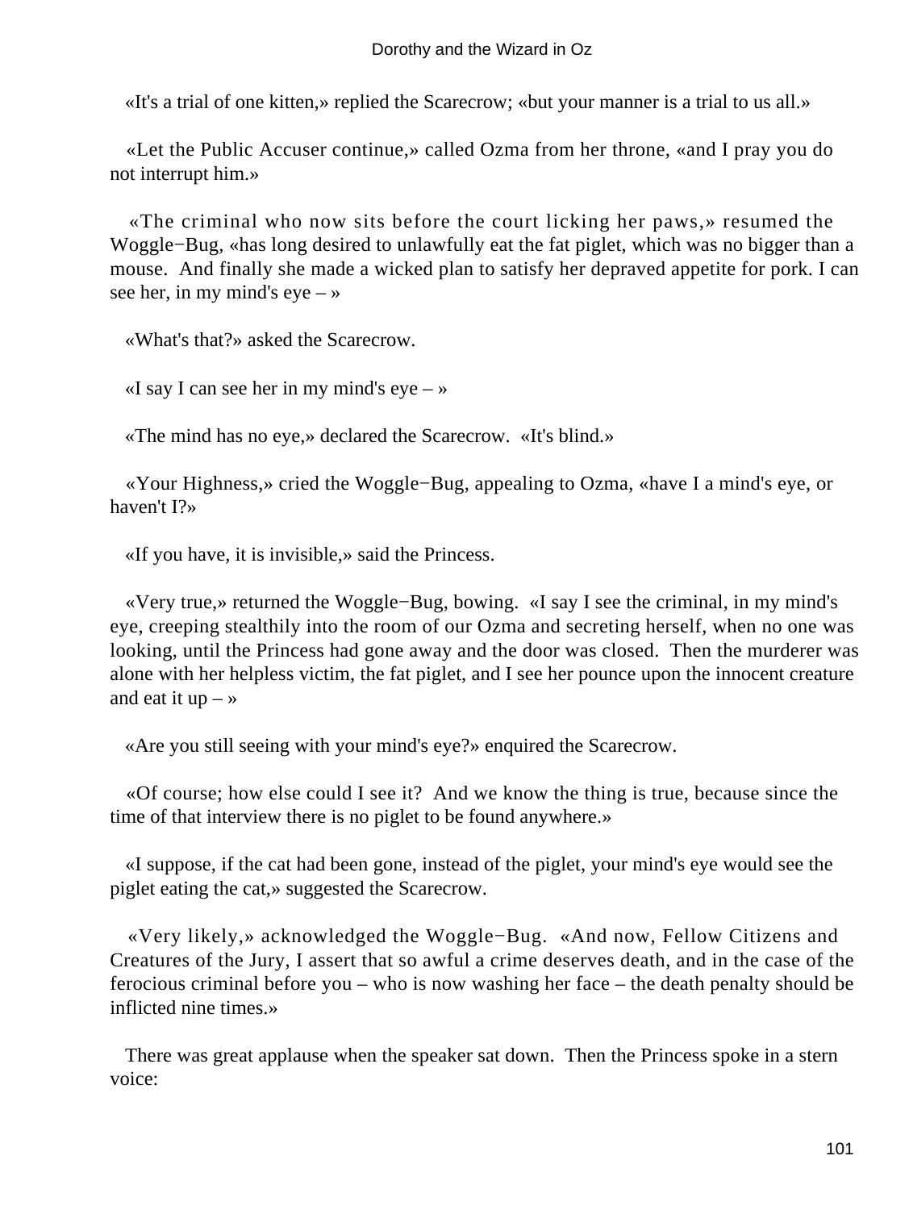«It's a trial of one kitten,» replied the Scarecrow; «but your manner is a trial to us all.»

«Let the Public Accuser continue,» called Ozma from her throne, «and I pray you do not interrupt him.»

«The criminal who now sits before the court licking her paws,» resumed the Woggle−Bug, «has long desired to unlawfully eat the fat piglet, which was no bigger than a mouse. And finally she made a wicked plan to satisfy her depraved appetite for pork. I can see her, in my mind's eye – »

«What's that?» asked the Scarecrow.

«I say I can see her in my mind's eye – »

«The mind has no eye,» declared the Scarecrow. «It's blind.»

«Your Highness,» cried the Woggle−Bug, appealing to Ozma, «have I a mind's eye, or haven't I?»

«If you have, it is invisible,» said the Princess.

«Very true,» returned the Woggle−Bug, bowing. «I say I see the criminal, in my mind's eye, creeping stealthily into the room of our Ozma and secreting herself, when no one was looking, until the Princess had gone away and the door was closed. Then the murderer was alone with her helpless victim, the fat piglet, and I see her pounce upon the innocent creature and eat it up – »

«Are you still seeing with your mind's eye?» enquired the Scarecrow.

«Of course; how else could I see it? And we know the thing is true, because since the time of that interview there is no piglet to be found anywhere.»

«I suppose, if the cat had been gone, instead of the piglet, your mind's eye would see the piglet eating the cat,» suggested the Scarecrow.

«Very likely,» acknowledged the Woggle−Bug. «And now, Fellow Citizens and Creatures of the Jury, I assert that so awful a crime deserves death, and in the case of the ferocious criminal before you – who is now washing her face – the death penalty should be inflicted nine times.»

There was great applause when the speaker sat down. Then the Princess spoke in a stern voice: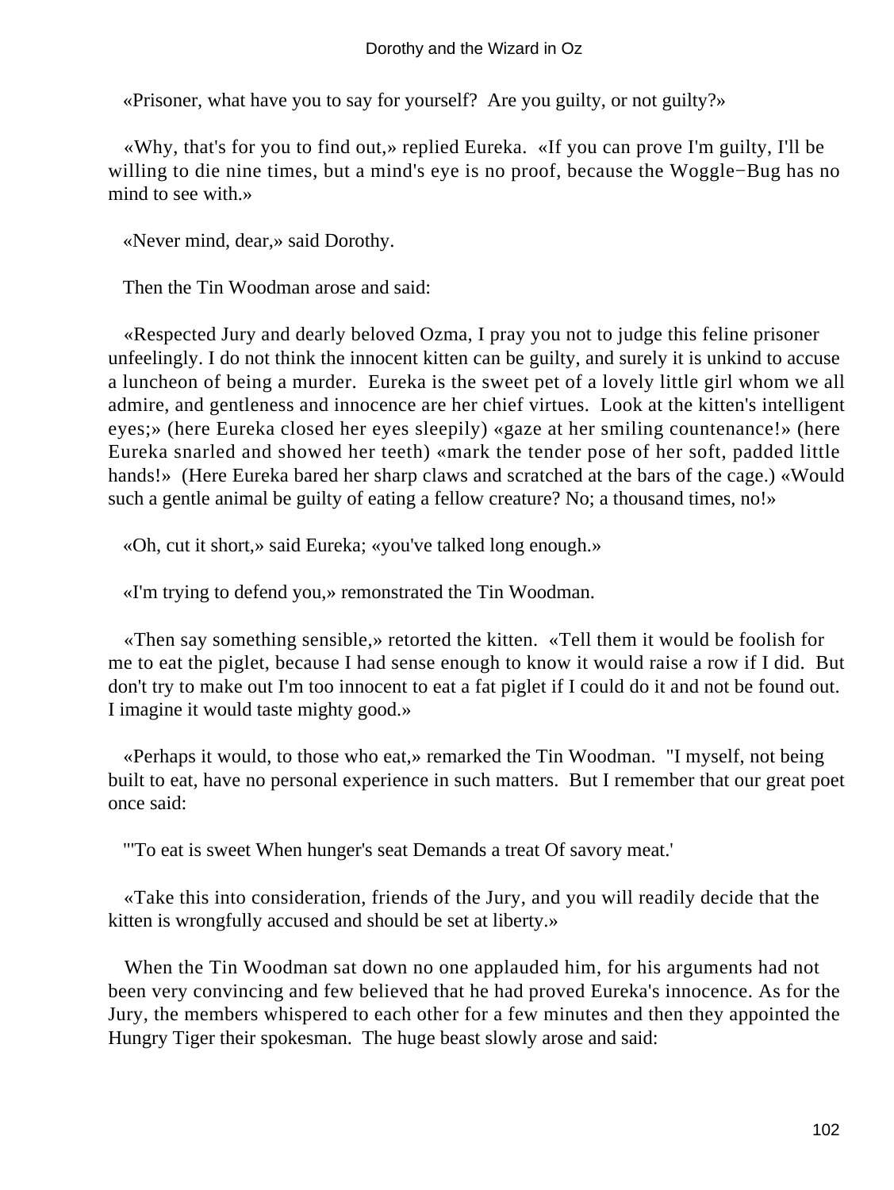«Prisoner, what have you to say for yourself?  Are you guilty, or not guilty?»

«Why, that's for you to find out,» replied Eureka.  «If you can prove I'm guilty, I'll be willing to die nine times, but a mind's eye is no proof, because the Woggle−Bug has no mind to see with.»

«Never mind, dear,» said Dorothy.

Then the Tin Woodman arose and said:

«Respected Jury and dearly beloved Ozma, I pray you not to judge this feline prisoner unfeelingly. I do not think the innocent kitten can be guilty, and surely it is unkind to accuse a luncheon of being a murder.  Eureka is the sweet pet of a lovely little girl whom we all admire, and gentleness and innocence are her chief virtues.  Look at the kitten's intelligent eyes;» (here Eureka closed her eyes sleepily) «gaze at her smiling countenance!» (here Eureka snarled and showed her teeth) «mark the tender pose of her soft, padded little hands!»  (Here Eureka bared her sharp claws and scratched at the bars of the cage.) «Would such a gentle animal be guilty of eating a fellow creature? No; a thousand times, no!»

«Oh, cut it short,» said Eureka; «you've talked long enough.»

«I'm trying to defend you,» remonstrated the Tin Woodman.

«Then say something sensible,» retorted the kitten.  «Tell them it would be foolish for me to eat the piglet, because I had sense enough to know it would raise a row if I did.  But don't try to make out I'm too innocent to eat a fat piglet if I could do it and not be found out. I imagine it would taste mighty good.»

«Perhaps it would, to those who eat,» remarked the Tin Woodman.  "I myself, not being built to eat, have no personal experience in such matters.  But I remember that our great poet once said:

"'To eat is sweet When hunger's seat Demands a treat Of savory meat.'

«Take this into consideration, friends of the Jury, and you will readily decide that the kitten is wrongfully accused and should be set at liberty.»

When the Tin Woodman sat down no one applauded him, for his arguments had not been very convincing and few believed that he had proved Eureka's innocence. As for the Jury, the members whispered to each other for a few minutes and then they appointed the Hungry Tiger their spokesman.  The huge beast slowly arose and said: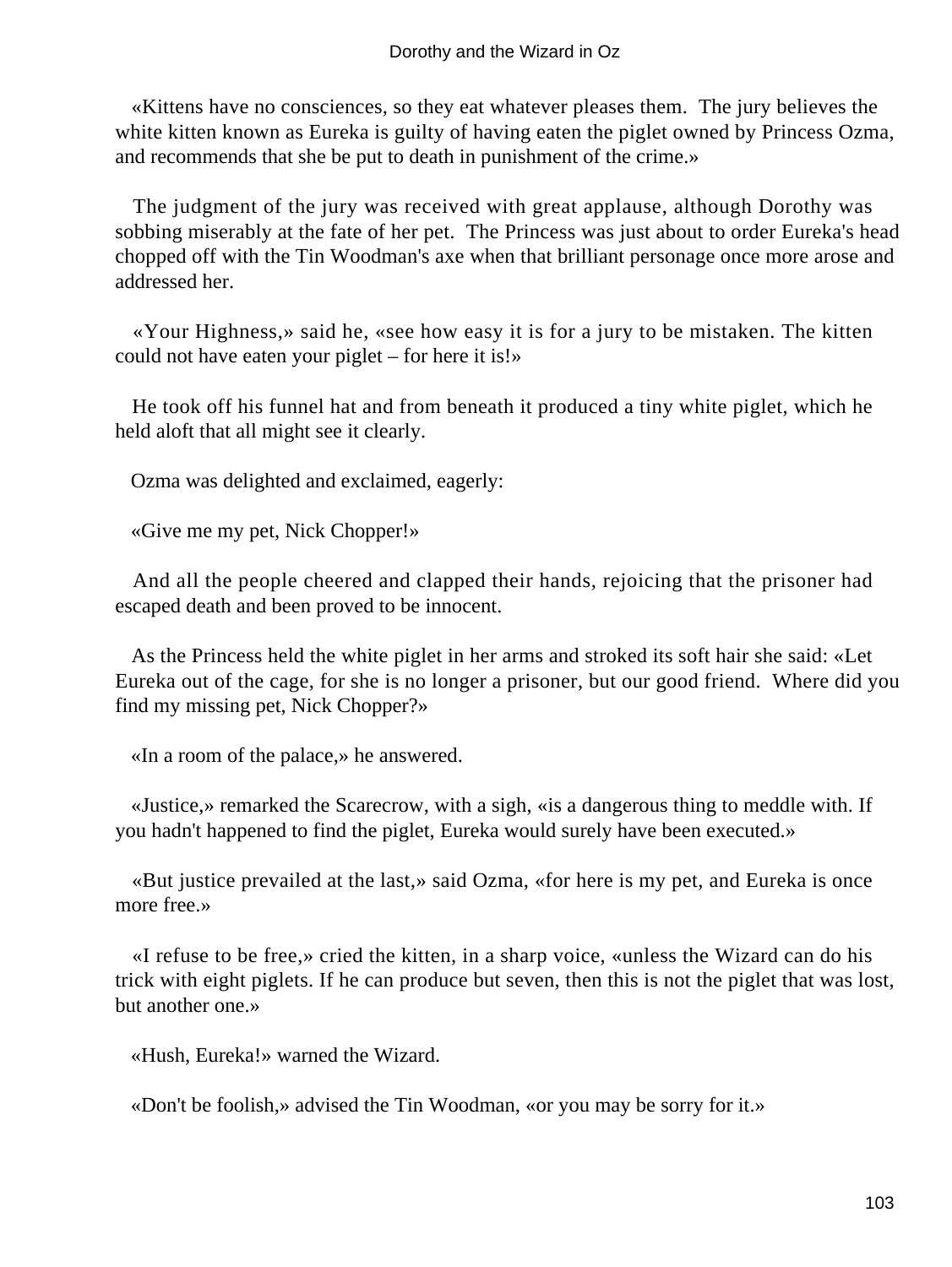«Kittens have no consciences, so they eat whatever pleases them. The jury believes the white kitten known as Eureka is guilty of having eaten the piglet owned by Princess Ozma, and recommends that she be put to death in punishment of the crime.»

The judgment of the jury was received with great applause, although Dorothy was sobbing miserably at the fate of her pet. The Princess was just about to order Eureka's head chopped off with the Tin Woodman's axe when that brilliant personage once more arose and addressed her.

«Your Highness,» said he, «see how easy it is for a jury to be mistaken. The kitten could not have eaten your piglet – for here it is!»

He took off his funnel hat and from beneath it produced a tiny white piglet, which he held aloft that all might see it clearly.

Ozma was delighted and exclaimed, eagerly:

«Give me my pet, Nick Chopper!»

And all the people cheered and clapped their hands, rejoicing that the prisoner had escaped death and been proved to be innocent.

As the Princess held the white piglet in her arms and stroked its soft hair she said: «Let Eureka out of the cage, for she is no longer a prisoner, but our good friend. Where did you find my missing pet, Nick Chopper?»

«In a room of the palace,» he answered.

«Justice,» remarked the Scarecrow, with a sigh, «is a dangerous thing to meddle with. If you hadn't happened to find the piglet, Eureka would surely have been executed.»

«But justice prevailed at the last,» said Ozma, «for here is my pet, and Eureka is once more free.»

«I refuse to be free,» cried the kitten, in a sharp voice, «unless the Wizard can do his trick with eight piglets. If he can produce but seven, then this is not the piglet that was lost, but another one.»

«Hush, Eureka!» warned the Wizard.

«Don't be foolish,» advised the Tin Woodman, «or you may be sorry for it.»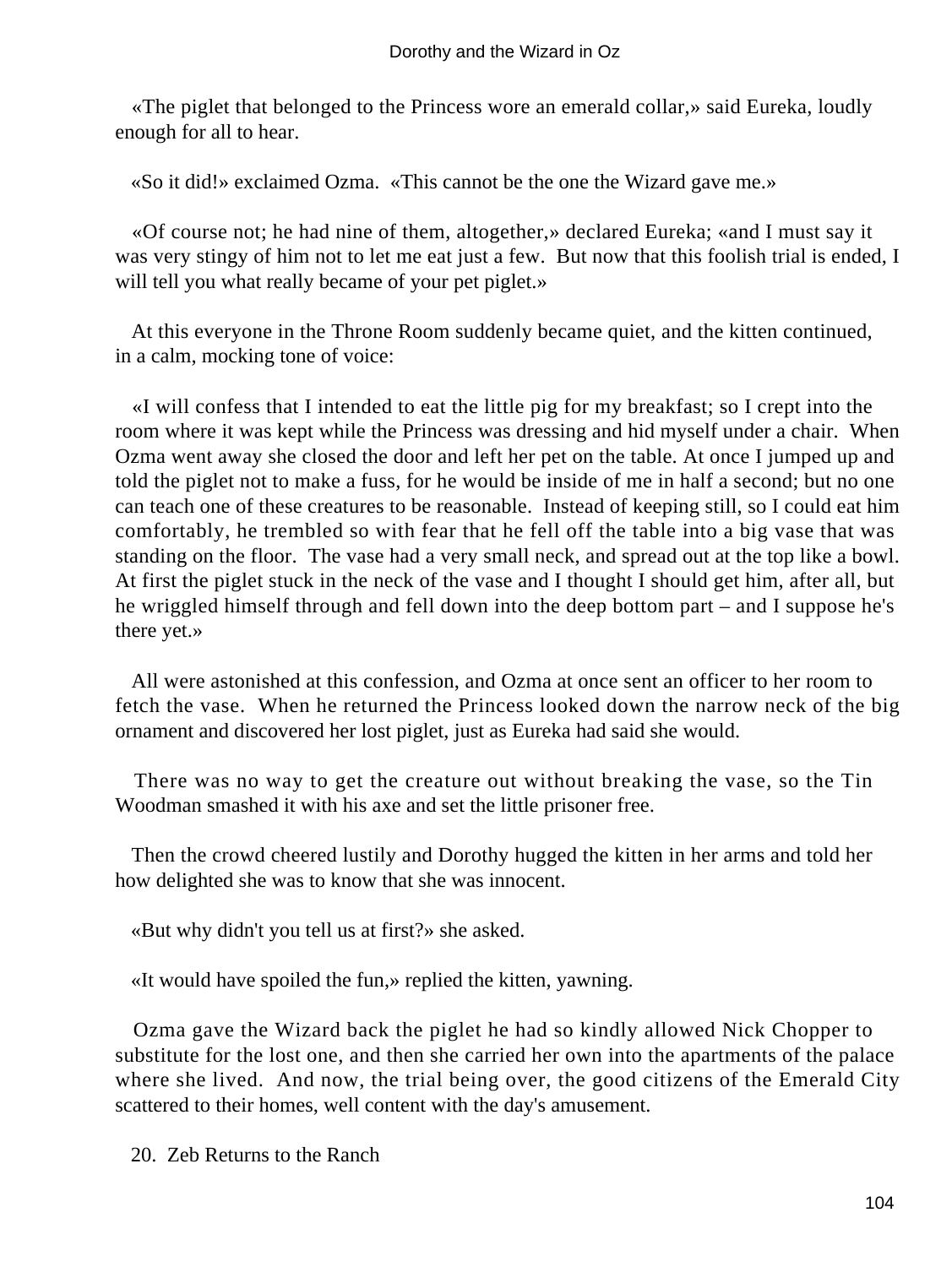«The piglet that belonged to the Princess wore an emerald collar,» said Eureka, loudly enough for all to hear.

«So it did!» exclaimed Ozma. «This cannot be the one the Wizard gave me.»

«Of course not; he had nine of them, altogether,» declared Eureka; «and I must say it was very stingy of him not to let me eat just a few. But now that this foolish trial is ended, I will tell you what really became of your pet piglet.»

At this everyone in the Throne Room suddenly became quiet, and the kitten continued, in a calm, mocking tone of voice:

«I will confess that I intended to eat the little pig for my breakfast; so I crept into the room where it was kept while the Princess was dressing and hid myself under a chair. When Ozma went away she closed the door and left her pet on the table. At once I jumped up and told the piglet not to make a fuss, for he would be inside of me in half a second; but no one can teach one of these creatures to be reasonable. Instead of keeping still, so I could eat him comfortably, he trembled so with fear that he fell off the table into a big vase that was standing on the floor. The vase had a very small neck, and spread out at the top like a bowl. At first the piglet stuck in the neck of the vase and I thought I should get him, after all, but he wriggled himself through and fell down into the deep bottom part – and I suppose he's there yet.»

All were astonished at this confession, and Ozma at once sent an officer to her room to fetch the vase. When he returned the Princess looked down the narrow neck of the big ornament and discovered her lost piglet, just as Eureka had said she would.

There was no way to get the creature out without breaking the vase, so the Tin Woodman smashed it with his axe and set the little prisoner free.

Then the crowd cheered lustily and Dorothy hugged the kitten in her arms and told her how delighted she was to know that she was innocent.

«But why didn't you tell us at first?» she asked.

«It would have spoiled the fun,» replied the kitten, yawning.

Ozma gave the Wizard back the piglet he had so kindly allowed Nick Chopper to substitute for the lost one, and then she carried her own into the apartments of the palace where she lived. And now, the trial being over, the good citizens of the Emerald City scattered to their homes, well content with the day's amusement.

## 20. Zeb Returns to the Ranch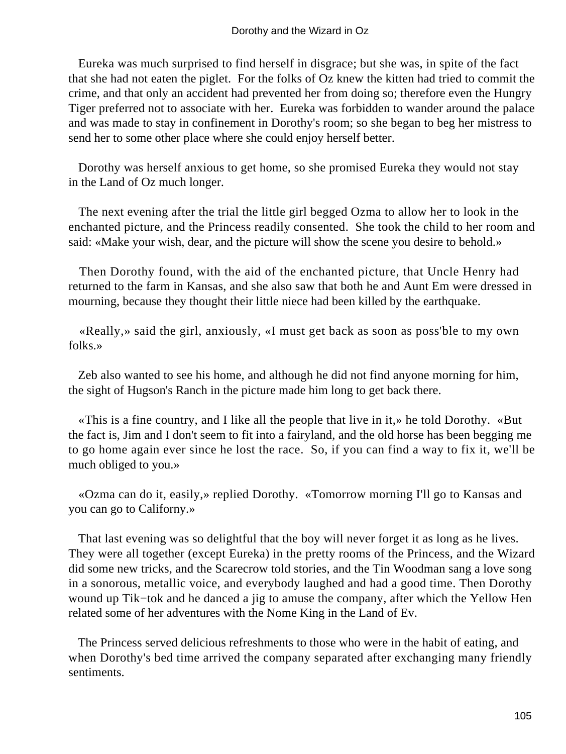Eureka was much surprised to find herself in disgrace; but she was, in spite of the fact that she had not eaten the piglet. For the folks of Oz knew the kitten had tried to commit the crime, and that only an accident had prevented her from doing so; therefore even the Hungry Tiger preferred not to associate with her. Eureka was forbidden to wander around the palace and was made to stay in confinement in Dorothy's room; so she began to beg her mistress to send her to some other place where she could enjoy herself better.

Dorothy was herself anxious to get home, so she promised Eureka they would not stay in the Land of Oz much longer.

The next evening after the trial the little girl begged Ozma to allow her to look in the enchanted picture, and the Princess readily consented. She took the child to her room and said: «Make your wish, dear, and the picture will show the scene you desire to behold.»

Then Dorothy found, with the aid of the enchanted picture, that Uncle Henry had returned to the farm in Kansas, and she also saw that both he and Aunt Em were dressed in mourning, because they thought their little niece had been killed by the earthquake.

«Really,» said the girl, anxiously, «I must get back as soon as poss'ble to my own folks.»

Zeb also wanted to see his home, and although he did not find anyone morning for him, the sight of Hugson's Ranch in the picture made him long to get back there.

«This is a fine country, and I like all the people that live in it,» he told Dorothy. «But the fact is, Jim and I don't seem to fit into a fairyland, and the old horse has been begging me to go home again ever since he lost the race. So, if you can find a way to fix it, we'll be much obliged to you.»

«Ozma can do it, easily,» replied Dorothy. «Tomorrow morning I'll go to Kansas and you can go to Californy.»

That last evening was so delightful that the boy will never forget it as long as he lives. They were all together (except Eureka) in the pretty rooms of the Princess, and the Wizard did some new tricks, and the Scarecrow told stories, and the Tin Woodman sang a love song in a sonorous, metallic voice, and everybody laughed and had a good time. Then Dorothy wound up Tik−tok and he danced a jig to amuse the company, after which the Yellow Hen related some of her adventures with the Nome King in the Land of Ev.

The Princess served delicious refreshments to those who were in the habit of eating, and when Dorothy's bed time arrived the company separated after exchanging many friendly sentiments.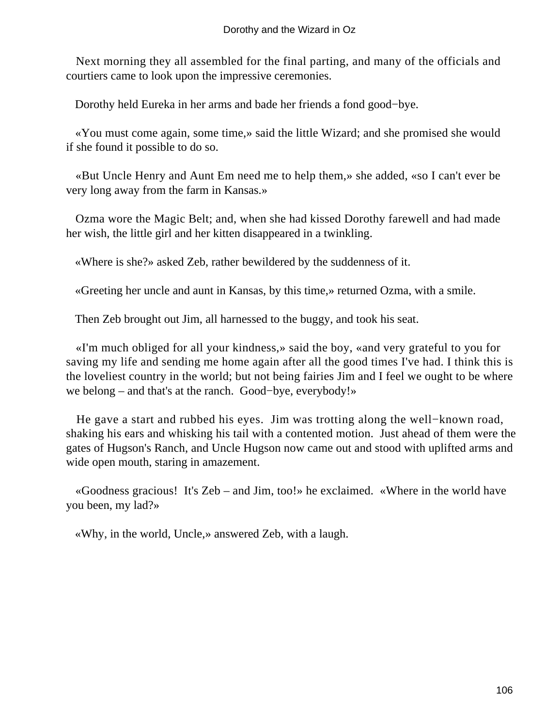Next morning they all assembled for the final parting, and many of the officials and courtiers came to look upon the impressive ceremonies.

Dorothy held Eureka in her arms and bade her friends a fond good−bye.

«You must come again, some time,» said the little Wizard; and she promised she would if she found it possible to do so.

«But Uncle Henry and Aunt Em need me to help them,» she added, «so I can't ever be very long away from the farm in Kansas.»

Ozma wore the Magic Belt; and, when she had kissed Dorothy farewell and had made her wish, the little girl and her kitten disappeared in a twinkling.

«Where is she?» asked Zeb, rather bewildered by the suddenness of it.

«Greeting her uncle and aunt in Kansas, by this time,» returned Ozma, with a smile.

Then Zeb brought out Jim, all harnessed to the buggy, and took his seat.

«I'm much obliged for all your kindness,» said the boy, «and very grateful to you for saving my life and sending me home again after all the good times I've had. I think this is the loveliest country in the world; but not being fairies Jim and I feel we ought to be where we belong – and that's at the ranch. Good−bye, everybody!»

He gave a start and rubbed his eyes. Jim was trotting along the well−known road, shaking his ears and whisking his tail with a contented motion. Just ahead of them were the gates of Hugson's Ranch, and Uncle Hugson now came out and stood with uplifted arms and wide open mouth, staring in amazement.

«Goodness gracious! It's Zeb – and Jim, too!» he exclaimed. «Where in the world have you been, my lad?»

«Why, in the world, Uncle,» answered Zeb, with a laugh.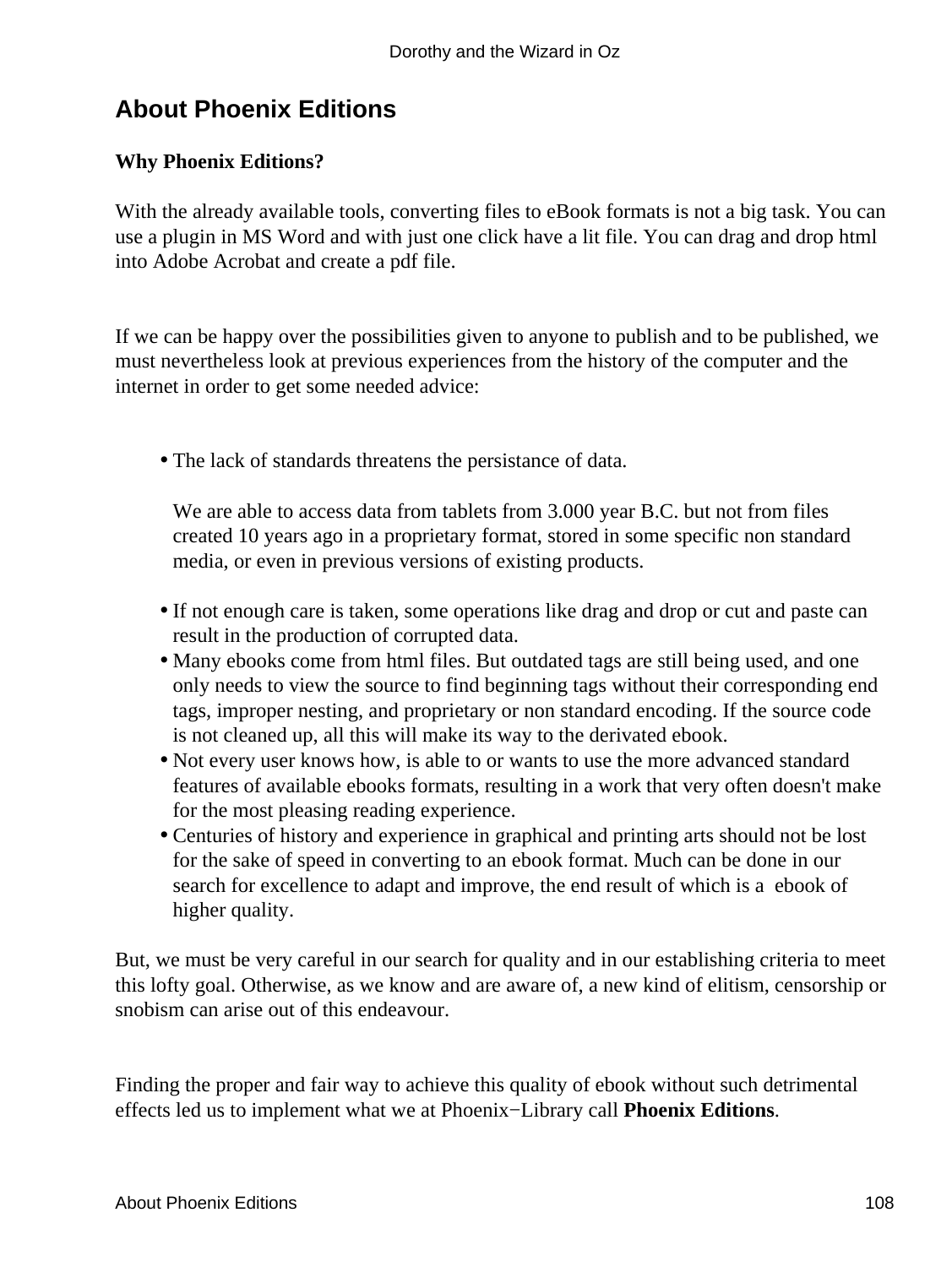## About Phoenix Editions

**Why Phoenix Editions?**

With the already available tools, converting files to eBook formats is not a big task. You can use a plugin in MS Word and with just one click have a lit file. You can drag and drop html into Adobe Acrobat and create a pdf file.

If we can be happy over the possibilities given to anyone to publish and to be published, we must nevertheless look at previous experiences from the history of the computer and the internet in order to get some needed advice:

- The lack of standards threatens the persistance of data.

  We are able to access data from tablets from 3.000 year B.C. but not from files created 10 years ago in a proprietary format, stored in some specific non standard media, or even in previous versions of existing products.

- If not enough care is taken, some operations like drag and drop or cut and paste can result in the production of corrupted data.
- Many ebooks come from html files. But outdated tags are still being used, and one only needs to view the source to find beginning tags without their corresponding end tags, improper nesting, and proprietary or non standard encoding. If the source code is not cleaned up, all this will make its way to the derivated ebook.
- Not every user knows how, is able to or wants to use the more advanced standard features of available ebooks formats, resulting in a work that very often doesn't make for the most pleasing reading experience.
- Centuries of history and experience in graphical and printing arts should not be lost for the sake of speed in converting to an ebook format. Much can be done in our search for excellence to adapt and improve, the end result of which is a ebook of higher quality.

But, we must be very careful in our search for quality and in our establishing criteria to meet this lofty goal. Otherwise, as we know and are aware of, a new kind of elitism, censorship or snobism can arise out of this endeavour.

Finding the proper and fair way to achieve this quality of ebook without such detrimental effects led us to implement what we at Phoenix−Library call **Phoenix Editions**.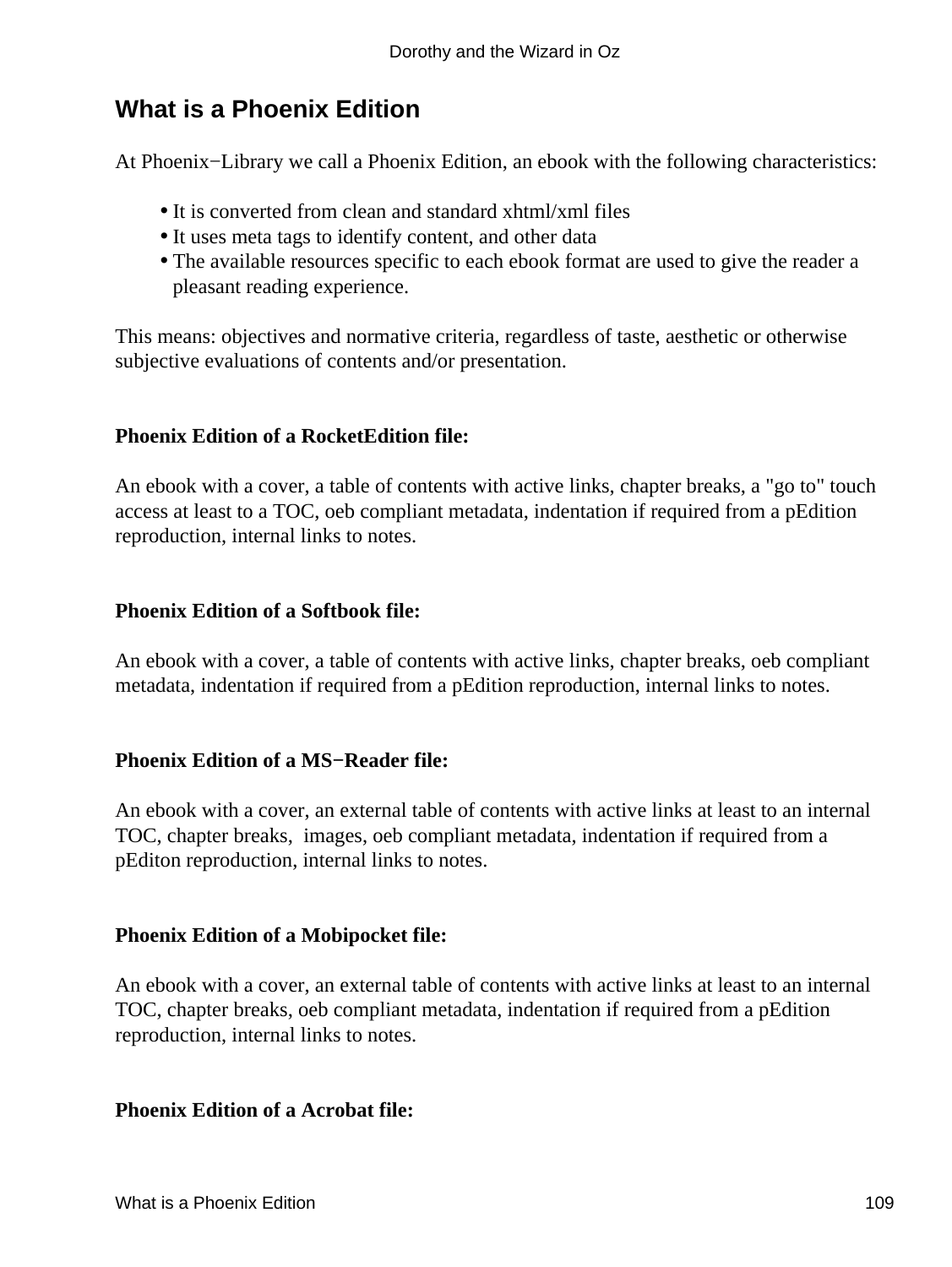## What is a Phoenix Edition

At Phoenix−Library we call a Phoenix Edition, an ebook with the following characteristics:

- It is converted from clean and standard xhtml/xml files
- It uses meta tags to identify content, and other data
- The available resources specific to each ebook format are used to give the reader a pleasant reading experience.

This means: objectives and normative criteria, regardless of taste, aesthetic or otherwise subjective evaluations of contents and/or presentation.

**Phoenix Edition of a RocketEdition file:**

An ebook with a cover, a table of contents with active links, chapter breaks, a "go to" touch access at least to a TOC, oeb compliant metadata, indentation if required from a pEdition reproduction, internal links to notes.

**Phoenix Edition of a Softbook file:**

An ebook with a cover, a table of contents with active links, chapter breaks, oeb compliant metadata, indentation if required from a pEdition reproduction, internal links to notes.

**Phoenix Edition of a MS−Reader file:**

An ebook with a cover, an external table of contents with active links at least to an internal TOC, chapter breaks, images, oeb compliant metadata, indentation if required from a pEditon reproduction, internal links to notes.

**Phoenix Edition of a Mobipocket file:**

An ebook with a cover, an external table of contents with active links at least to an internal TOC, chapter breaks, oeb compliant metadata, indentation if required from a pEdition reproduction, internal links to notes.

**Phoenix Edition of a Acrobat file:**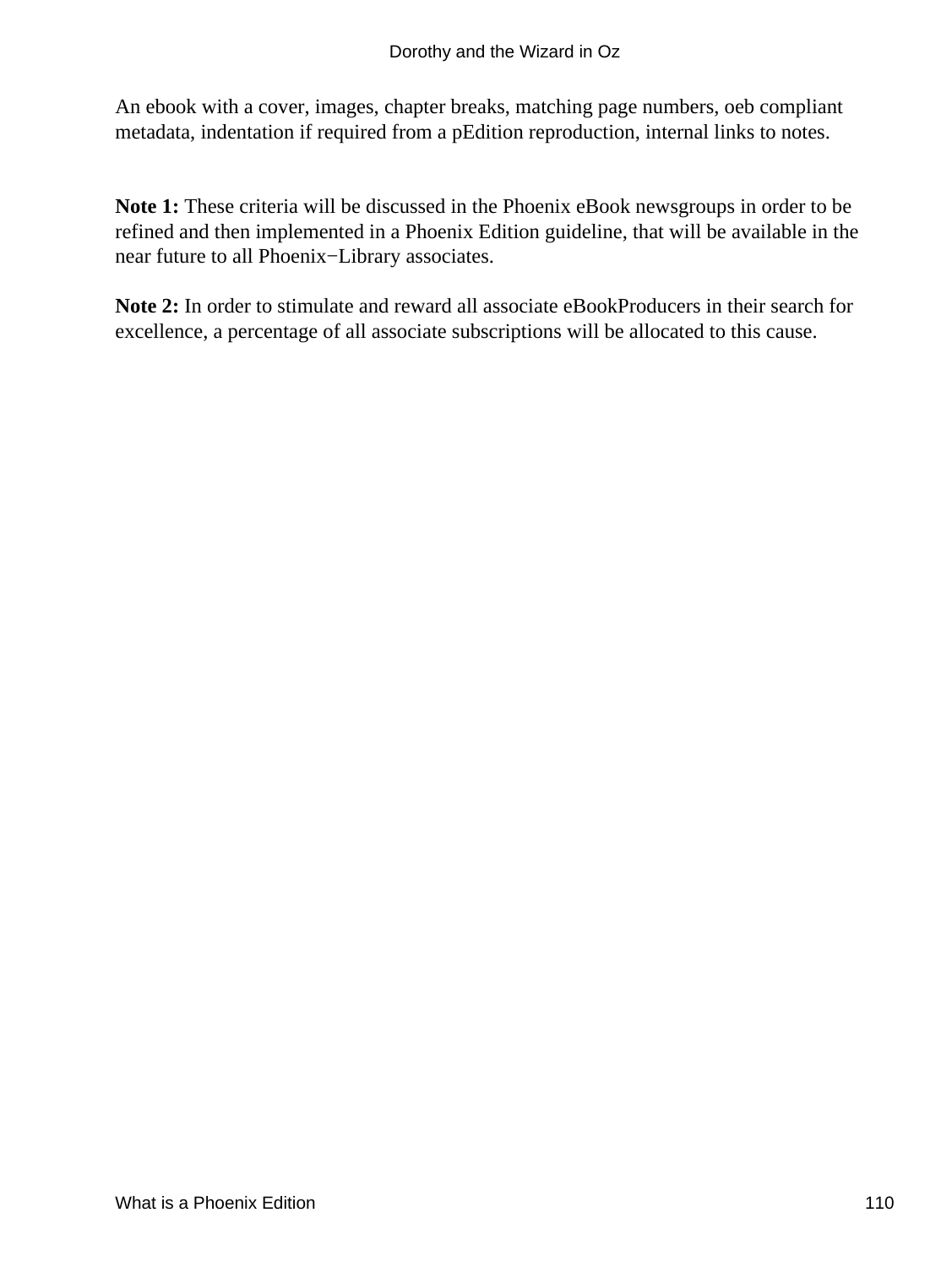An ebook with a cover, images, chapter breaks, matching page numbers, oeb compliant metadata, indentation if required from a pEdition reproduction, internal links to notes.

**Note 1:** These criteria will be discussed in the Phoenix eBook newsgroups in order to be refined and then implemented in a Phoenix Edition guideline, that will be available in the near future to all Phoenix−Library associates.

**Note 2:** In order to stimulate and reward all associate eBookProducers in their search for excellence, a percentage of all associate subscriptions will be allocated to this cause.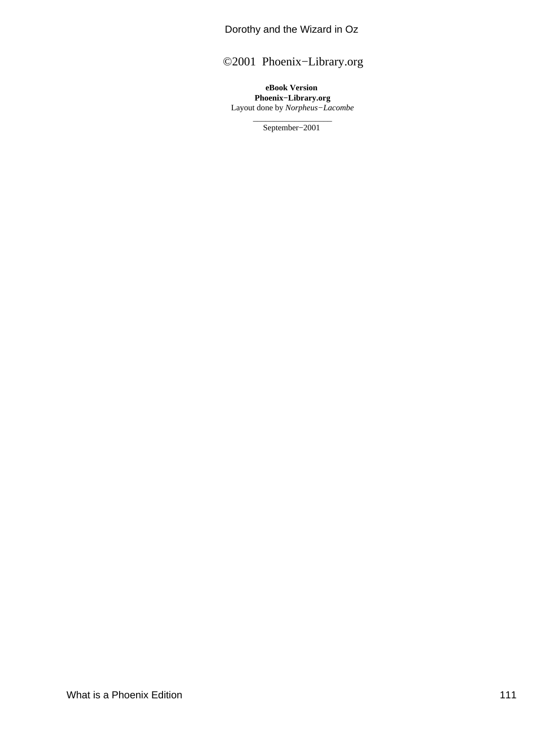©2001 Phoenix−Library.org

**eBook Version**
**Phoenix−Library.org**
Layout done by *Norpheus−Lacombe*

___________________
September−2001